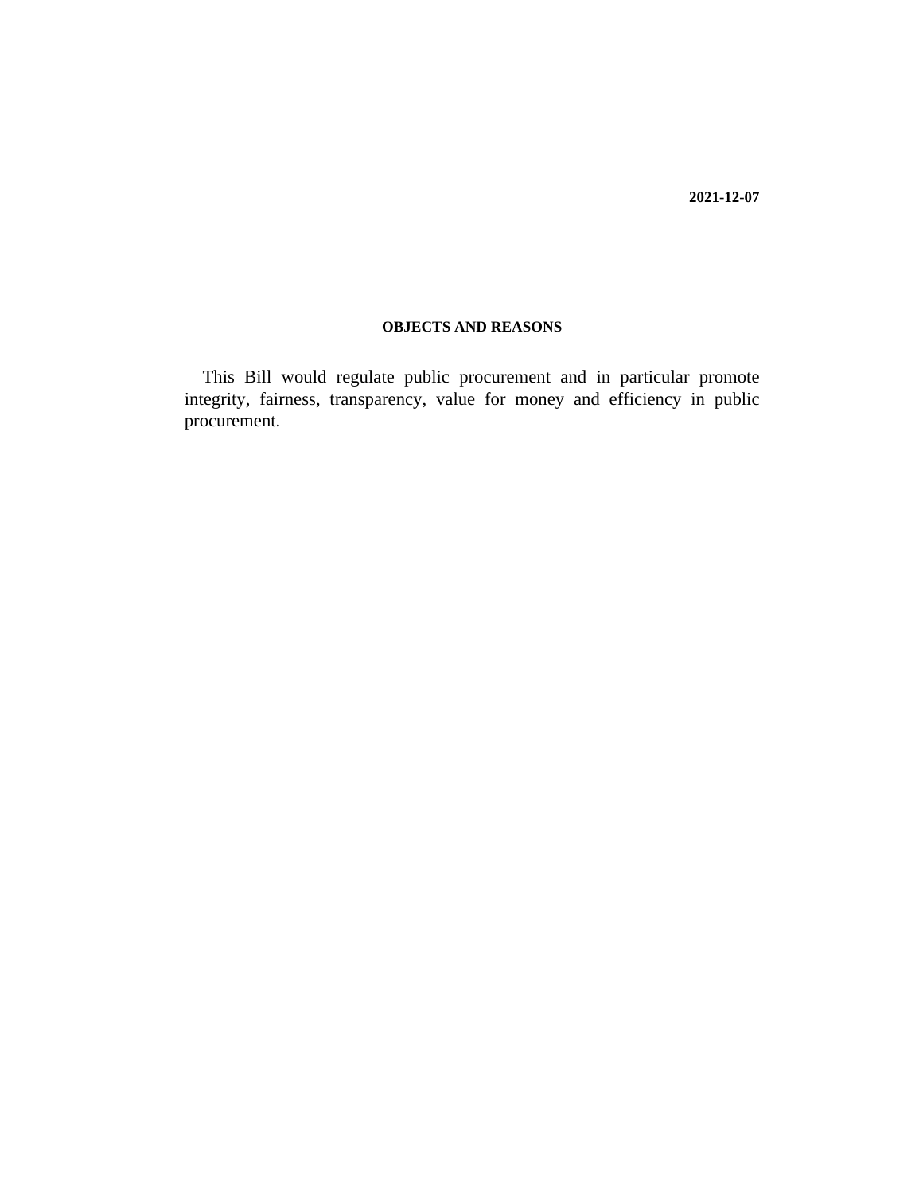**2021-12-07**

## OBJECTS AND REASONS

This Bill would regulate public procurement and in particular promote integrity, fairness, transparency, value for money and efficiency in public procurement.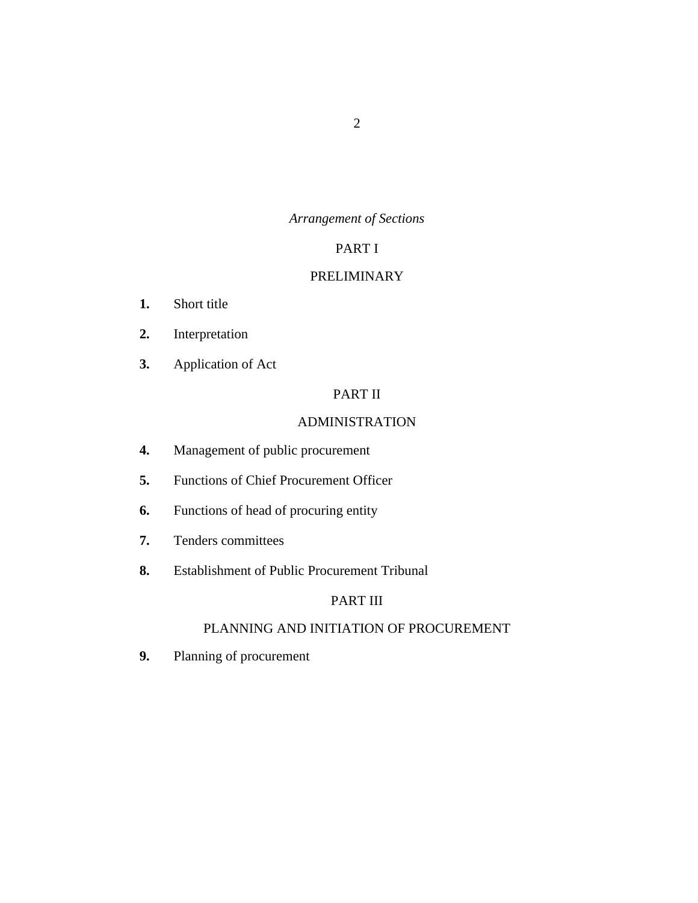*Arrangement of Sections*

## PART I

## PRELIMINARY

**1.** Short title

**2.** Interpretation

**3.** Application of Act

## PART II

## ADMINISTRATION

**4.** Management of public procurement

**5.** Functions of Chief Procurement Officer

**6.** Functions of head of procuring entity

**7.** Tenders committees

**8.** Establishment of Public Procurement Tribunal

## PART III

## PLANNING AND INITIATION OF PROCUREMENT

**9.** Planning of procurement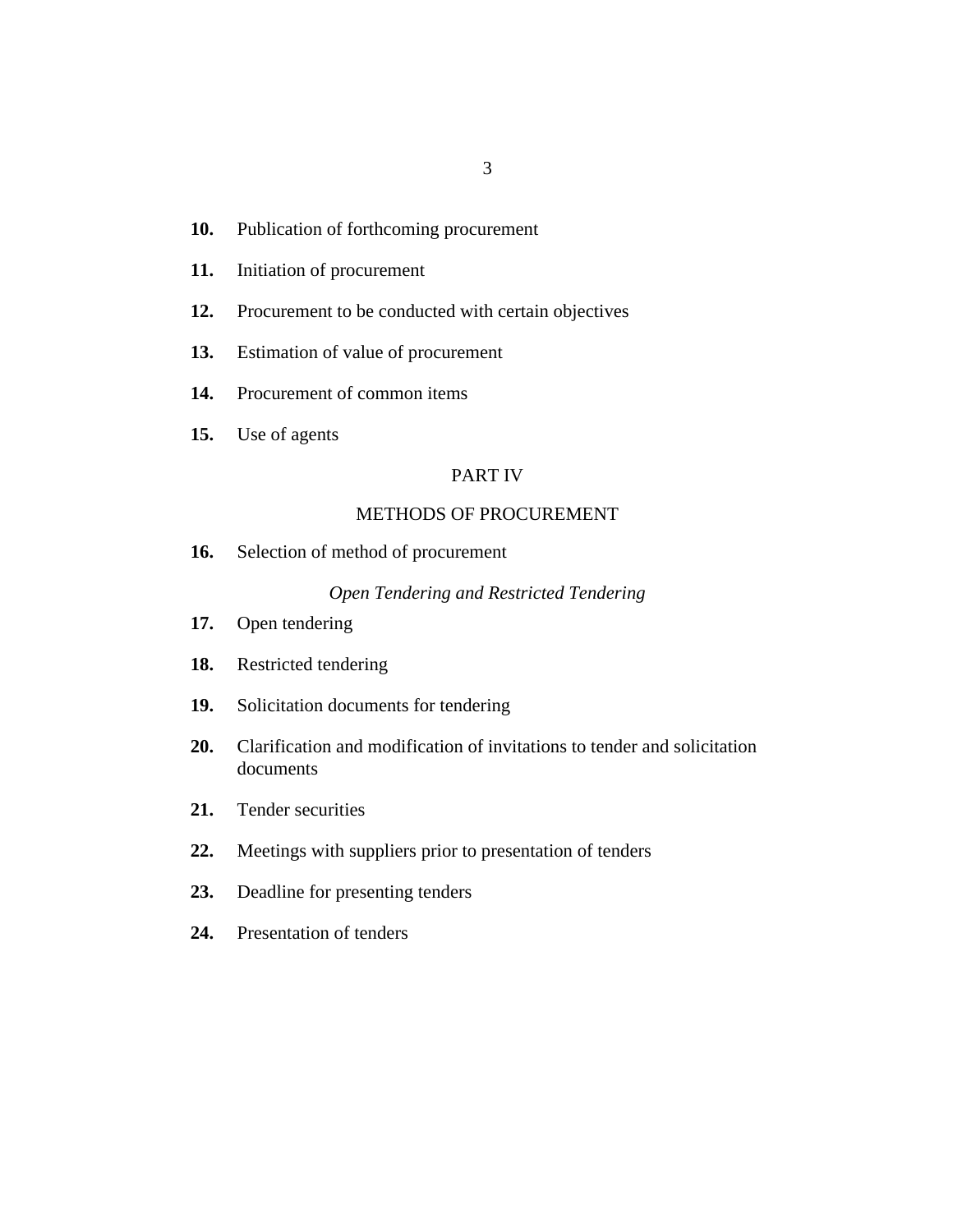**10.** Publication of forthcoming procurement

**11.** Initiation of procurement

**12.** Procurement to be conducted with certain objectives

**13.** Estimation of value of procurement

**14.** Procurement of common items

**15.** Use of agents

## PART IV

## METHODS OF PROCUREMENT

**16.** Selection of method of procurement

*Open Tendering and Restricted Tendering*

**17.** Open tendering

**18.** Restricted tendering

**19.** Solicitation documents for tendering

**20.** Clarification and modification of invitations to tender and solicitation documents

**21.** Tender securities

**22.** Meetings with suppliers prior to presentation of tenders

**23.** Deadline for presenting tenders

**24.** Presentation of tenders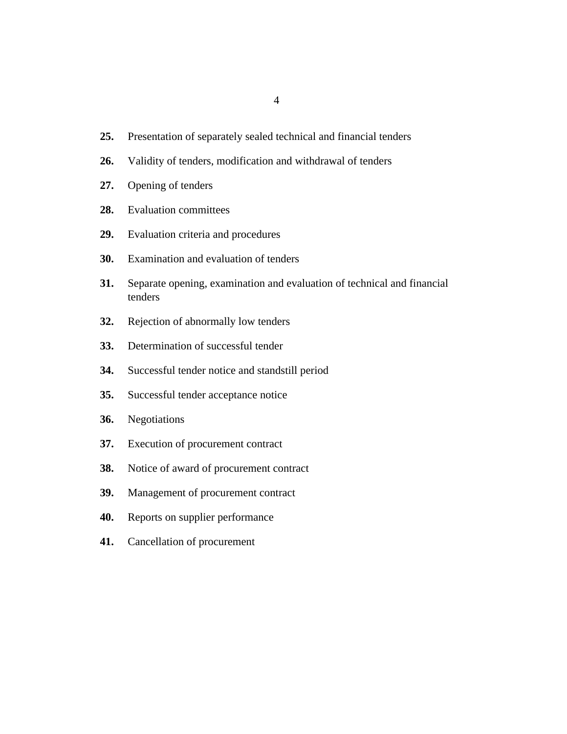**25.** Presentation of separately sealed technical and financial tenders

**26.** Validity of tenders, modification and withdrawal of tenders

**27.** Opening of tenders

**28.** Evaluation committees

**29.** Evaluation criteria and procedures

**30.** Examination and evaluation of tenders

**31.** Separate opening, examination and evaluation of technical and financial tenders

**32.** Rejection of abnormally low tenders

**33.** Determination of successful tender

**34.** Successful tender notice and standstill period

**35.** Successful tender acceptance notice

**36.** Negotiations

**37.** Execution of procurement contract

**38.** Notice of award of procurement contract

**39.** Management of procurement contract

**40.** Reports on supplier performance

**41.** Cancellation of procurement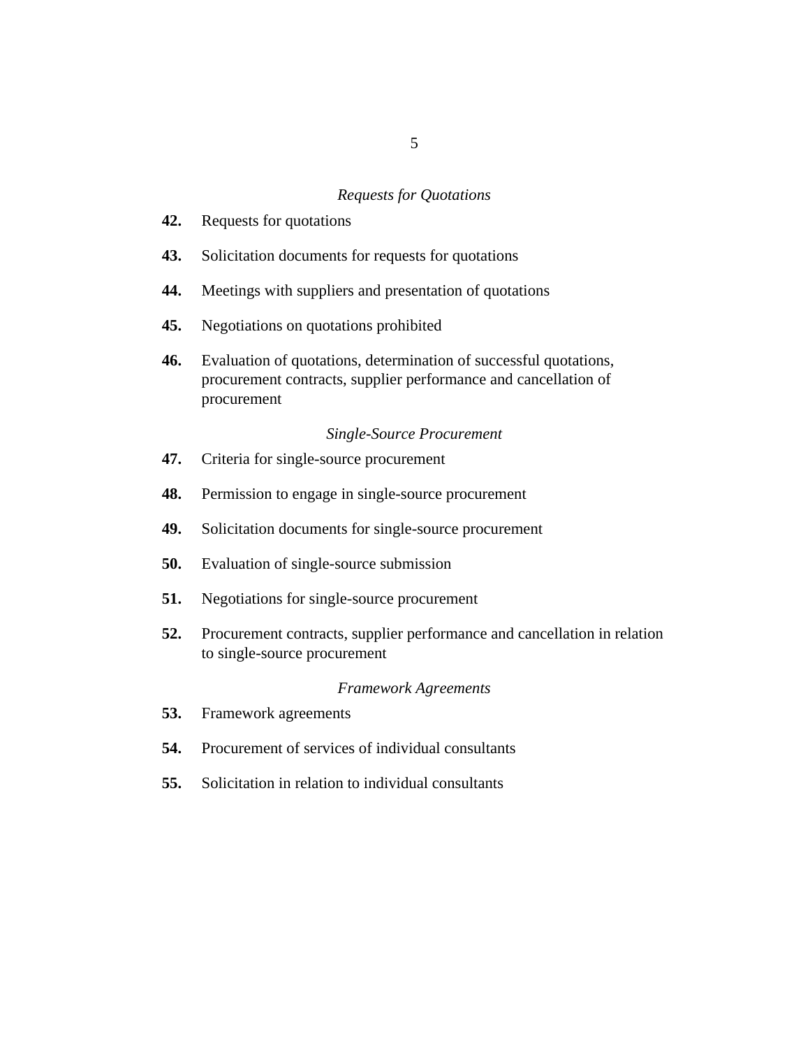*Requests for Quotations*

**42.** Requests for quotations

**43.** Solicitation documents for requests for quotations

**44.** Meetings with suppliers and presentation of quotations

**45.** Negotiations on quotations prohibited

**46.** Evaluation of quotations, determination of successful quotations, procurement contracts, supplier performance and cancellation of procurement

*Single-Source Procurement*

**47.** Criteria for single-source procurement

**48.** Permission to engage in single-source procurement

**49.** Solicitation documents for single-source procurement

**50.** Evaluation of single-source submission

**51.** Negotiations for single-source procurement

**52.** Procurement contracts, supplier performance and cancellation in relation to single-source procurement

*Framework Agreements*

**53.** Framework agreements

**54.** Procurement of services of individual consultants

**55.** Solicitation in relation to individual consultants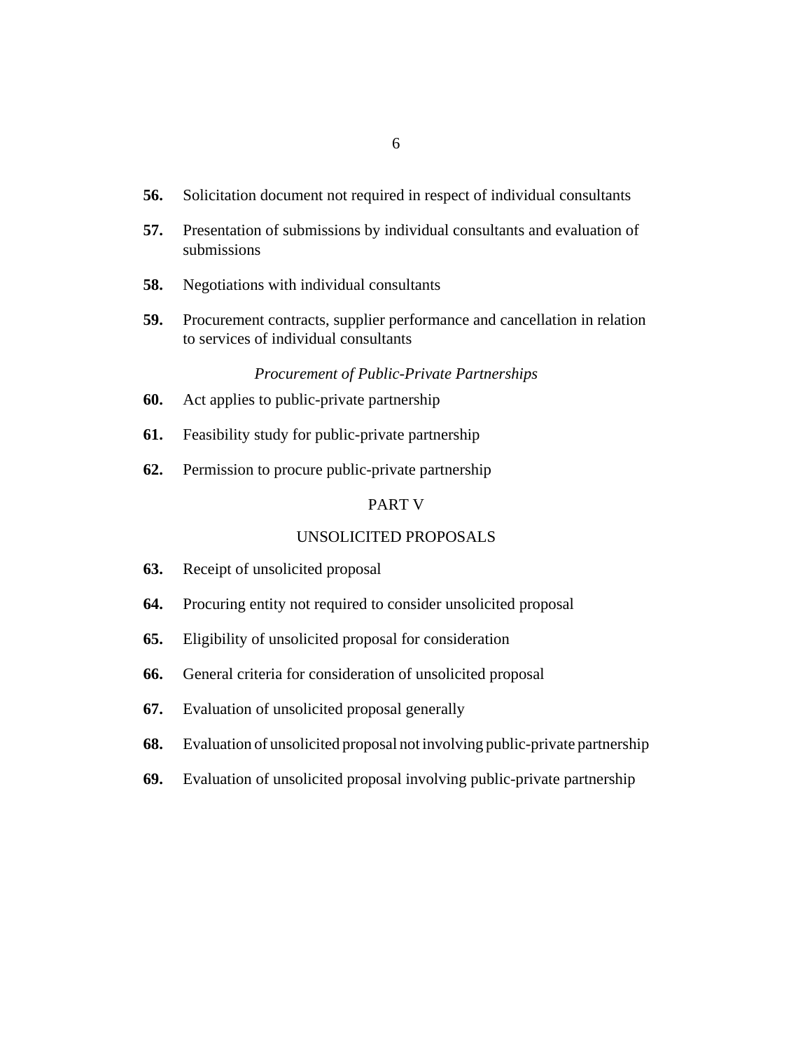**56.** Solicitation document not required in respect of individual consultants

**57.** Presentation of submissions by individual consultants and evaluation of submissions

**58.** Negotiations with individual consultants

**59.** Procurement contracts, supplier performance and cancellation in relation to services of individual consultants

*Procurement of Public-Private Partnerships*

**60.** Act applies to public-private partnership

**61.** Feasibility study for public-private partnership

**62.** Permission to procure public-private partnership

PART V

UNSOLICITED PROPOSALS

**63.** Receipt of unsolicited proposal

**64.** Procuring entity not required to consider unsolicited proposal

**65.** Eligibility of unsolicited proposal for consideration

**66.** General criteria for consideration of unsolicited proposal

**67.** Evaluation of unsolicited proposal generally

**68.** Evaluation of unsolicited proposal not involving public-private partnership

**69.** Evaluation of unsolicited proposal involving public-private partnership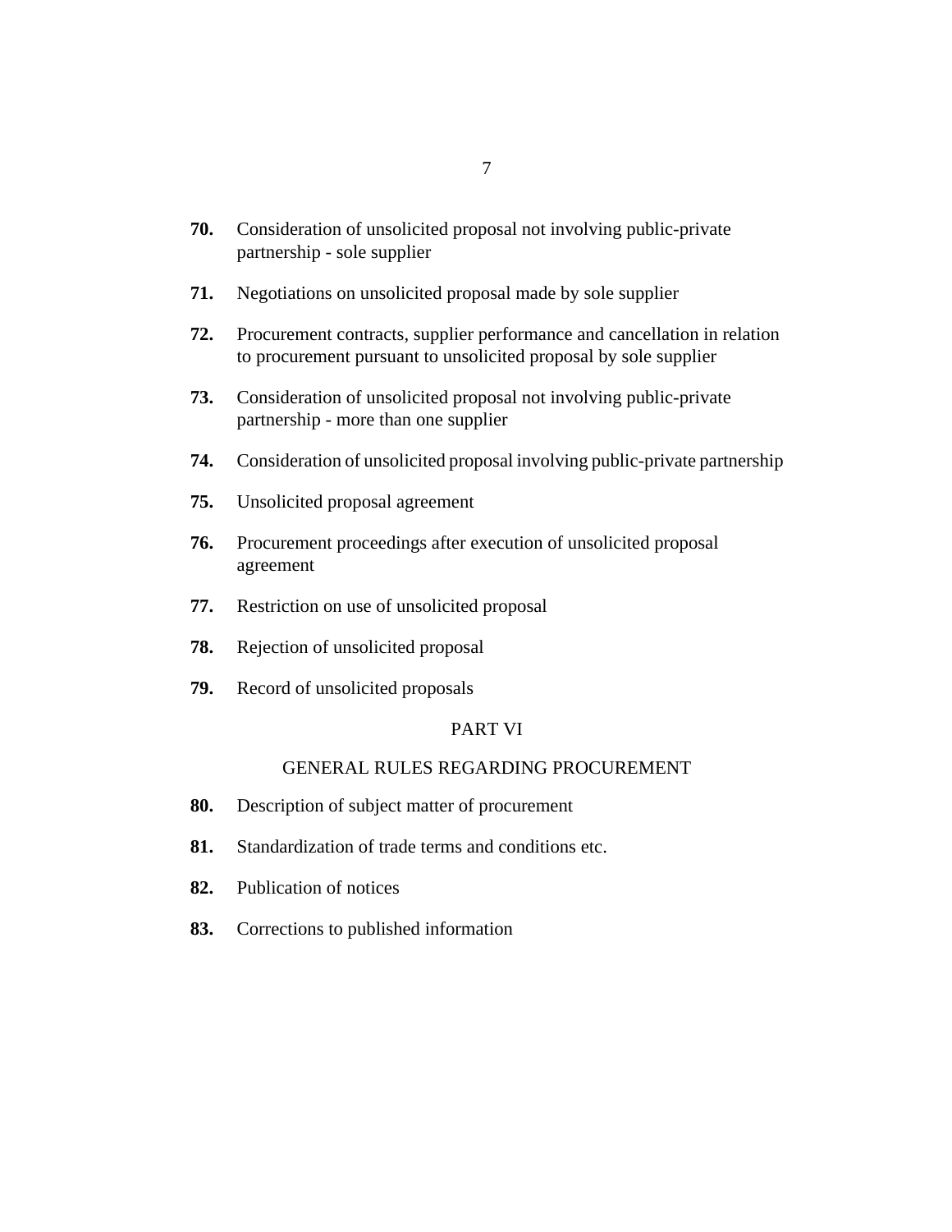**70.** Consideration of unsolicited proposal not involving public-private partnership - sole supplier

**71.** Negotiations on unsolicited proposal made by sole supplier

**72.** Procurement contracts, supplier performance and cancellation in relation to procurement pursuant to unsolicited proposal by sole supplier

**73.** Consideration of unsolicited proposal not involving public-private partnership - more than one supplier

**74.** Consideration of unsolicited proposal involving public-private partnership

**75.** Unsolicited proposal agreement

**76.** Procurement proceedings after execution of unsolicited proposal agreement

**77.** Restriction on use of unsolicited proposal

**78.** Rejection of unsolicited proposal

**79.** Record of unsolicited proposals

## PART VI

## GENERAL RULES REGARDING PROCUREMENT

**80.** Description of subject matter of procurement

**81.** Standardization of trade terms and conditions etc.

**82.** Publication of notices

**83.** Corrections to published information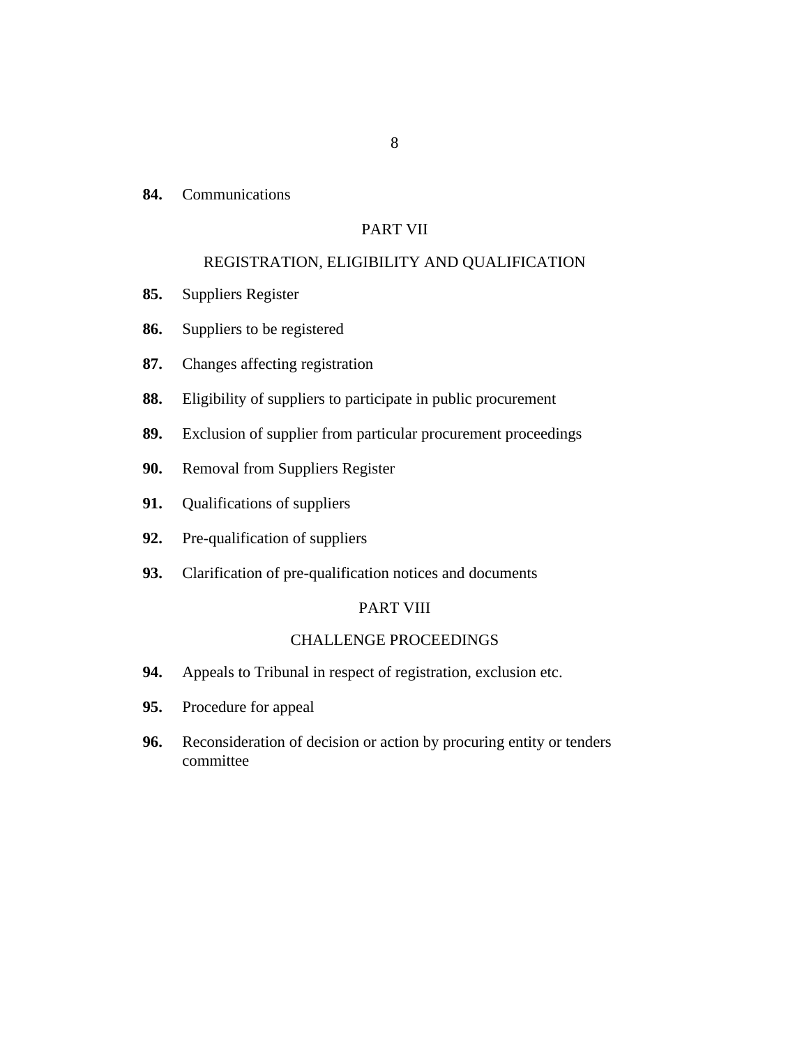**84.** Communications

## PART VII

## REGISTRATION, ELIGIBILITY AND QUALIFICATION

**85.** Suppliers Register

**86.** Suppliers to be registered

**87.** Changes affecting registration

**88.** Eligibility of suppliers to participate in public procurement

**89.** Exclusion of supplier from particular procurement proceedings

**90.** Removal from Suppliers Register

**91.** Qualifications of suppliers

**92.** Pre-qualification of suppliers

**93.** Clarification of pre-qualification notices and documents

## PART VIII

## CHALLENGE PROCEEDINGS

**94.** Appeals to Tribunal in respect of registration, exclusion etc.

**95.** Procedure for appeal

**96.** Reconsideration of decision or action by procuring entity or tenders committee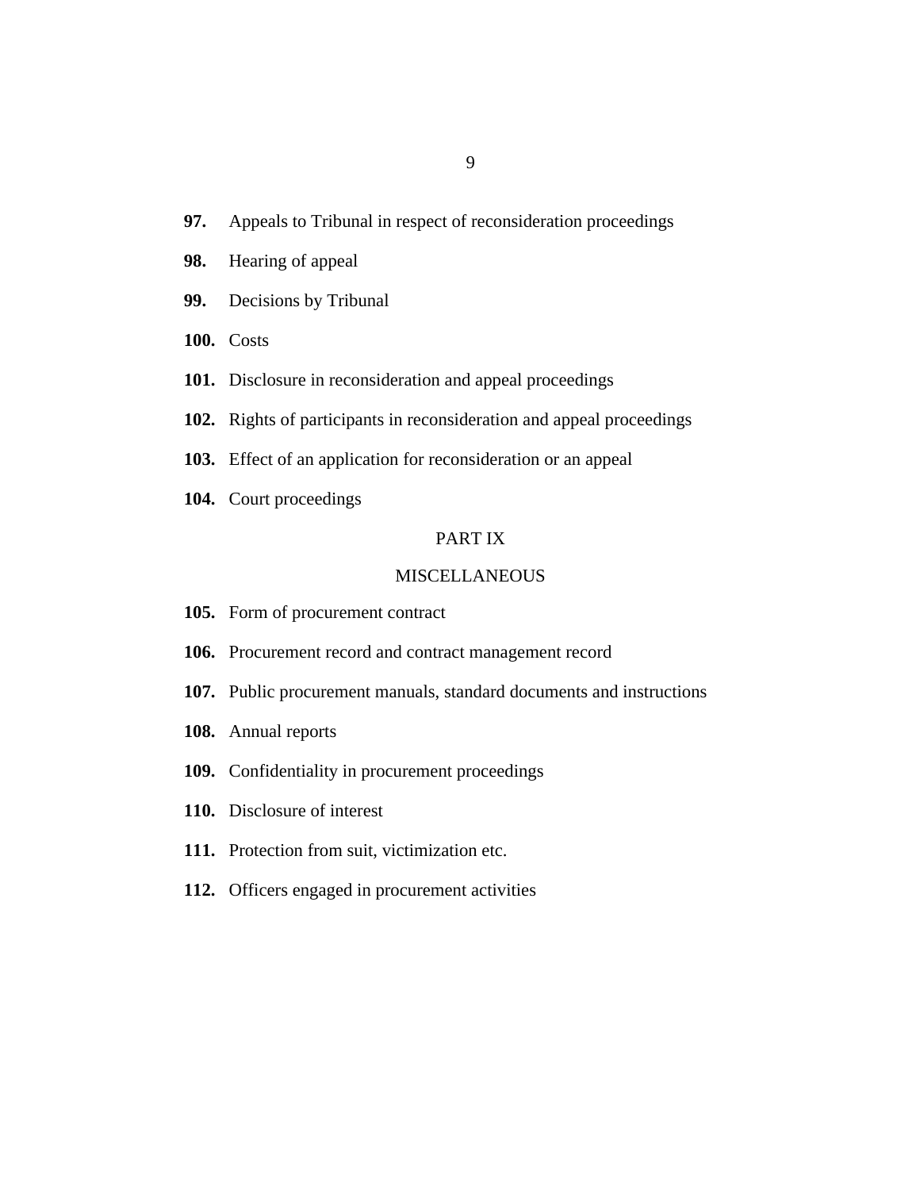**97.** Appeals to Tribunal in respect of reconsideration proceedings

**98.** Hearing of appeal

**99.** Decisions by Tribunal

**100.** Costs

**101.** Disclosure in reconsideration and appeal proceedings

**102.** Rights of participants in reconsideration and appeal proceedings

**103.** Effect of an application for reconsideration or an appeal

**104.** Court proceedings

## PART IX

## MISCELLANEOUS

**105.** Form of procurement contract

**106.** Procurement record and contract management record

**107.** Public procurement manuals, standard documents and instructions

**108.** Annual reports

**109.** Confidentiality in procurement proceedings

**110.** Disclosure of interest

**111.** Protection from suit, victimization etc.

**112.** Officers engaged in procurement activities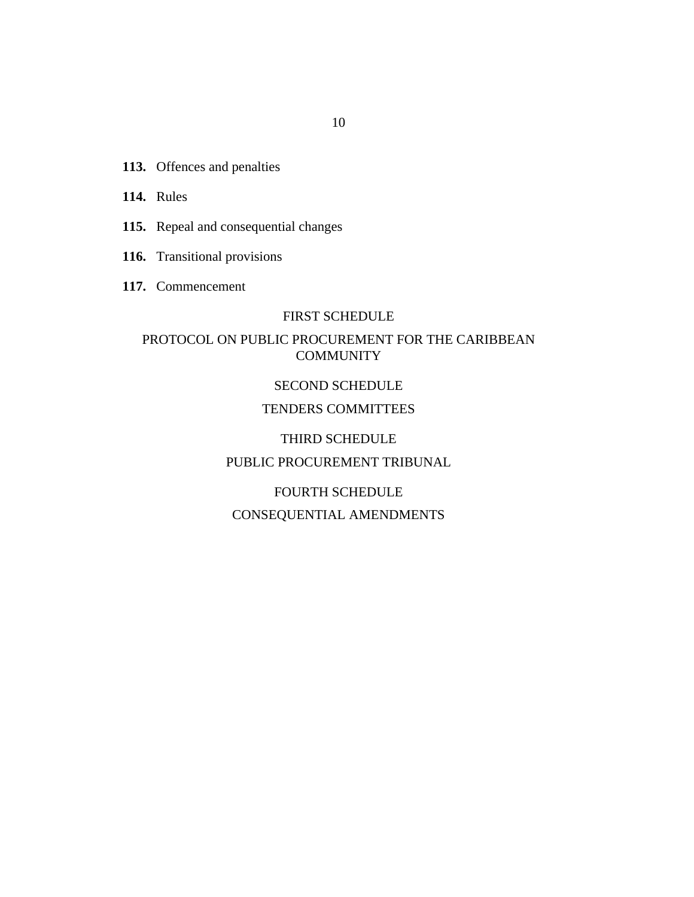**113.** Offences and penalties

**114.** Rules

**115.** Repeal and consequential changes

**116.** Transitional provisions

**117.** Commencement

FIRST SCHEDULE

PROTOCOL ON PUBLIC PROCUREMENT FOR THE CARIBBEAN COMMUNITY

SECOND SCHEDULE

TENDERS COMMITTEES

THIRD SCHEDULE

PUBLIC PROCUREMENT TRIBUNAL

FOURTH SCHEDULE

CONSEQUENTIAL AMENDMENTS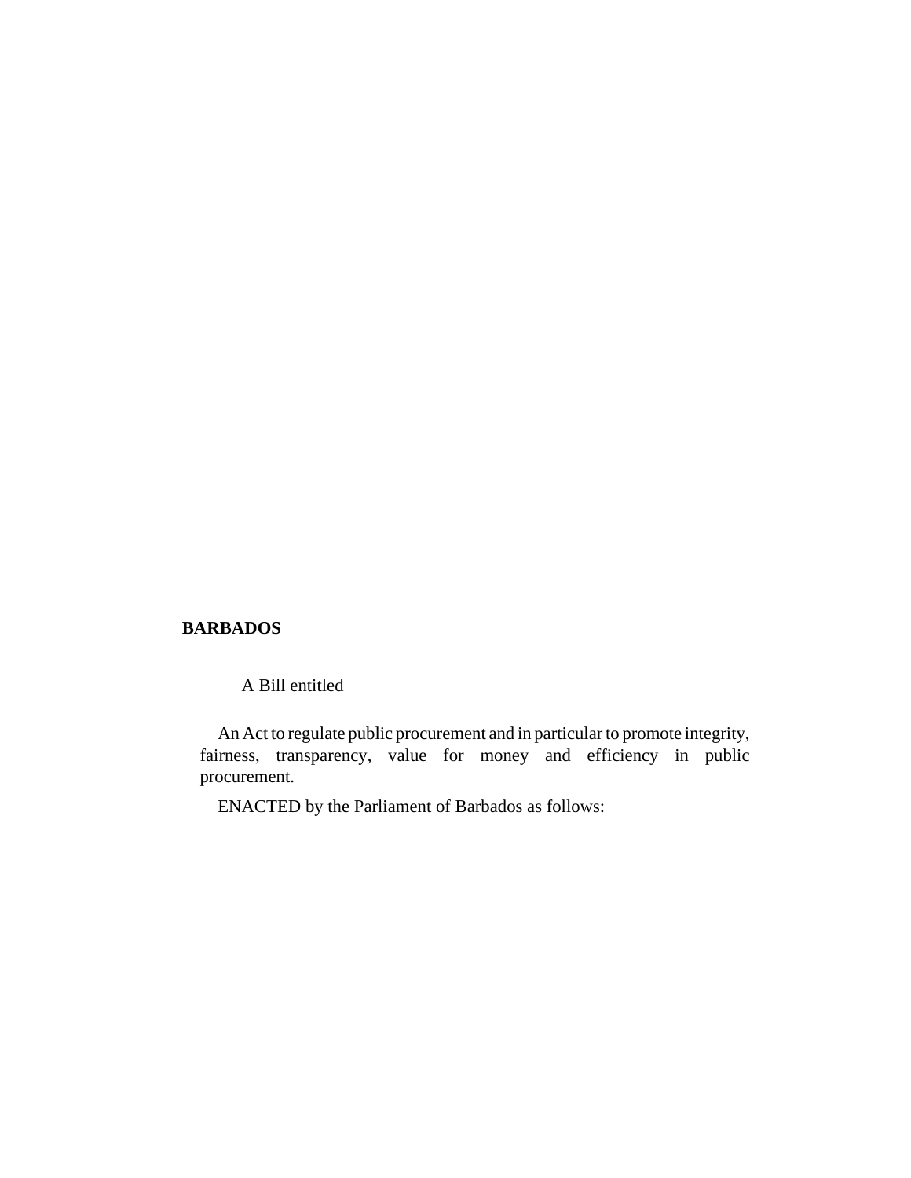**BARBADOS**

A Bill entitled

An Act to regulate public procurement and in particular to promote integrity, fairness, transparency, value for money and efficiency in public procurement.

ENACTED by the Parliament of Barbados as follows: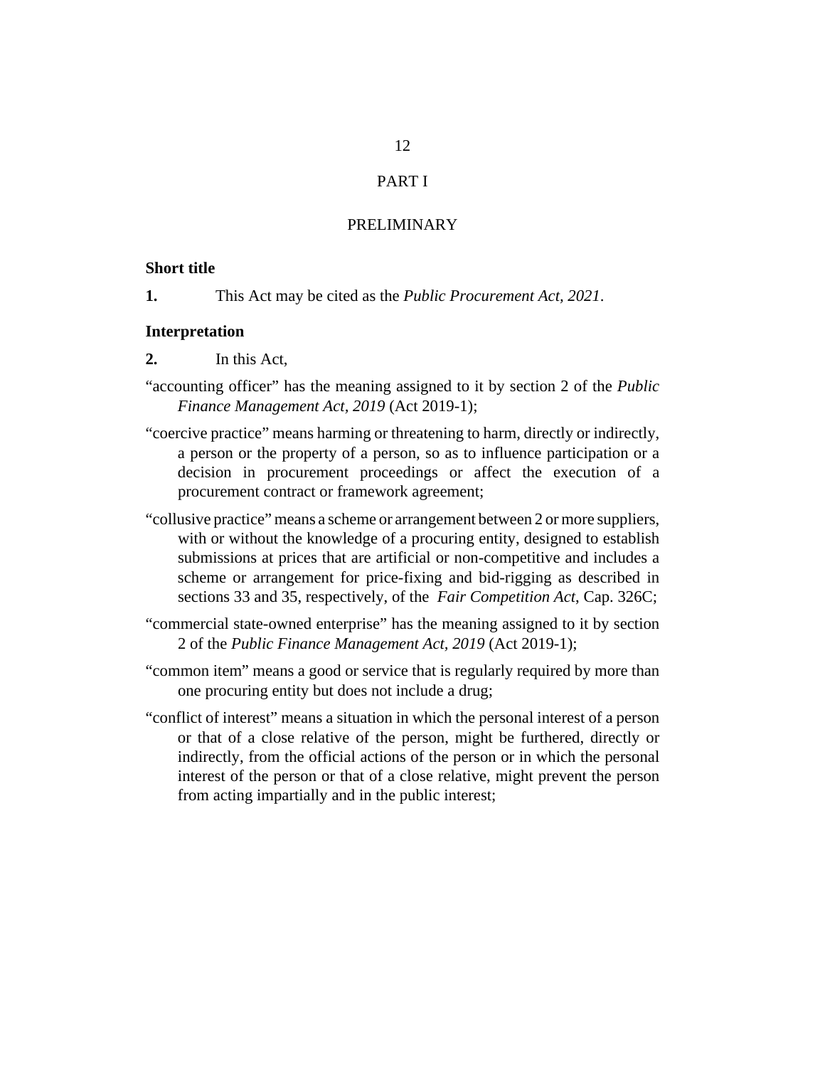# PART I

## PRELIMINARY

### Short title

**1.** This Act may be cited as the *Public Procurement Act, 2021*.

### Interpretation

**2.** In this Act,

"accounting officer" has the meaning assigned to it by section 2 of the *Public Finance Management Act, 2019* (Act 2019-1);

"coercive practice" means harming or threatening to harm, directly or indirectly, a person or the property of a person, so as to influence participation or a decision in procurement proceedings or affect the execution of a procurement contract or framework agreement;

"collusive practice" means a scheme or arrangement between 2 or more suppliers, with or without the knowledge of a procuring entity, designed to establish submissions at prices that are artificial or non-competitive and includes a scheme or arrangement for price-fixing and bid-rigging as described in sections 33 and 35, respectively, of the *Fair Competition Act*, Cap. 326C;

"commercial state-owned enterprise" has the meaning assigned to it by section 2 of the *Public Finance Management Act, 2019* (Act 2019-1);

"common item" means a good or service that is regularly required by more than one procuring entity but does not include a drug;

"conflict of interest" means a situation in which the personal interest of a person or that of a close relative of the person, might be furthered, directly or indirectly, from the official actions of the person or in which the personal interest of the person or that of a close relative, might prevent the person from acting impartially and in the public interest;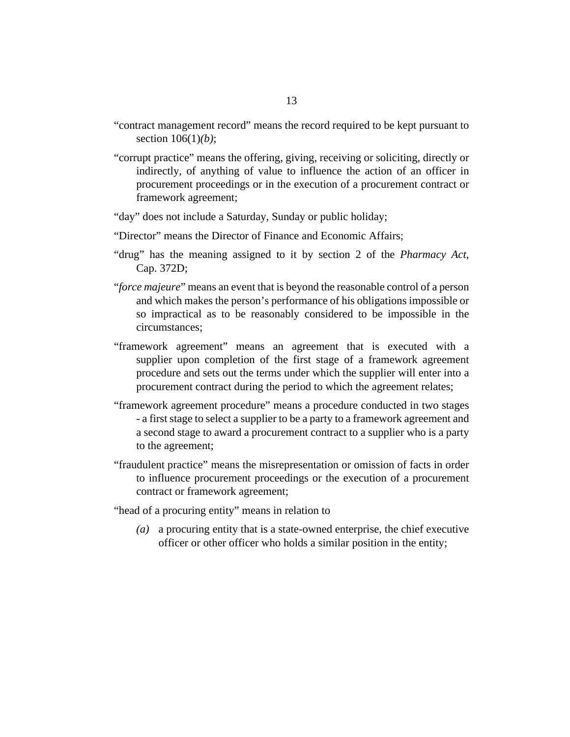"contract management record" means the record required to be kept pursuant to section 106(1)*(b)*;

"corrupt practice" means the offering, giving, receiving or soliciting, directly or indirectly, of anything of value to influence the action of an officer in procurement proceedings or in the execution of a procurement contract or framework agreement;

"day" does not include a Saturday, Sunday or public holiday;

"Director" means the Director of Finance and Economic Affairs;

"drug" has the meaning assigned to it by section 2 of the *Pharmacy Act*, Cap. 372D;

"*force majeure*" means an event that is beyond the reasonable control of a person and which makes the person's performance of his obligations impossible or so impractical as to be reasonably considered to be impossible in the circumstances;

"framework agreement" means an agreement that is executed with a supplier upon completion of the first stage of a framework agreement procedure and sets out the terms under which the supplier will enter into a procurement contract during the period to which the agreement relates;

"framework agreement procedure" means a procedure conducted in two stages - a first stage to select a supplier to be a party to a framework agreement and a second stage to award a procurement contract to a supplier who is a party to the agreement;

"fraudulent practice" means the misrepresentation or omission of facts in order to influence procurement proceedings or the execution of a procurement contract or framework agreement;

"head of a procuring entity" means in relation to

*(a)* a procuring entity that is a state-owned enterprise, the chief executive officer or other officer who holds a similar position in the entity;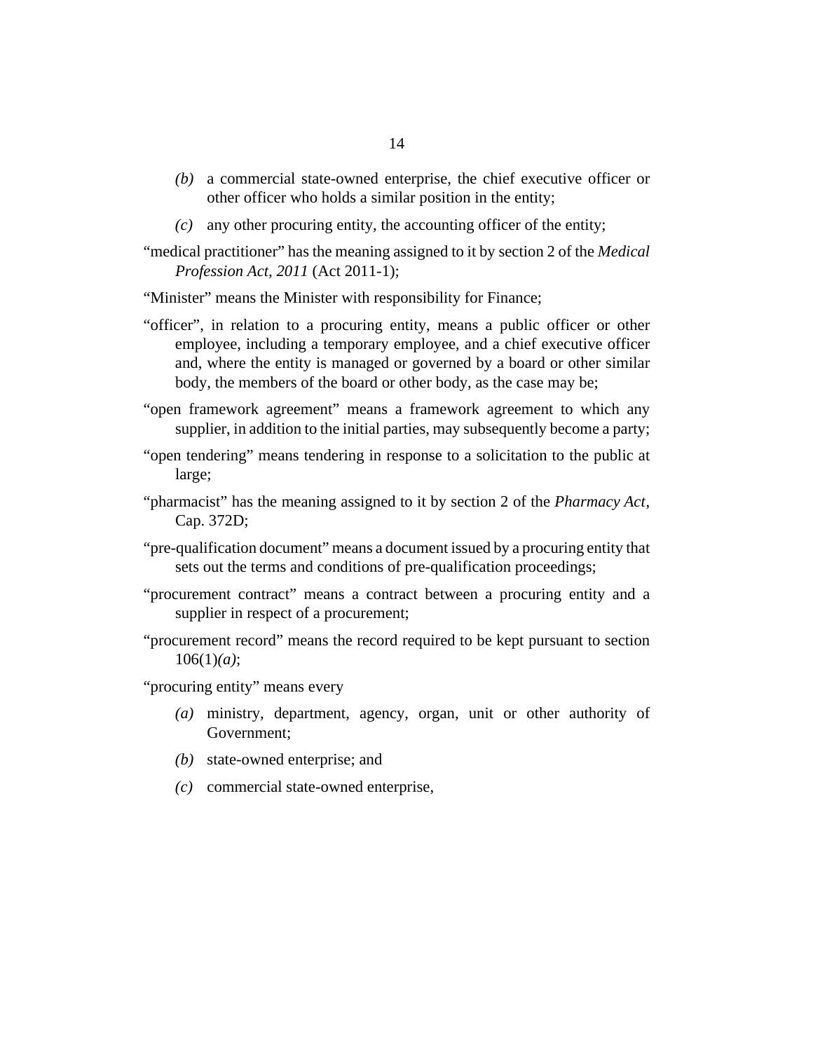*(b)* a commercial state-owned enterprise, the chief executive officer or other officer who holds a similar position in the entity;

*(c)* any other procuring entity, the accounting officer of the entity;

"medical practitioner" has the meaning assigned to it by section 2 of the *Medical Profession Act, 2011* (Act 2011-1);

"Minister" means the Minister with responsibility for Finance;

"officer", in relation to a procuring entity, means a public officer or other employee, including a temporary employee, and a chief executive officer and, where the entity is managed or governed by a board or other similar body, the members of the board or other body, as the case may be;

"open framework agreement" means a framework agreement to which any supplier, in addition to the initial parties, may subsequently become a party;

"open tendering" means tendering in response to a solicitation to the public at large;

"pharmacist" has the meaning assigned to it by section 2 of the *Pharmacy Act*, Cap. 372D;

"pre-qualification document" means a document issued by a procuring entity that sets out the terms and conditions of pre-qualification proceedings;

"procurement contract" means a contract between a procuring entity and a supplier in respect of a procurement;

"procurement record" means the record required to be kept pursuant to section 106(1)*(a)*;

"procuring entity" means every

*(a)* ministry, department, agency, organ, unit or other authority of Government;

*(b)* state-owned enterprise; and

*(c)* commercial state-owned enterprise,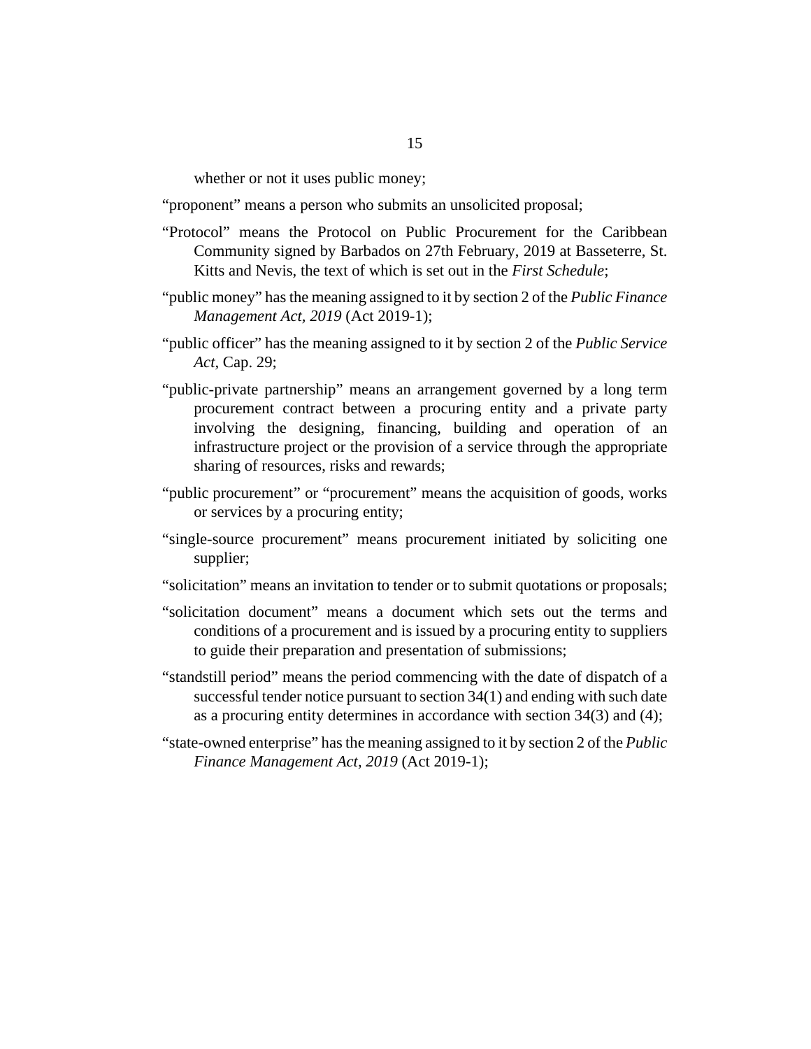whether or not it uses public money;

"proponent" means a person who submits an unsolicited proposal;

"Protocol" means the Protocol on Public Procurement for the Caribbean Community signed by Barbados on 27th February, 2019 at Basseterre, St. Kitts and Nevis, the text of which is set out in the *First Schedule*;

"public money" has the meaning assigned to it by section 2 of the *Public Finance Management Act, 2019* (Act 2019-1);

"public officer" has the meaning assigned to it by section 2 of the *Public Service Act*, Cap. 29;

"public-private partnership" means an arrangement governed by a long term procurement contract between a procuring entity and a private party involving the designing, financing, building and operation of an infrastructure project or the provision of a service through the appropriate sharing of resources, risks and rewards;

"public procurement" or "procurement" means the acquisition of goods, works or services by a procuring entity;

"single-source procurement" means procurement initiated by soliciting one supplier;

"solicitation" means an invitation to tender or to submit quotations or proposals;

"solicitation document" means a document which sets out the terms and conditions of a procurement and is issued by a procuring entity to suppliers to guide their preparation and presentation of submissions;

"standstill period" means the period commencing with the date of dispatch of a successful tender notice pursuant to section 34(1) and ending with such date as a procuring entity determines in accordance with section 34(3) and (4);

"state-owned enterprise" has the meaning assigned to it by section 2 of the *Public Finance Management Act, 2019* (Act 2019-1);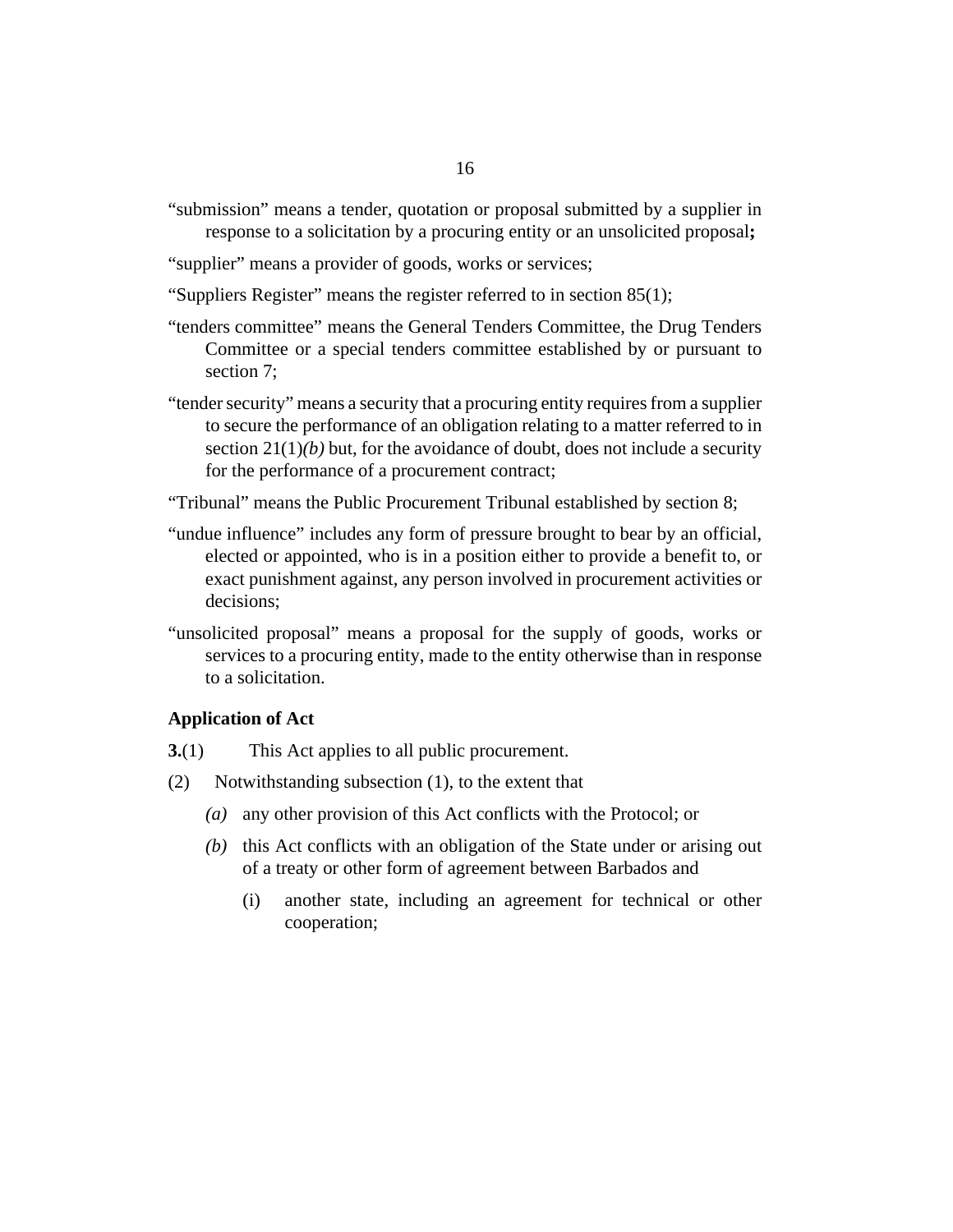"submission" means a tender, quotation or proposal submitted by a supplier in response to a solicitation by a procuring entity or an unsolicited proposal**;**

"supplier" means a provider of goods, works or services;

"Suppliers Register" means the register referred to in section 85(1);

"tenders committee" means the General Tenders Committee, the Drug Tenders Committee or a special tenders committee established by or pursuant to section 7;

"tender security" means a security that a procuring entity requires from a supplier to secure the performance of an obligation relating to a matter referred to in section 21(1)*(b)* but, for the avoidance of doubt, does not include a security for the performance of a procurement contract;

"Tribunal" means the Public Procurement Tribunal established by section 8;

"undue influence" includes any form of pressure brought to bear by an official, elected or appointed, who is in a position either to provide a benefit to, or exact punishment against, any person involved in procurement activities or decisions;

"unsolicited proposal" means a proposal for the supply of goods, works or services to a procuring entity, made to the entity otherwise than in response to a solicitation.

**Application of Act**

**3.**(1) This Act applies to all public procurement.

(2) Notwithstanding subsection (1), to the extent that

*(a)* any other provision of this Act conflicts with the Protocol; or

*(b)* this Act conflicts with an obligation of the State under or arising out of a treaty or other form of agreement between Barbados and

(i) another state, including an agreement for technical or other cooperation;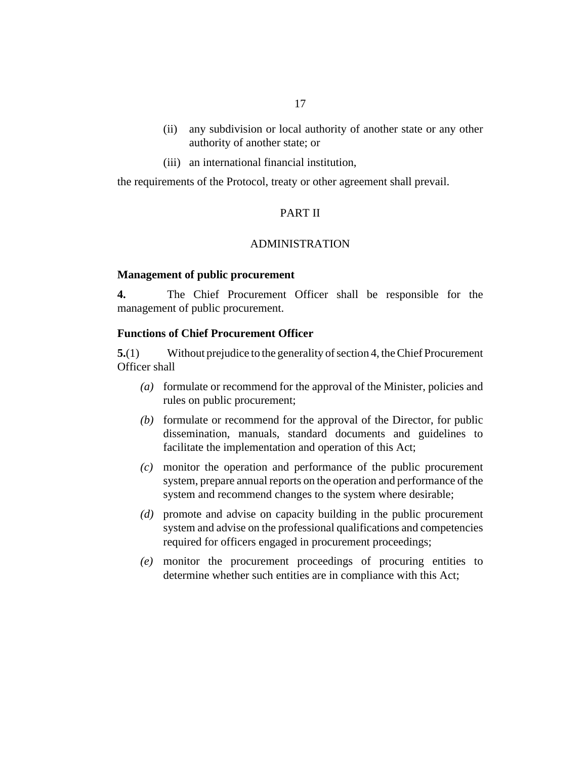(ii) any subdivision or local authority of another state or any other authority of another state; or

(iii) an international financial institution,

the requirements of the Protocol, treaty or other agreement shall prevail.

## PART II

## ADMINISTRATION

**Management of public procurement**

**4.** The Chief Procurement Officer shall be responsible for the management of public procurement.

**Functions of Chief Procurement Officer**

**5.**(1) Without prejudice to the generality of section 4, the Chief Procurement Officer shall

*(a)* formulate or recommend for the approval of the Minister, policies and rules on public procurement;

*(b)* formulate or recommend for the approval of the Director, for public dissemination, manuals, standard documents and guidelines to facilitate the implementation and operation of this Act;

*(c)* monitor the operation and performance of the public procurement system, prepare annual reports on the operation and performance of the system and recommend changes to the system where desirable;

*(d)* promote and advise on capacity building in the public procurement system and advise on the professional qualifications and competencies required for officers engaged in procurement proceedings;

*(e)* monitor the procurement proceedings of procuring entities to determine whether such entities are in compliance with this Act;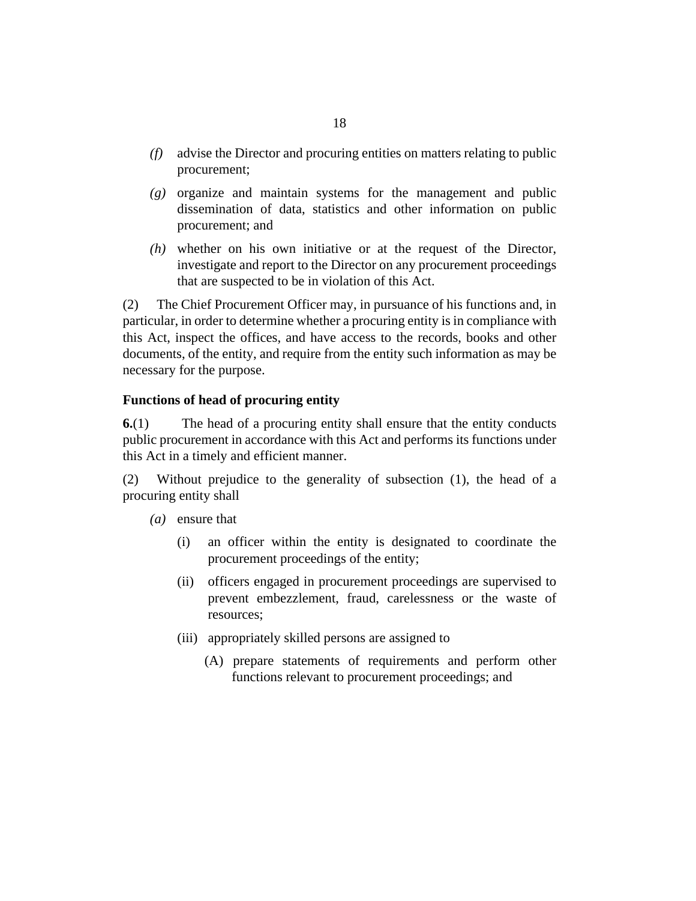*(f)* advise the Director and procuring entities on matters relating to public procurement;

*(g)* organize and maintain systems for the management and public dissemination of data, statistics and other information on public procurement; and

*(h)* whether on his own initiative or at the request of the Director, investigate and report to the Director on any procurement proceedings that are suspected to be in violation of this Act.

(2) The Chief Procurement Officer may, in pursuance of his functions and, in particular, in order to determine whether a procuring entity is in compliance with this Act, inspect the offices, and have access to the records, books and other documents, of the entity, and require from the entity such information as may be necessary for the purpose.

**Functions of head of procuring entity**

**6.**(1) The head of a procuring entity shall ensure that the entity conducts public procurement in accordance with this Act and performs its functions under this Act in a timely and efficient manner.

(2) Without prejudice to the generality of subsection (1), the head of a procuring entity shall

*(a)* ensure that

(i) an officer within the entity is designated to coordinate the procurement proceedings of the entity;

(ii) officers engaged in procurement proceedings are supervised to prevent embezzlement, fraud, carelessness or the waste of resources;

(iii) appropriately skilled persons are assigned to

(A) prepare statements of requirements and perform other functions relevant to procurement proceedings; and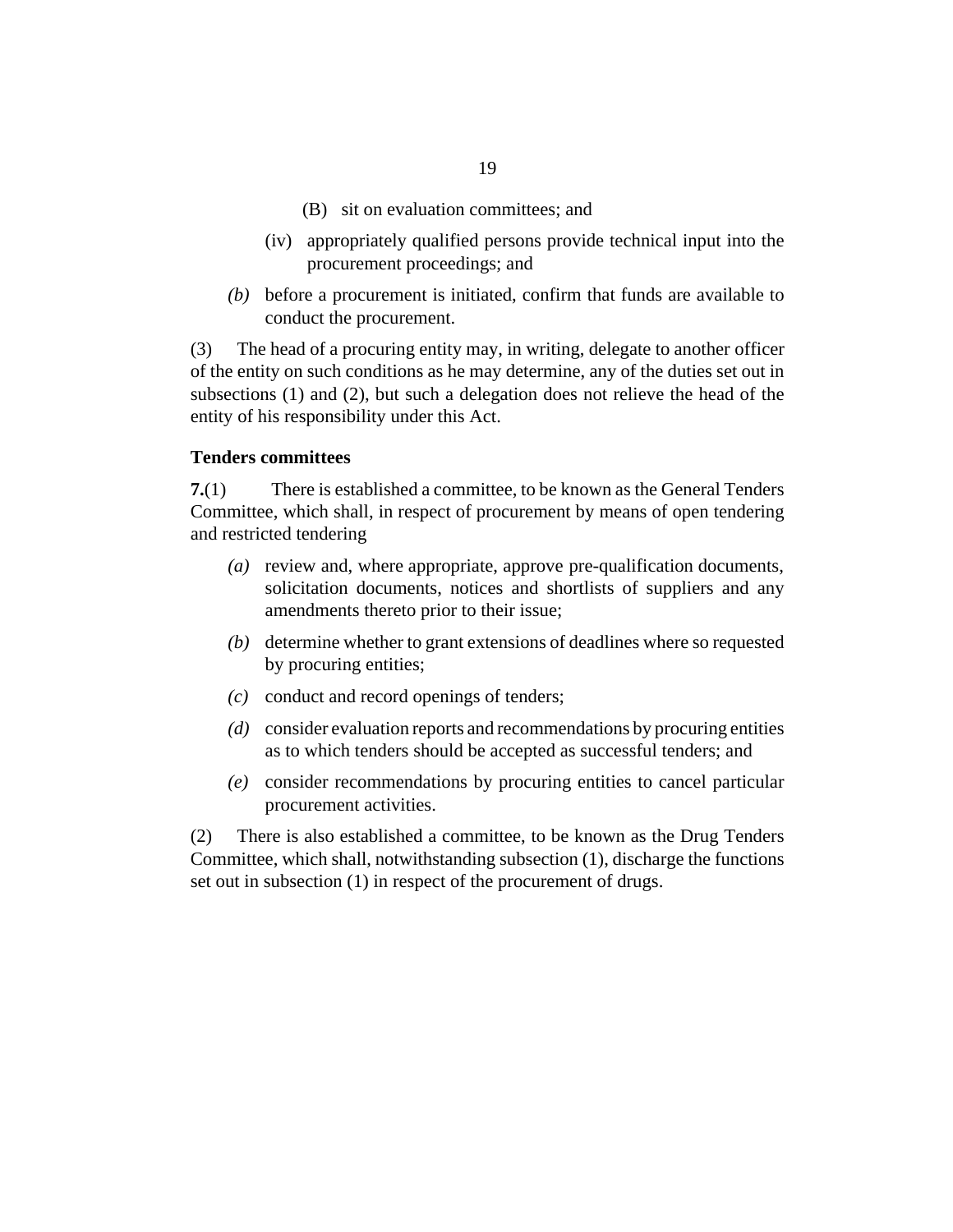(B) sit on evaluation committees; and

(iv) appropriately qualified persons provide technical input into the procurement proceedings; and

*(b)* before a procurement is initiated, confirm that funds are available to conduct the procurement.

(3) The head of a procuring entity may, in writing, delegate to another officer of the entity on such conditions as he may determine, any of the duties set out in subsections (1) and (2), but such a delegation does not relieve the head of the entity of his responsibility under this Act.

**Tenders committees**

**7.**(1) There is established a committee, to be known as the General Tenders Committee, which shall, in respect of procurement by means of open tendering and restricted tendering

*(a)* review and, where appropriate, approve pre-qualification documents, solicitation documents, notices and shortlists of suppliers and any amendments thereto prior to their issue;

*(b)* determine whether to grant extensions of deadlines where so requested by procuring entities;

*(c)* conduct and record openings of tenders;

*(d)* consider evaluation reports and recommendations by procuring entities as to which tenders should be accepted as successful tenders; and

*(e)* consider recommendations by procuring entities to cancel particular procurement activities.

(2) There is also established a committee, to be known as the Drug Tenders Committee, which shall, notwithstanding subsection (1), discharge the functions set out in subsection (1) in respect of the procurement of drugs.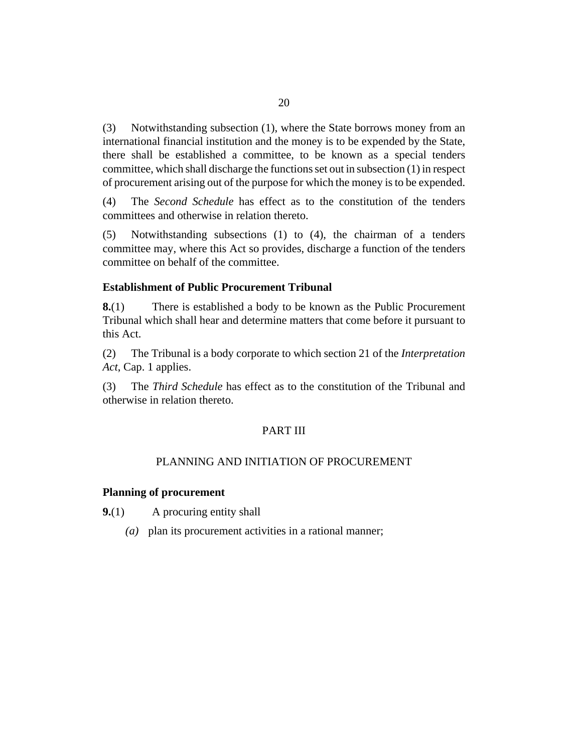(3) Notwithstanding subsection (1), where the State borrows money from an international financial institution and the money is to be expended by the State, there shall be established a committee, to be known as a special tenders committee, which shall discharge the functions set out in subsection (1) in respect of procurement arising out of the purpose for which the money is to be expended.

(4) The *Second Schedule* has effect as to the constitution of the tenders committees and otherwise in relation thereto.

(5) Notwithstanding subsections (1) to (4), the chairman of a tenders committee may, where this Act so provides, discharge a function of the tenders committee on behalf of the committee.

**Establishment of Public Procurement Tribunal**

**8.**(1) There is established a body to be known as the Public Procurement Tribunal which shall hear and determine matters that come before it pursuant to this Act.

(2) The Tribunal is a body corporate to which section 21 of the *Interpretation Act*, Cap. 1 applies.

(3) The *Third Schedule* has effect as to the constitution of the Tribunal and otherwise in relation thereto.

PART III

PLANNING AND INITIATION OF PROCUREMENT

**Planning of procurement**

**9.**(1) A procuring entity shall

*(a)* plan its procurement activities in a rational manner;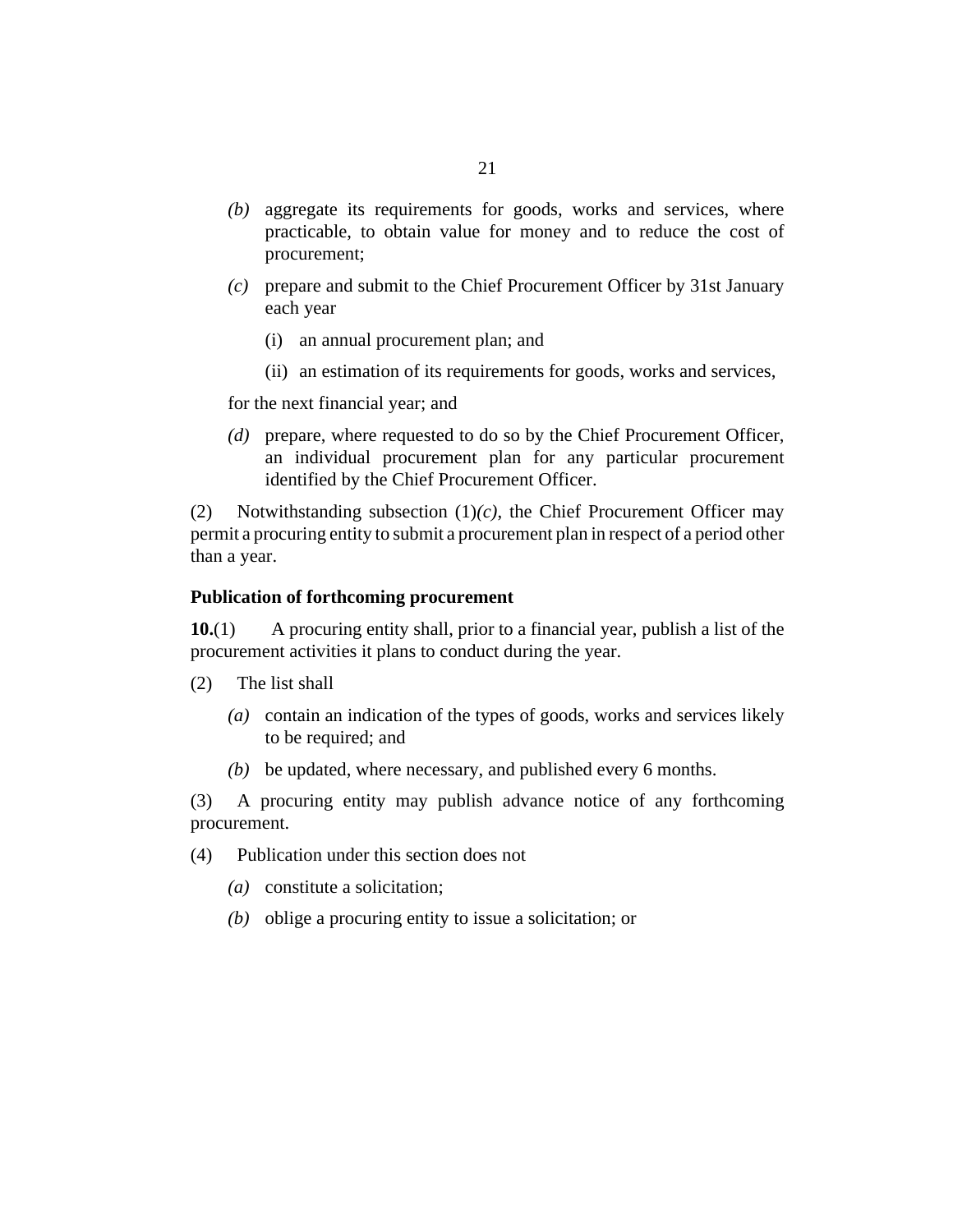*(b)* aggregate its requirements for goods, works and services, where practicable, to obtain value for money and to reduce the cost of procurement;

*(c)* prepare and submit to the Chief Procurement Officer by 31st January each year

(i) an annual procurement plan; and

(ii) an estimation of its requirements for goods, works and services,

for the next financial year; and

*(d)* prepare, where requested to do so by the Chief Procurement Officer, an individual procurement plan for any particular procurement identified by the Chief Procurement Officer.

(2) Notwithstanding subsection (1)*(c)*, the Chief Procurement Officer may permit a procuring entity to submit a procurement plan in respect of a period other than a year.

**Publication of forthcoming procurement**

**10.**(1) A procuring entity shall, prior to a financial year, publish a list of the procurement activities it plans to conduct during the year.

(2) The list shall

*(a)* contain an indication of the types of goods, works and services likely to be required; and

*(b)* be updated, where necessary, and published every 6 months.

(3) A procuring entity may publish advance notice of any forthcoming procurement.

(4) Publication under this section does not

*(a)* constitute a solicitation;

*(b)* oblige a procuring entity to issue a solicitation; or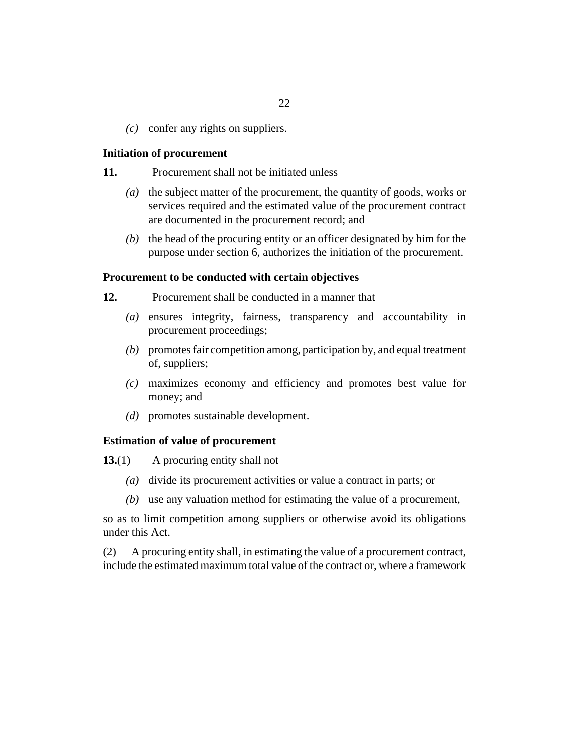*(c)* confer any rights on suppliers.

**Initiation of procurement**

**11.** Procurement shall not be initiated unless

*(a)* the subject matter of the procurement, the quantity of goods, works or services required and the estimated value of the procurement contract are documented in the procurement record; and

*(b)* the head of the procuring entity or an officer designated by him for the purpose under section 6, authorizes the initiation of the procurement.

**Procurement to be conducted with certain objectives**

**12.** Procurement shall be conducted in a manner that

*(a)* ensures integrity, fairness, transparency and accountability in procurement proceedings;

*(b)* promotes fair competition among, participation by, and equal treatment of, suppliers;

*(c)* maximizes economy and efficiency and promotes best value for money; and

*(d)* promotes sustainable development.

**Estimation of value of procurement**

**13.**(1) A procuring entity shall not

*(a)* divide its procurement activities or value a contract in parts; or

*(b)* use any valuation method for estimating the value of a procurement,

so as to limit competition among suppliers or otherwise avoid its obligations under this Act.

(2) A procuring entity shall, in estimating the value of a procurement contract, include the estimated maximum total value of the contract or, where a framework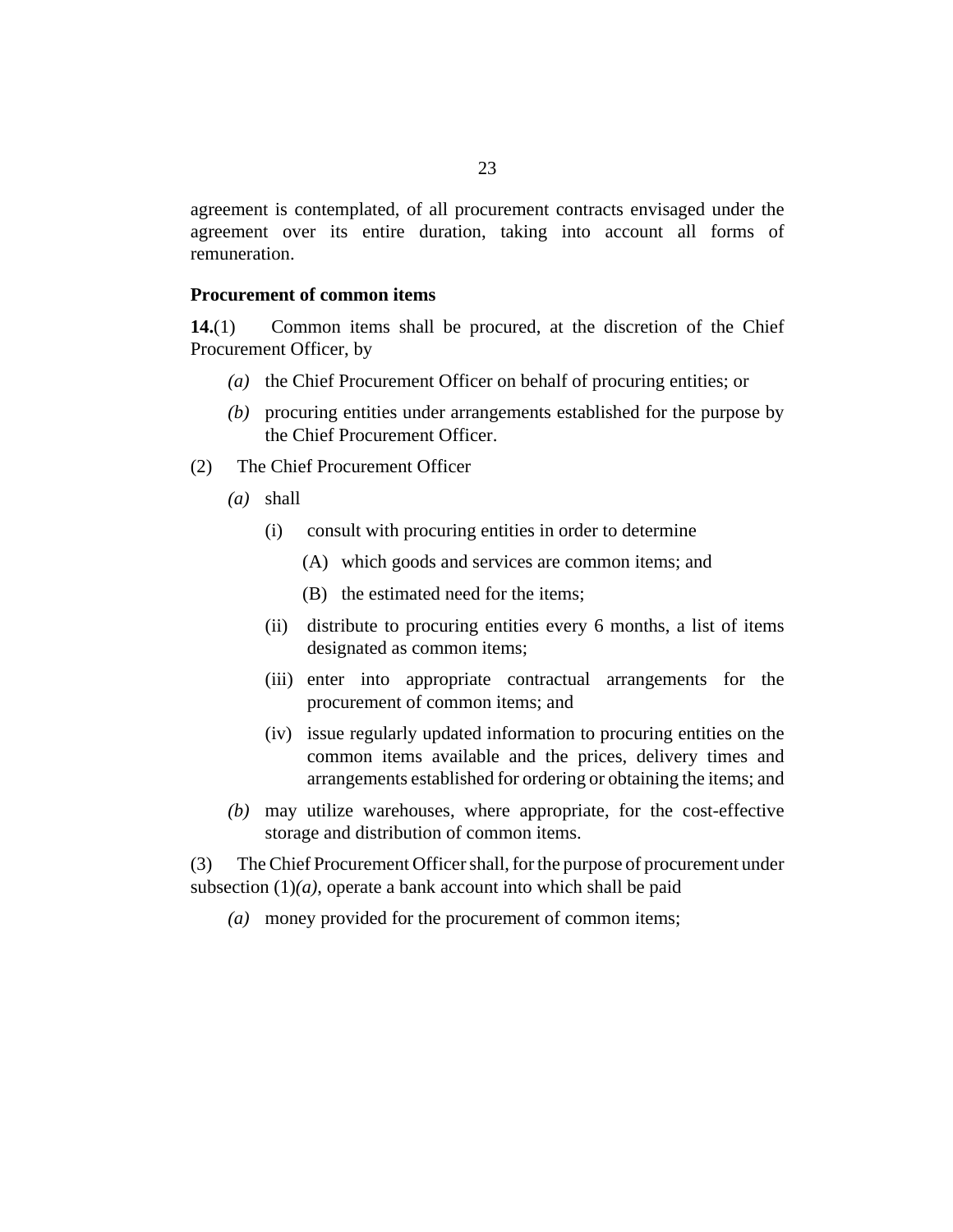agreement is contemplated, of all procurement contracts envisaged under the agreement over its entire duration, taking into account all forms of remuneration.

### Procurement of common items

**14.**(1) Common items shall be procured, at the discretion of the Chief Procurement Officer, by

- *(a)* the Chief Procurement Officer on behalf of procuring entities; or
- *(b)* procuring entities under arrangements established for the purpose by the Chief Procurement Officer.

(2) The Chief Procurement Officer

- *(a)* shall
  - (i) consult with procuring entities in order to determine
    - (A) which goods and services are common items; and
    - (B) the estimated need for the items;
  - (ii) distribute to procuring entities every 6 months, a list of items designated as common items;
  - (iii) enter into appropriate contractual arrangements for the procurement of common items; and
  - (iv) issue regularly updated information to procuring entities on the common items available and the prices, delivery times and arrangements established for ordering or obtaining the items; and
- *(b)* may utilize warehouses, where appropriate, for the cost-effective storage and distribution of common items.

(3) The Chief Procurement Officer shall, for the purpose of procurement under subsection (1)*(a)*, operate a bank account into which shall be paid

- *(a)* money provided for the procurement of common items;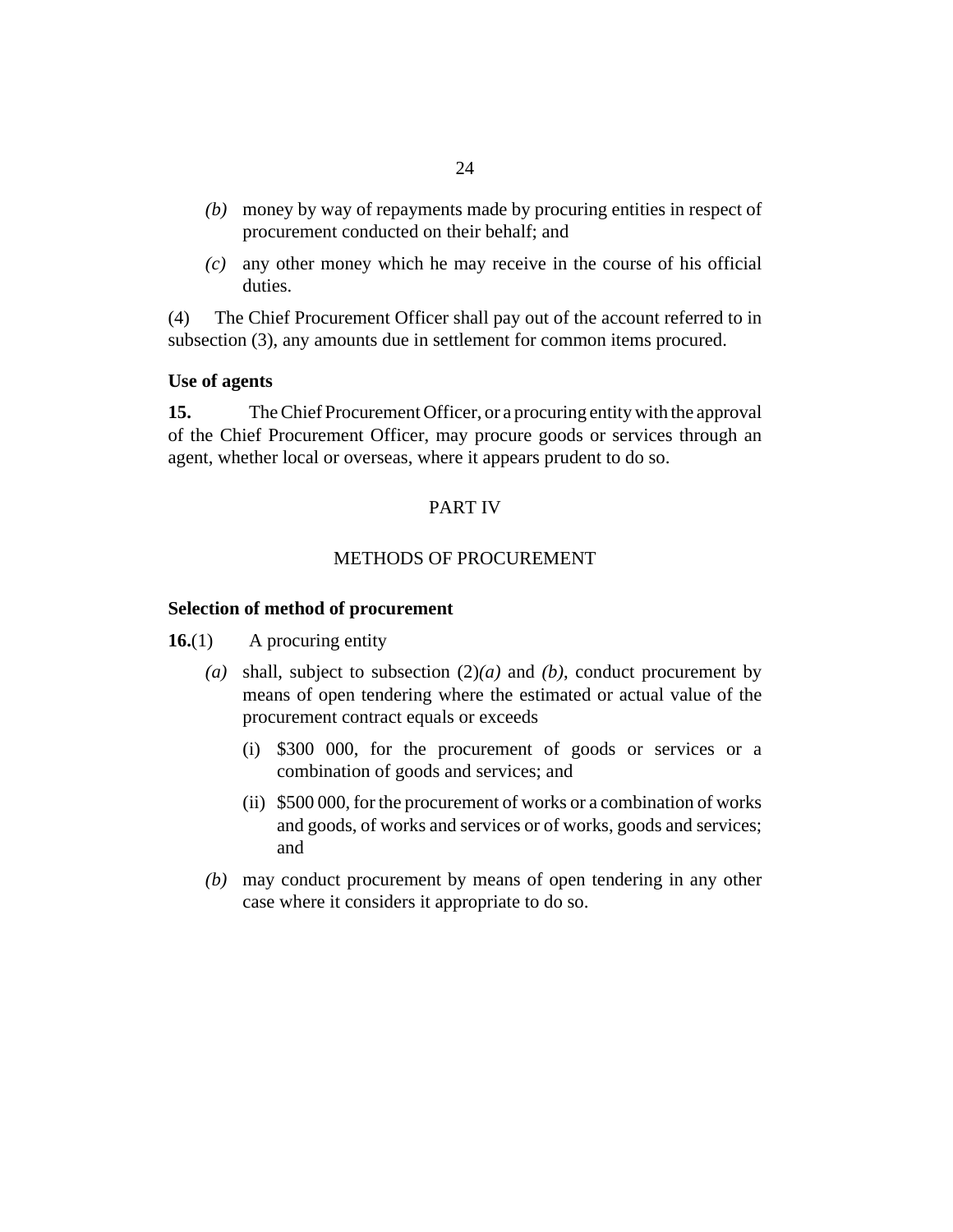*(b)* money by way of repayments made by procuring entities in respect of procurement conducted on their behalf; and

*(c)* any other money which he may receive in the course of his official duties.

(4) The Chief Procurement Officer shall pay out of the account referred to in subsection (3), any amounts due in settlement for common items procured.

**Use of agents**

**15.** The Chief Procurement Officer, or a procuring entity with the approval of the Chief Procurement Officer, may procure goods or services through an agent, whether local or overseas, where it appears prudent to do so.

## PART IV

## METHODS OF PROCUREMENT

**Selection of method of procurement**

**16.**(1) A procuring entity

*(a)* shall, subject to subsection (2)*(a)* and *(b)*, conduct procurement by means of open tendering where the estimated or actual value of the procurement contract equals or exceeds

(i) $300 000, for the procurement of goods or services or a combination of goods and services; and

(ii) $500 000, for the procurement of works or a combination of works and goods, of works and services or of works, goods and services; and

*(b)* may conduct procurement by means of open tendering in any other case where it considers it appropriate to do so.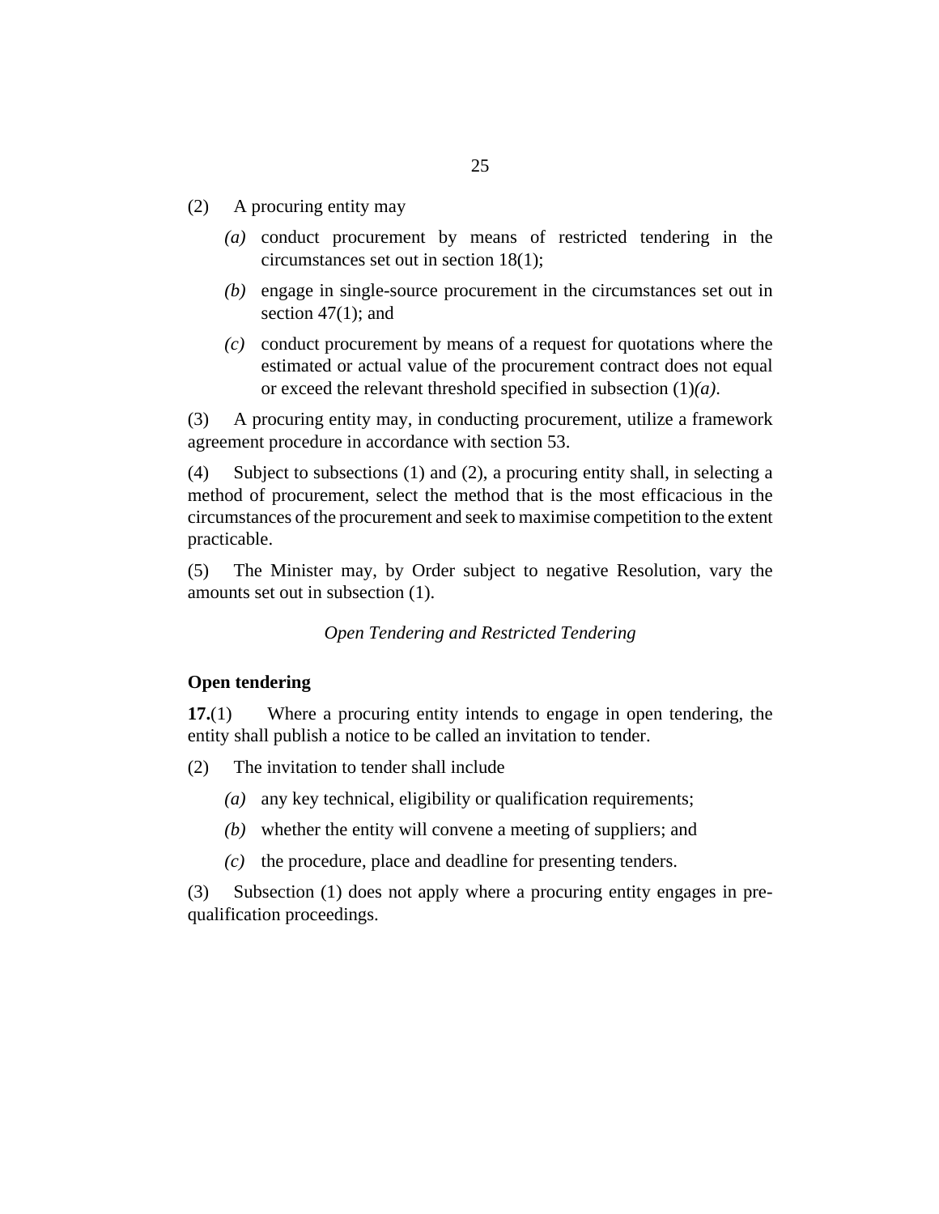(2) A procuring entity may

*(a)* conduct procurement by means of restricted tendering in the circumstances set out in section 18(1);

*(b)* engage in single-source procurement in the circumstances set out in section 47(1); and

*(c)* conduct procurement by means of a request for quotations where the estimated or actual value of the procurement contract does not equal or exceed the relevant threshold specified in subsection (1)*(a)*.

(3) A procuring entity may, in conducting procurement, utilize a framework agreement procedure in accordance with section 53.

(4) Subject to subsections (1) and (2), a procuring entity shall, in selecting a method of procurement, select the method that is the most efficacious in the circumstances of the procurement and seek to maximise competition to the extent practicable.

(5) The Minister may, by Order subject to negative Resolution, vary the amounts set out in subsection (1).

*Open Tendering and Restricted Tendering*

**Open tendering**

**17.**(1) Where a procuring entity intends to engage in open tendering, the entity shall publish a notice to be called an invitation to tender.

(2) The invitation to tender shall include

*(a)* any key technical, eligibility or qualification requirements;

*(b)* whether the entity will convene a meeting of suppliers; and

*(c)* the procedure, place and deadline for presenting tenders.

(3) Subsection (1) does not apply where a procuring entity engages in pre-qualification proceedings.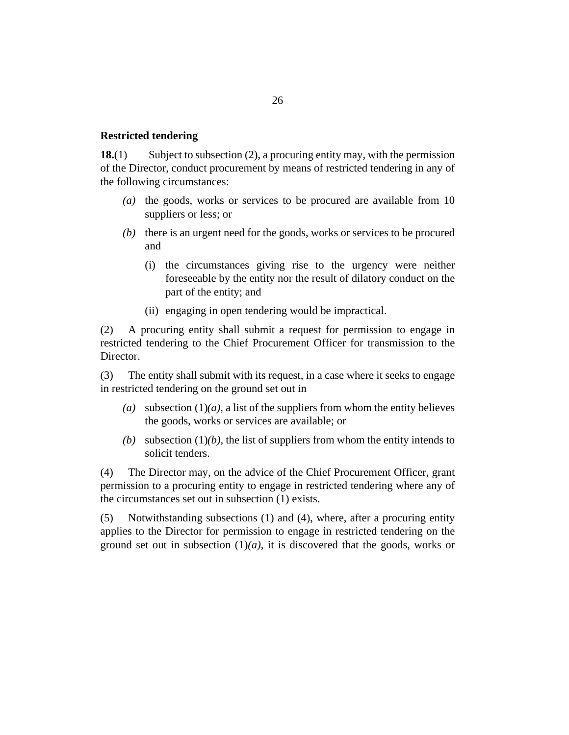### Restricted tendering

**18.**(1) Subject to subsection (2), a procuring entity may, with the permission of the Director, conduct procurement by means of restricted tendering in any of the following circumstances:

*(a)* the goods, works or services to be procured are available from 10 suppliers or less; or

*(b)* there is an urgent need for the goods, works or services to be procured and

(i) the circumstances giving rise to the urgency were neither foreseeable by the entity nor the result of dilatory conduct on the part of the entity; and

(ii) engaging in open tendering would be impractical.

(2) A procuring entity shall submit a request for permission to engage in restricted tendering to the Chief Procurement Officer for transmission to the Director.

(3) The entity shall submit with its request, in a case where it seeks to engage in restricted tendering on the ground set out in

*(a)* subsection (1)*(a)*, a list of the suppliers from whom the entity believes the goods, works or services are available; or

*(b)* subsection (1)*(b)*, the list of suppliers from whom the entity intends to solicit tenders.

(4) The Director may, on the advice of the Chief Procurement Officer, grant permission to a procuring entity to engage in restricted tendering where any of the circumstances set out in subsection (1) exists.

(5) Notwithstanding subsections (1) and (4), where, after a procuring entity applies to the Director for permission to engage in restricted tendering on the ground set out in subsection (1)*(a)*, it is discovered that the goods, works or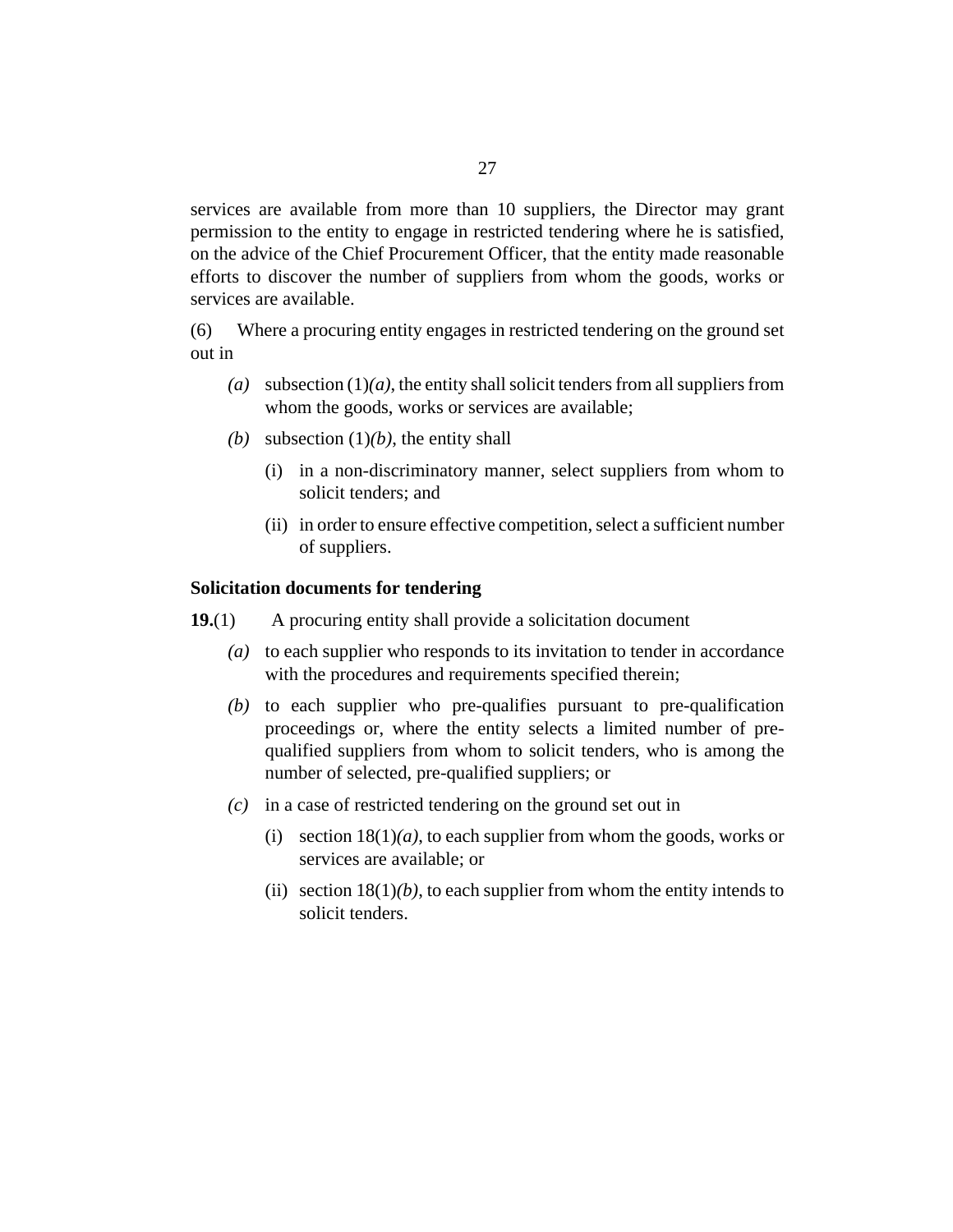services are available from more than 10 suppliers, the Director may grant permission to the entity to engage in restricted tendering where he is satisfied, on the advice of the Chief Procurement Officer, that the entity made reasonable efforts to discover the number of suppliers from whom the goods, works or services are available.

(6) Where a procuring entity engages in restricted tendering on the ground set out in

- *(a)* subsection (1)*(a)*, the entity shall solicit tenders from all suppliers from whom the goods, works or services are available;
- *(b)* subsection (1)*(b)*, the entity shall
  - (i) in a non-discriminatory manner, select suppliers from whom to solicit tenders; and
  - (ii) in order to ensure effective competition, select a sufficient number of suppliers.

**Solicitation documents for tendering**

**19.**(1) A procuring entity shall provide a solicitation document

- *(a)* to each supplier who responds to its invitation to tender in accordance with the procedures and requirements specified therein;
- *(b)* to each supplier who pre-qualifies pursuant to pre-qualification proceedings or, where the entity selects a limited number of pre-qualified suppliers from whom to solicit tenders, who is among the number of selected, pre-qualified suppliers; or
- *(c)* in a case of restricted tendering on the ground set out in
  - (i) section 18(1)*(a)*, to each supplier from whom the goods, works or services are available; or
  - (ii) section 18(1)*(b)*, to each supplier from whom the entity intends to solicit tenders.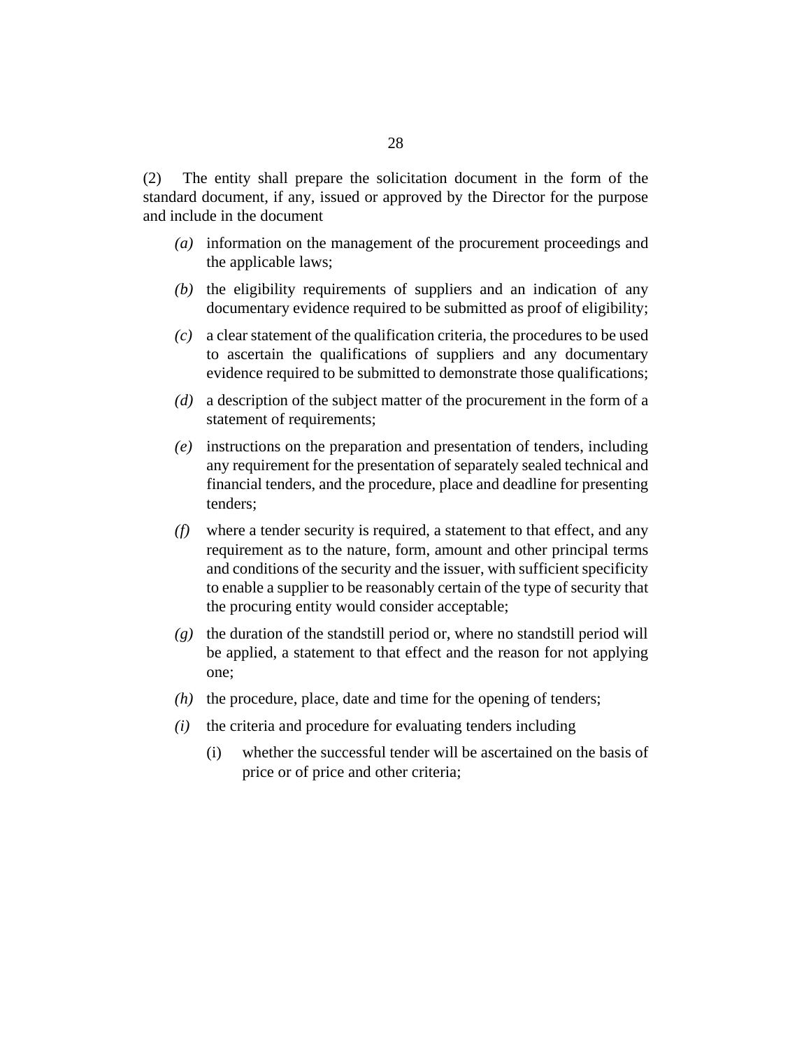(2) The entity shall prepare the solicitation document in the form of the standard document, if any, issued or approved by the Director for the purpose and include in the document

*(a)* information on the management of the procurement proceedings and the applicable laws;

*(b)* the eligibility requirements of suppliers and an indication of any documentary evidence required to be submitted as proof of eligibility;

*(c)* a clear statement of the qualification criteria, the procedures to be used to ascertain the qualifications of suppliers and any documentary evidence required to be submitted to demonstrate those qualifications;

*(d)* a description of the subject matter of the procurement in the form of a statement of requirements;

*(e)* instructions on the preparation and presentation of tenders, including any requirement for the presentation of separately sealed technical and financial tenders, and the procedure, place and deadline for presenting tenders;

*(f)* where a tender security is required, a statement to that effect, and any requirement as to the nature, form, amount and other principal terms and conditions of the security and the issuer, with sufficient specificity to enable a supplier to be reasonably certain of the type of security that the procuring entity would consider acceptable;

*(g)* the duration of the standstill period or, where no standstill period will be applied, a statement to that effect and the reason for not applying one;

*(h)* the procedure, place, date and time for the opening of tenders;

*(i)* the criteria and procedure for evaluating tenders including

(i) whether the successful tender will be ascertained on the basis of price or of price and other criteria;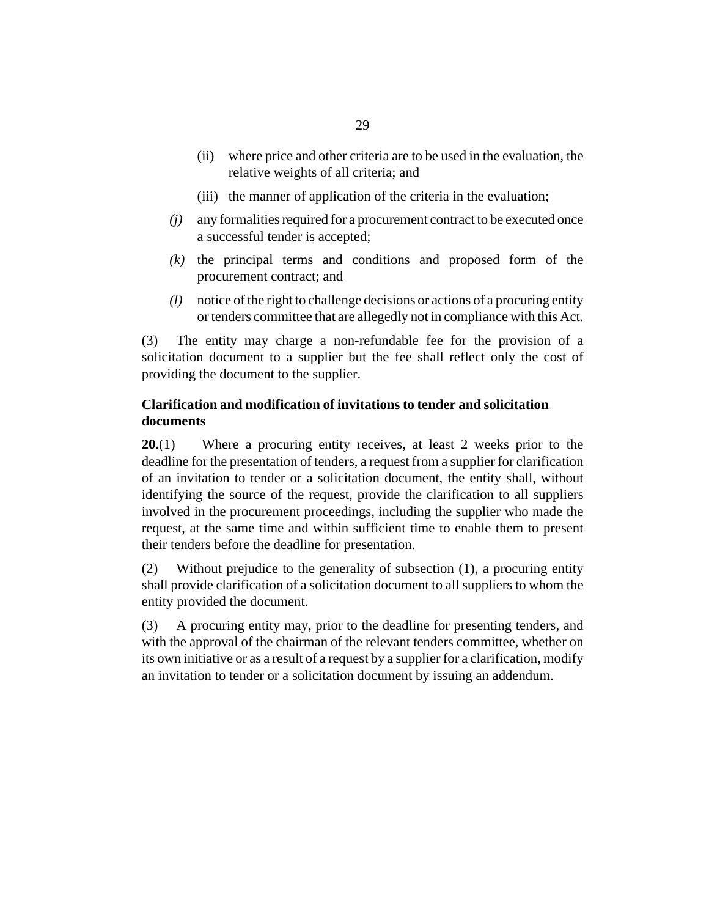(ii) where price and other criteria are to be used in the evaluation, the relative weights of all criteria; and

(iii) the manner of application of the criteria in the evaluation;

*(j)* any formalities required for a procurement contract to be executed once a successful tender is accepted;

*(k)* the principal terms and conditions and proposed form of the procurement contract; and

*(l)* notice of the right to challenge decisions or actions of a procuring entity or tenders committee that are allegedly not in compliance with this Act.

(3) The entity may charge a non-refundable fee for the provision of a solicitation document to a supplier but the fee shall reflect only the cost of providing the document to the supplier.

**Clarification and modification of invitations to tender and solicitation documents**

**20.**(1) Where a procuring entity receives, at least 2 weeks prior to the deadline for the presentation of tenders, a request from a supplier for clarification of an invitation to tender or a solicitation document, the entity shall, without identifying the source of the request, provide the clarification to all suppliers involved in the procurement proceedings, including the supplier who made the request, at the same time and within sufficient time to enable them to present their tenders before the deadline for presentation.

(2) Without prejudice to the generality of subsection (1), a procuring entity shall provide clarification of a solicitation document to all suppliers to whom the entity provided the document.

(3) A procuring entity may, prior to the deadline for presenting tenders, and with the approval of the chairman of the relevant tenders committee, whether on its own initiative or as a result of a request by a supplier for a clarification, modify an invitation to tender or a solicitation document by issuing an addendum.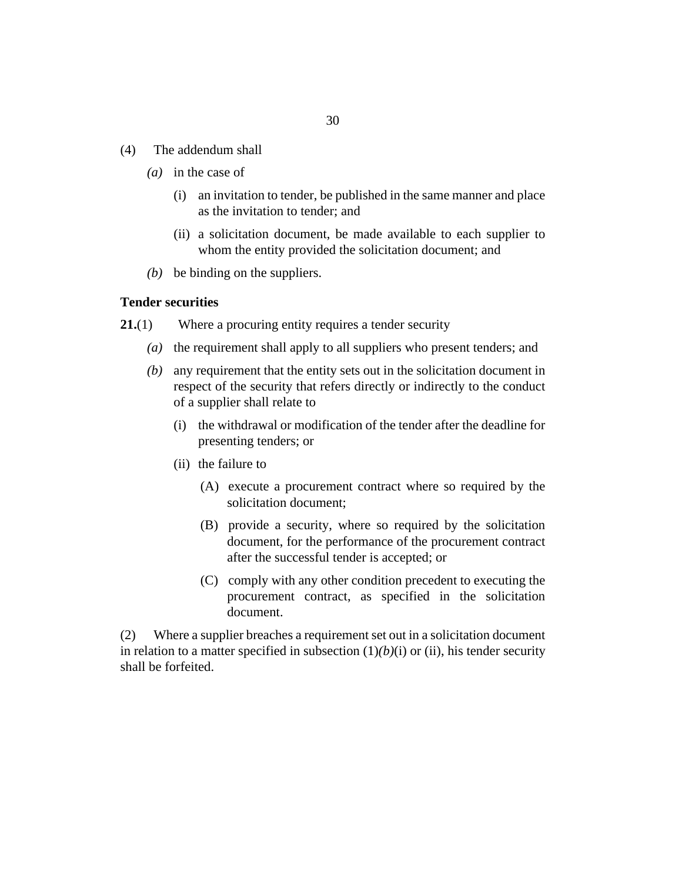(4) The addendum shall

*(a)* in the case of

(i) an invitation to tender, be published in the same manner and place as the invitation to tender; and

(ii) a solicitation document, be made available to each supplier to whom the entity provided the solicitation document; and

*(b)* be binding on the suppliers.

**Tender securities**

**21.**(1) Where a procuring entity requires a tender security

*(a)* the requirement shall apply to all suppliers who present tenders; and

*(b)* any requirement that the entity sets out in the solicitation document in respect of the security that refers directly or indirectly to the conduct of a supplier shall relate to

(i) the withdrawal or modification of the tender after the deadline for presenting tenders; or

(ii) the failure to

(A) execute a procurement contract where so required by the solicitation document;

(B) provide a security, where so required by the solicitation document, for the performance of the procurement contract after the successful tender is accepted; or

(C) comply with any other condition precedent to executing the procurement contract, as specified in the solicitation document.

(2) Where a supplier breaches a requirement set out in a solicitation document in relation to a matter specified in subsection (1)*(b)*(i) or (ii), his tender security shall be forfeited.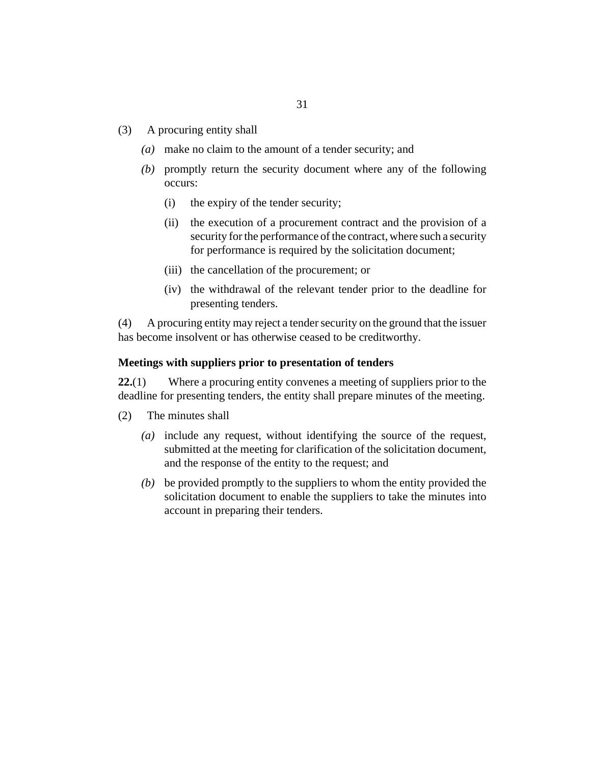(3) A procuring entity shall

*(a)* make no claim to the amount of a tender security; and

*(b)* promptly return the security document where any of the following occurs:

(i) the expiry of the tender security;

(ii) the execution of a procurement contract and the provision of a security for the performance of the contract, where such a security for performance is required by the solicitation document;

(iii) the cancellation of the procurement; or

(iv) the withdrawal of the relevant tender prior to the deadline for presenting tenders.

(4) A procuring entity may reject a tender security on the ground that the issuer has become insolvent or has otherwise ceased to be creditworthy.

**Meetings with suppliers prior to presentation of tenders**

**22.**(1) Where a procuring entity convenes a meeting of suppliers prior to the deadline for presenting tenders, the entity shall prepare minutes of the meeting.

(2) The minutes shall

*(a)* include any request, without identifying the source of the request, submitted at the meeting for clarification of the solicitation document, and the response of the entity to the request; and

*(b)* be provided promptly to the suppliers to whom the entity provided the solicitation document to enable the suppliers to take the minutes into account in preparing their tenders.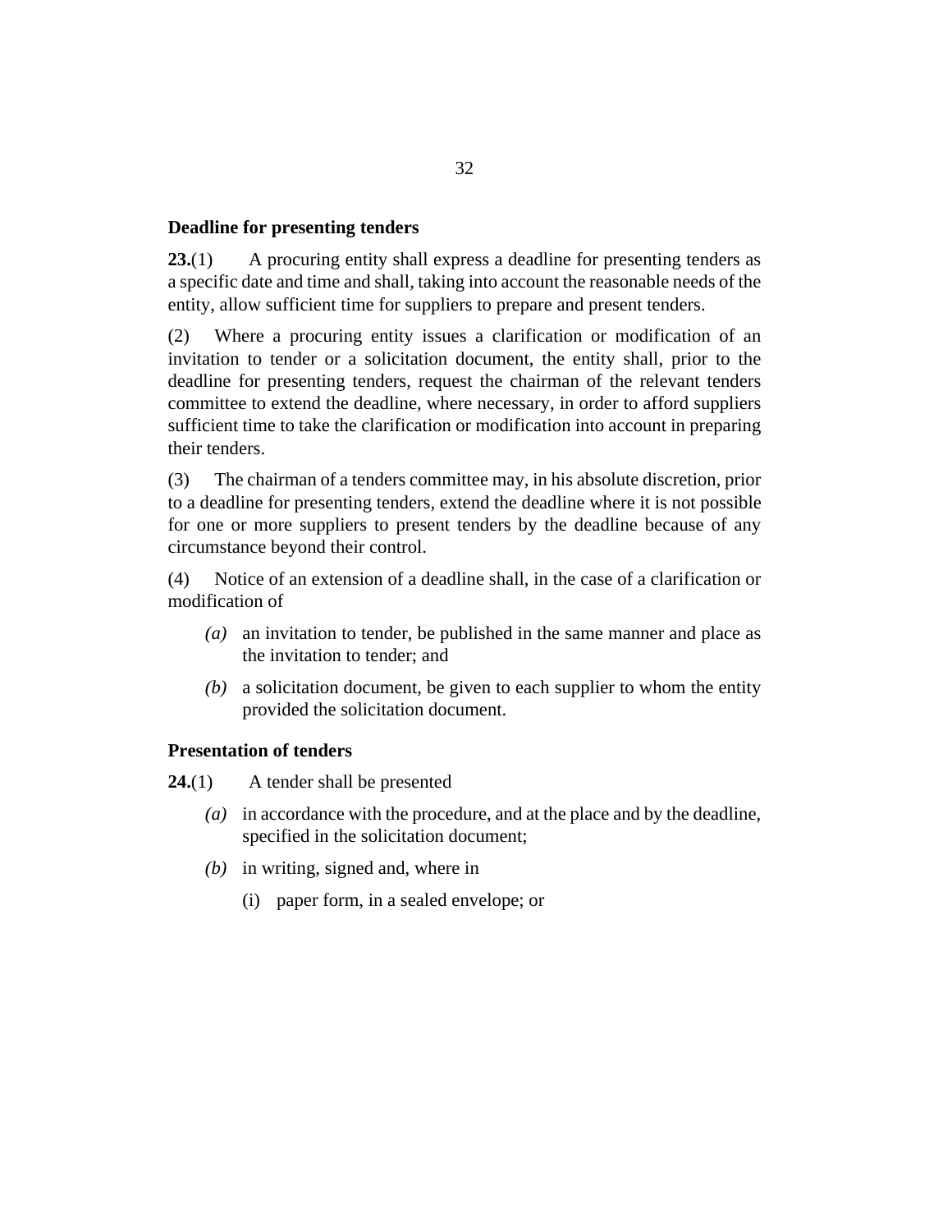### Deadline for presenting tenders

**23.**(1) A procuring entity shall express a deadline for presenting tenders as a specific date and time and shall, taking into account the reasonable needs of the entity, allow sufficient time for suppliers to prepare and present tenders.

(2) Where a procuring entity issues a clarification or modification of an invitation to tender or a solicitation document, the entity shall, prior to the deadline for presenting tenders, request the chairman of the relevant tenders committee to extend the deadline, where necessary, in order to afford suppliers sufficient time to take the clarification or modification into account in preparing their tenders.

(3) The chairman of a tenders committee may, in his absolute discretion, prior to a deadline for presenting tenders, extend the deadline where it is not possible for one or more suppliers to present tenders by the deadline because of any circumstance beyond their control.

(4) Notice of an extension of a deadline shall, in the case of a clarification or modification of

*(a)* an invitation to tender, be published in the same manner and place as the invitation to tender; and

*(b)* a solicitation document, be given to each supplier to whom the entity provided the solicitation document.

### Presentation of tenders

**24.**(1) A tender shall be presented

*(a)* in accordance with the procedure, and at the place and by the deadline, specified in the solicitation document;

*(b)* in writing, signed and, where in

(i) paper form, in a sealed envelope; or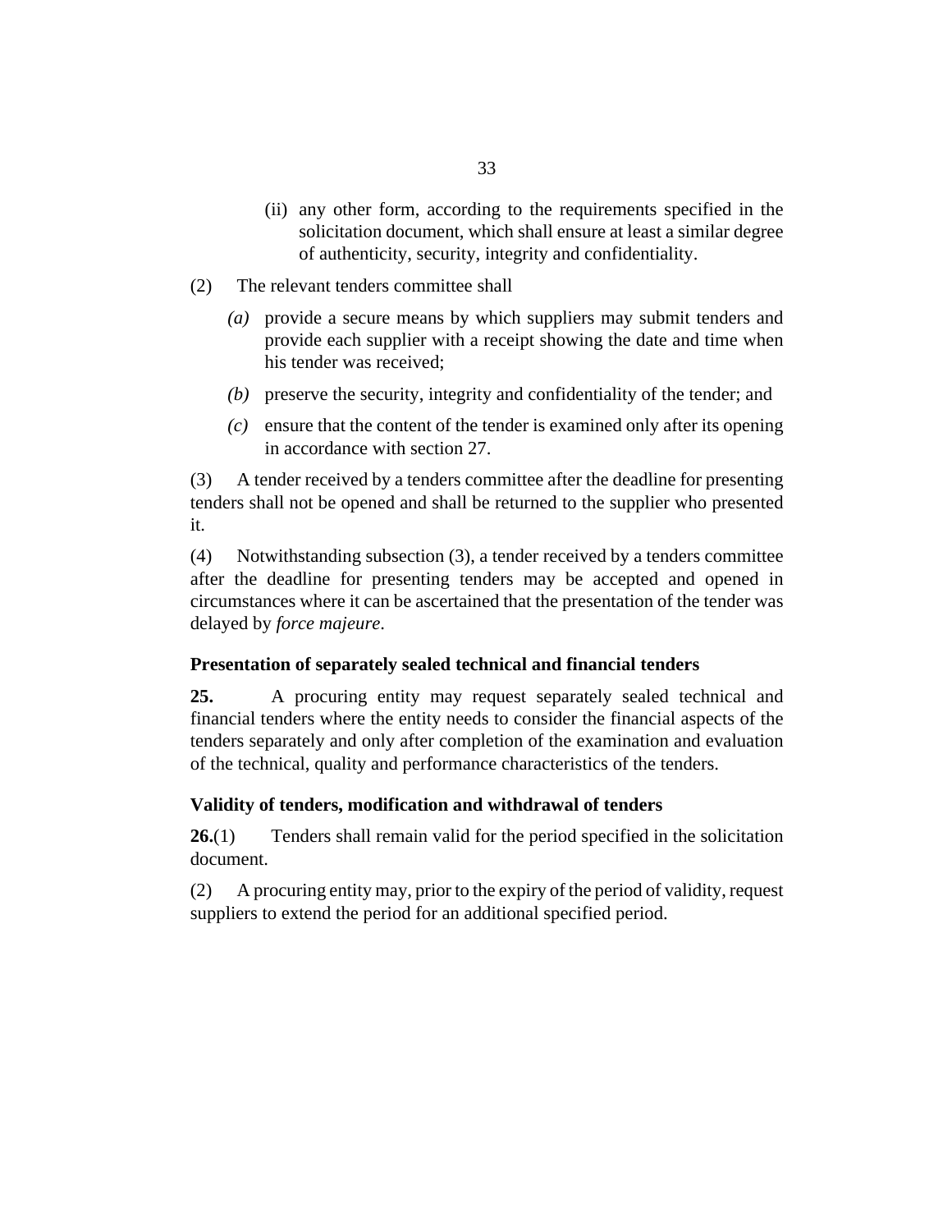(ii) any other form, according to the requirements specified in the solicitation document, which shall ensure at least a similar degree of authenticity, security, integrity and confidentiality.

(2) The relevant tenders committee shall

*(a)* provide a secure means by which suppliers may submit tenders and provide each supplier with a receipt showing the date and time when his tender was received;

*(b)* preserve the security, integrity and confidentiality of the tender; and

*(c)* ensure that the content of the tender is examined only after its opening in accordance with section 27.

(3) A tender received by a tenders committee after the deadline for presenting tenders shall not be opened and shall be returned to the supplier who presented it.

(4) Notwithstanding subsection (3), a tender received by a tenders committee after the deadline for presenting tenders may be accepted and opened in circumstances where it can be ascertained that the presentation of the tender was delayed by *force majeure*.

**Presentation of separately sealed technical and financial tenders**

**25.** A procuring entity may request separately sealed technical and financial tenders where the entity needs to consider the financial aspects of the tenders separately and only after completion of the examination and evaluation of the technical, quality and performance characteristics of the tenders.

**Validity of tenders, modification and withdrawal of tenders**

**26.**(1) Tenders shall remain valid for the period specified in the solicitation document.

(2) A procuring entity may, prior to the expiry of the period of validity, request suppliers to extend the period for an additional specified period.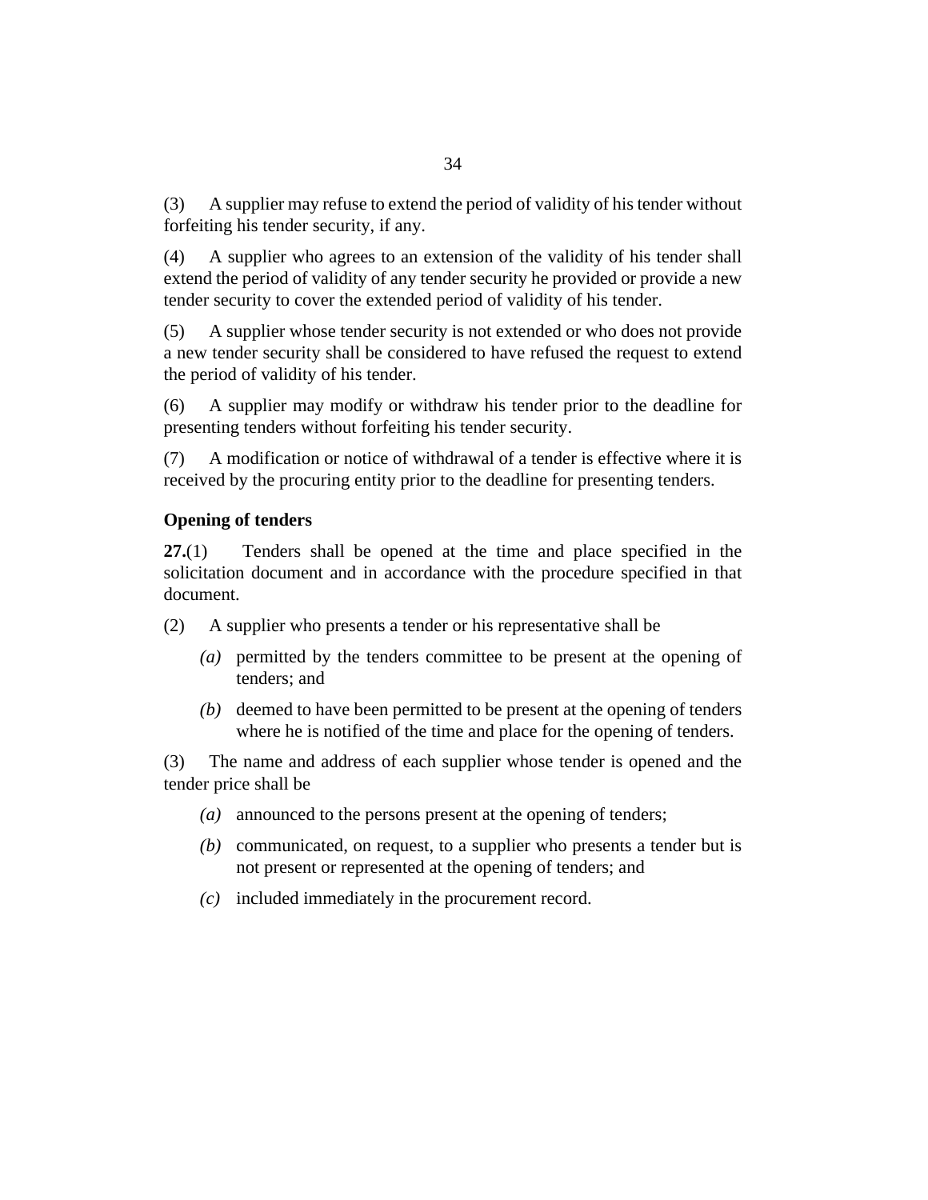(3) A supplier may refuse to extend the period of validity of his tender without forfeiting his tender security, if any.

(4) A supplier who agrees to an extension of the validity of his tender shall extend the period of validity of any tender security he provided or provide a new tender security to cover the extended period of validity of his tender.

(5) A supplier whose tender security is not extended or who does not provide a new tender security shall be considered to have refused the request to extend the period of validity of his tender.

(6) A supplier may modify or withdraw his tender prior to the deadline for presenting tenders without forfeiting his tender security.

(7) A modification or notice of withdrawal of a tender is effective where it is received by the procuring entity prior to the deadline for presenting tenders.

**Opening of tenders**

**27.**(1) Tenders shall be opened at the time and place specified in the solicitation document and in accordance with the procedure specified in that document.

(2) A supplier who presents a tender or his representative shall be

*(a)* permitted by the tenders committee to be present at the opening of tenders; and

*(b)* deemed to have been permitted to be present at the opening of tenders where he is notified of the time and place for the opening of tenders.

(3) The name and address of each supplier whose tender is opened and the tender price shall be

*(a)* announced to the persons present at the opening of tenders;

*(b)* communicated, on request, to a supplier who presents a tender but is not present or represented at the opening of tenders; and

*(c)* included immediately in the procurement record.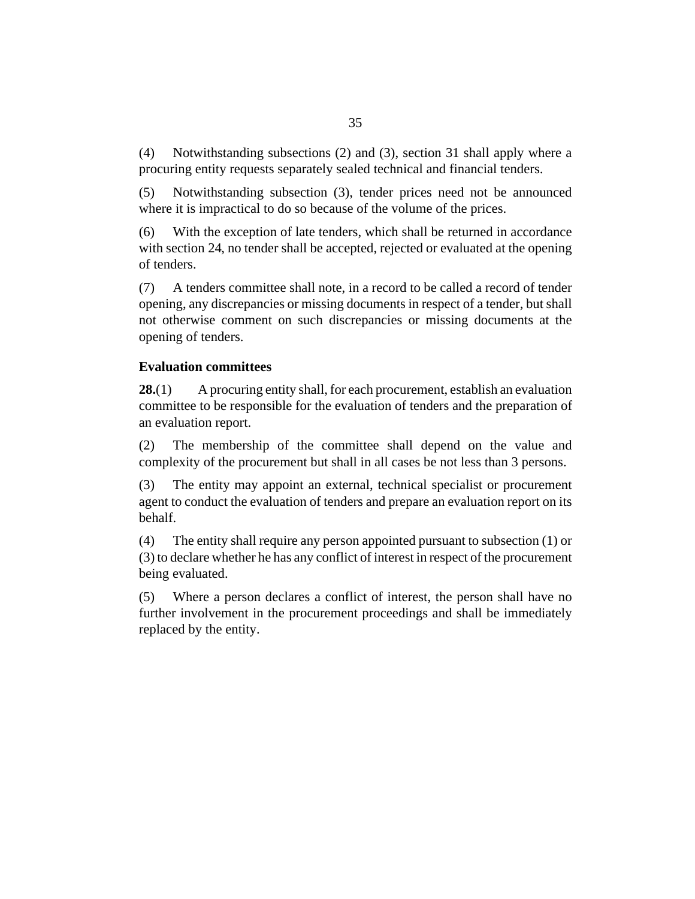(4) Notwithstanding subsections (2) and (3), section 31 shall apply where a procuring entity requests separately sealed technical and financial tenders.

(5) Notwithstanding subsection (3), tender prices need not be announced where it is impractical to do so because of the volume of the prices.

(6) With the exception of late tenders, which shall be returned in accordance with section 24, no tender shall be accepted, rejected or evaluated at the opening of tenders.

(7) A tenders committee shall note, in a record to be called a record of tender opening, any discrepancies or missing documents in respect of a tender, but shall not otherwise comment on such discrepancies or missing documents at the opening of tenders.

**Evaluation committees**

**28.**(1) A procuring entity shall, for each procurement, establish an evaluation committee to be responsible for the evaluation of tenders and the preparation of an evaluation report.

(2) The membership of the committee shall depend on the value and complexity of the procurement but shall in all cases be not less than 3 persons.

(3) The entity may appoint an external, technical specialist or procurement agent to conduct the evaluation of tenders and prepare an evaluation report on its behalf.

(4) The entity shall require any person appointed pursuant to subsection (1) or (3) to declare whether he has any conflict of interest in respect of the procurement being evaluated.

(5) Where a person declares a conflict of interest, the person shall have no further involvement in the procurement proceedings and shall be immediately replaced by the entity.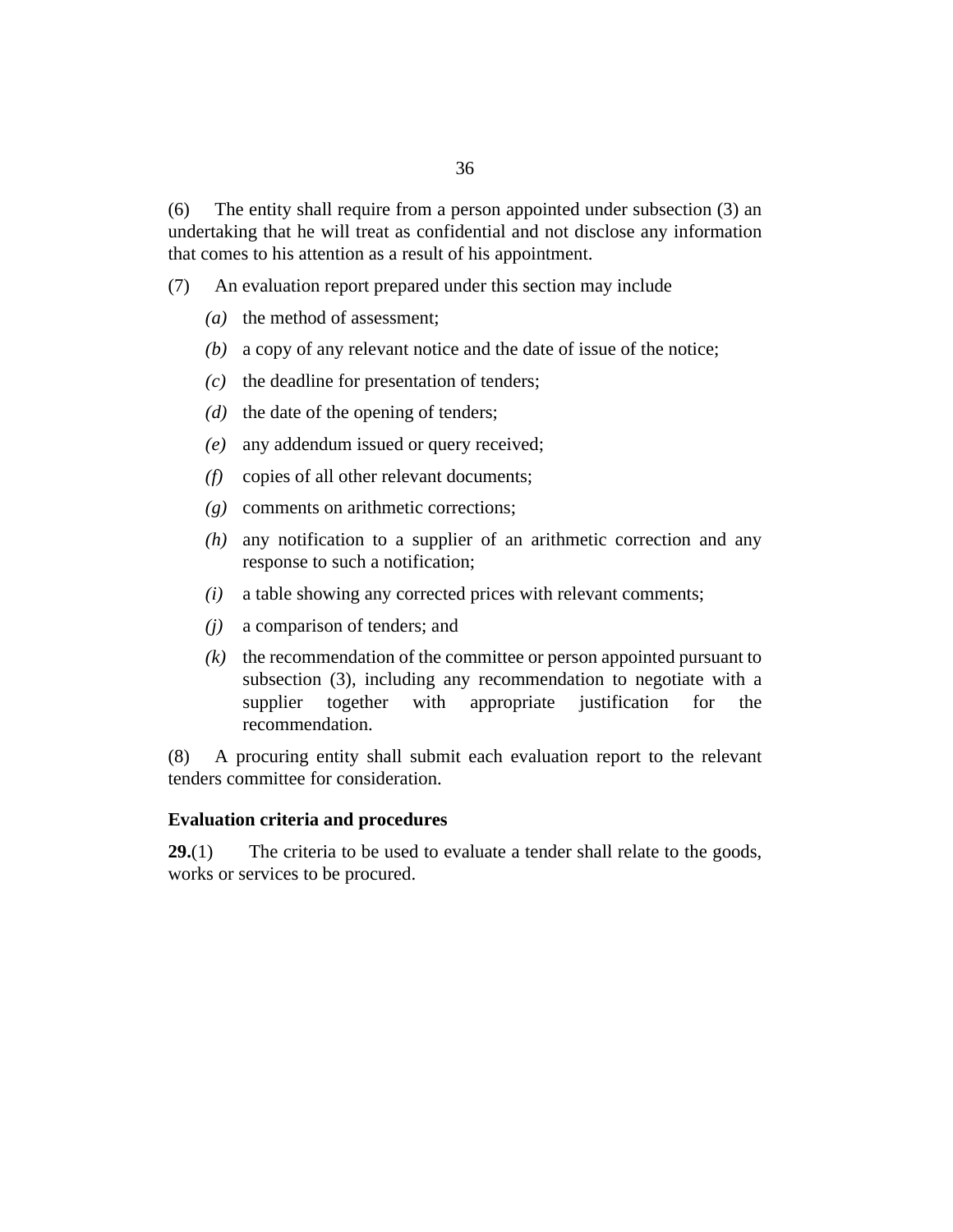(6) The entity shall require from a person appointed under subsection (3) an undertaking that he will treat as confidential and not disclose any information that comes to his attention as a result of his appointment.

(7) An evaluation report prepared under this section may include

*(a)* the method of assessment;

*(b)* a copy of any relevant notice and the date of issue of the notice;

*(c)* the deadline for presentation of tenders;

*(d)* the date of the opening of tenders;

*(e)* any addendum issued or query received;

*(f)* copies of all other relevant documents;

*(g)* comments on arithmetic corrections;

*(h)* any notification to a supplier of an arithmetic correction and any response to such a notification;

*(i)* a table showing any corrected prices with relevant comments;

*(j)* a comparison of tenders; and

*(k)* the recommendation of the committee or person appointed pursuant to subsection (3), including any recommendation to negotiate with a supplier together with appropriate justification for the recommendation.

(8) A procuring entity shall submit each evaluation report to the relevant tenders committee for consideration.

**Evaluation criteria and procedures**

**29.**(1) The criteria to be used to evaluate a tender shall relate to the goods, works or services to be procured.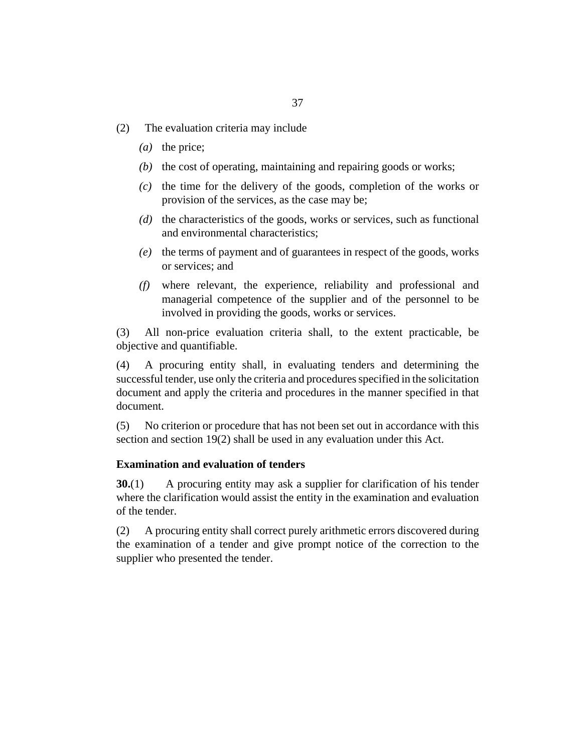(2) The evaluation criteria may include

- *(a)* the price;
- *(b)* the cost of operating, maintaining and repairing goods or works;
- *(c)* the time for the delivery of the goods, completion of the works or provision of the services, as the case may be;
- *(d)* the characteristics of the goods, works or services, such as functional and environmental characteristics;
- *(e)* the terms of payment and of guarantees in respect of the goods, works or services; and
- *(f)* where relevant, the experience, reliability and professional and managerial competence of the supplier and of the personnel to be involved in providing the goods, works or services.

(3) All non-price evaluation criteria shall, to the extent practicable, be objective and quantifiable.

(4) A procuring entity shall, in evaluating tenders and determining the successful tender, use only the criteria and procedures specified in the solicitation document and apply the criteria and procedures in the manner specified in that document.

(5) No criterion or procedure that has not been set out in accordance with this section and section 19(2) shall be used in any evaluation under this Act.

### Examination and evaluation of tenders

**30.**(1) A procuring entity may ask a supplier for clarification of his tender where the clarification would assist the entity in the examination and evaluation of the tender.

(2) A procuring entity shall correct purely arithmetic errors discovered during the examination of a tender and give prompt notice of the correction to the supplier who presented the tender.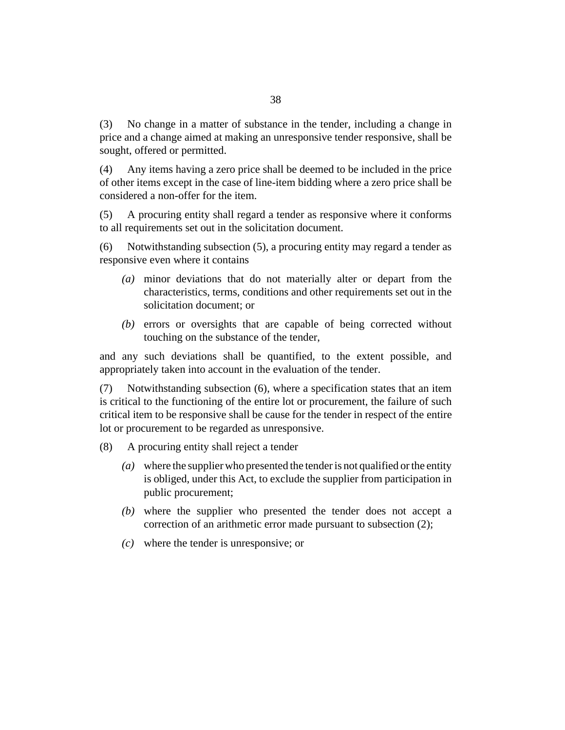(3) No change in a matter of substance in the tender, including a change in price and a change aimed at making an unresponsive tender responsive, shall be sought, offered or permitted.

(4) Any items having a zero price shall be deemed to be included in the price of other items except in the case of line-item bidding where a zero price shall be considered a non-offer for the item.

(5) A procuring entity shall regard a tender as responsive where it conforms to all requirements set out in the solicitation document.

(6) Notwithstanding subsection (5), a procuring entity may regard a tender as responsive even where it contains

*(a)* minor deviations that do not materially alter or depart from the characteristics, terms, conditions and other requirements set out in the solicitation document; or

*(b)* errors or oversights that are capable of being corrected without touching on the substance of the tender,

and any such deviations shall be quantified, to the extent possible, and appropriately taken into account in the evaluation of the tender.

(7) Notwithstanding subsection (6), where a specification states that an item is critical to the functioning of the entire lot or procurement, the failure of such critical item to be responsive shall be cause for the tender in respect of the entire lot or procurement to be regarded as unresponsive.

(8) A procuring entity shall reject a tender

*(a)* where the supplier who presented the tender is not qualified or the entity is obliged, under this Act, to exclude the supplier from participation in public procurement;

*(b)* where the supplier who presented the tender does not accept a correction of an arithmetic error made pursuant to subsection (2);

*(c)* where the tender is unresponsive; or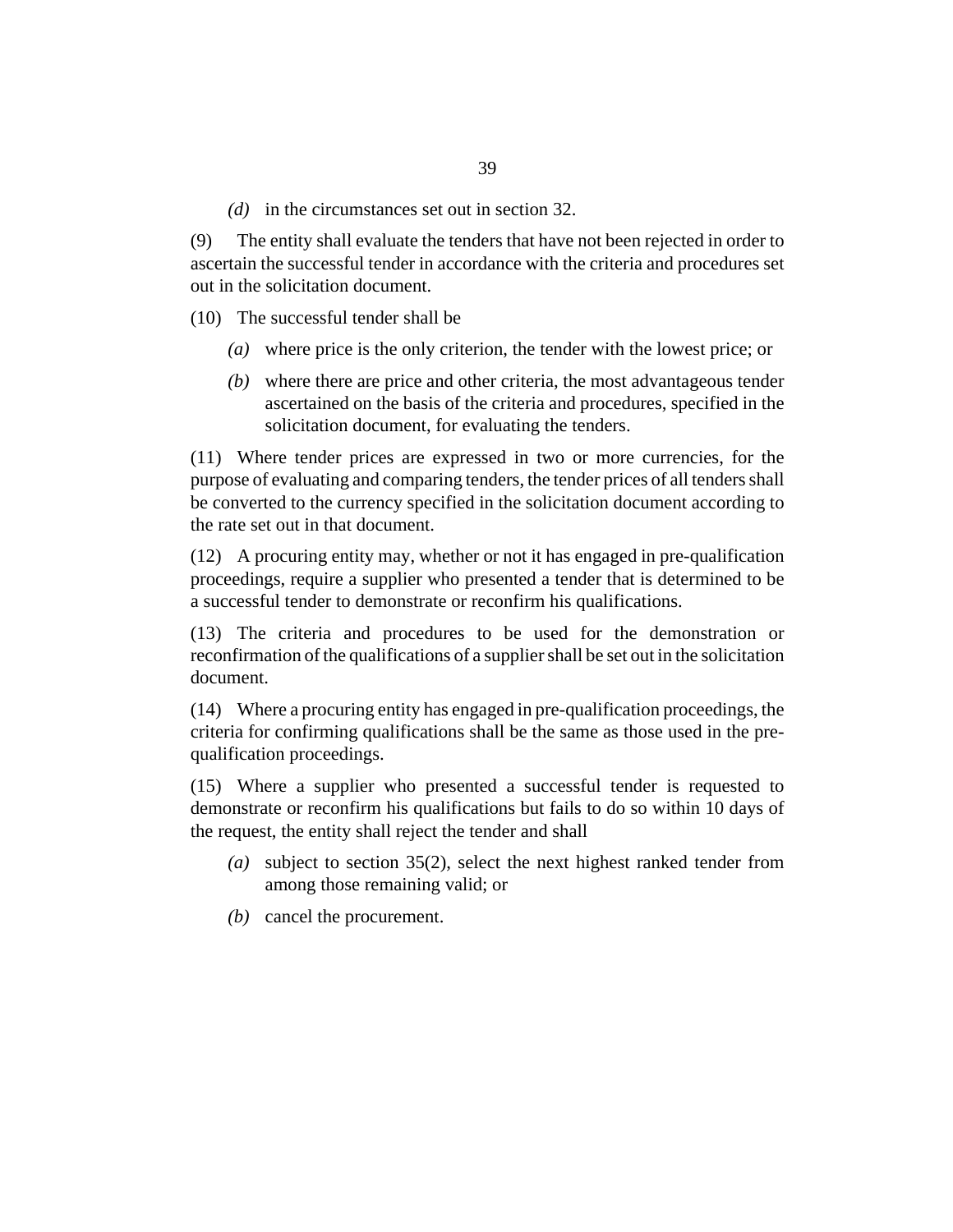*(d)* in the circumstances set out in section 32.

(9) The entity shall evaluate the tenders that have not been rejected in order to ascertain the successful tender in accordance with the criteria and procedures set out in the solicitation document.

(10) The successful tender shall be

*(a)* where price is the only criterion, the tender with the lowest price; or

*(b)* where there are price and other criteria, the most advantageous tender ascertained on the basis of the criteria and procedures, specified in the solicitation document, for evaluating the tenders.

(11) Where tender prices are expressed in two or more currencies, for the purpose of evaluating and comparing tenders, the tender prices of all tenders shall be converted to the currency specified in the solicitation document according to the rate set out in that document.

(12) A procuring entity may, whether or not it has engaged in pre-qualification proceedings, require a supplier who presented a tender that is determined to be a successful tender to demonstrate or reconfirm his qualifications.

(13) The criteria and procedures to be used for the demonstration or reconfirmation of the qualifications of a supplier shall be set out in the solicitation document.

(14) Where a procuring entity has engaged in pre-qualification proceedings, the criteria for confirming qualifications shall be the same as those used in the pre-qualification proceedings.

(15) Where a supplier who presented a successful tender is requested to demonstrate or reconfirm his qualifications but fails to do so within 10 days of the request, the entity shall reject the tender and shall

*(a)* subject to section 35(2), select the next highest ranked tender from among those remaining valid; or

*(b)* cancel the procurement.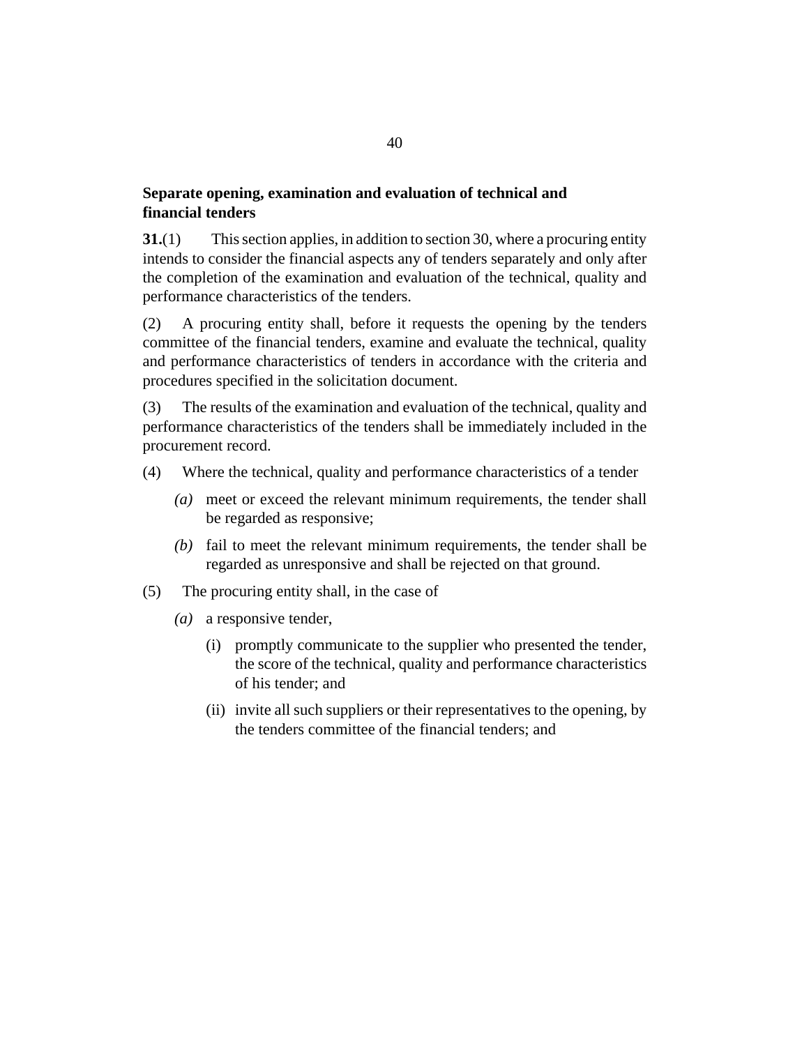**Separate opening, examination and evaluation of technical and financial tenders**

**31.**(1) This section applies, in addition to section 30, where a procuring entity intends to consider the financial aspects any of tenders separately and only after the completion of the examination and evaluation of the technical, quality and performance characteristics of the tenders.

(2) A procuring entity shall, before it requests the opening by the tenders committee of the financial tenders, examine and evaluate the technical, quality and performance characteristics of tenders in accordance with the criteria and procedures specified in the solicitation document.

(3) The results of the examination and evaluation of the technical, quality and performance characteristics of the tenders shall be immediately included in the procurement record.

(4) Where the technical, quality and performance characteristics of a tender

*(a)* meet or exceed the relevant minimum requirements, the tender shall be regarded as responsive;

*(b)* fail to meet the relevant minimum requirements, the tender shall be regarded as unresponsive and shall be rejected on that ground.

(5) The procuring entity shall, in the case of

*(a)* a responsive tender,

(i) promptly communicate to the supplier who presented the tender, the score of the technical, quality and performance characteristics of his tender; and

(ii) invite all such suppliers or their representatives to the opening, by the tenders committee of the financial tenders; and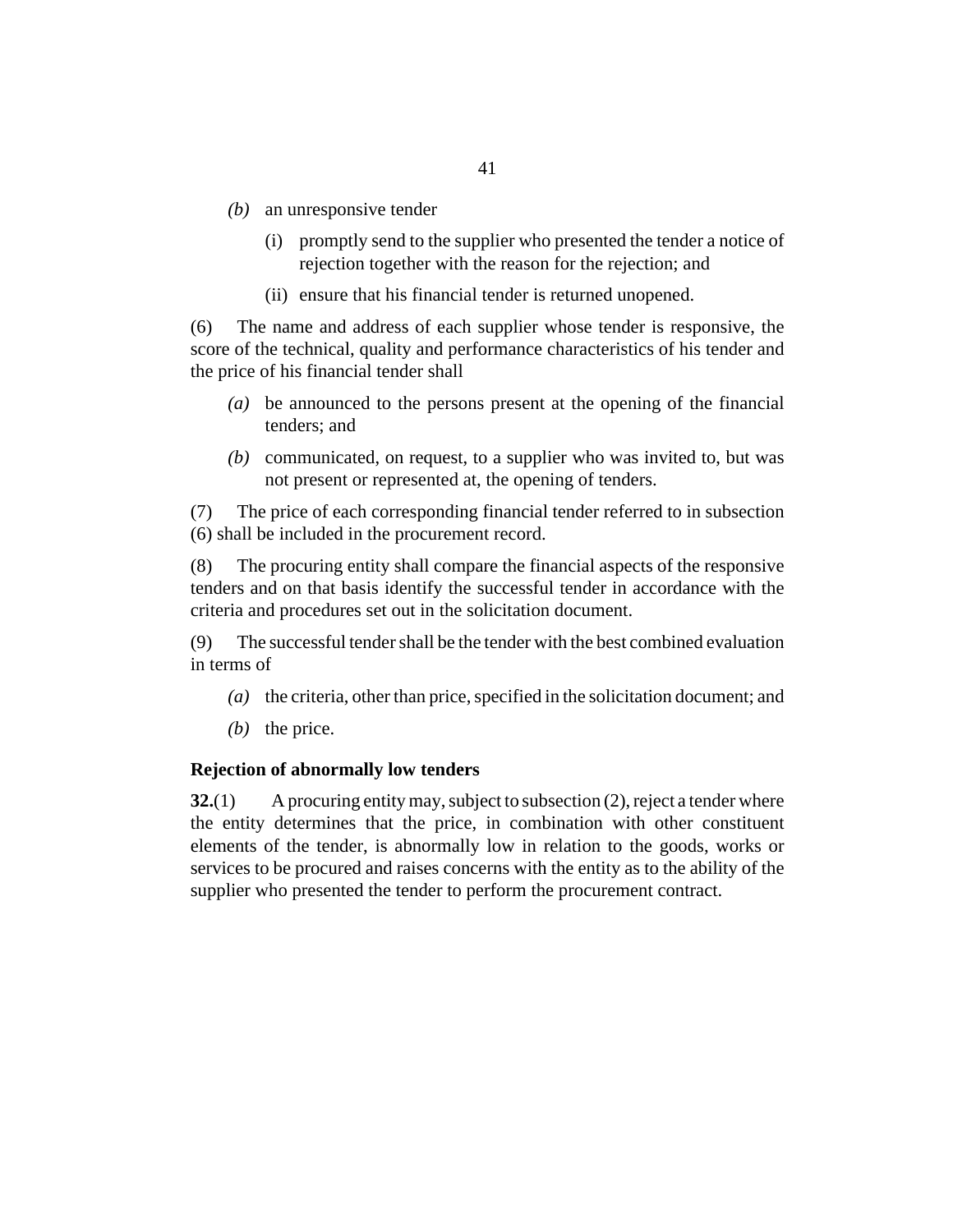*(b)* an unresponsive tender

(i) promptly send to the supplier who presented the tender a notice of rejection together with the reason for the rejection; and

(ii) ensure that his financial tender is returned unopened.

(6) The name and address of each supplier whose tender is responsive, the score of the technical, quality and performance characteristics of his tender and the price of his financial tender shall

*(a)* be announced to the persons present at the opening of the financial tenders; and

*(b)* communicated, on request, to a supplier who was invited to, but was not present or represented at, the opening of tenders.

(7) The price of each corresponding financial tender referred to in subsection (6) shall be included in the procurement record.

(8) The procuring entity shall compare the financial aspects of the responsive tenders and on that basis identify the successful tender in accordance with the criteria and procedures set out in the solicitation document.

(9) The successful tender shall be the tender with the best combined evaluation in terms of

*(a)* the criteria, other than price, specified in the solicitation document; and

*(b)* the price.

### Rejection of abnormally low tenders

**32.**(1) A procuring entity may, subject to subsection (2), reject a tender where the entity determines that the price, in combination with other constituent elements of the tender, is abnormally low in relation to the goods, works or services to be procured and raises concerns with the entity as to the ability of the supplier who presented the tender to perform the procurement contract.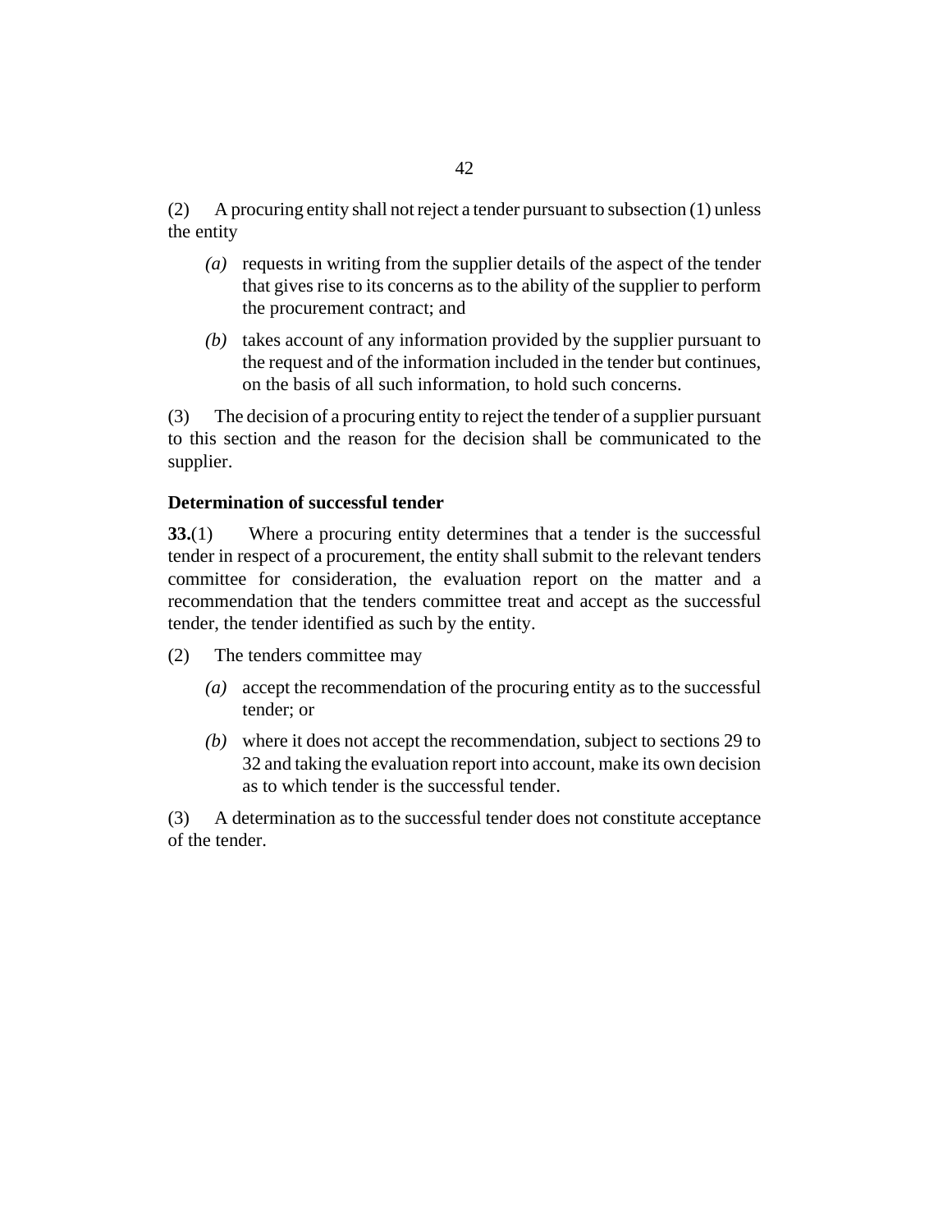(2) A procuring entity shall not reject a tender pursuant to subsection (1) unless the entity

*(a)* requests in writing from the supplier details of the aspect of the tender that gives rise to its concerns as to the ability of the supplier to perform the procurement contract; and

*(b)* takes account of any information provided by the supplier pursuant to the request and of the information included in the tender but continues, on the basis of all such information, to hold such concerns.

(3) The decision of a procuring entity to reject the tender of a supplier pursuant to this section and the reason for the decision shall be communicated to the supplier.

### Determination of successful tender

**33.**(1) Where a procuring entity determines that a tender is the successful tender in respect of a procurement, the entity shall submit to the relevant tenders committee for consideration, the evaluation report on the matter and a recommendation that the tenders committee treat and accept as the successful tender, the tender identified as such by the entity.

(2) The tenders committee may

*(a)* accept the recommendation of the procuring entity as to the successful tender; or

*(b)* where it does not accept the recommendation, subject to sections 29 to 32 and taking the evaluation report into account, make its own decision as to which tender is the successful tender.

(3) A determination as to the successful tender does not constitute acceptance of the tender.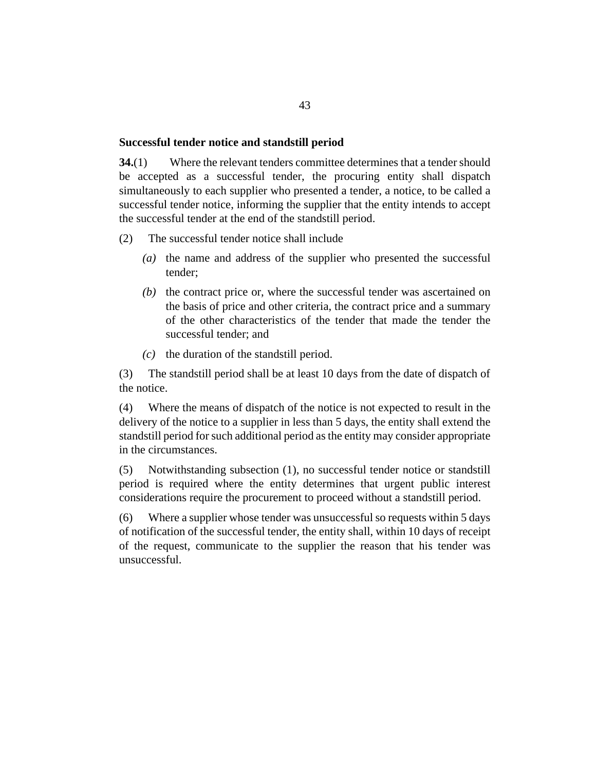**Successful tender notice and standstill period**

**34.**(1) Where the relevant tenders committee determines that a tender should be accepted as a successful tender, the procuring entity shall dispatch simultaneously to each supplier who presented a tender, a notice, to be called a successful tender notice, informing the supplier that the entity intends to accept the successful tender at the end of the standstill period.

(2) The successful tender notice shall include

*(a)* the name and address of the supplier who presented the successful tender;

*(b)* the contract price or, where the successful tender was ascertained on the basis of price and other criteria, the contract price and a summary of the other characteristics of the tender that made the tender the successful tender; and

*(c)* the duration of the standstill period.

(3) The standstill period shall be at least 10 days from the date of dispatch of the notice.

(4) Where the means of dispatch of the notice is not expected to result in the delivery of the notice to a supplier in less than 5 days, the entity shall extend the standstill period for such additional period as the entity may consider appropriate in the circumstances.

(5) Notwithstanding subsection (1), no successful tender notice or standstill period is required where the entity determines that urgent public interest considerations require the procurement to proceed without a standstill period.

(6) Where a supplier whose tender was unsuccessful so requests within 5 days of notification of the successful tender, the entity shall, within 10 days of receipt of the request, communicate to the supplier the reason that his tender was unsuccessful.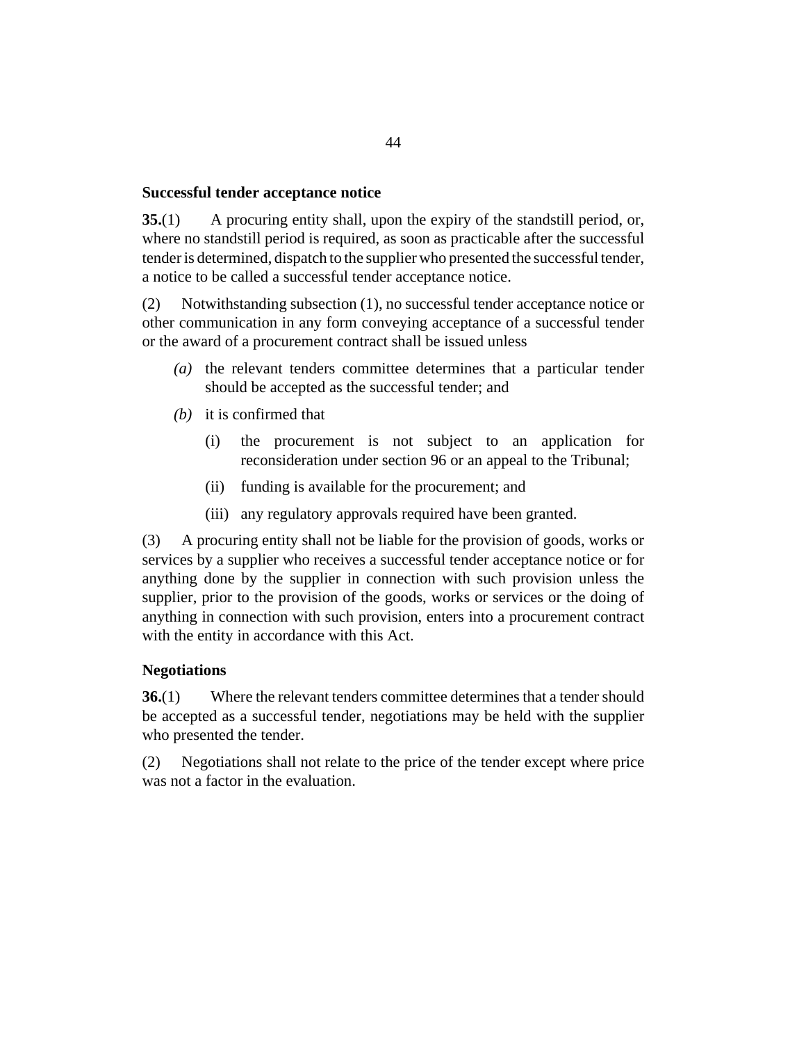### Successful tender acceptance notice

**35.**(1) A procuring entity shall, upon the expiry of the standstill period, or, where no standstill period is required, as soon as practicable after the successful tender is determined, dispatch to the supplier who presented the successful tender, a notice to be called a successful tender acceptance notice.

(2) Notwithstanding subsection (1), no successful tender acceptance notice or other communication in any form conveying acceptance of a successful tender or the award of a procurement contract shall be issued unless

- *(a)* the relevant tenders committee determines that a particular tender should be accepted as the successful tender; and
- *(b)* it is confirmed that
  - (i) the procurement is not subject to an application for reconsideration under section 96 or an appeal to the Tribunal;
  - (ii) funding is available for the procurement; and
  - (iii) any regulatory approvals required have been granted.

(3) A procuring entity shall not be liable for the provision of goods, works or services by a supplier who receives a successful tender acceptance notice or for anything done by the supplier in connection with such provision unless the supplier, prior to the provision of the goods, works or services or the doing of anything in connection with such provision, enters into a procurement contract with the entity in accordance with this Act.

### Negotiations

**36.**(1) Where the relevant tenders committee determines that a tender should be accepted as a successful tender, negotiations may be held with the supplier who presented the tender.

(2) Negotiations shall not relate to the price of the tender except where price was not a factor in the evaluation.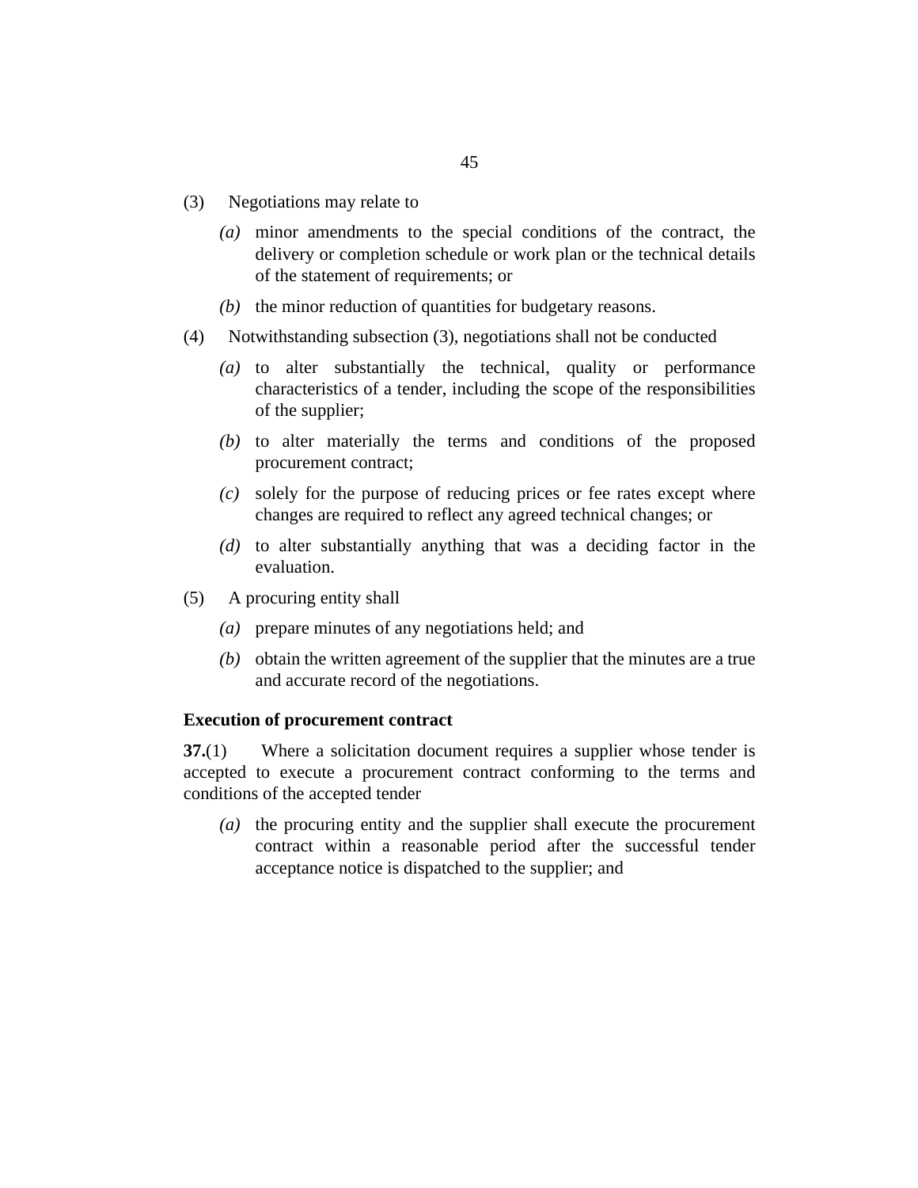(3) Negotiations may relate to

*(a)* minor amendments to the special conditions of the contract, the delivery or completion schedule or work plan or the technical details of the statement of requirements; or

*(b)* the minor reduction of quantities for budgetary reasons.

(4) Notwithstanding subsection (3), negotiations shall not be conducted

*(a)* to alter substantially the technical, quality or performance characteristics of a tender, including the scope of the responsibilities of the supplier;

*(b)* to alter materially the terms and conditions of the proposed procurement contract;

*(c)* solely for the purpose of reducing prices or fee rates except where changes are required to reflect any agreed technical changes; or

*(d)* to alter substantially anything that was a deciding factor in the evaluation.

(5) A procuring entity shall

*(a)* prepare minutes of any negotiations held; and

*(b)* obtain the written agreement of the supplier that the minutes are a true and accurate record of the negotiations.

**Execution of procurement contract**

**37.**(1) Where a solicitation document requires a supplier whose tender is accepted to execute a procurement contract conforming to the terms and conditions of the accepted tender

*(a)* the procuring entity and the supplier shall execute the procurement contract within a reasonable period after the successful tender acceptance notice is dispatched to the supplier; and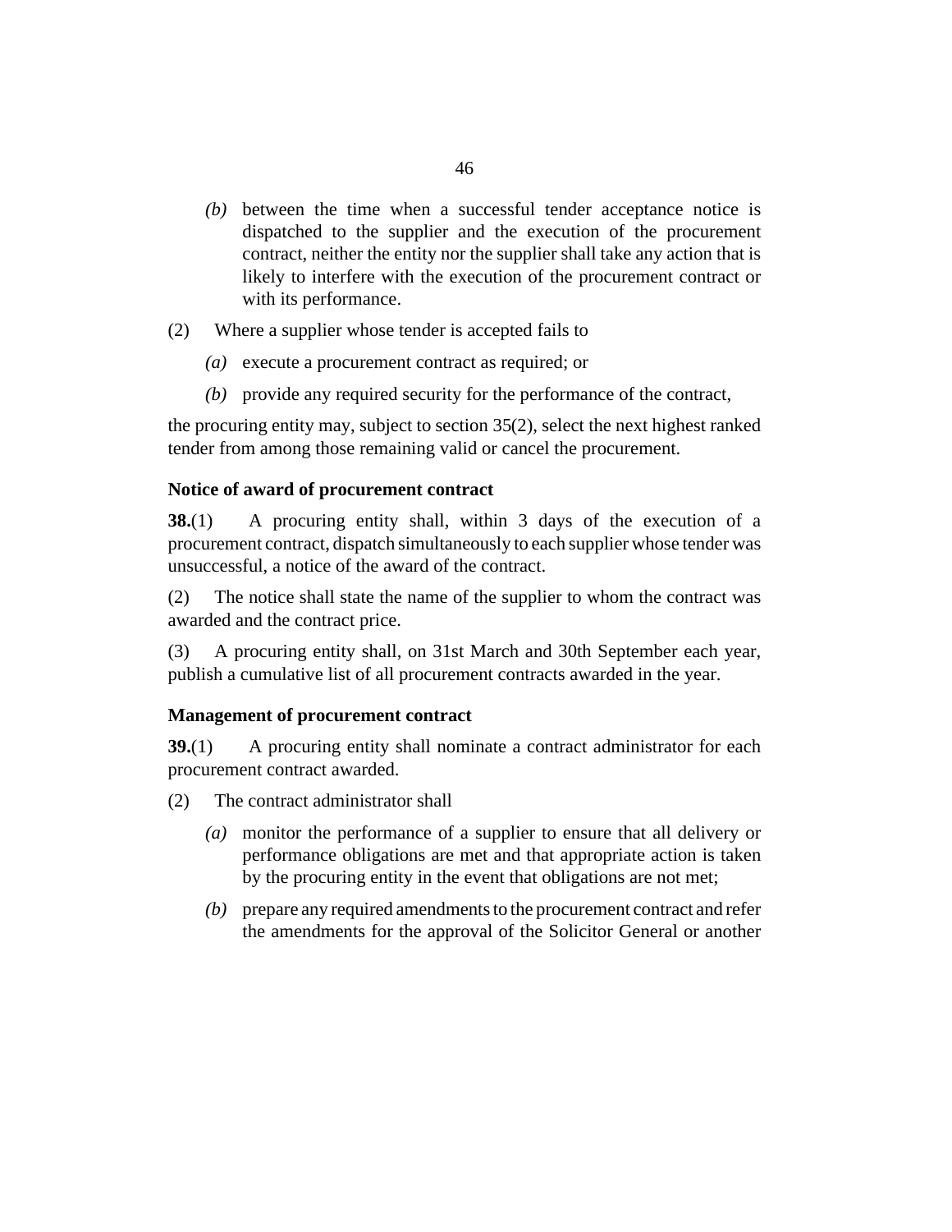(b) between the time when a successful tender acceptance notice is dispatched to the supplier and the execution of the procurement contract, neither the entity nor the supplier shall take any action that is likely to interfere with the execution of the procurement contract or with its performance.

(2) Where a supplier whose tender is accepted fails to

(a) execute a procurement contract as required; or

(b) provide any required security for the performance of the contract,

the procuring entity may, subject to section 35(2), select the next highest ranked tender from among those remaining valid or cancel the procurement.

**Notice of award of procurement contract**

**38.**(1) A procuring entity shall, within 3 days of the execution of a procurement contract, dispatch simultaneously to each supplier whose tender was unsuccessful, a notice of the award of the contract.

(2) The notice shall state the name of the supplier to whom the contract was awarded and the contract price.

(3) A procuring entity shall, on 31st March and 30th September each year, publish a cumulative list of all procurement contracts awarded in the year.

**Management of procurement contract**

**39.**(1) A procuring entity shall nominate a contract administrator for each procurement contract awarded.

(2) The contract administrator shall

(a) monitor the performance of a supplier to ensure that all delivery or performance obligations are met and that appropriate action is taken by the procuring entity in the event that obligations are not met;

(b) prepare any required amendments to the procurement contract and refer the amendments for the approval of the Solicitor General or another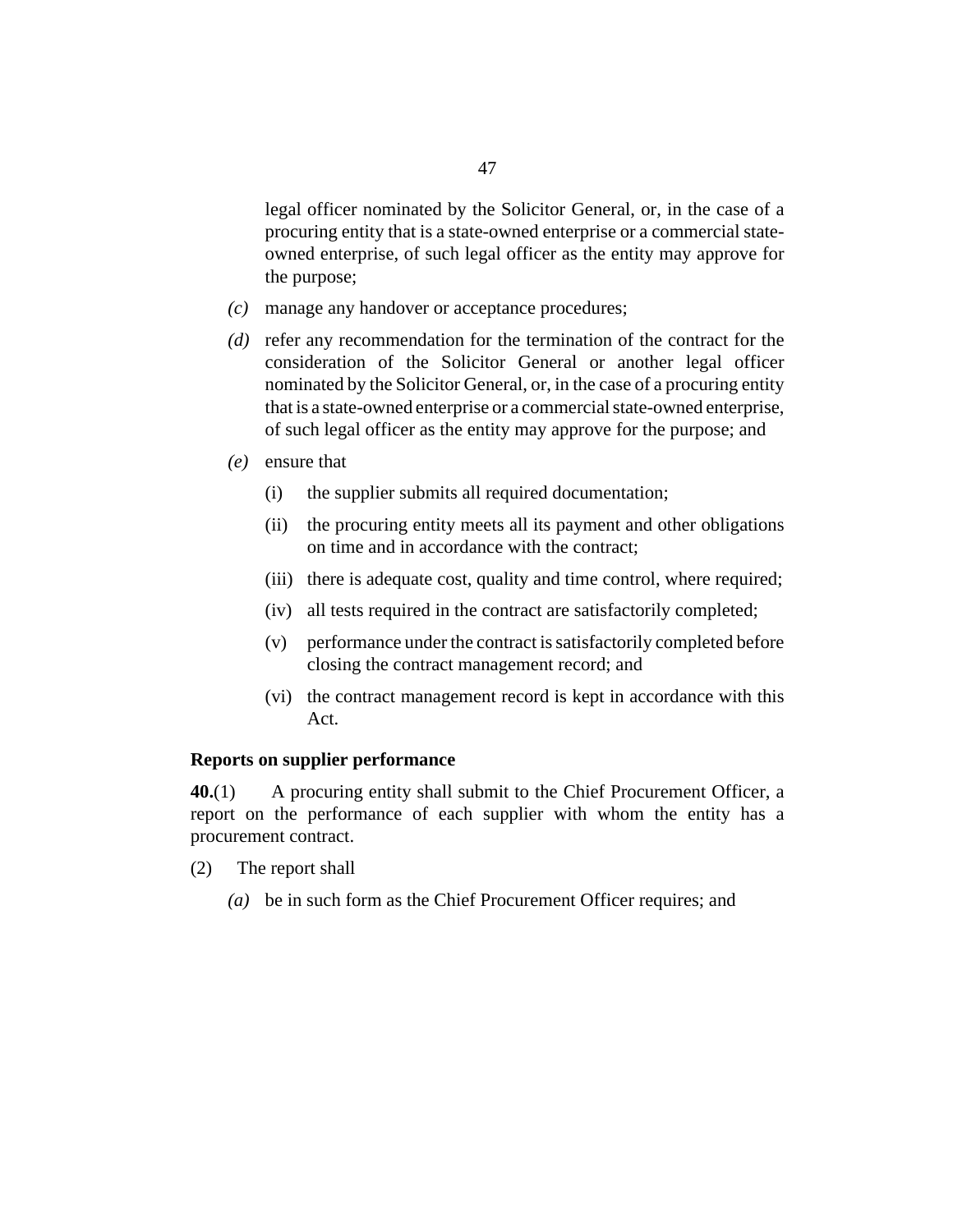legal officer nominated by the Solicitor General, or, in the case of a procuring entity that is a state-owned enterprise or a commercial state-owned enterprise, of such legal officer as the entity may approve for the purpose;

*(c)* manage any handover or acceptance procedures;

*(d)* refer any recommendation for the termination of the contract for the consideration of the Solicitor General or another legal officer nominated by the Solicitor General, or, in the case of a procuring entity that is a state-owned enterprise or a commercial state-owned enterprise, of such legal officer as the entity may approve for the purpose; and

*(e)* ensure that

(i) the supplier submits all required documentation;

(ii) the procuring entity meets all its payment and other obligations on time and in accordance with the contract;

(iii) there is adequate cost, quality and time control, where required;

(iv) all tests required in the contract are satisfactorily completed;

(v) performance under the contract is satisfactorily completed before closing the contract management record; and

(vi) the contract management record is kept in accordance with this Act.

**Reports on supplier performance**

**40.**(1) A procuring entity shall submit to the Chief Procurement Officer, a report on the performance of each supplier with whom the entity has a procurement contract.

(2) The report shall

*(a)* be in such form as the Chief Procurement Officer requires; and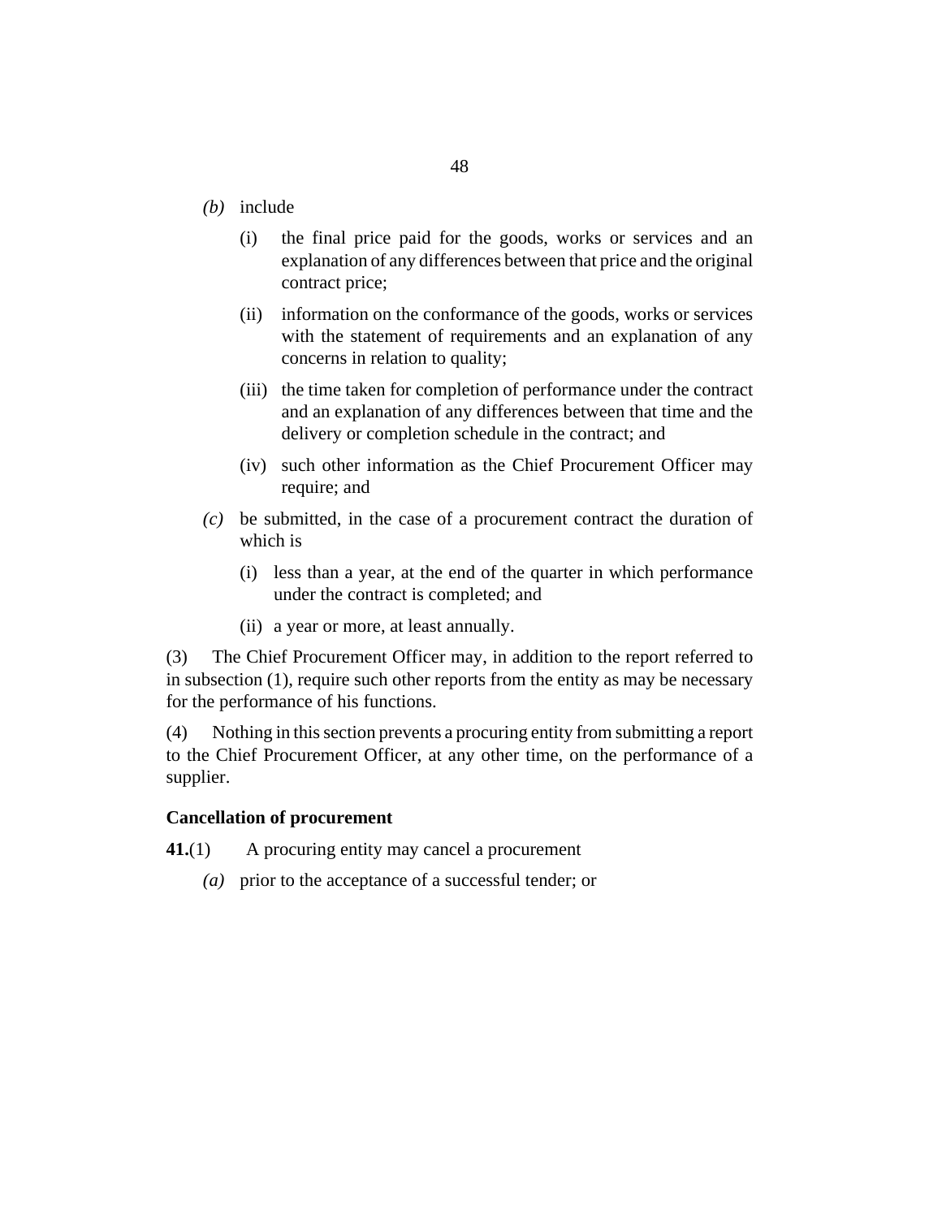*(b)* include

(i) the final price paid for the goods, works or services and an explanation of any differences between that price and the original contract price;

(ii) information on the conformance of the goods, works or services with the statement of requirements and an explanation of any concerns in relation to quality;

(iii) the time taken for completion of performance under the contract and an explanation of any differences between that time and the delivery or completion schedule in the contract; and

(iv) such other information as the Chief Procurement Officer may require; and

*(c)* be submitted, in the case of a procurement contract the duration of which is

(i) less than a year, at the end of the quarter in which performance under the contract is completed; and

(ii) a year or more, at least annually.

(3) The Chief Procurement Officer may, in addition to the report referred to in subsection (1), require such other reports from the entity as may be necessary for the performance of his functions.

(4) Nothing in this section prevents a procuring entity from submitting a report to the Chief Procurement Officer, at any other time, on the performance of a supplier.

**Cancellation of procurement**

**41.**(1) A procuring entity may cancel a procurement

*(a)* prior to the acceptance of a successful tender; or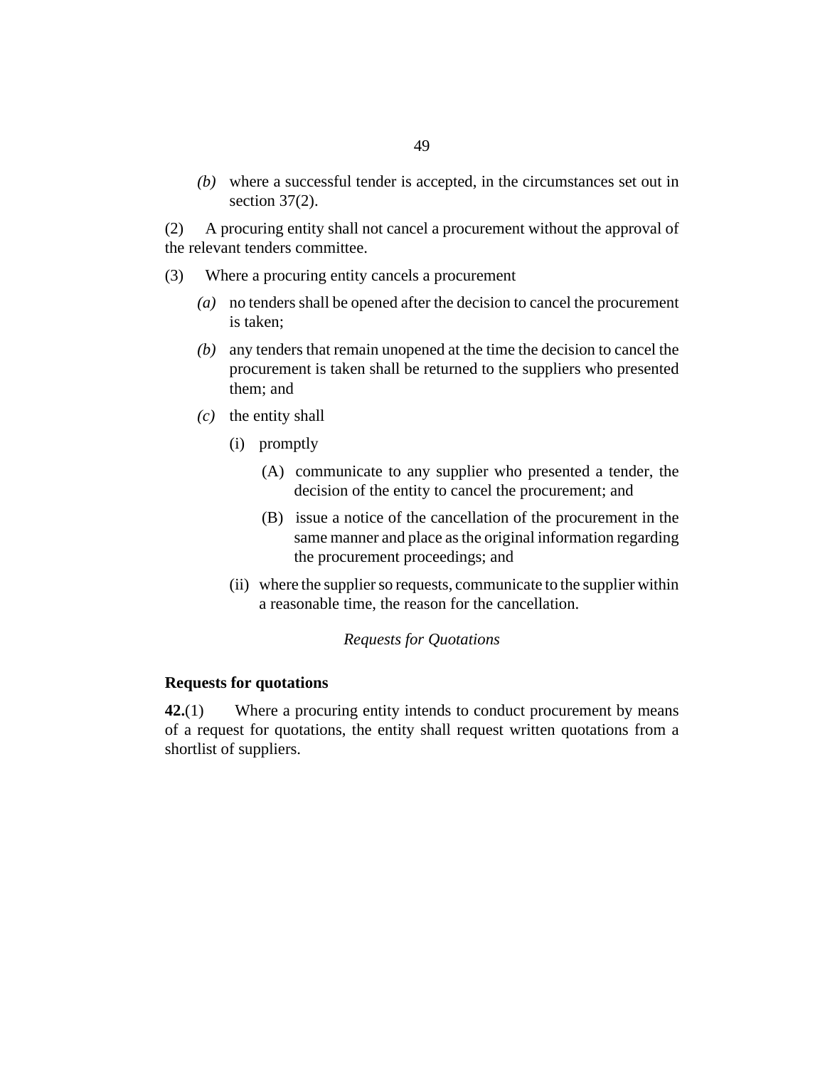*(b)* where a successful tender is accepted, in the circumstances set out in section 37(2).

(2) A procuring entity shall not cancel a procurement without the approval of the relevant tenders committee.

(3) Where a procuring entity cancels a procurement

*(a)* no tenders shall be opened after the decision to cancel the procurement is taken;

*(b)* any tenders that remain unopened at the time the decision to cancel the procurement is taken shall be returned to the suppliers who presented them; and

*(c)* the entity shall

(i) promptly

(A) communicate to any supplier who presented a tender, the decision of the entity to cancel the procurement; and

(B) issue a notice of the cancellation of the procurement in the same manner and place as the original information regarding the procurement proceedings; and

(ii) where the supplier so requests, communicate to the supplier within a reasonable time, the reason for the cancellation.

*Requests for Quotations*

**Requests for quotations**

**42.**(1) Where a procuring entity intends to conduct procurement by means of a request for quotations, the entity shall request written quotations from a shortlist of suppliers.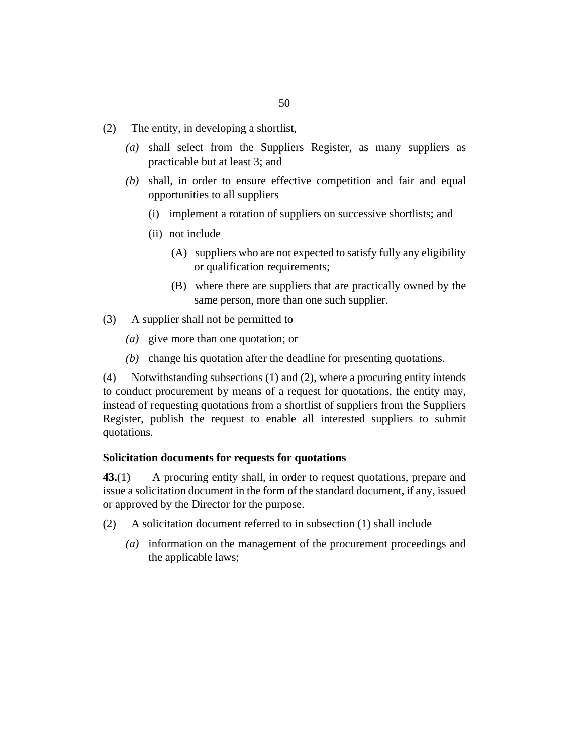(2) The entity, in developing a shortlist,

*(a)* shall select from the Suppliers Register, as many suppliers as practicable but at least 3; and

*(b)* shall, in order to ensure effective competition and fair and equal opportunities to all suppliers

(i) implement a rotation of suppliers on successive shortlists; and

(ii) not include

(A) suppliers who are not expected to satisfy fully any eligibility or qualification requirements;

(B) where there are suppliers that are practically owned by the same person, more than one such supplier.

(3) A supplier shall not be permitted to

*(a)* give more than one quotation; or

*(b)* change his quotation after the deadline for presenting quotations.

(4) Notwithstanding subsections (1) and (2), where a procuring entity intends to conduct procurement by means of a request for quotations, the entity may, instead of requesting quotations from a shortlist of suppliers from the Suppliers Register, publish the request to enable all interested suppliers to submit quotations.

**Solicitation documents for requests for quotations**

**43.**(1) A procuring entity shall, in order to request quotations, prepare and issue a solicitation document in the form of the standard document, if any, issued or approved by the Director for the purpose.

(2) A solicitation document referred to in subsection (1) shall include

*(a)* information on the management of the procurement proceedings and the applicable laws;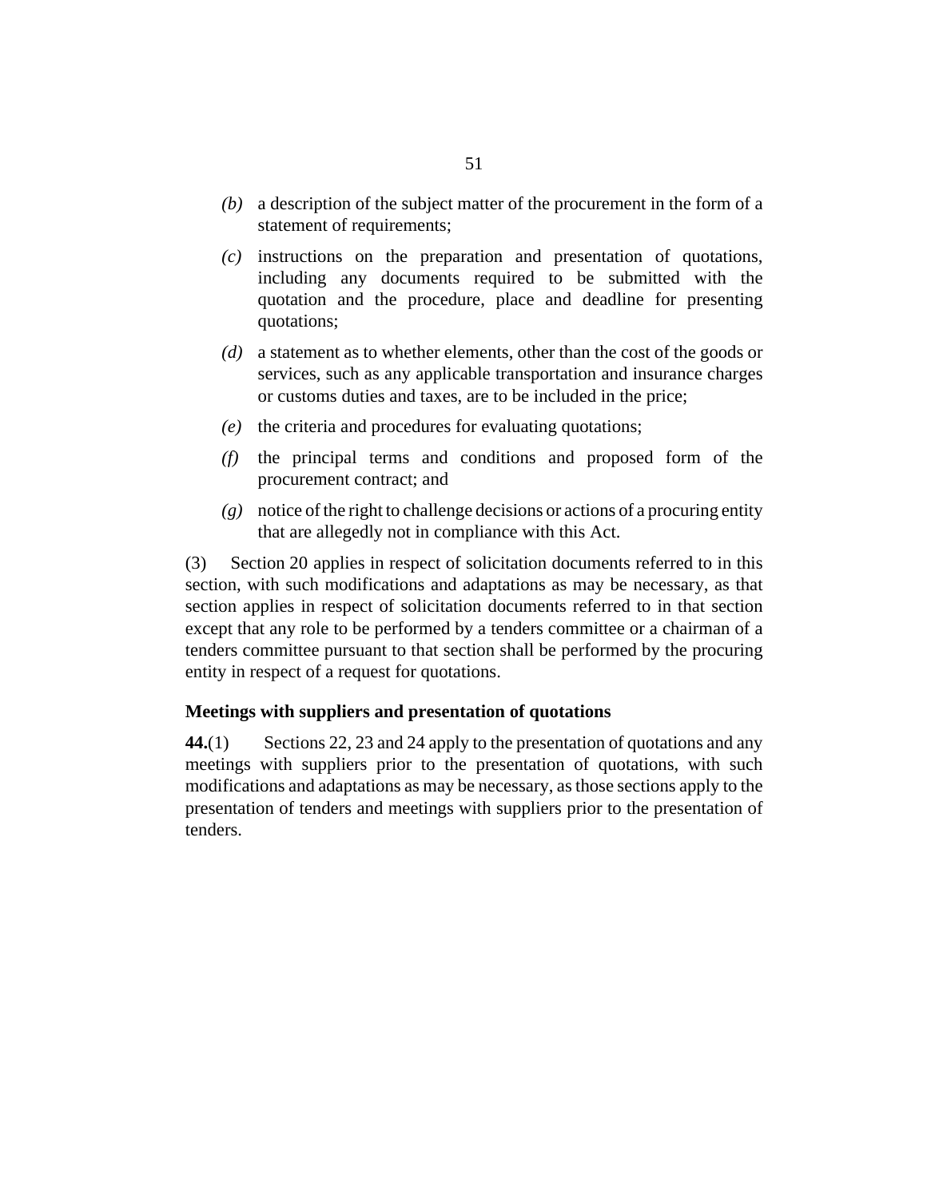*(b)* a description of the subject matter of the procurement in the form of a statement of requirements;

*(c)* instructions on the preparation and presentation of quotations, including any documents required to be submitted with the quotation and the procedure, place and deadline for presenting quotations;

*(d)* a statement as to whether elements, other than the cost of the goods or services, such as any applicable transportation and insurance charges or customs duties and taxes, are to be included in the price;

*(e)* the criteria and procedures for evaluating quotations;

*(f)* the principal terms and conditions and proposed form of the procurement contract; and

*(g)* notice of the right to challenge decisions or actions of a procuring entity that are allegedly not in compliance with this Act.

(3) Section 20 applies in respect of solicitation documents referred to in this section, with such modifications and adaptations as may be necessary, as that section applies in respect of solicitation documents referred to in that section except that any role to be performed by a tenders committee or a chairman of a tenders committee pursuant to that section shall be performed by the procuring entity in respect of a request for quotations.

### Meetings with suppliers and presentation of quotations

**44.**(1) Sections 22, 23 and 24 apply to the presentation of quotations and any meetings with suppliers prior to the presentation of quotations, with such modifications and adaptations as may be necessary, as those sections apply to the presentation of tenders and meetings with suppliers prior to the presentation of tenders.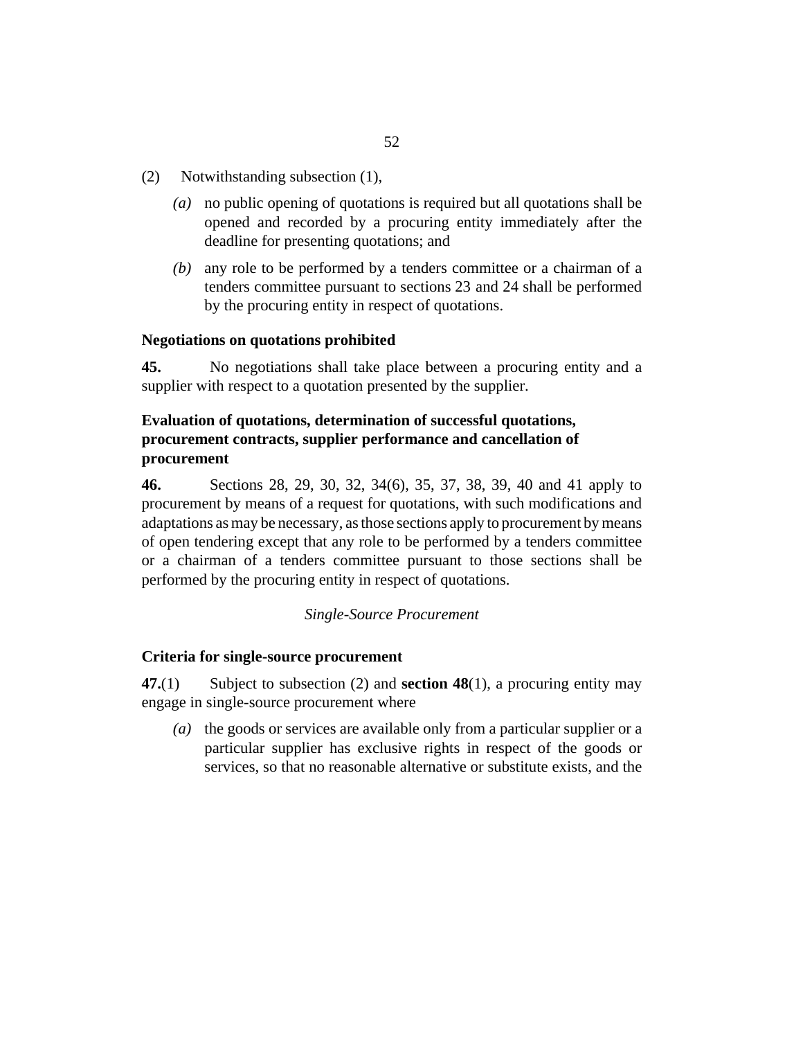(2) Notwithstanding subsection (1),

*(a)* no public opening of quotations is required but all quotations shall be opened and recorded by a procuring entity immediately after the deadline for presenting quotations; and

*(b)* any role to be performed by a tenders committee or a chairman of a tenders committee pursuant to sections 23 and 24 shall be performed by the procuring entity in respect of quotations.

**Negotiations on quotations prohibited**

**45.** No negotiations shall take place between a procuring entity and a supplier with respect to a quotation presented by the supplier.

**Evaluation of quotations, determination of successful quotations, procurement contracts, supplier performance and cancellation of procurement**

**46.** Sections 28, 29, 30, 32, 34(6), 35, 37, 38, 39, 40 and 41 apply to procurement by means of a request for quotations, with such modifications and adaptations as may be necessary, as those sections apply to procurement by means of open tendering except that any role to be performed by a tenders committee or a chairman of a tenders committee pursuant to those sections shall be performed by the procuring entity in respect of quotations.

*Single-Source Procurement*

**Criteria for single-source procurement**

**47.**(1) Subject to subsection (2) and **section 48**(1), a procuring entity may engage in single-source procurement where

*(a)* the goods or services are available only from a particular supplier or a particular supplier has exclusive rights in respect of the goods or services, so that no reasonable alternative or substitute exists, and the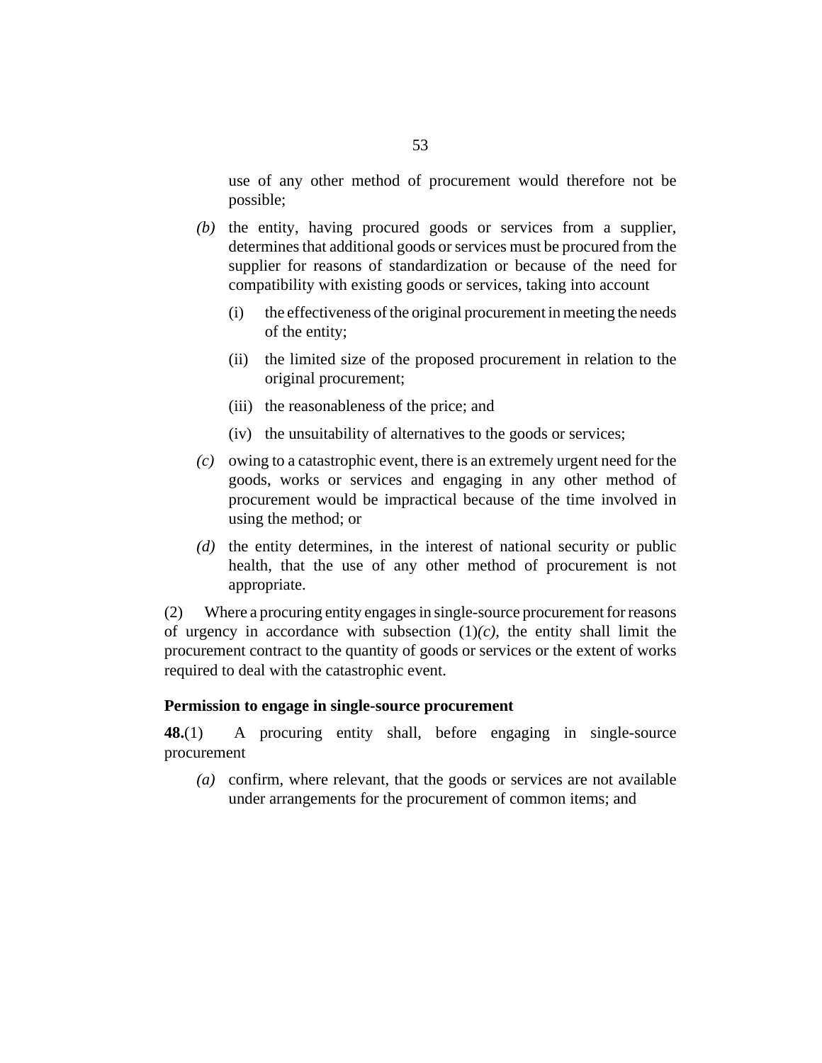use of any other method of procurement would therefore not be possible;

*(b)* the entity, having procured goods or services from a supplier, determines that additional goods or services must be procured from the supplier for reasons of standardization or because of the need for compatibility with existing goods or services, taking into account

(i) the effectiveness of the original procurement in meeting the needs of the entity;

(ii) the limited size of the proposed procurement in relation to the original procurement;

(iii) the reasonableness of the price; and

(iv) the unsuitability of alternatives to the goods or services;

*(c)* owing to a catastrophic event, there is an extremely urgent need for the goods, works or services and engaging in any other method of procurement would be impractical because of the time involved in using the method; or

*(d)* the entity determines, in the interest of national security or public health, that the use of any other method of procurement is not appropriate.

(2) Where a procuring entity engages in single-source procurement for reasons of urgency in accordance with subsection (1)*(c)*, the entity shall limit the procurement contract to the quantity of goods or services or the extent of works required to deal with the catastrophic event.

**Permission to engage in single-source procurement**

**48.**(1) A procuring entity shall, before engaging in single-source procurement

*(a)* confirm, where relevant, that the goods or services are not available under arrangements for the procurement of common items; and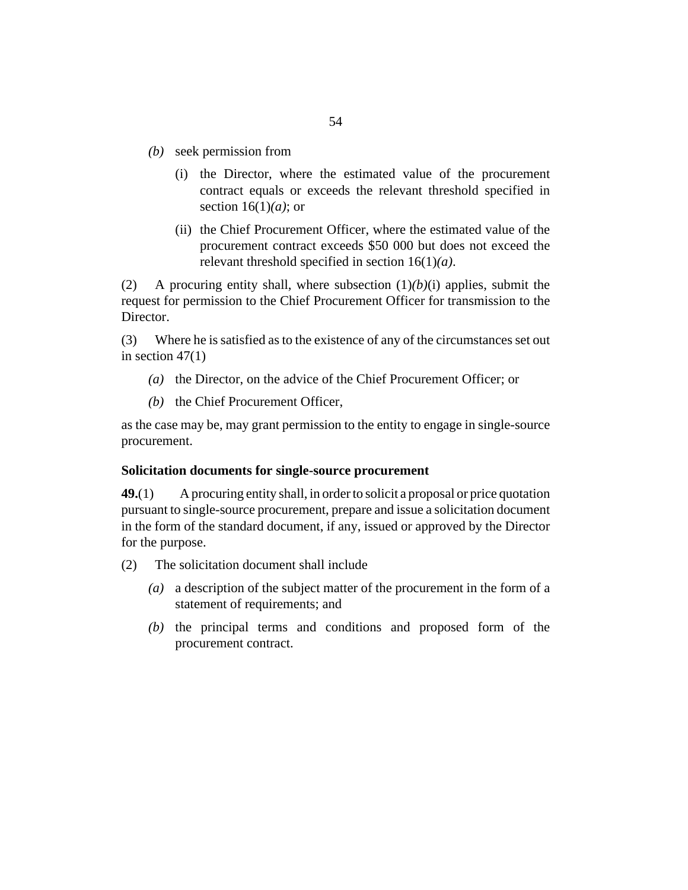*(b)* seek permission from

  (i) the Director, where the estimated value of the procurement contract equals or exceeds the relevant threshold specified in section 16(1)*(a)*; or

  (ii) the Chief Procurement Officer, where the estimated value of the procurement contract exceeds $50 000 but does not exceed the relevant threshold specified in section 16(1)*(a)*.

(2) A procuring entity shall, where subsection (1)*(b)*(i) applies, submit the request for permission to the Chief Procurement Officer for transmission to the Director.

(3) Where he is satisfied as to the existence of any of the circumstances set out in section 47(1)

*(a)* the Director, on the advice of the Chief Procurement Officer; or

*(b)* the Chief Procurement Officer,

as the case may be, may grant permission to the entity to engage in single-source procurement.

**Solicitation documents for single-source procurement**

**49.**(1) A procuring entity shall, in order to solicit a proposal or price quotation pursuant to single-source procurement, prepare and issue a solicitation document in the form of the standard document, if any, issued or approved by the Director for the purpose.

(2) The solicitation document shall include

*(a)* a description of the subject matter of the procurement in the form of a statement of requirements; and

*(b)* the principal terms and conditions and proposed form of the procurement contract.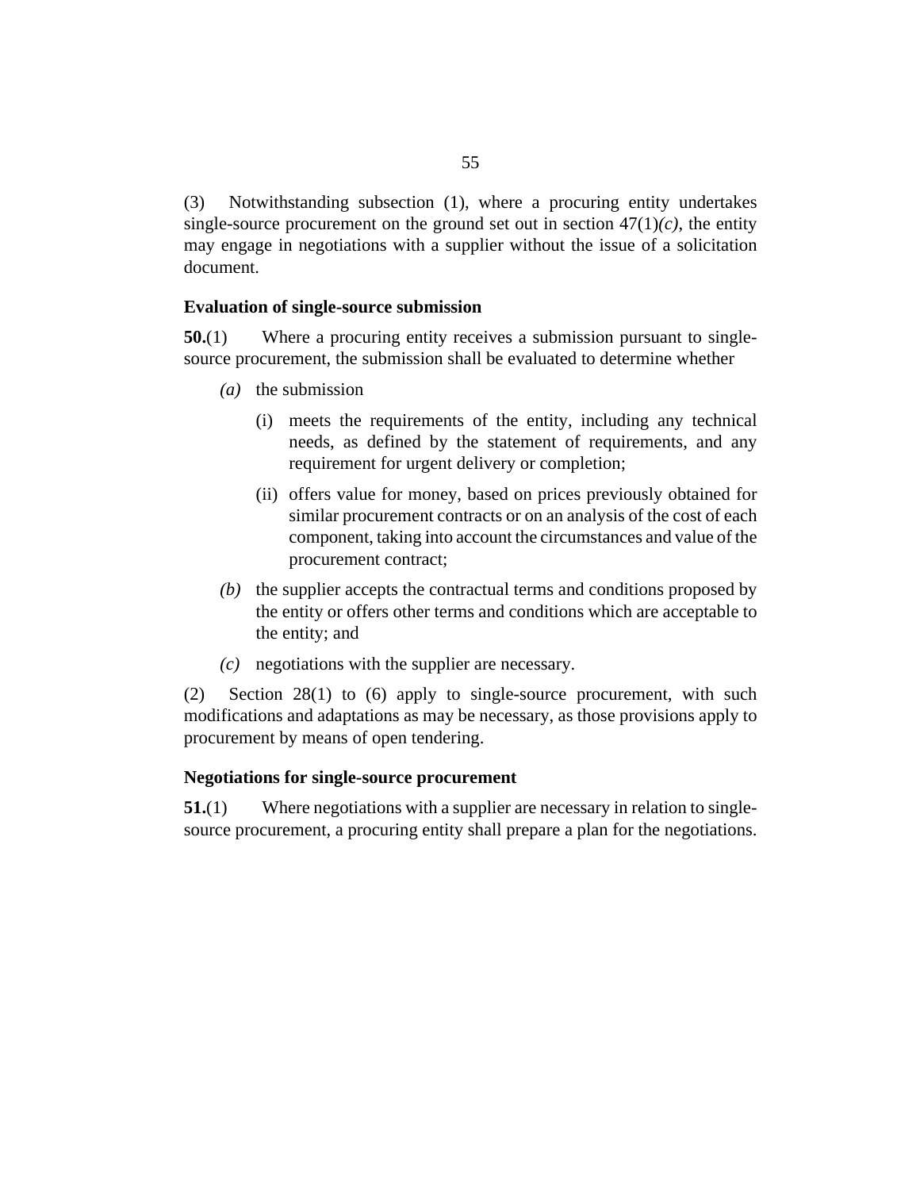(3) Notwithstanding subsection (1), where a procuring entity undertakes single-source procurement on the ground set out in section 47(1)*(c)*, the entity may engage in negotiations with a supplier without the issue of a solicitation document.

### Evaluation of single-source submission

**50.**(1) Where a procuring entity receives a submission pursuant to single-source procurement, the submission shall be evaluated to determine whether

*(a)* the submission

(i) meets the requirements of the entity, including any technical needs, as defined by the statement of requirements, and any requirement for urgent delivery or completion;

(ii) offers value for money, based on prices previously obtained for similar procurement contracts or on an analysis of the cost of each component, taking into account the circumstances and value of the procurement contract;

*(b)* the supplier accepts the contractual terms and conditions proposed by the entity or offers other terms and conditions which are acceptable to the entity; and

*(c)* negotiations with the supplier are necessary.

(2) Section 28(1) to (6) apply to single-source procurement, with such modifications and adaptations as may be necessary, as those provisions apply to procurement by means of open tendering.

### Negotiations for single-source procurement

**51.**(1) Where negotiations with a supplier are necessary in relation to single-source procurement, a procuring entity shall prepare a plan for the negotiations.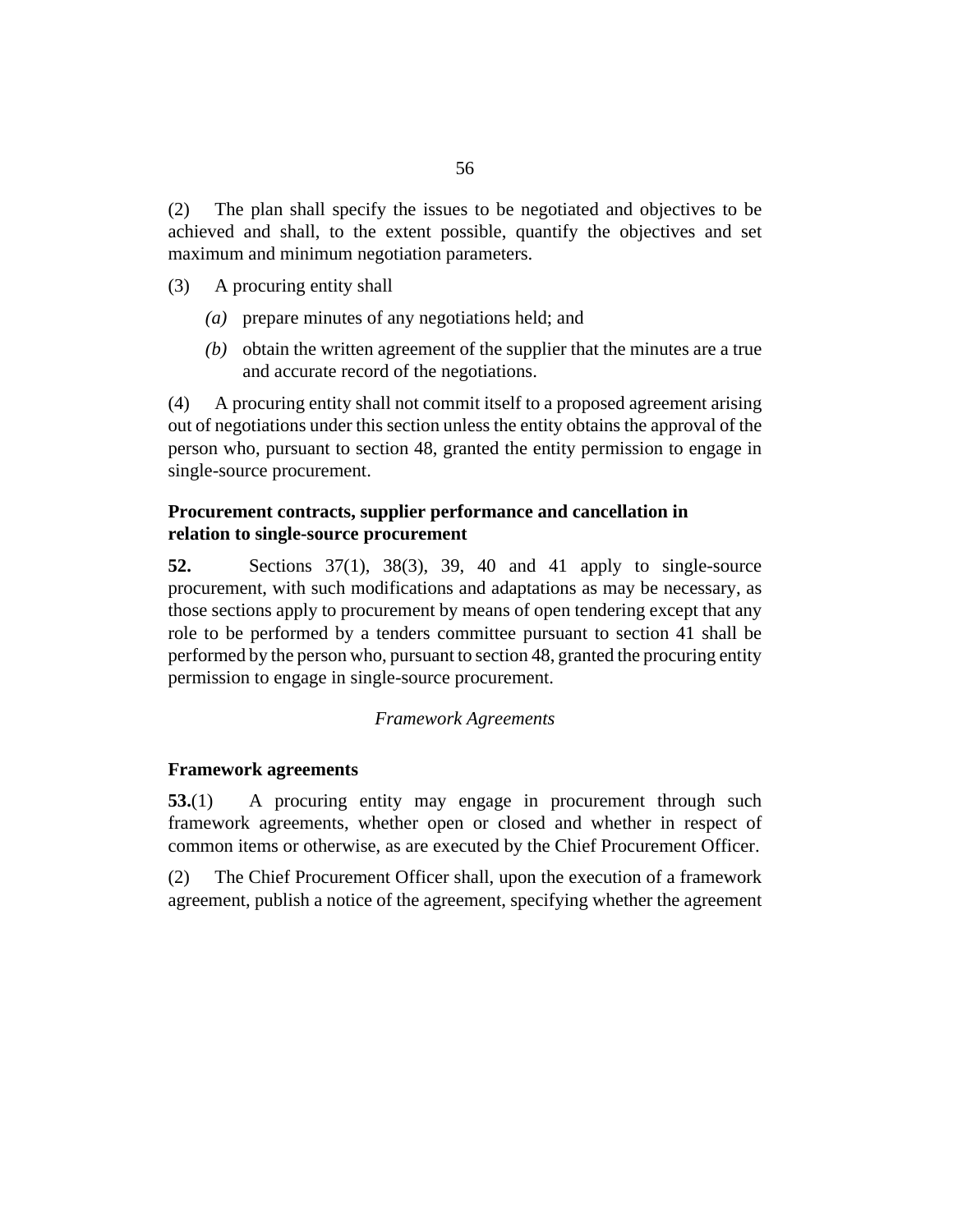(2) The plan shall specify the issues to be negotiated and objectives to be achieved and shall, to the extent possible, quantify the objectives and set maximum and minimum negotiation parameters.

(3) A procuring entity shall

*(a)* prepare minutes of any negotiations held; and

*(b)* obtain the written agreement of the supplier that the minutes are a true and accurate record of the negotiations.

(4) A procuring entity shall not commit itself to a proposed agreement arising out of negotiations under this section unless the entity obtains the approval of the person who, pursuant to section 48, granted the entity permission to engage in single-source procurement.

**Procurement contracts, supplier performance and cancellation in relation to single-source procurement**

**52.** Sections 37(1), 38(3), 39, 40 and 41 apply to single-source procurement, with such modifications and adaptations as may be necessary, as those sections apply to procurement by means of open tendering except that any role to be performed by a tenders committee pursuant to section 41 shall be performed by the person who, pursuant to section 48, granted the procuring entity permission to engage in single-source procurement.

*Framework Agreements*

**Framework agreements**

**53.**(1) A procuring entity may engage in procurement through such framework agreements, whether open or closed and whether in respect of common items or otherwise, as are executed by the Chief Procurement Officer.

(2) The Chief Procurement Officer shall, upon the execution of a framework agreement, publish a notice of the agreement, specifying whether the agreement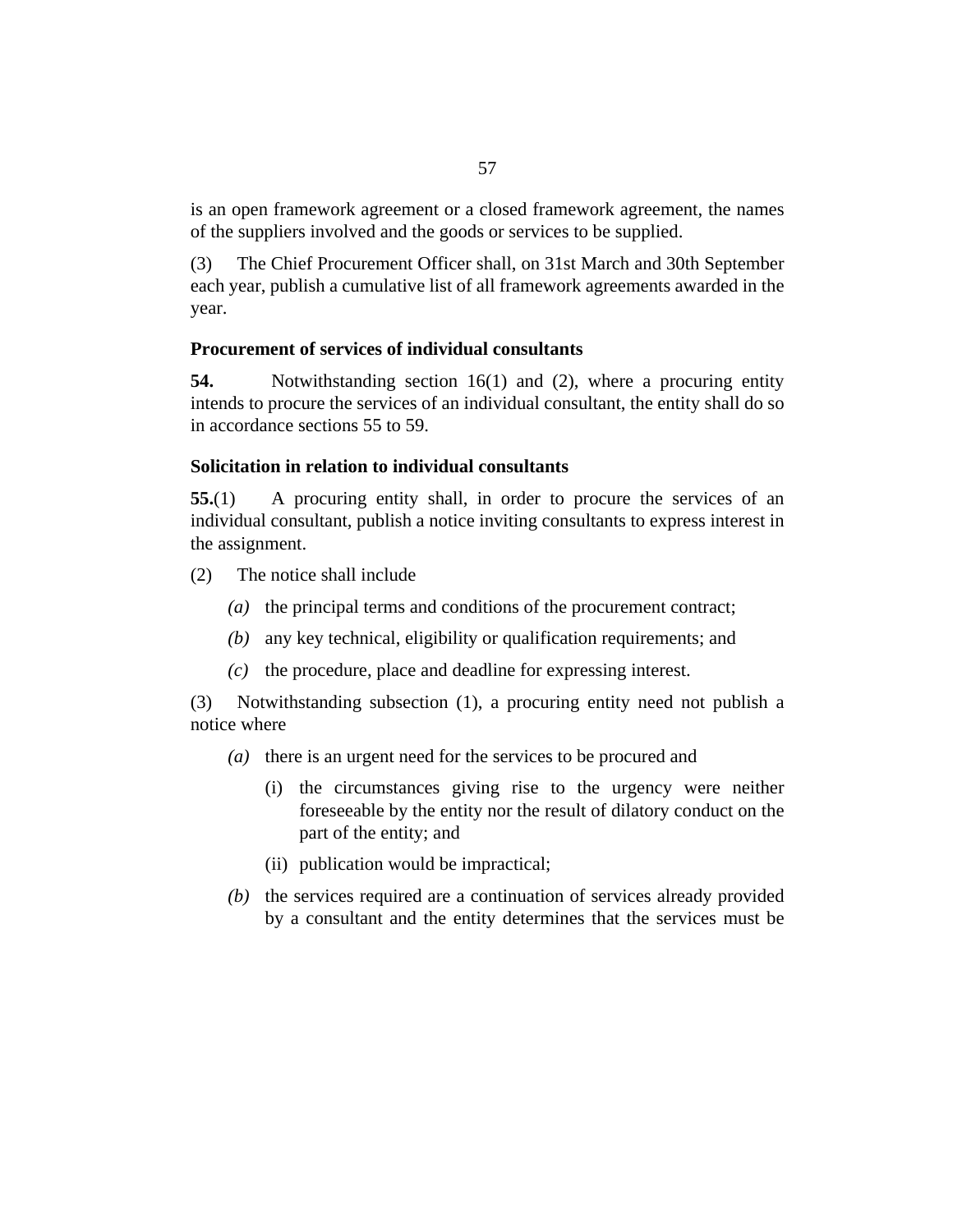is an open framework agreement or a closed framework agreement, the names of the suppliers involved and the goods or services to be supplied.

(3) The Chief Procurement Officer shall, on 31st March and 30th September each year, publish a cumulative list of all framework agreements awarded in the year.

**Procurement of services of individual consultants**

**54.** Notwithstanding section 16(1) and (2), where a procuring entity intends to procure the services of an individual consultant, the entity shall do so in accordance sections 55 to 59.

**Solicitation in relation to individual consultants**

**55.**(1) A procuring entity shall, in order to procure the services of an individual consultant, publish a notice inviting consultants to express interest in the assignment.

(2) The notice shall include

*(a)* the principal terms and conditions of the procurement contract;

*(b)* any key technical, eligibility or qualification requirements; and

*(c)* the procedure, place and deadline for expressing interest.

(3) Notwithstanding subsection (1), a procuring entity need not publish a notice where

*(a)* there is an urgent need for the services to be procured and

(i) the circumstances giving rise to the urgency were neither foreseeable by the entity nor the result of dilatory conduct on the part of the entity; and

(ii) publication would be impractical;

*(b)* the services required are a continuation of services already provided by a consultant and the entity determines that the services must be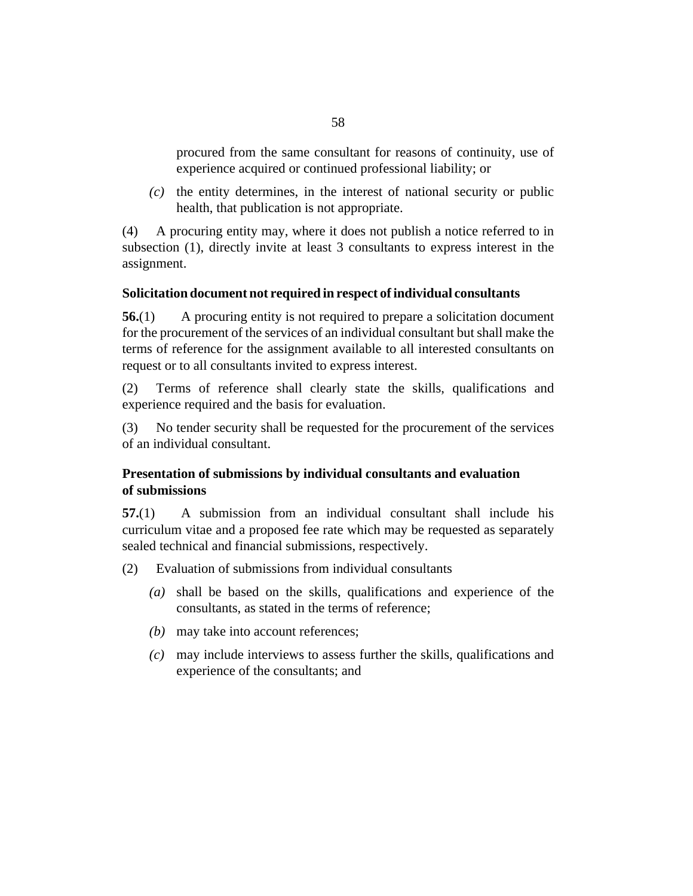procured from the same consultant for reasons of continuity, use of experience acquired or continued professional liability; or

*(c)* the entity determines, in the interest of national security or public health, that publication is not appropriate.

(4) A procuring entity may, where it does not publish a notice referred to in subsection (1), directly invite at least 3 consultants to express interest in the assignment.

### Solicitation document not required in respect of individual consultants

**56.**(1) A procuring entity is not required to prepare a solicitation document for the procurement of the services of an individual consultant but shall make the terms of reference for the assignment available to all interested consultants on request or to all consultants invited to express interest.

(2) Terms of reference shall clearly state the skills, qualifications and experience required and the basis for evaluation.

(3) No tender security shall be requested for the procurement of the services of an individual consultant.

### Presentation of submissions by individual consultants and evaluation of submissions

**57.**(1) A submission from an individual consultant shall include his curriculum vitae and a proposed fee rate which may be requested as separately sealed technical and financial submissions, respectively.

(2) Evaluation of submissions from individual consultants

*(a)* shall be based on the skills, qualifications and experience of the consultants, as stated in the terms of reference;

*(b)* may take into account references;

*(c)* may include interviews to assess further the skills, qualifications and experience of the consultants; and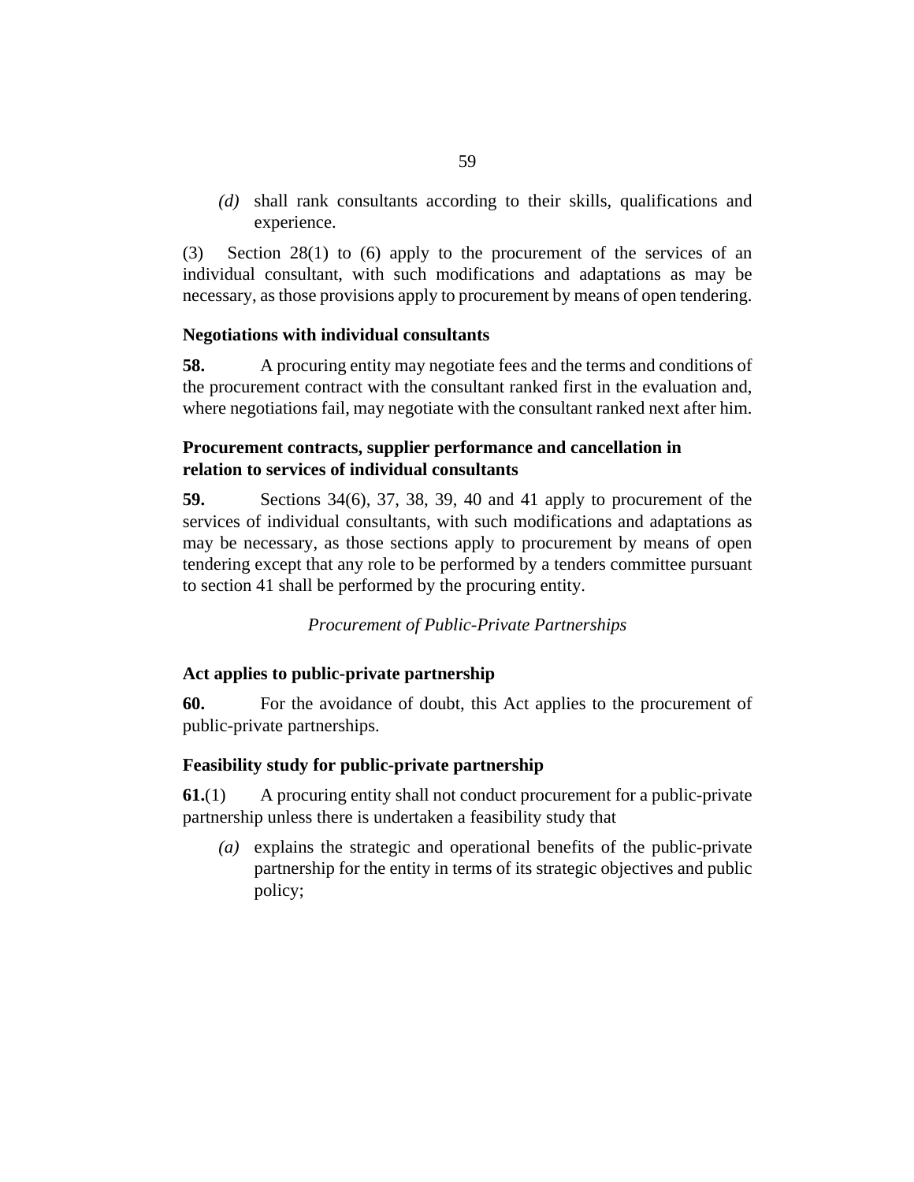*(d)* shall rank consultants according to their skills, qualifications and experience.

(3) Section 28(1) to (6) apply to the procurement of the services of an individual consultant, with such modifications and adaptations as may be necessary, as those provisions apply to procurement by means of open tendering.

**Negotiations with individual consultants**

**58.** A procuring entity may negotiate fees and the terms and conditions of the procurement contract with the consultant ranked first in the evaluation and, where negotiations fail, may negotiate with the consultant ranked next after him.

**Procurement contracts, supplier performance and cancellation in relation to services of individual consultants**

**59.** Sections 34(6), 37, 38, 39, 40 and 41 apply to procurement of the services of individual consultants, with such modifications and adaptations as may be necessary, as those sections apply to procurement by means of open tendering except that any role to be performed by a tenders committee pursuant to section 41 shall be performed by the procuring entity.

*Procurement of Public-Private Partnerships*

**Act applies to public-private partnership**

**60.** For the avoidance of doubt, this Act applies to the procurement of public-private partnerships.

**Feasibility study for public-private partnership**

**61.**(1) A procuring entity shall not conduct procurement for a public-private partnership unless there is undertaken a feasibility study that

*(a)* explains the strategic and operational benefits of the public-private partnership for the entity in terms of its strategic objectives and public policy;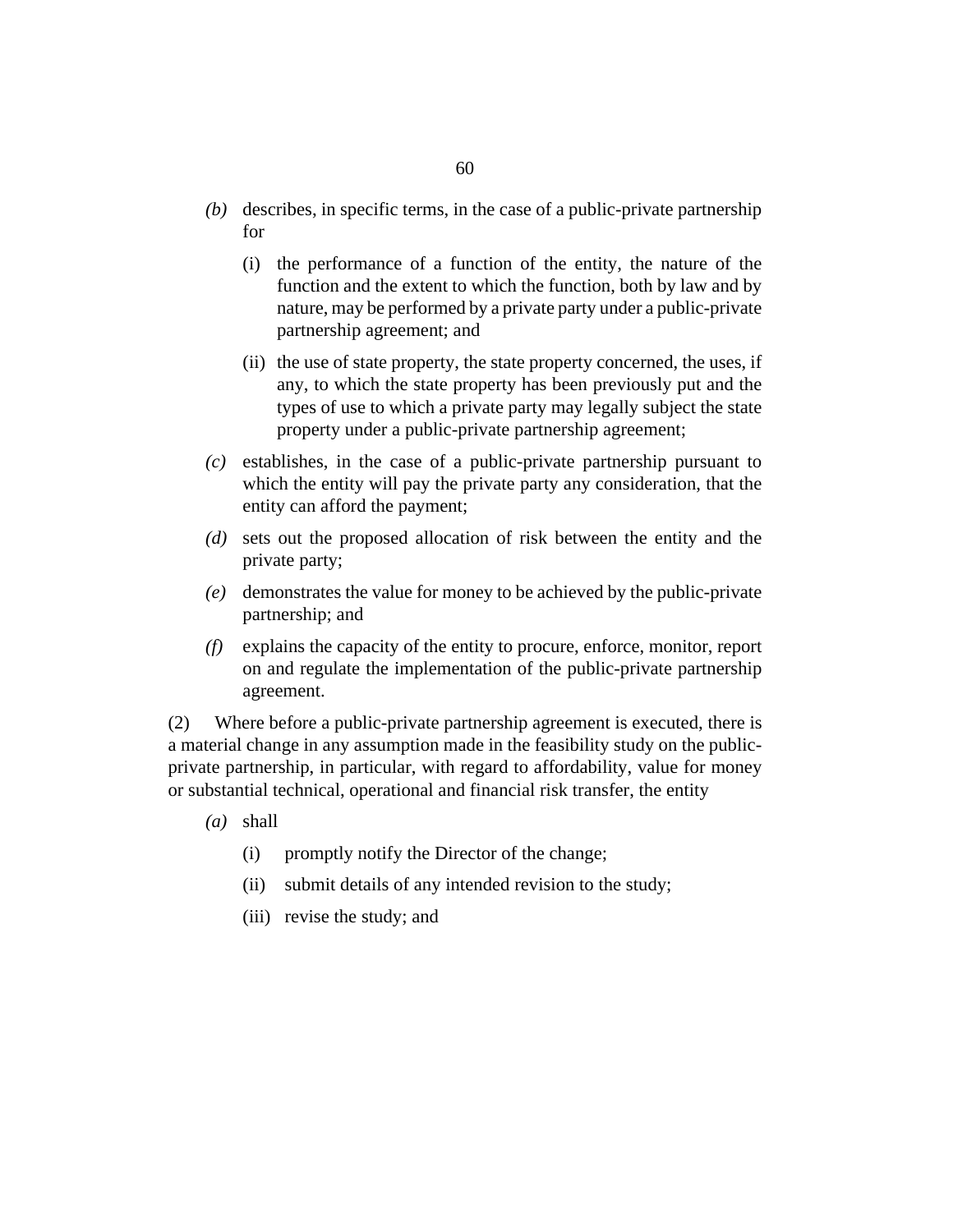*(b)* describes, in specific terms, in the case of a public-private partnership for

(i) the performance of a function of the entity, the nature of the function and the extent to which the function, both by law and by nature, may be performed by a private party under a public-private partnership agreement; and

(ii) the use of state property, the state property concerned, the uses, if any, to which the state property has been previously put and the types of use to which a private party may legally subject the state property under a public-private partnership agreement;

*(c)* establishes, in the case of a public-private partnership pursuant to which the entity will pay the private party any consideration, that the entity can afford the payment;

*(d)* sets out the proposed allocation of risk between the entity and the private party;

*(e)* demonstrates the value for money to be achieved by the public-private partnership; and

*(f)* explains the capacity of the entity to procure, enforce, monitor, report on and regulate the implementation of the public-private partnership agreement.

(2) Where before a public-private partnership agreement is executed, there is a material change in any assumption made in the feasibility study on the public-private partnership, in particular, with regard to affordability, value for money or substantial technical, operational and financial risk transfer, the entity

*(a)* shall

(i) promptly notify the Director of the change;

(ii) submit details of any intended revision to the study;

(iii) revise the study; and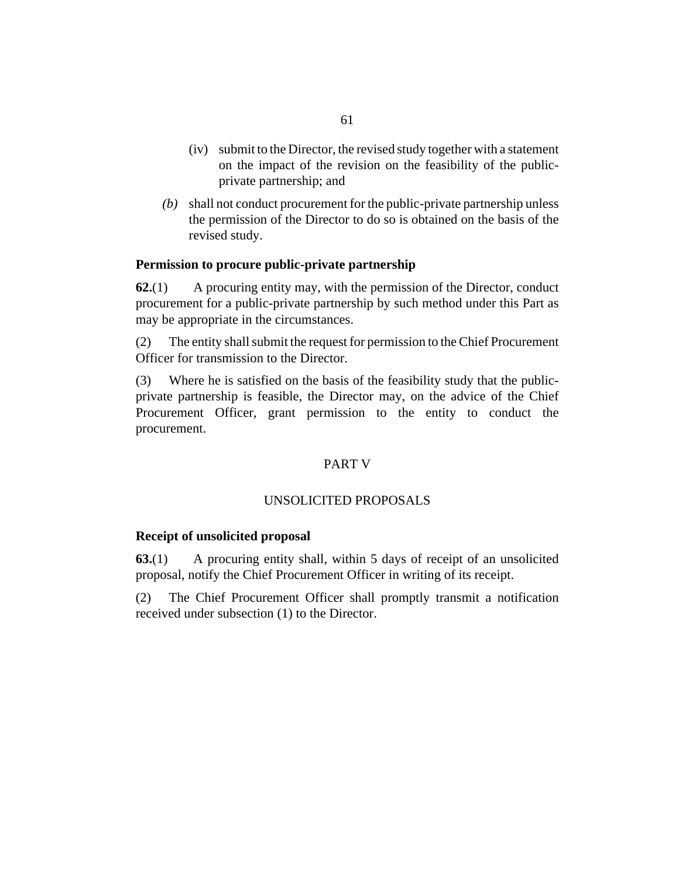(iv) submit to the Director, the revised study together with a statement on the impact of the revision on the feasibility of the public-private partnership; and

*(b)* shall not conduct procurement for the public-private partnership unless the permission of the Director to do so is obtained on the basis of the revised study.

**Permission to procure public-private partnership**

**62.**(1) A procuring entity may, with the permission of the Director, conduct procurement for a public-private partnership by such method under this Part as may be appropriate in the circumstances.

(2) The entity shall submit the request for permission to the Chief Procurement Officer for transmission to the Director.

(3) Where he is satisfied on the basis of the feasibility study that the public-private partnership is feasible, the Director may, on the advice of the Chief Procurement Officer, grant permission to the entity to conduct the procurement.

PART V

UNSOLICITED PROPOSALS

**Receipt of unsolicited proposal**

**63.**(1) A procuring entity shall, within 5 days of receipt of an unsolicited proposal, notify the Chief Procurement Officer in writing of its receipt.

(2) The Chief Procurement Officer shall promptly transmit a notification received under subsection (1) to the Director.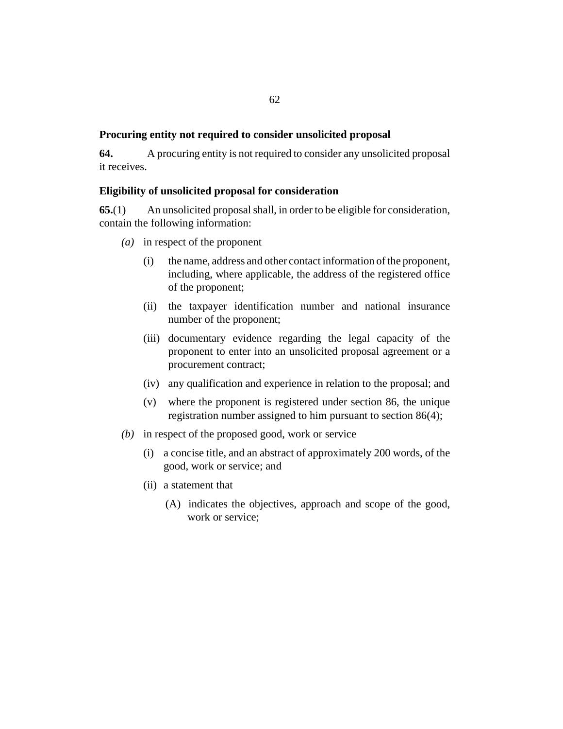### Procuring entity not required to consider unsolicited proposal

**64.** A procuring entity is not required to consider any unsolicited proposal it receives.

### Eligibility of unsolicited proposal for consideration

**65.**(1) An unsolicited proposal shall, in order to be eligible for consideration, contain the following information:

*(a)* in respect of the proponent

- (i) the name, address and other contact information of the proponent, including, where applicable, the address of the registered office of the proponent;
- (ii) the taxpayer identification number and national insurance number of the proponent;
- (iii) documentary evidence regarding the legal capacity of the proponent to enter into an unsolicited proposal agreement or a procurement contract;
- (iv) any qualification and experience in relation to the proposal; and
- (v) where the proponent is registered under section 86, the unique registration number assigned to him pursuant to section 86(4);

*(b)* in respect of the proposed good, work or service

- (i) a concise title, and an abstract of approximately 200 words, of the good, work or service; and
- (ii) a statement that
  - (A) indicates the objectives, approach and scope of the good, work or service;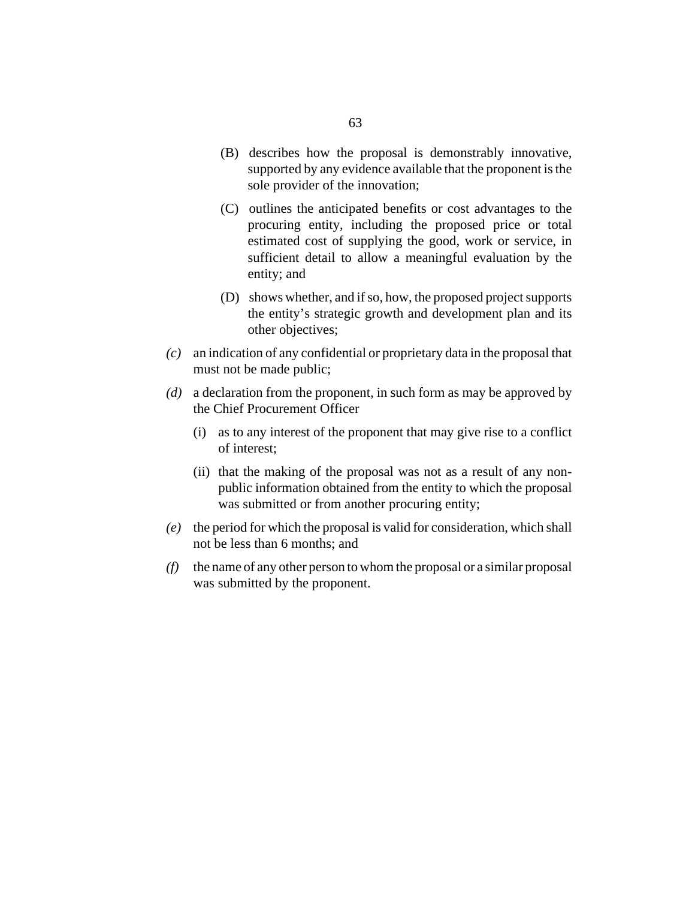(B) describes how the proposal is demonstrably innovative, supported by any evidence available that the proponent is the sole provider of the innovation;

(C) outlines the anticipated benefits or cost advantages to the procuring entity, including the proposed price or total estimated cost of supplying the good, work or service, in sufficient detail to allow a meaningful evaluation by the entity; and

(D) shows whether, and if so, how, the proposed project supports the entity's strategic growth and development plan and its other objectives;

*(c)* an indication of any confidential or proprietary data in the proposal that must not be made public;

*(d)* a declaration from the proponent, in such form as may be approved by the Chief Procurement Officer

(i) as to any interest of the proponent that may give rise to a conflict of interest;

(ii) that the making of the proposal was not as a result of any non-public information obtained from the entity to which the proposal was submitted or from another procuring entity;

*(e)* the period for which the proposal is valid for consideration, which shall not be less than 6 months; and

*(f)* the name of any other person to whom the proposal or a similar proposal was submitted by the proponent.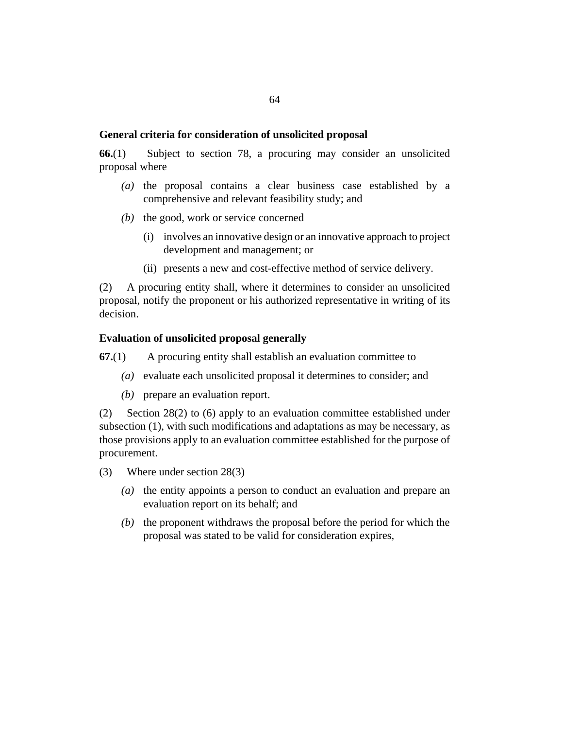### General criteria for consideration of unsolicited proposal

**66.**(1) Subject to section 78, a procuring may consider an unsolicited proposal where

*(a)* the proposal contains a clear business case established by a comprehensive and relevant feasibility study; and

*(b)* the good, work or service concerned

(i) involves an innovative design or an innovative approach to project development and management; or

(ii) presents a new and cost-effective method of service delivery.

(2) A procuring entity shall, where it determines to consider an unsolicited proposal, notify the proponent or his authorized representative in writing of its decision.

### Evaluation of unsolicited proposal generally

**67.**(1) A procuring entity shall establish an evaluation committee to

*(a)* evaluate each unsolicited proposal it determines to consider; and

*(b)* prepare an evaluation report.

(2) Section 28(2) to (6) apply to an evaluation committee established under subsection (1), with such modifications and adaptations as may be necessary, as those provisions apply to an evaluation committee established for the purpose of procurement.

(3) Where under section 28(3)

*(a)* the entity appoints a person to conduct an evaluation and prepare an evaluation report on its behalf; and

*(b)* the proponent withdraws the proposal before the period for which the proposal was stated to be valid for consideration expires,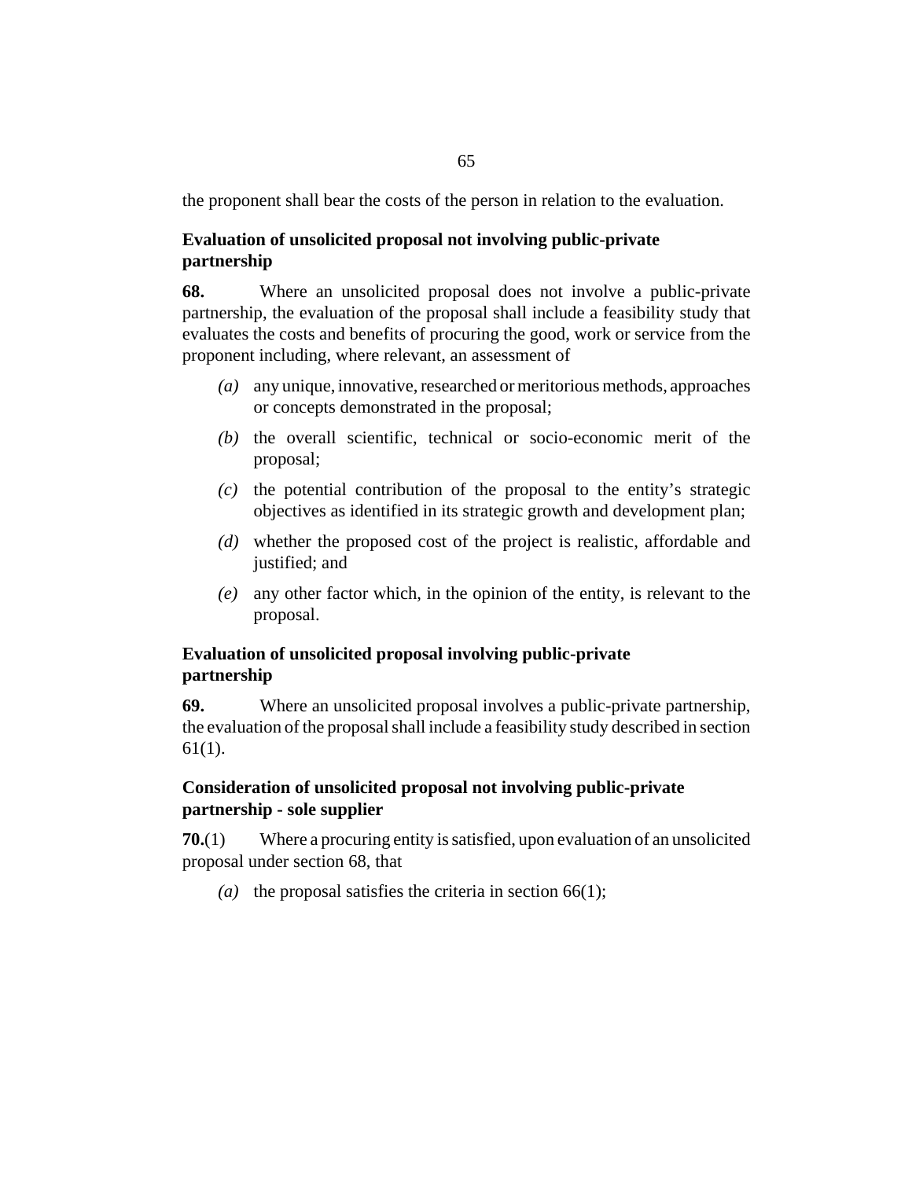the proponent shall bear the costs of the person in relation to the evaluation.

### Evaluation of unsolicited proposal not involving public-private partnership

**68.** Where an unsolicited proposal does not involve a public-private partnership, the evaluation of the proposal shall include a feasibility study that evaluates the costs and benefits of procuring the good, work or service from the proponent including, where relevant, an assessment of

- *(a)* any unique, innovative, researched or meritorious methods, approaches or concepts demonstrated in the proposal;
- *(b)* the overall scientific, technical or socio-economic merit of the proposal;
- *(c)* the potential contribution of the proposal to the entity's strategic objectives as identified in its strategic growth and development plan;
- *(d)* whether the proposed cost of the project is realistic, affordable and justified; and
- *(e)* any other factor which, in the opinion of the entity, is relevant to the proposal.

### Evaluation of unsolicited proposal involving public-private partnership

**69.** Where an unsolicited proposal involves a public-private partnership, the evaluation of the proposal shall include a feasibility study described in section 61(1).

### Consideration of unsolicited proposal not involving public-private partnership - sole supplier

**70.**(1) Where a procuring entity is satisfied, upon evaluation of an unsolicited proposal under section 68, that

- *(a)* the proposal satisfies the criteria in section 66(1);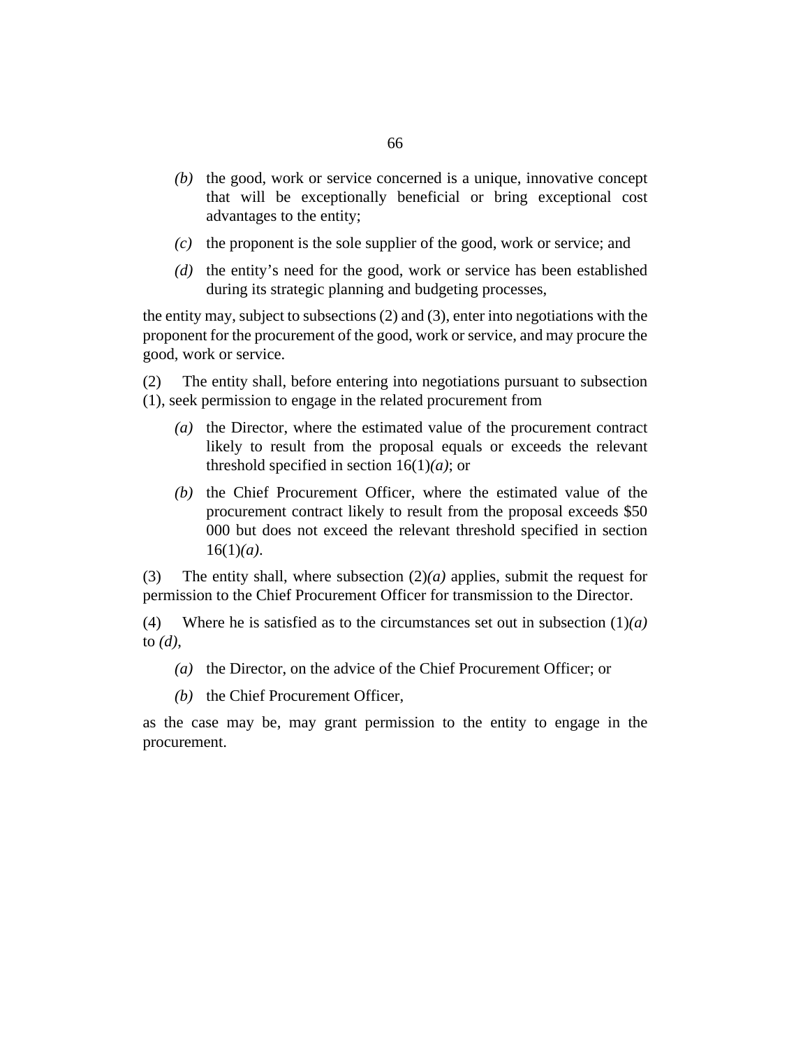*(b)* the good, work or service concerned is a unique, innovative concept that will be exceptionally beneficial or bring exceptional cost advantages to the entity;

*(c)* the proponent is the sole supplier of the good, work or service; and

*(d)* the entity's need for the good, work or service has been established during its strategic planning and budgeting processes,

the entity may, subject to subsections (2) and (3), enter into negotiations with the proponent for the procurement of the good, work or service, and may procure the good, work or service.

(2) The entity shall, before entering into negotiations pursuant to subsection (1), seek permission to engage in the related procurement from

*(a)* the Director, where the estimated value of the procurement contract likely to result from the proposal equals or exceeds the relevant threshold specified in section 16(1)*(a)*; or

*(b)* the Chief Procurement Officer, where the estimated value of the procurement contract likely to result from the proposal exceeds $50 000 but does not exceed the relevant threshold specified in section 16(1)*(a)*.

(3) The entity shall, where subsection (2)*(a)* applies, submit the request for permission to the Chief Procurement Officer for transmission to the Director.

(4) Where he is satisfied as to the circumstances set out in subsection (1)*(a)* to *(d)*,

*(a)* the Director, on the advice of the Chief Procurement Officer; or

*(b)* the Chief Procurement Officer,

as the case may be, may grant permission to the entity to engage in the procurement.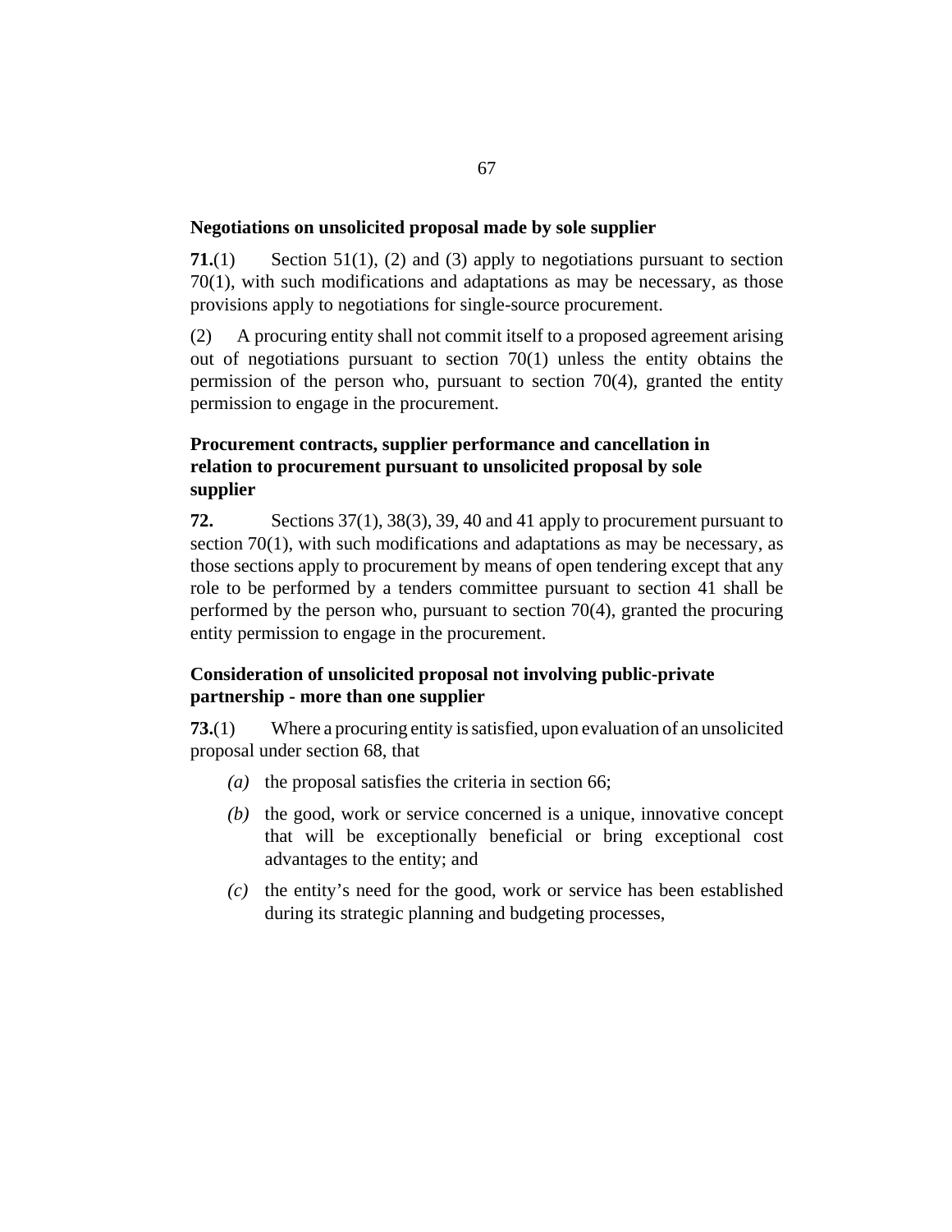### Negotiations on unsolicited proposal made by sole supplier

**71.**(1) Section 51(1), (2) and (3) apply to negotiations pursuant to section 70(1), with such modifications and adaptations as may be necessary, as those provisions apply to negotiations for single-source procurement.

(2) A procuring entity shall not commit itself to a proposed agreement arising out of negotiations pursuant to section 70(1) unless the entity obtains the permission of the person who, pursuant to section 70(4), granted the entity permission to engage in the procurement.

### Procurement contracts, supplier performance and cancellation in relation to procurement pursuant to unsolicited proposal by sole supplier

**72.** Sections 37(1), 38(3), 39, 40 and 41 apply to procurement pursuant to section 70(1), with such modifications and adaptations as may be necessary, as those sections apply to procurement by means of open tendering except that any role to be performed by a tenders committee pursuant to section 41 shall be performed by the person who, pursuant to section 70(4), granted the procuring entity permission to engage in the procurement.

### Consideration of unsolicited proposal not involving public-private partnership - more than one supplier

**73.**(1) Where a procuring entity is satisfied, upon evaluation of an unsolicited proposal under section 68, that

*(a)* the proposal satisfies the criteria in section 66;

*(b)* the good, work or service concerned is a unique, innovative concept that will be exceptionally beneficial or bring exceptional cost advantages to the entity; and

*(c)* the entity's need for the good, work or service has been established during its strategic planning and budgeting processes,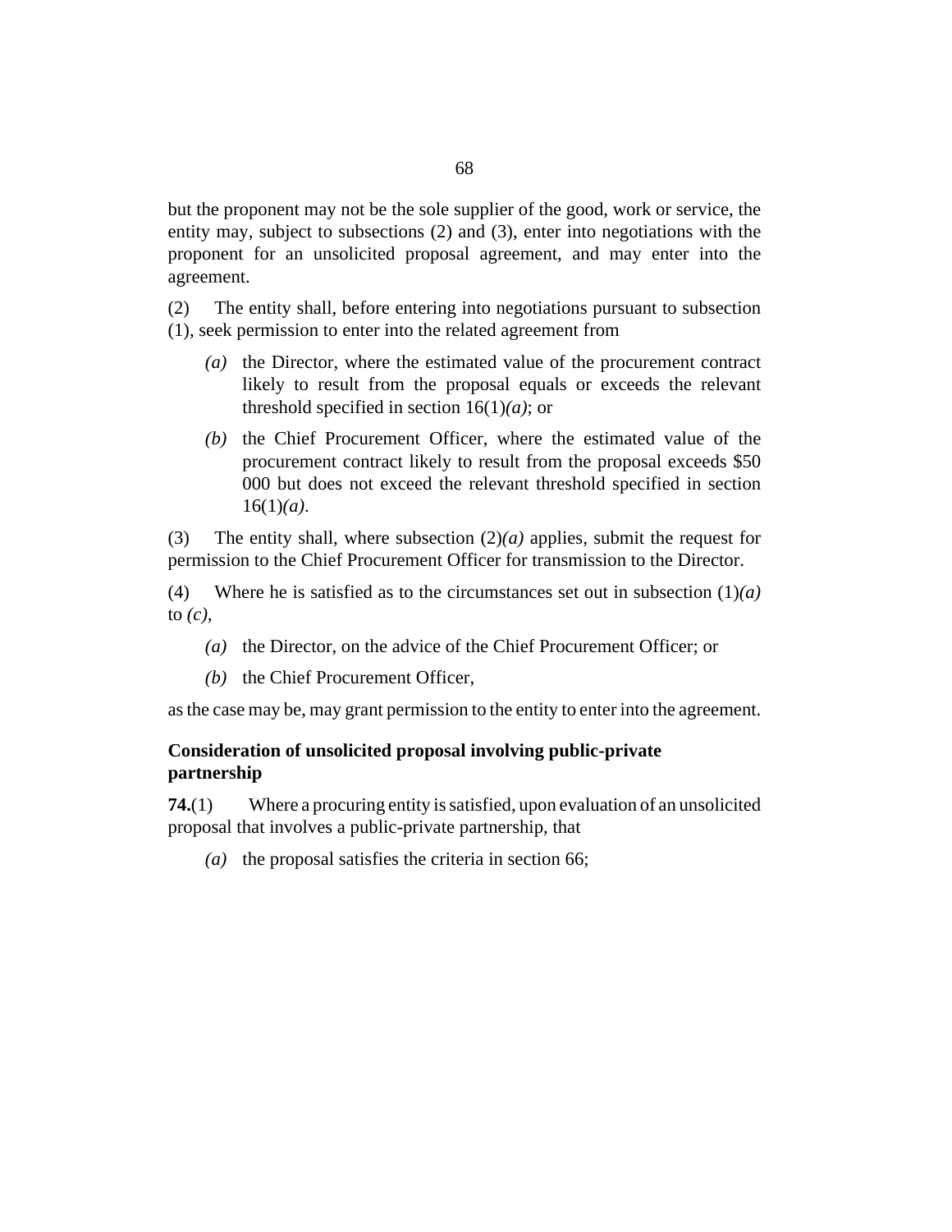but the proponent may not be the sole supplier of the good, work or service, the entity may, subject to subsections (2) and (3), enter into negotiations with the proponent for an unsolicited proposal agreement, and may enter into the agreement.

(2) The entity shall, before entering into negotiations pursuant to subsection (1), seek permission to enter into the related agreement from

*(a)* the Director, where the estimated value of the procurement contract likely to result from the proposal equals or exceeds the relevant threshold specified in section 16(1)*(a)*; or

*(b)* the Chief Procurement Officer, where the estimated value of the procurement contract likely to result from the proposal exceeds $50 000 but does not exceed the relevant threshold specified in section 16(1)*(a)*.

(3) The entity shall, where subsection (2)*(a)* applies, submit the request for permission to the Chief Procurement Officer for transmission to the Director.

(4) Where he is satisfied as to the circumstances set out in subsection (1)*(a)* to *(c)*,

*(a)* the Director, on the advice of the Chief Procurement Officer; or

*(b)* the Chief Procurement Officer,

as the case may be, may grant permission to the entity to enter into the agreement.

**Consideration of unsolicited proposal involving public-private partnership**

**74.**(1) Where a procuring entity is satisfied, upon evaluation of an unsolicited proposal that involves a public-private partnership, that

*(a)* the proposal satisfies the criteria in section 66;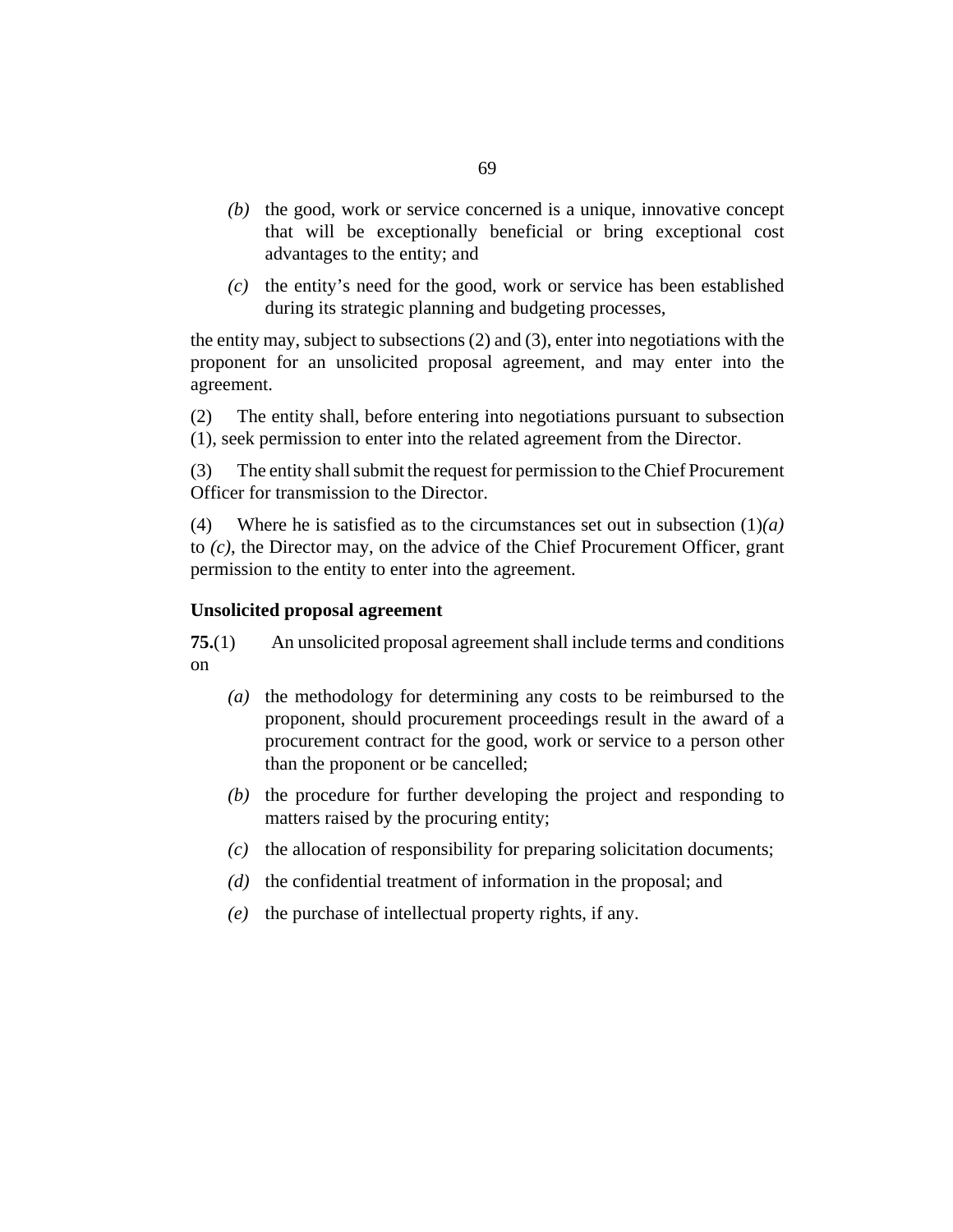*(b)* the good, work or service concerned is a unique, innovative concept that will be exceptionally beneficial or bring exceptional cost advantages to the entity; and

*(c)* the entity's need for the good, work or service has been established during its strategic planning and budgeting processes,

the entity may, subject to subsections (2) and (3), enter into negotiations with the proponent for an unsolicited proposal agreement, and may enter into the agreement.

(2) The entity shall, before entering into negotiations pursuant to subsection (1), seek permission to enter into the related agreement from the Director.

(3) The entity shall submit the request for permission to the Chief Procurement Officer for transmission to the Director.

(4) Where he is satisfied as to the circumstances set out in subsection (1)*(a)* to *(c)*, the Director may, on the advice of the Chief Procurement Officer, grant permission to the entity to enter into the agreement.

**Unsolicited proposal agreement**

**75.**(1) An unsolicited proposal agreement shall include terms and conditions on

*(a)* the methodology for determining any costs to be reimbursed to the proponent, should procurement proceedings result in the award of a procurement contract for the good, work or service to a person other than the proponent or be cancelled;

*(b)* the procedure for further developing the project and responding to matters raised by the procuring entity;

*(c)* the allocation of responsibility for preparing solicitation documents;

*(d)* the confidential treatment of information in the proposal; and

*(e)* the purchase of intellectual property rights, if any.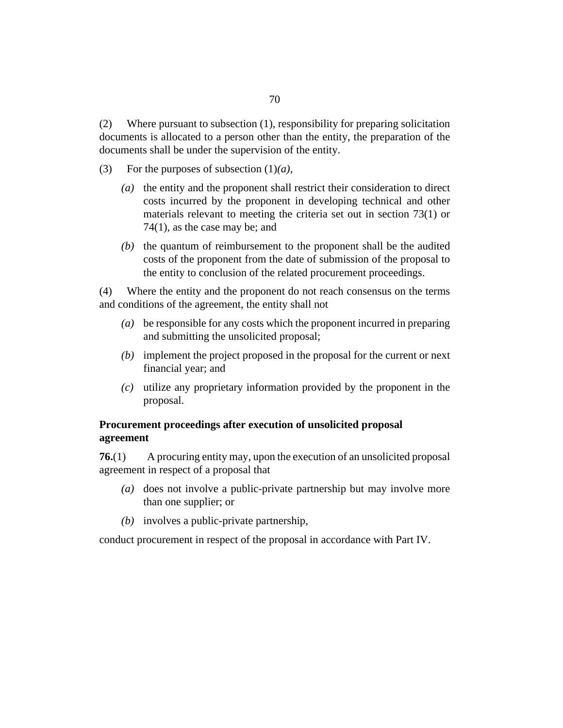(2) Where pursuant to subsection (1), responsibility for preparing solicitation documents is allocated to a person other than the entity, the preparation of the documents shall be under the supervision of the entity.

(3) For the purposes of subsection (1)*(a)*,

- *(a)* the entity and the proponent shall restrict their consideration to direct costs incurred by the proponent in developing technical and other materials relevant to meeting the criteria set out in section 73(1) or 74(1), as the case may be; and
- *(b)* the quantum of reimbursement to the proponent shall be the audited costs of the proponent from the date of submission of the proposal to the entity to conclusion of the related procurement proceedings.

(4) Where the entity and the proponent do not reach consensus on the terms and conditions of the agreement, the entity shall not

- *(a)* be responsible for any costs which the proponent incurred in preparing and submitting the unsolicited proposal;
- *(b)* implement the project proposed in the proposal for the current or next financial year; and
- *(c)* utilize any proprietary information provided by the proponent in the proposal.

**Procurement proceedings after execution of unsolicited proposal agreement**

**76.**(1) A procuring entity may, upon the execution of an unsolicited proposal agreement in respect of a proposal that

- *(a)* does not involve a public-private partnership but may involve more than one supplier; or
- *(b)* involves a public-private partnership,

conduct procurement in respect of the proposal in accordance with Part IV.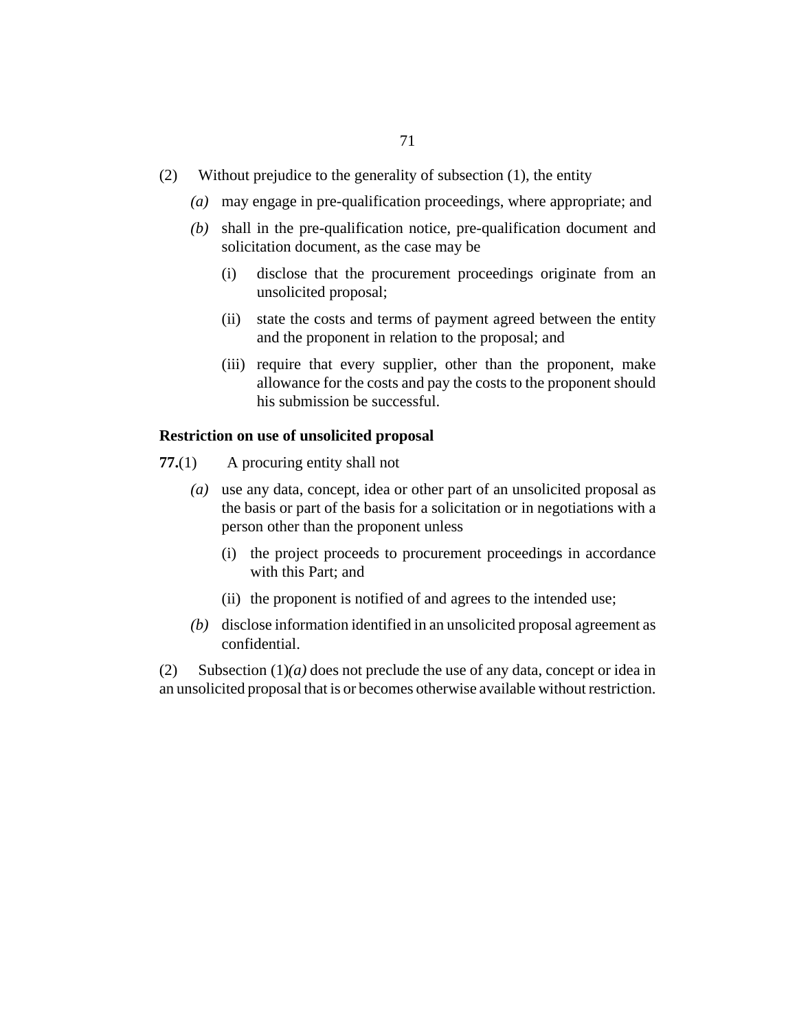(2) Without prejudice to the generality of subsection (1), the entity

*(a)* may engage in pre-qualification proceedings, where appropriate; and

*(b)* shall in the pre-qualification notice, pre-qualification document and solicitation document, as the case may be

(i) disclose that the procurement proceedings originate from an unsolicited proposal;

(ii) state the costs and terms of payment agreed between the entity and the proponent in relation to the proposal; and

(iii) require that every supplier, other than the proponent, make allowance for the costs and pay the costs to the proponent should his submission be successful.

**Restriction on use of unsolicited proposal**

**77.**(1) A procuring entity shall not

*(a)* use any data, concept, idea or other part of an unsolicited proposal as the basis or part of the basis for a solicitation or in negotiations with a person other than the proponent unless

(i) the project proceeds to procurement proceedings in accordance with this Part; and

(ii) the proponent is notified of and agrees to the intended use;

*(b)* disclose information identified in an unsolicited proposal agreement as confidential.

(2) Subsection (1)*(a)* does not preclude the use of any data, concept or idea in an unsolicited proposal that is or becomes otherwise available without restriction.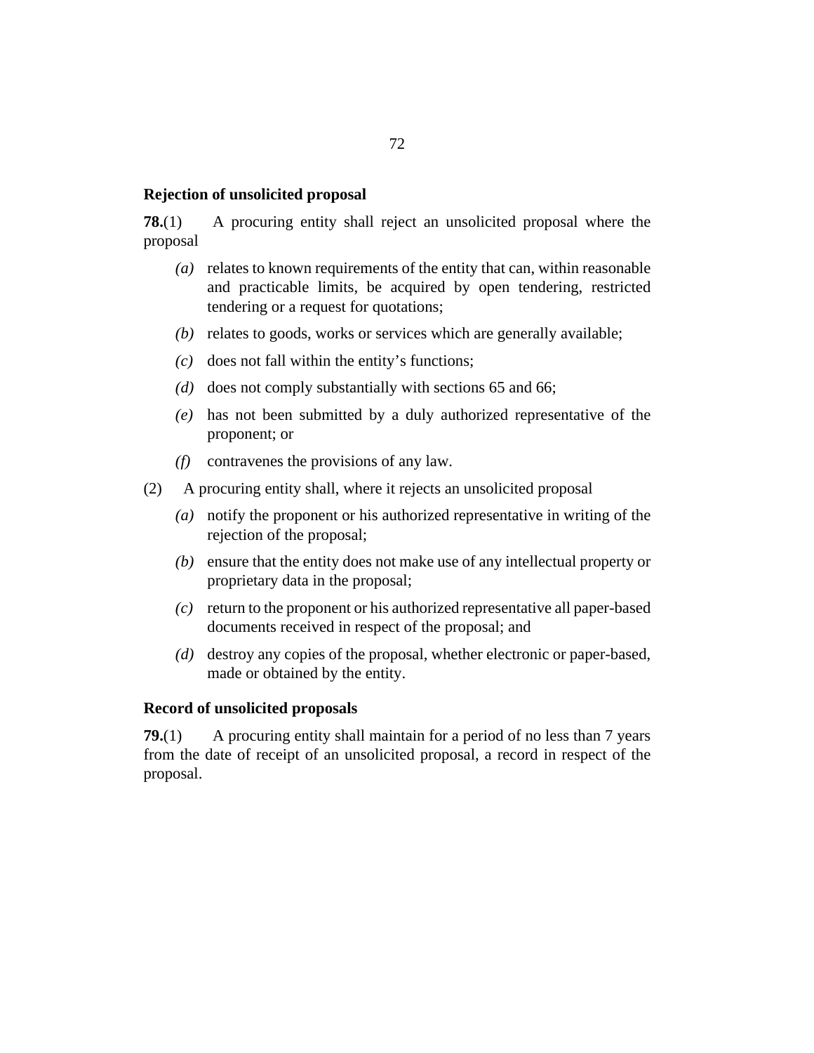### Rejection of unsolicited proposal

**78.**(1) A procuring entity shall reject an unsolicited proposal where the proposal

*(a)* relates to known requirements of the entity that can, within reasonable and practicable limits, be acquired by open tendering, restricted tendering or a request for quotations;

*(b)* relates to goods, works or services which are generally available;

*(c)* does not fall within the entity's functions;

*(d)* does not comply substantially with sections 65 and 66;

*(e)* has not been submitted by a duly authorized representative of the proponent; or

*(f)* contravenes the provisions of any law.

(2) A procuring entity shall, where it rejects an unsolicited proposal

*(a)* notify the proponent or his authorized representative in writing of the rejection of the proposal;

*(b)* ensure that the entity does not make use of any intellectual property or proprietary data in the proposal;

*(c)* return to the proponent or his authorized representative all paper-based documents received in respect of the proposal; and

*(d)* destroy any copies of the proposal, whether electronic or paper-based, made or obtained by the entity.

### Record of unsolicited proposals

**79.**(1) A procuring entity shall maintain for a period of no less than 7 years from the date of receipt of an unsolicited proposal, a record in respect of the proposal.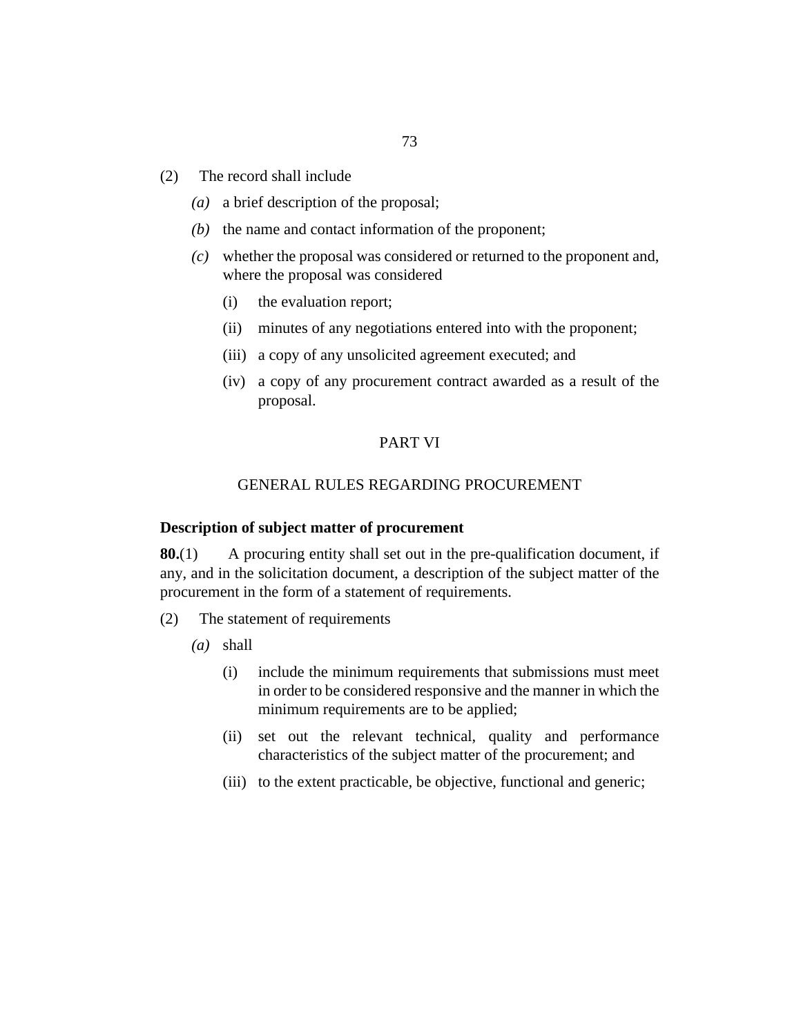(2) The record shall include

*(a)* a brief description of the proposal;

*(b)* the name and contact information of the proponent;

*(c)* whether the proposal was considered or returned to the proponent and, where the proposal was considered

(i) the evaluation report;

(ii) minutes of any negotiations entered into with the proponent;

(iii) a copy of any unsolicited agreement executed; and

(iv) a copy of any procurement contract awarded as a result of the proposal.

## PART VI

## GENERAL RULES REGARDING PROCUREMENT

### Description of subject matter of procurement

**80.**(1) A procuring entity shall set out in the pre-qualification document, if any, and in the solicitation document, a description of the subject matter of the procurement in the form of a statement of requirements.

(2) The statement of requirements

*(a)* shall

(i) include the minimum requirements that submissions must meet in order to be considered responsive and the manner in which the minimum requirements are to be applied;

(ii) set out the relevant technical, quality and performance characteristics of the subject matter of the procurement; and

(iii) to the extent practicable, be objective, functional and generic;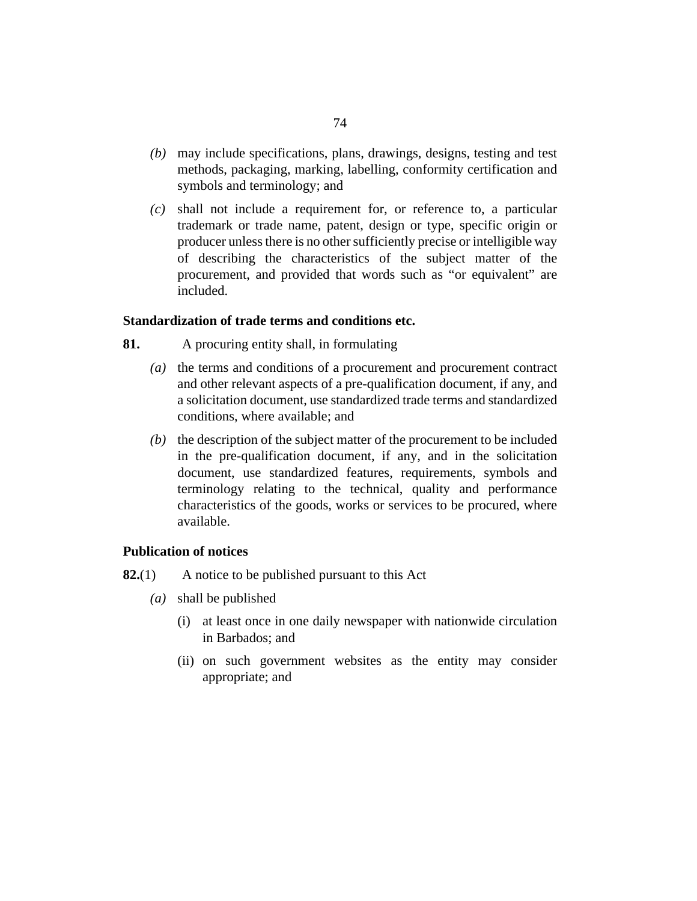*(b)* may include specifications, plans, drawings, designs, testing and test methods, packaging, marking, labelling, conformity certification and symbols and terminology; and

*(c)* shall not include a requirement for, or reference to, a particular trademark or trade name, patent, design or type, specific origin or producer unless there is no other sufficiently precise or intelligible way of describing the characteristics of the subject matter of the procurement, and provided that words such as "or equivalent" are included.

**Standardization of trade terms and conditions etc.**

**81.** A procuring entity shall, in formulating

*(a)* the terms and conditions of a procurement and procurement contract and other relevant aspects of a pre-qualification document, if any, and a solicitation document, use standardized trade terms and standardized conditions, where available; and

*(b)* the description of the subject matter of the procurement to be included in the pre-qualification document, if any, and in the solicitation document, use standardized features, requirements, symbols and terminology relating to the technical, quality and performance characteristics of the goods, works or services to be procured, where available.

**Publication of notices**

**82.**(1) A notice to be published pursuant to this Act

*(a)* shall be published

(i) at least once in one daily newspaper with nationwide circulation in Barbados; and

(ii) on such government websites as the entity may consider appropriate; and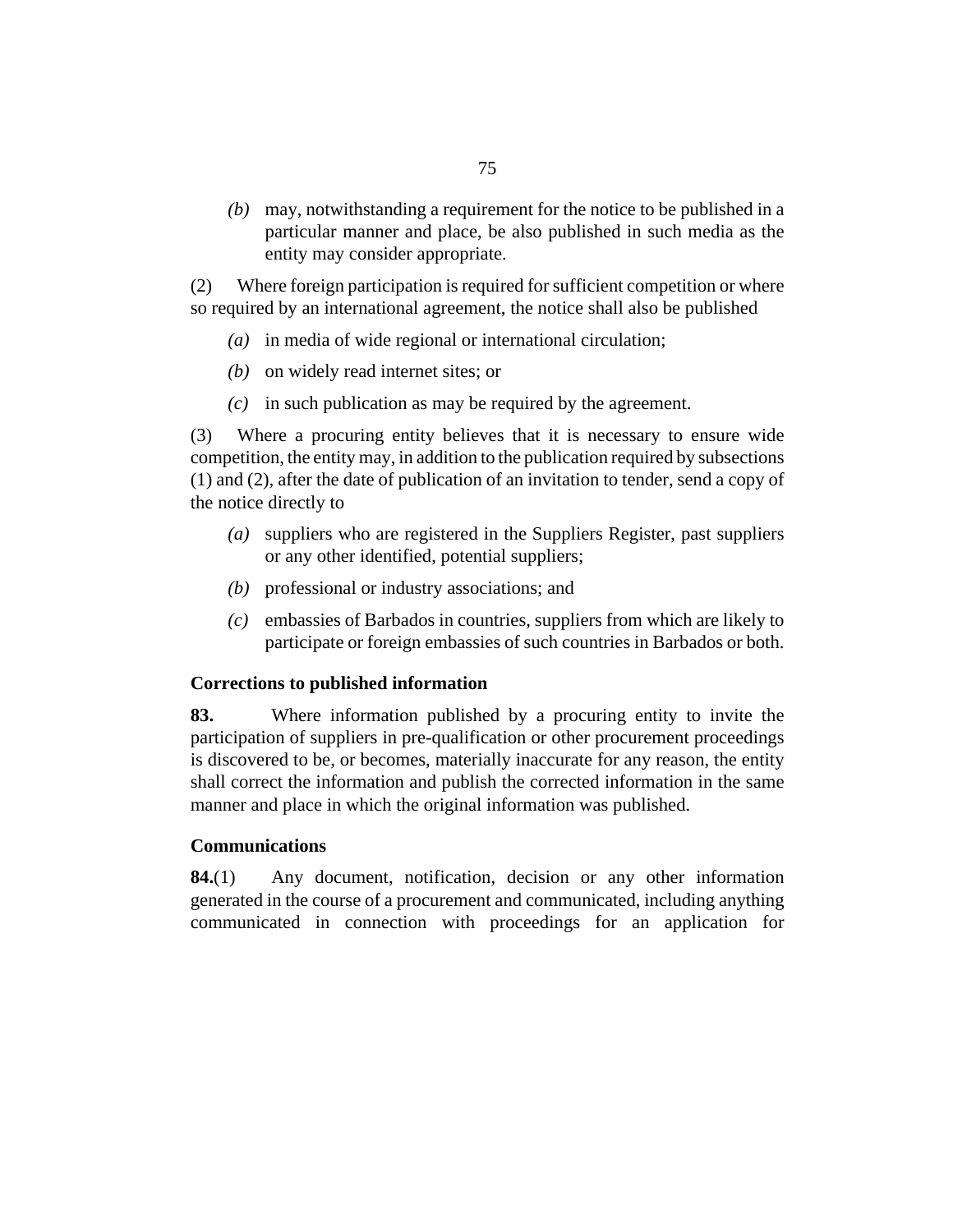*(b)* may, notwithstanding a requirement for the notice to be published in a particular manner and place, be also published in such media as the entity may consider appropriate.

(2) Where foreign participation is required for sufficient competition or where so required by an international agreement, the notice shall also be published

*(a)* in media of wide regional or international circulation;

*(b)* on widely read internet sites; or

*(c)* in such publication as may be required by the agreement.

(3) Where a procuring entity believes that it is necessary to ensure wide competition, the entity may, in addition to the publication required by subsections (1) and (2), after the date of publication of an invitation to tender, send a copy of the notice directly to

*(a)* suppliers who are registered in the Suppliers Register, past suppliers or any other identified, potential suppliers;

*(b)* professional or industry associations; and

*(c)* embassies of Barbados in countries, suppliers from which are likely to participate or foreign embassies of such countries in Barbados or both.

**Corrections to published information**

**83.** Where information published by a procuring entity to invite the participation of suppliers in pre-qualification or other procurement proceedings is discovered to be, or becomes, materially inaccurate for any reason, the entity shall correct the information and publish the corrected information in the same manner and place in which the original information was published.

**Communications**

**84.**(1) Any document, notification, decision or any other information generated in the course of a procurement and communicated, including anything communicated in connection with proceedings for an application for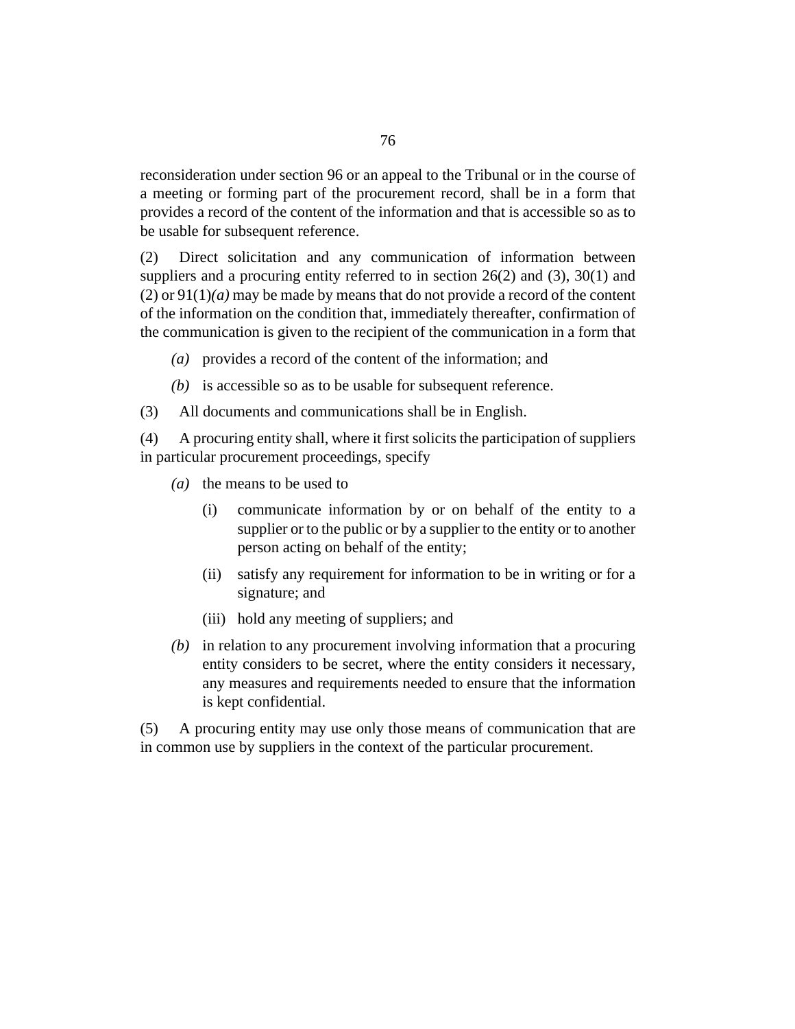reconsideration under section 96 or an appeal to the Tribunal or in the course of a meeting or forming part of the procurement record, shall be in a form that provides a record of the content of the information and that is accessible so as to be usable for subsequent reference.

(2) Direct solicitation and any communication of information between suppliers and a procuring entity referred to in section 26(2) and (3), 30(1) and (2) or 91(1)*(a)* may be made by means that do not provide a record of the content of the information on the condition that, immediately thereafter, confirmation of the communication is given to the recipient of the communication in a form that

*(a)* provides a record of the content of the information; and

*(b)* is accessible so as to be usable for subsequent reference.

(3) All documents and communications shall be in English.

(4) A procuring entity shall, where it first solicits the participation of suppliers in particular procurement proceedings, specify

*(a)* the means to be used to

(i) communicate information by or on behalf of the entity to a supplier or to the public or by a supplier to the entity or to another person acting on behalf of the entity;

(ii) satisfy any requirement for information to be in writing or for a signature; and

(iii) hold any meeting of suppliers; and

*(b)* in relation to any procurement involving information that a procuring entity considers to be secret, where the entity considers it necessary, any measures and requirements needed to ensure that the information is kept confidential.

(5) A procuring entity may use only those means of communication that are in common use by suppliers in the context of the particular procurement.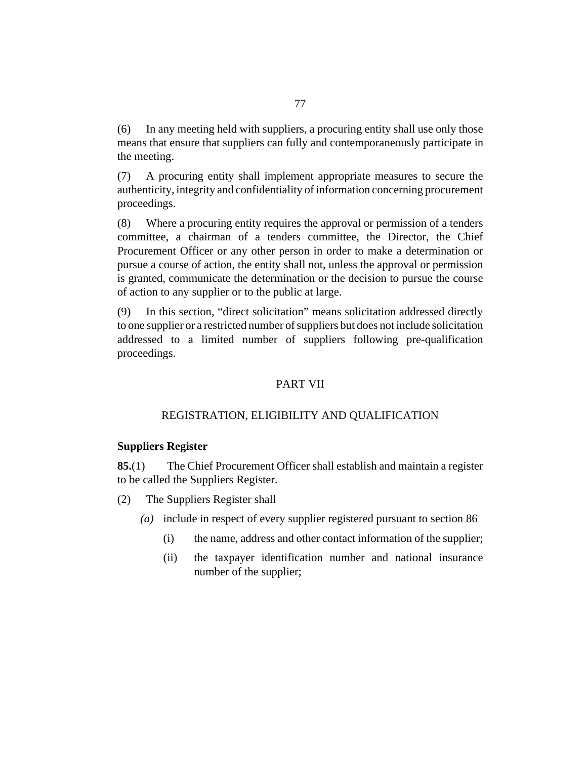(6) In any meeting held with suppliers, a procuring entity shall use only those means that ensure that suppliers can fully and contemporaneously participate in the meeting.

(7) A procuring entity shall implement appropriate measures to secure the authenticity, integrity and confidentiality of information concerning procurement proceedings.

(8) Where a procuring entity requires the approval or permission of a tenders committee, a chairman of a tenders committee, the Director, the Chief Procurement Officer or any other person in order to make a determination or pursue a course of action, the entity shall not, unless the approval or permission is granted, communicate the determination or the decision to pursue the course of action to any supplier or to the public at large.

(9) In this section, "direct solicitation" means solicitation addressed directly to one supplier or a restricted number of suppliers but does not include solicitation addressed to a limited number of suppliers following pre-qualification proceedings.

## PART VII

## REGISTRATION, ELIGIBILITY AND QUALIFICATION

### Suppliers Register

**85.**(1) The Chief Procurement Officer shall establish and maintain a register to be called the Suppliers Register.

(2) The Suppliers Register shall

*(a)* include in respect of every supplier registered pursuant to section 86

(i) the name, address and other contact information of the supplier;

(ii) the taxpayer identification number and national insurance number of the supplier;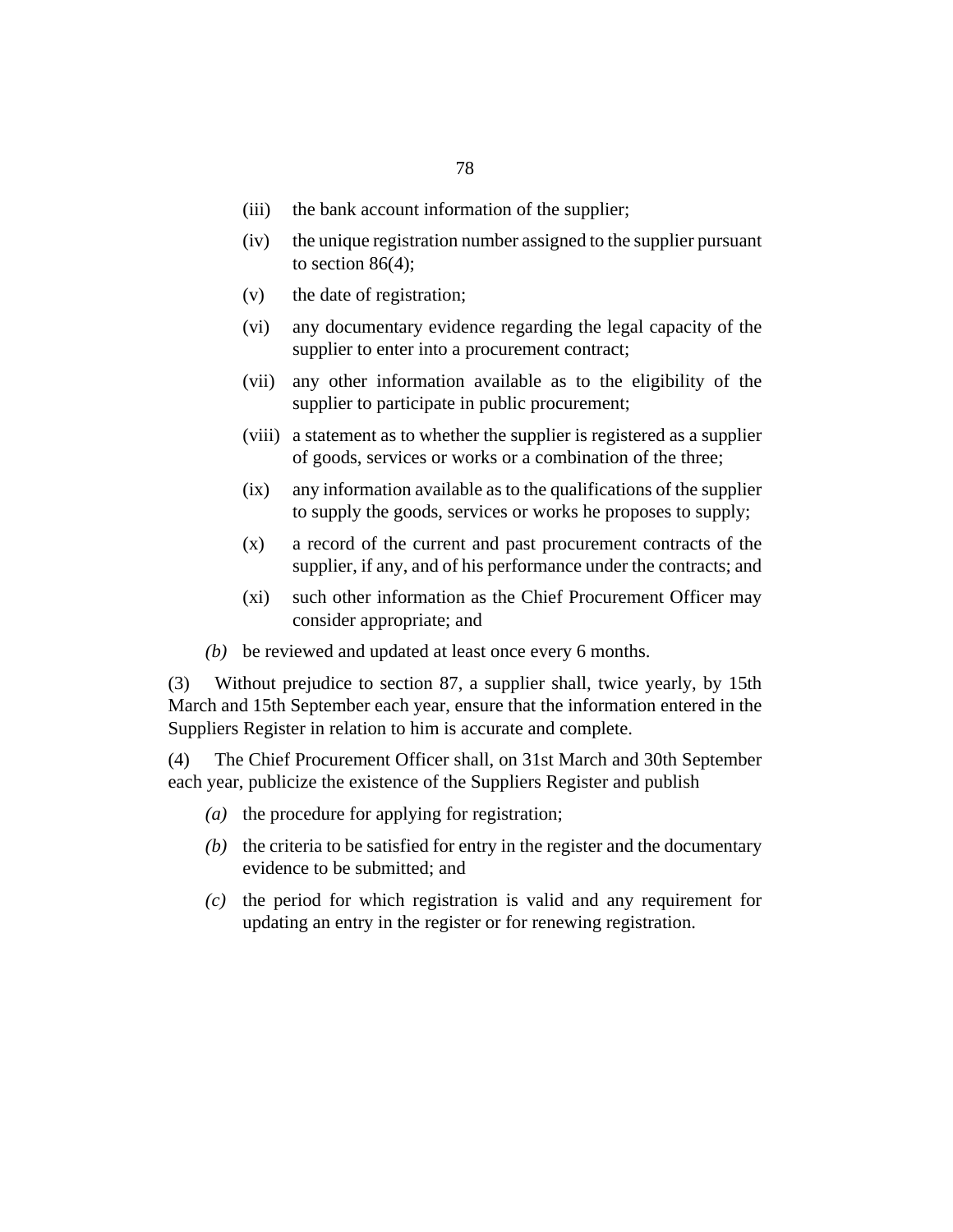(iii) the bank account information of the supplier;

(iv) the unique registration number assigned to the supplier pursuant to section 86(4);

(v) the date of registration;

(vi) any documentary evidence regarding the legal capacity of the supplier to enter into a procurement contract;

(vii) any other information available as to the eligibility of the supplier to participate in public procurement;

(viii) a statement as to whether the supplier is registered as a supplier of goods, services or works or a combination of the three;

(ix) any information available as to the qualifications of the supplier to supply the goods, services or works he proposes to supply;

(x) a record of the current and past procurement contracts of the supplier, if any, and of his performance under the contracts; and

(xi) such other information as the Chief Procurement Officer may consider appropriate; and

*(b)* be reviewed and updated at least once every 6 months.

(3) Without prejudice to section 87, a supplier shall, twice yearly, by 15th March and 15th September each year, ensure that the information entered in the Suppliers Register in relation to him is accurate and complete.

(4) The Chief Procurement Officer shall, on 31st March and 30th September each year, publicize the existence of the Suppliers Register and publish

*(a)* the procedure for applying for registration;

*(b)* the criteria to be satisfied for entry in the register and the documentary evidence to be submitted; and

*(c)* the period for which registration is valid and any requirement for updating an entry in the register or for renewing registration.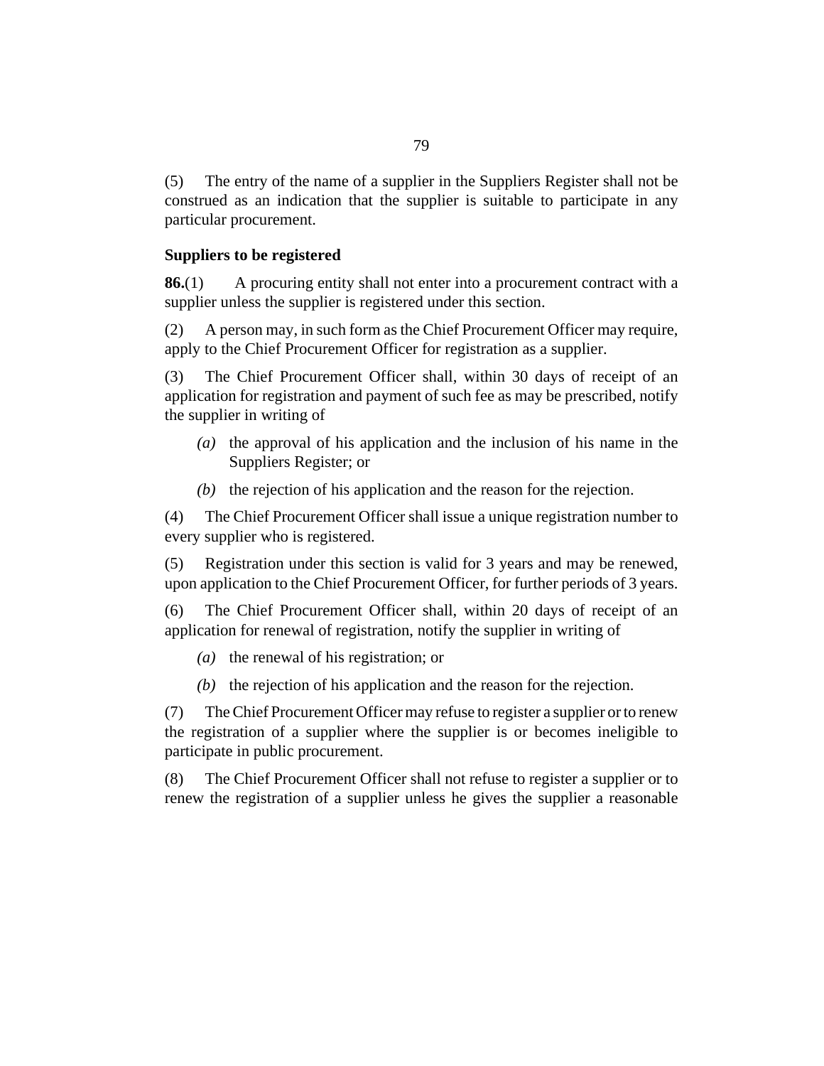(5) The entry of the name of a supplier in the Suppliers Register shall not be construed as an indication that the supplier is suitable to participate in any particular procurement.

### Suppliers to be registered

**86.**(1) A procuring entity shall not enter into a procurement contract with a supplier unless the supplier is registered under this section.

(2) A person may, in such form as the Chief Procurement Officer may require, apply to the Chief Procurement Officer for registration as a supplier.

(3) The Chief Procurement Officer shall, within 30 days of receipt of an application for registration and payment of such fee as may be prescribed, notify the supplier in writing of

- *(a)* the approval of his application and the inclusion of his name in the Suppliers Register; or
- *(b)* the rejection of his application and the reason for the rejection.

(4) The Chief Procurement Officer shall issue a unique registration number to every supplier who is registered.

(5) Registration under this section is valid for 3 years and may be renewed, upon application to the Chief Procurement Officer, for further periods of 3 years.

(6) The Chief Procurement Officer shall, within 20 days of receipt of an application for renewal of registration, notify the supplier in writing of

- *(a)* the renewal of his registration; or
- *(b)* the rejection of his application and the reason for the rejection.

(7) The Chief Procurement Officer may refuse to register a supplier or to renew the registration of a supplier where the supplier is or becomes ineligible to participate in public procurement.

(8) The Chief Procurement Officer shall not refuse to register a supplier or to renew the registration of a supplier unless he gives the supplier a reasonable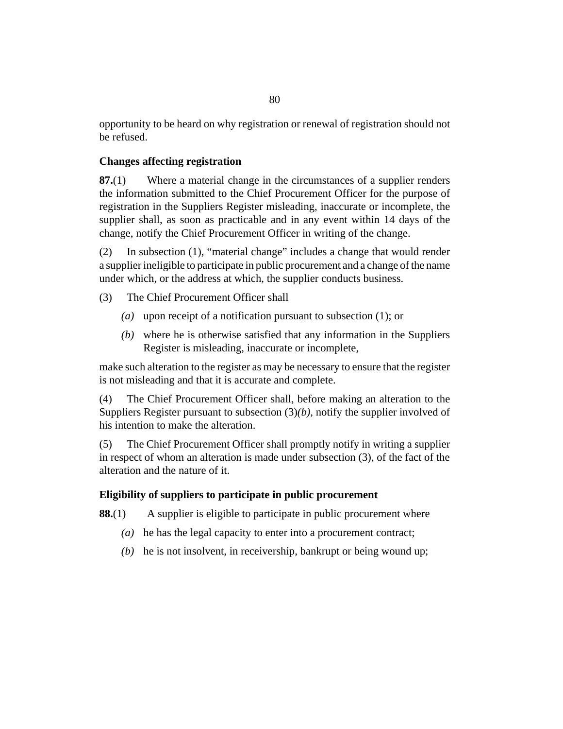opportunity to be heard on why registration or renewal of registration should not be refused.

### Changes affecting registration

**87.**(1) Where a material change in the circumstances of a supplier renders the information submitted to the Chief Procurement Officer for the purpose of registration in the Suppliers Register misleading, inaccurate or incomplete, the supplier shall, as soon as practicable and in any event within 14 days of the change, notify the Chief Procurement Officer in writing of the change.

(2) In subsection (1), "material change" includes a change that would render a supplier ineligible to participate in public procurement and a change of the name under which, or the address at which, the supplier conducts business.

(3) The Chief Procurement Officer shall

*(a)* upon receipt of a notification pursuant to subsection (1); or

*(b)* where he is otherwise satisfied that any information in the Suppliers Register is misleading, inaccurate or incomplete,

make such alteration to the register as may be necessary to ensure that the register is not misleading and that it is accurate and complete.

(4) The Chief Procurement Officer shall, before making an alteration to the Suppliers Register pursuant to subsection (3)*(b)*, notify the supplier involved of his intention to make the alteration.

(5) The Chief Procurement Officer shall promptly notify in writing a supplier in respect of whom an alteration is made under subsection (3), of the fact of the alteration and the nature of it.

### Eligibility of suppliers to participate in public procurement

**88.**(1) A supplier is eligible to participate in public procurement where

*(a)* he has the legal capacity to enter into a procurement contract;

*(b)* he is not insolvent, in receivership, bankrupt or being wound up;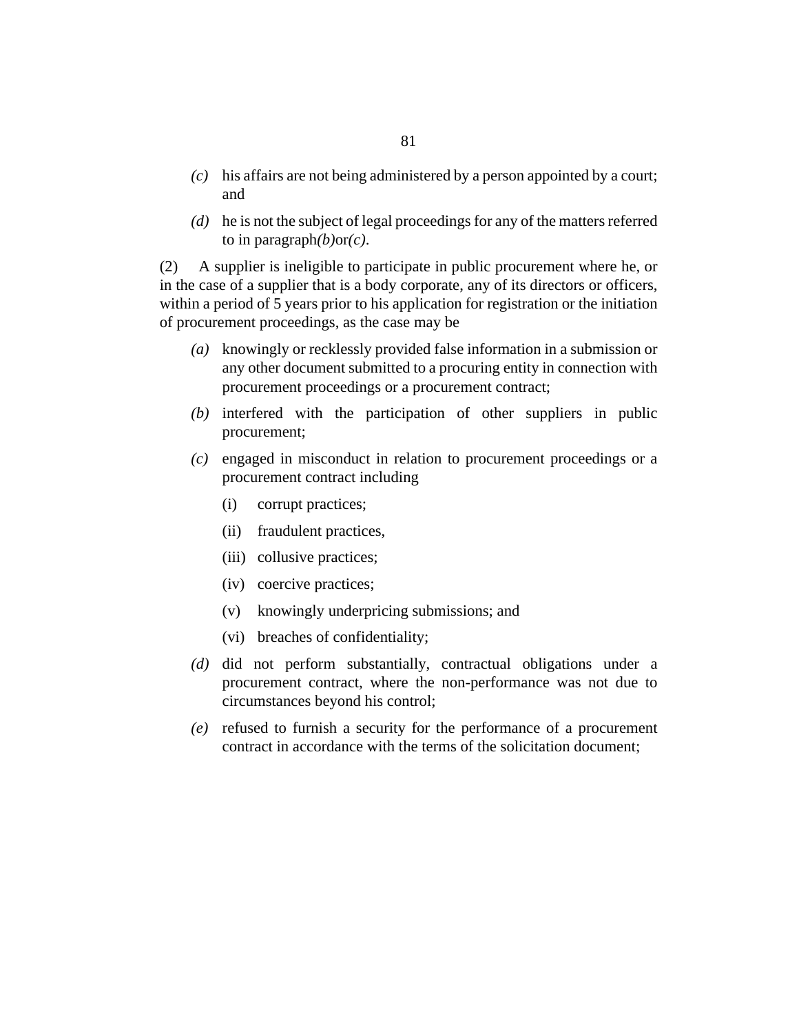*(c)* his affairs are not being administered by a person appointed by a court; and

*(d)* he is not the subject of legal proceedings for any of the matters referred to in paragraph *(b)* or *(c)*.

(2) A supplier is ineligible to participate in public procurement where he, or in the case of a supplier that is a body corporate, any of its directors or officers, within a period of 5 years prior to his application for registration or the initiation of procurement proceedings, as the case may be

*(a)* knowingly or recklessly provided false information in a submission or any other document submitted to a procuring entity in connection with procurement proceedings or a procurement contract;

*(b)* interfered with the participation of other suppliers in public procurement;

*(c)* engaged in misconduct in relation to procurement proceedings or a procurement contract including

(i) corrupt practices;

(ii) fraudulent practices,

(iii) collusive practices;

(iv) coercive practices;

(v) knowingly underpricing submissions; and

(vi) breaches of confidentiality;

*(d)* did not perform substantially, contractual obligations under a procurement contract, where the non-performance was not due to circumstances beyond his control;

*(e)* refused to furnish a security for the performance of a procurement contract in accordance with the terms of the solicitation document;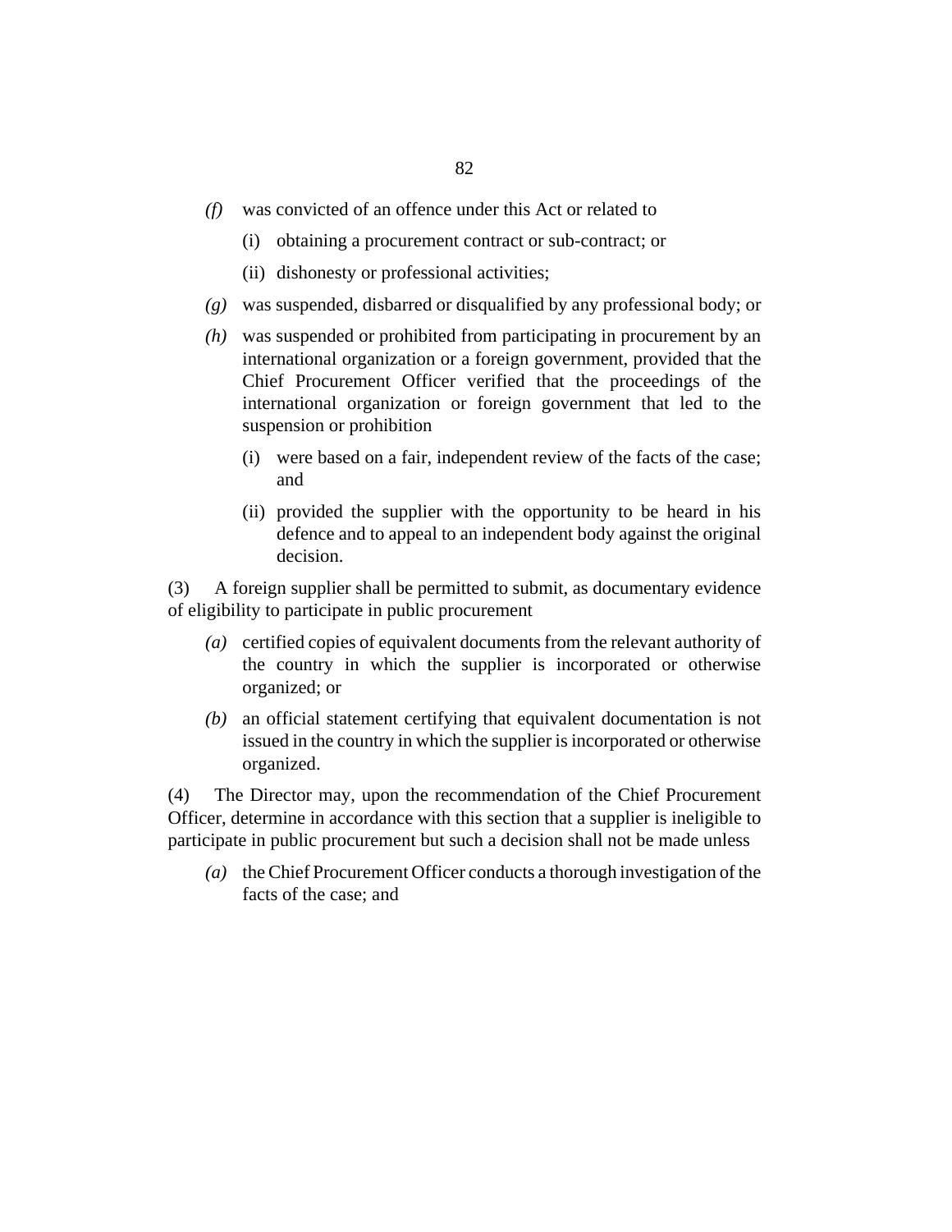*(f)* was convicted of an offence under this Act or related to

  (i) obtaining a procurement contract or sub-contract; or

  (ii) dishonesty or professional activities;

*(g)* was suspended, disbarred or disqualified by any professional body; or

*(h)* was suspended or prohibited from participating in procurement by an international organization or a foreign government, provided that the Chief Procurement Officer verified that the proceedings of the international organization or foreign government that led to the suspension or prohibition

  (i) were based on a fair, independent review of the facts of the case; and

  (ii) provided the supplier with the opportunity to be heard in his defence and to appeal to an independent body against the original decision.

(3) A foreign supplier shall be permitted to submit, as documentary evidence of eligibility to participate in public procurement

*(a)* certified copies of equivalent documents from the relevant authority of the country in which the supplier is incorporated or otherwise organized; or

*(b)* an official statement certifying that equivalent documentation is not issued in the country in which the supplier is incorporated or otherwise organized.

(4) The Director may, upon the recommendation of the Chief Procurement Officer, determine in accordance with this section that a supplier is ineligible to participate in public procurement but such a decision shall not be made unless

*(a)* the Chief Procurement Officer conducts a thorough investigation of the facts of the case; and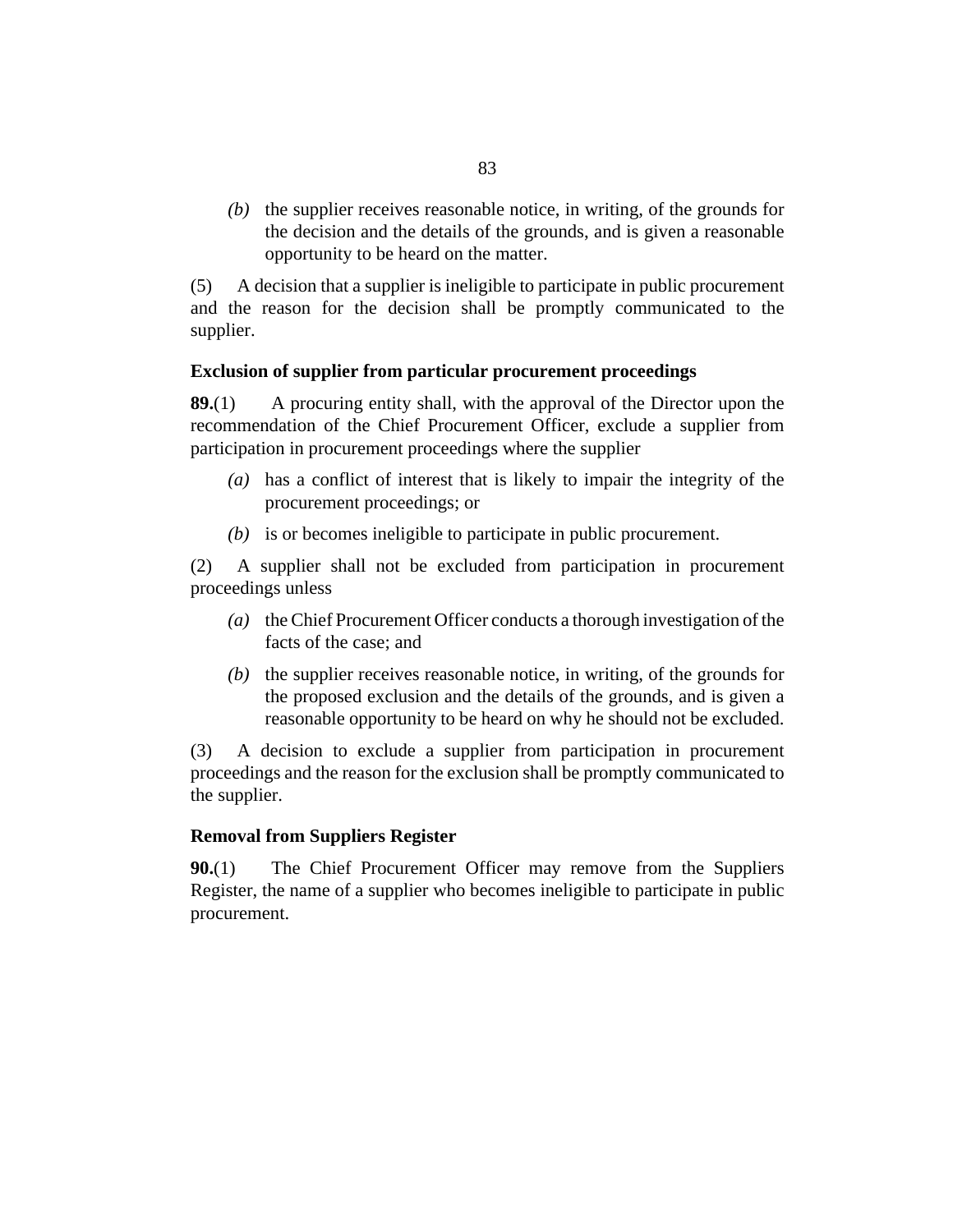*(b)* the supplier receives reasonable notice, in writing, of the grounds for the decision and the details of the grounds, and is given a reasonable opportunity to be heard on the matter.

(5) A decision that a supplier is ineligible to participate in public procurement and the reason for the decision shall be promptly communicated to the supplier.

### Exclusion of supplier from particular procurement proceedings

**89.**(1) A procuring entity shall, with the approval of the Director upon the recommendation of the Chief Procurement Officer, exclude a supplier from participation in procurement proceedings where the supplier

*(a)* has a conflict of interest that is likely to impair the integrity of the procurement proceedings; or

*(b)* is or becomes ineligible to participate in public procurement.

(2) A supplier shall not be excluded from participation in procurement proceedings unless

*(a)* the Chief Procurement Officer conducts a thorough investigation of the facts of the case; and

*(b)* the supplier receives reasonable notice, in writing, of the grounds for the proposed exclusion and the details of the grounds, and is given a reasonable opportunity to be heard on why he should not be excluded.

(3) A decision to exclude a supplier from participation in procurement proceedings and the reason for the exclusion shall be promptly communicated to the supplier.

### Removal from Suppliers Register

**90.**(1) The Chief Procurement Officer may remove from the Suppliers Register, the name of a supplier who becomes ineligible to participate in public procurement.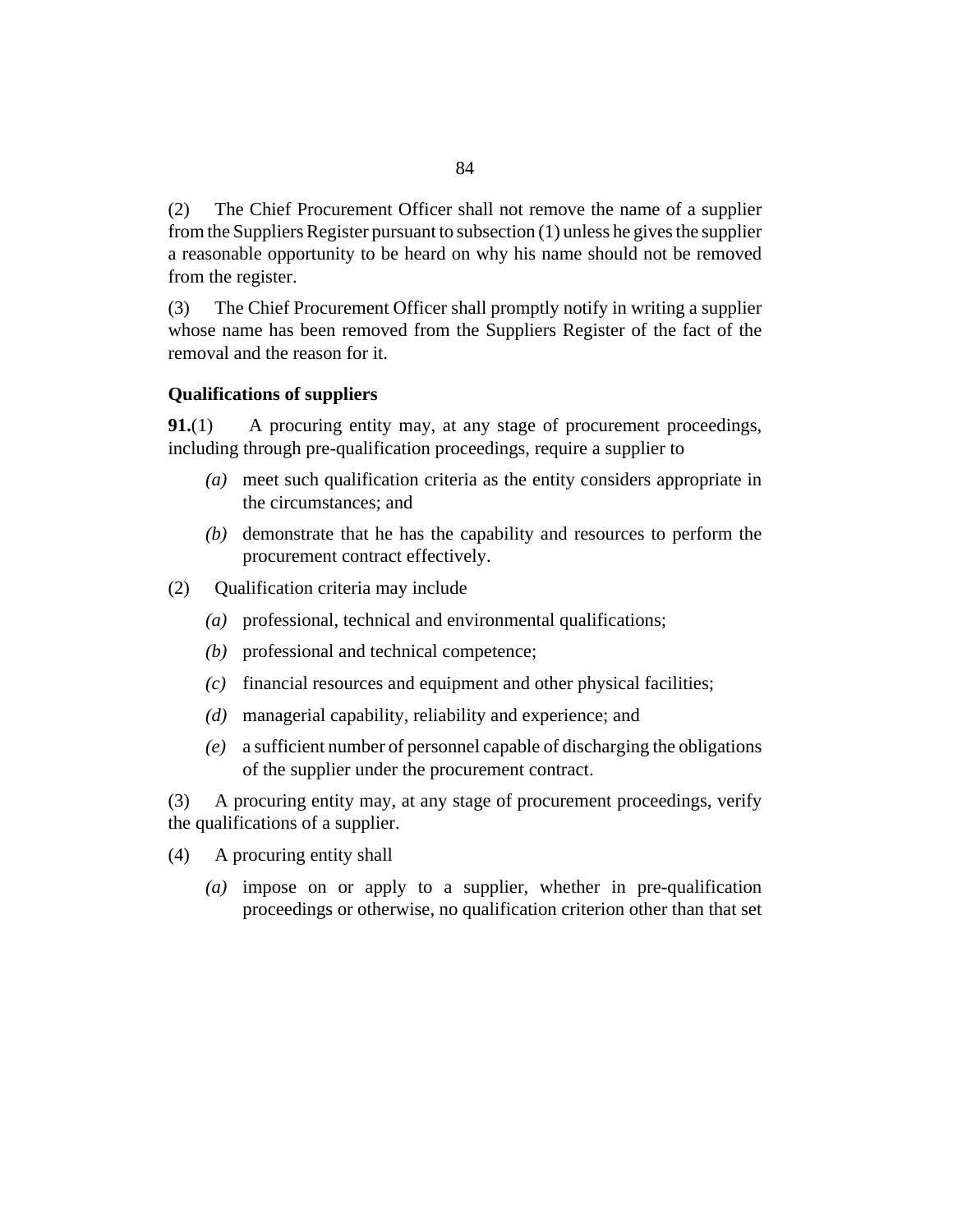(2) The Chief Procurement Officer shall not remove the name of a supplier from the Suppliers Register pursuant to subsection (1) unless he gives the supplier a reasonable opportunity to be heard on why his name should not be removed from the register.

(3) The Chief Procurement Officer shall promptly notify in writing a supplier whose name has been removed from the Suppliers Register of the fact of the removal and the reason for it.

**Qualifications of suppliers**

**91.**(1) A procuring entity may, at any stage of procurement proceedings, including through pre-qualification proceedings, require a supplier to

*(a)* meet such qualification criteria as the entity considers appropriate in the circumstances; and

*(b)* demonstrate that he has the capability and resources to perform the procurement contract effectively.

(2) Qualification criteria may include

*(a)* professional, technical and environmental qualifications;

*(b)* professional and technical competence;

*(c)* financial resources and equipment and other physical facilities;

*(d)* managerial capability, reliability and experience; and

*(e)* a sufficient number of personnel capable of discharging the obligations of the supplier under the procurement contract.

(3) A procuring entity may, at any stage of procurement proceedings, verify the qualifications of a supplier.

(4) A procuring entity shall

*(a)* impose on or apply to a supplier, whether in pre-qualification proceedings or otherwise, no qualification criterion other than that set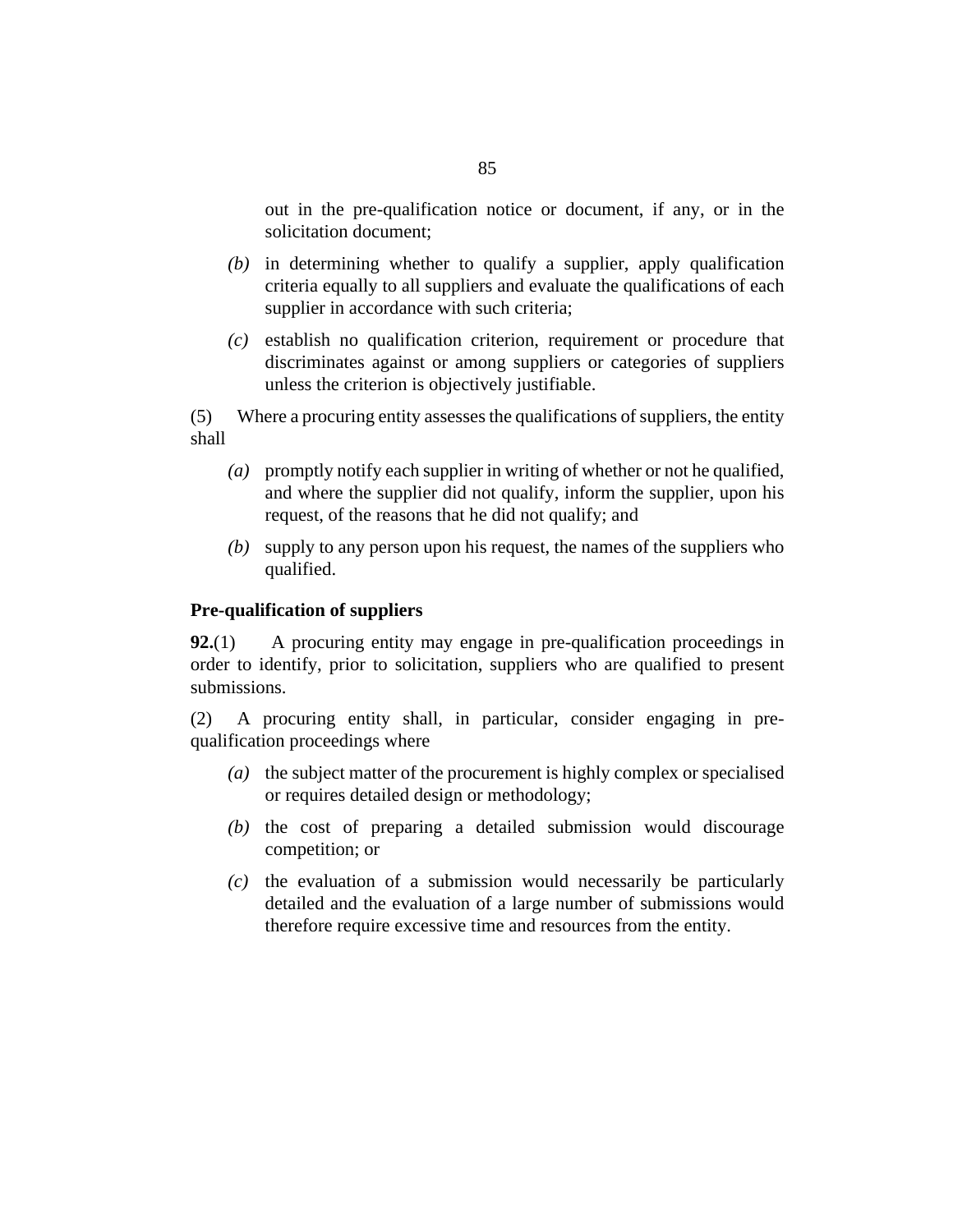out in the pre-qualification notice or document, if any, or in the solicitation document;

*(b)* in determining whether to qualify a supplier, apply qualification criteria equally to all suppliers and evaluate the qualifications of each supplier in accordance with such criteria;

*(c)* establish no qualification criterion, requirement or procedure that discriminates against or among suppliers or categories of suppliers unless the criterion is objectively justifiable.

(5) Where a procuring entity assesses the qualifications of suppliers, the entity shall

*(a)* promptly notify each supplier in writing of whether or not he qualified, and where the supplier did not qualify, inform the supplier, upon his request, of the reasons that he did not qualify; and

*(b)* supply to any person upon his request, the names of the suppliers who qualified.

**Pre-qualification of suppliers**

**92.**(1) A procuring entity may engage in pre-qualification proceedings in order to identify, prior to solicitation, suppliers who are qualified to present submissions.

(2) A procuring entity shall, in particular, consider engaging in pre-qualification proceedings where

*(a)* the subject matter of the procurement is highly complex or specialised or requires detailed design or methodology;

*(b)* the cost of preparing a detailed submission would discourage competition; or

*(c)* the evaluation of a submission would necessarily be particularly detailed and the evaluation of a large number of submissions would therefore require excessive time and resources from the entity.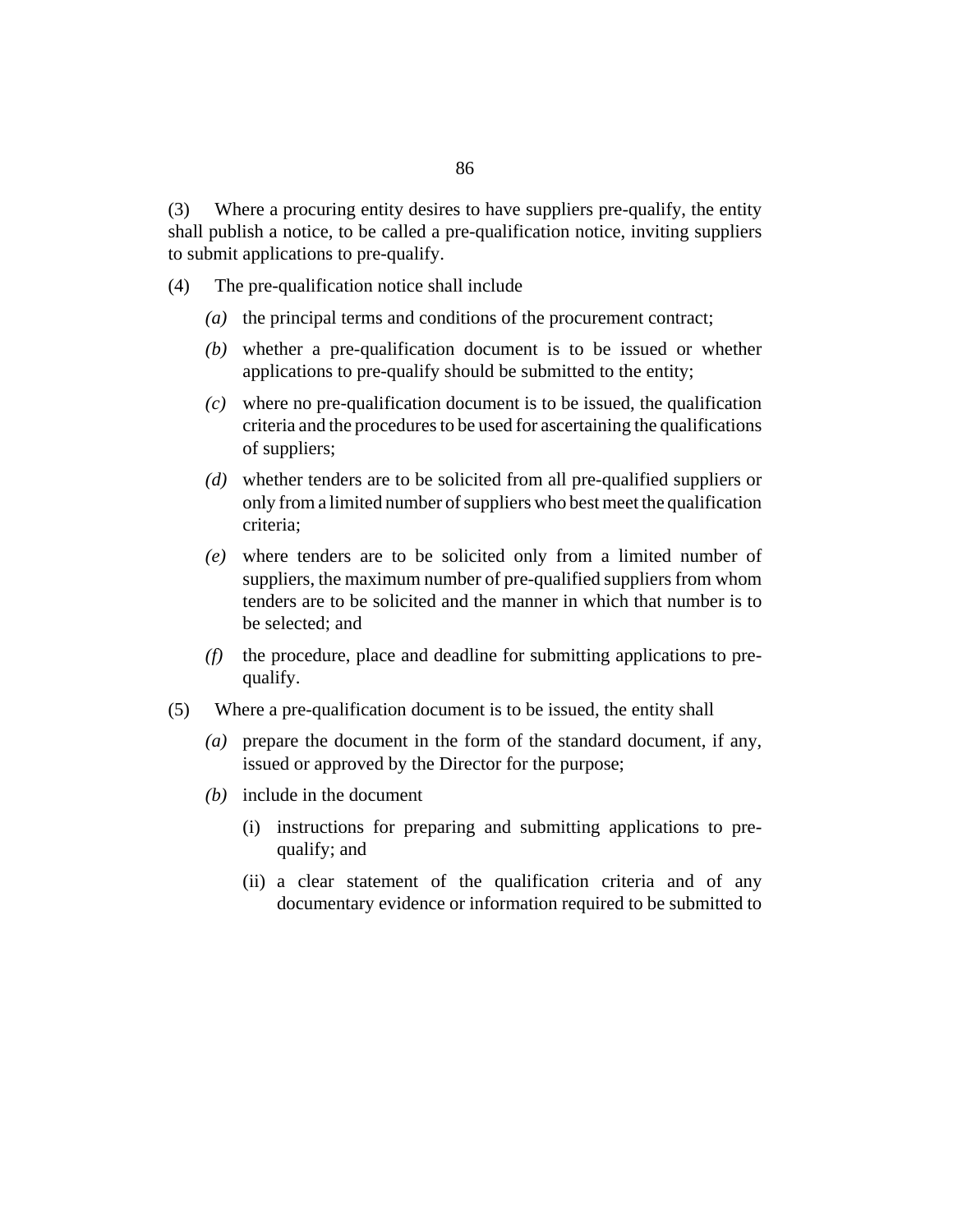(3) Where a procuring entity desires to have suppliers pre-qualify, the entity shall publish a notice, to be called a pre-qualification notice, inviting suppliers to submit applications to pre-qualify.

(4) The pre-qualification notice shall include

*(a)* the principal terms and conditions of the procurement contract;

*(b)* whether a pre-qualification document is to be issued or whether applications to pre-qualify should be submitted to the entity;

*(c)* where no pre-qualification document is to be issued, the qualification criteria and the procedures to be used for ascertaining the qualifications of suppliers;

*(d)* whether tenders are to be solicited from all pre-qualified suppliers or only from a limited number of suppliers who best meet the qualification criteria;

*(e)* where tenders are to be solicited only from a limited number of suppliers, the maximum number of pre-qualified suppliers from whom tenders are to be solicited and the manner in which that number is to be selected; and

*(f)* the procedure, place and deadline for submitting applications to pre-qualify.

(5) Where a pre-qualification document is to be issued, the entity shall

*(a)* prepare the document in the form of the standard document, if any, issued or approved by the Director for the purpose;

*(b)* include in the document

(i) instructions for preparing and submitting applications to pre-qualify; and

(ii) a clear statement of the qualification criteria and of any documentary evidence or information required to be submitted to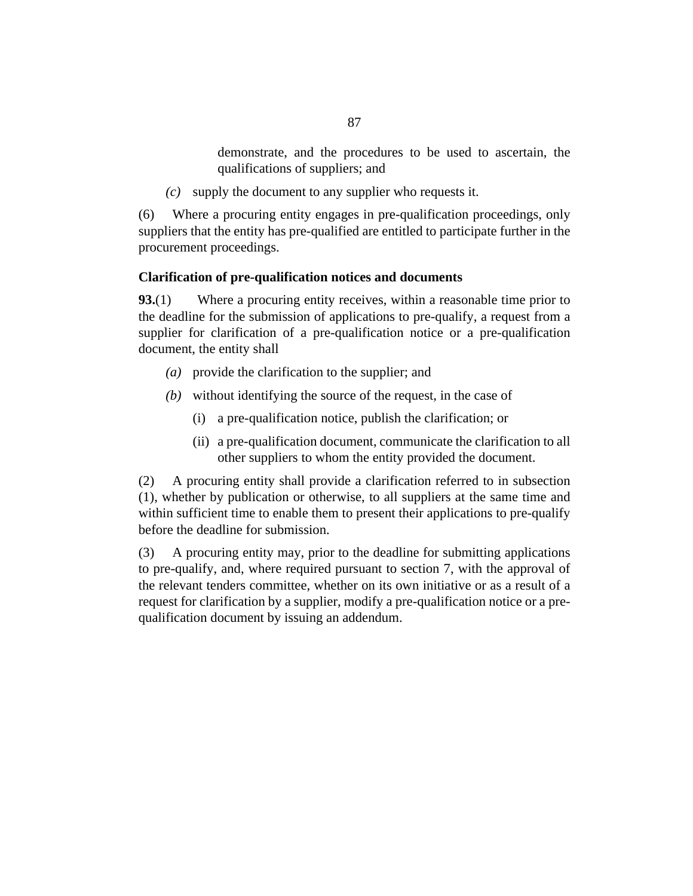demonstrate, and the procedures to be used to ascertain, the qualifications of suppliers; and

*(c)* supply the document to any supplier who requests it.

(6) Where a procuring entity engages in pre-qualification proceedings, only suppliers that the entity has pre-qualified are entitled to participate further in the procurement proceedings.

**Clarification of pre-qualification notices and documents**

**93.**(1) Where a procuring entity receives, within a reasonable time prior to the deadline for the submission of applications to pre-qualify, a request from a supplier for clarification of a pre-qualification notice or a pre-qualification document, the entity shall

*(a)* provide the clarification to the supplier; and

*(b)* without identifying the source of the request, in the case of

(i) a pre-qualification notice, publish the clarification; or

(ii) a pre-qualification document, communicate the clarification to all other suppliers to whom the entity provided the document.

(2) A procuring entity shall provide a clarification referred to in subsection (1), whether by publication or otherwise, to all suppliers at the same time and within sufficient time to enable them to present their applications to pre-qualify before the deadline for submission.

(3) A procuring entity may, prior to the deadline for submitting applications to pre-qualify, and, where required pursuant to section 7, with the approval of the relevant tenders committee, whether on its own initiative or as a result of a request for clarification by a supplier, modify a pre-qualification notice or a pre-qualification document by issuing an addendum.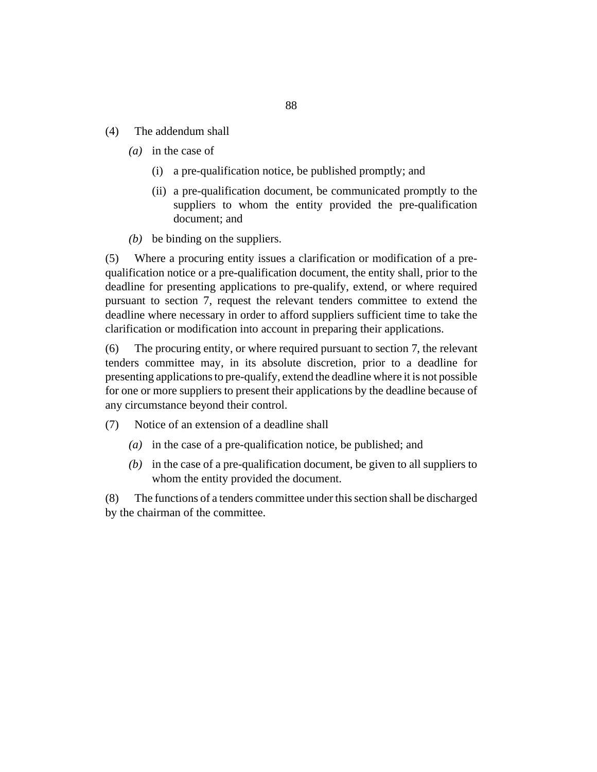(4) The addendum shall

*(a)* in the case of

(i) a pre-qualification notice, be published promptly; and

(ii) a pre-qualification document, be communicated promptly to the suppliers to whom the entity provided the pre-qualification document; and

*(b)* be binding on the suppliers.

(5) Where a procuring entity issues a clarification or modification of a pre-qualification notice or a pre-qualification document, the entity shall, prior to the deadline for presenting applications to pre-qualify, extend, or where required pursuant to section 7, request the relevant tenders committee to extend the deadline where necessary in order to afford suppliers sufficient time to take the clarification or modification into account in preparing their applications.

(6) The procuring entity, or where required pursuant to section 7, the relevant tenders committee may, in its absolute discretion, prior to a deadline for presenting applications to pre-qualify, extend the deadline where it is not possible for one or more suppliers to present their applications by the deadline because of any circumstance beyond their control.

(7) Notice of an extension of a deadline shall

*(a)* in the case of a pre-qualification notice, be published; and

*(b)* in the case of a pre-qualification document, be given to all suppliers to whom the entity provided the document.

(8) The functions of a tenders committee under this section shall be discharged by the chairman of the committee.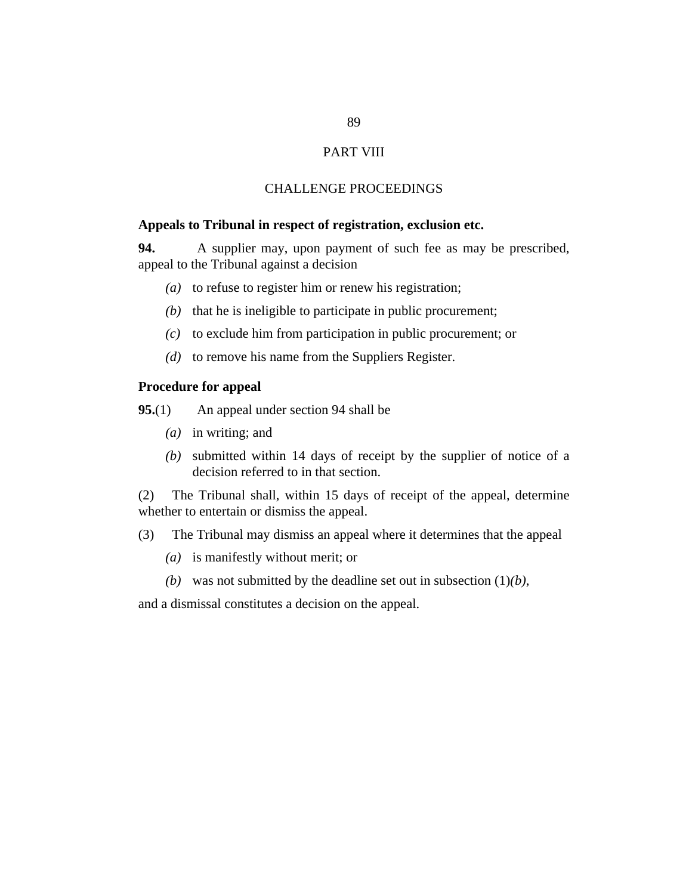# PART VIII

## CHALLENGE PROCEEDINGS

### Appeals to Tribunal in respect of registration, exclusion etc.

**94.** A supplier may, upon payment of such fee as may be prescribed, appeal to the Tribunal against a decision

*(a)* to refuse to register him or renew his registration;

*(b)* that he is ineligible to participate in public procurement;

*(c)* to exclude him from participation in public procurement; or

*(d)* to remove his name from the Suppliers Register.

### Procedure for appeal

**95.**(1) An appeal under section 94 shall be

*(a)* in writing; and

*(b)* submitted within 14 days of receipt by the supplier of notice of a decision referred to in that section.

(2) The Tribunal shall, within 15 days of receipt of the appeal, determine whether to entertain or dismiss the appeal.

(3) The Tribunal may dismiss an appeal where it determines that the appeal

*(a)* is manifestly without merit; or

*(b)* was not submitted by the deadline set out in subsection (1)*(b)*,

and a dismissal constitutes a decision on the appeal.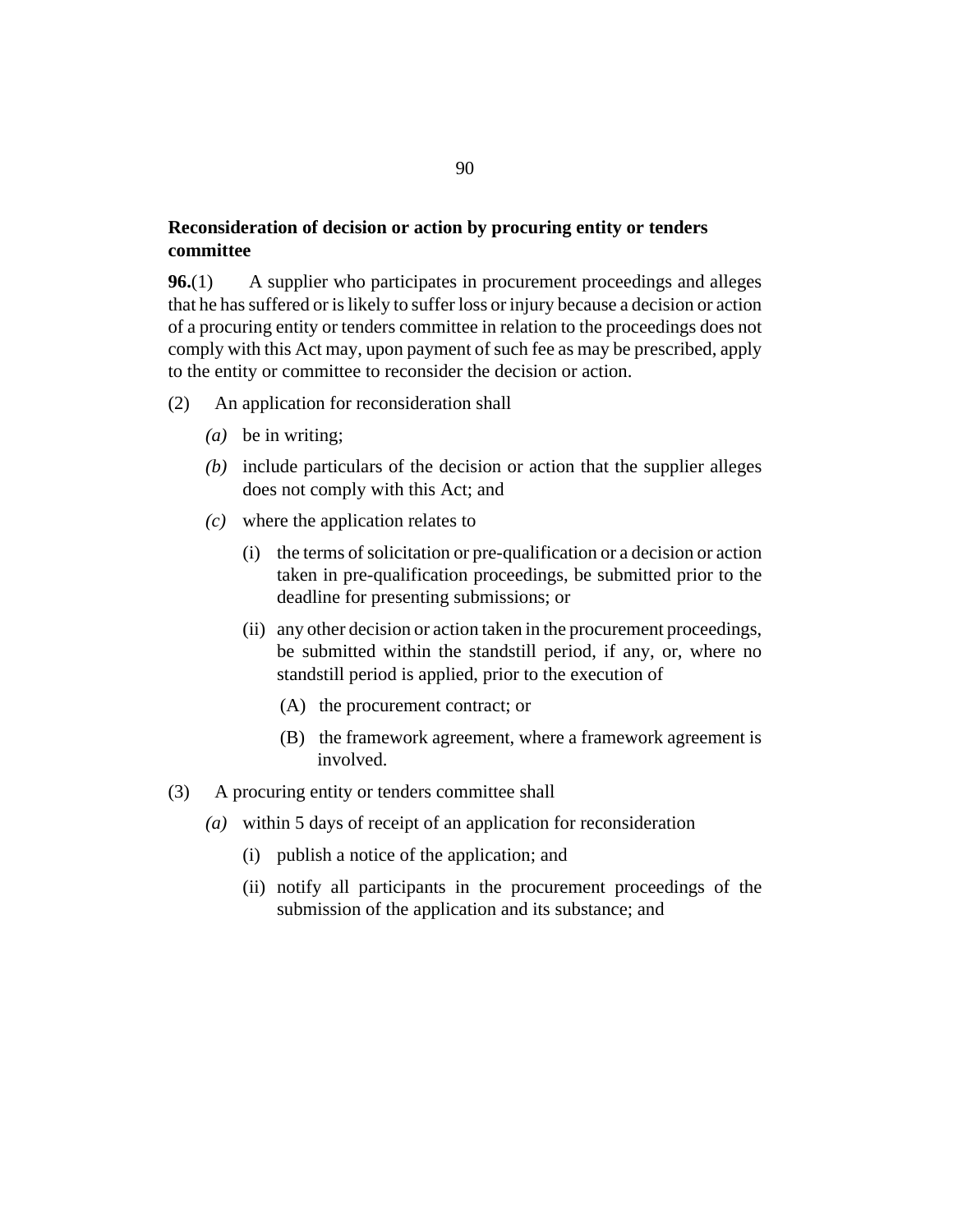**Reconsideration of decision or action by procuring entity or tenders committee**

**96.**(1) A supplier who participates in procurement proceedings and alleges that he has suffered or is likely to suffer loss or injury because a decision or action of a procuring entity or tenders committee in relation to the proceedings does not comply with this Act may, upon payment of such fee as may be prescribed, apply to the entity or committee to reconsider the decision or action.

(2) An application for reconsideration shall

*(a)* be in writing;

*(b)* include particulars of the decision or action that the supplier alleges does not comply with this Act; and

*(c)* where the application relates to

(i) the terms of solicitation or pre-qualification or a decision or action taken in pre-qualification proceedings, be submitted prior to the deadline for presenting submissions; or

(ii) any other decision or action taken in the procurement proceedings, be submitted within the standstill period, if any, or, where no standstill period is applied, prior to the execution of

(A) the procurement contract; or

(B) the framework agreement, where a framework agreement is involved.

(3) A procuring entity or tenders committee shall

*(a)* within 5 days of receipt of an application for reconsideration

(i) publish a notice of the application; and

(ii) notify all participants in the procurement proceedings of the submission of the application and its substance; and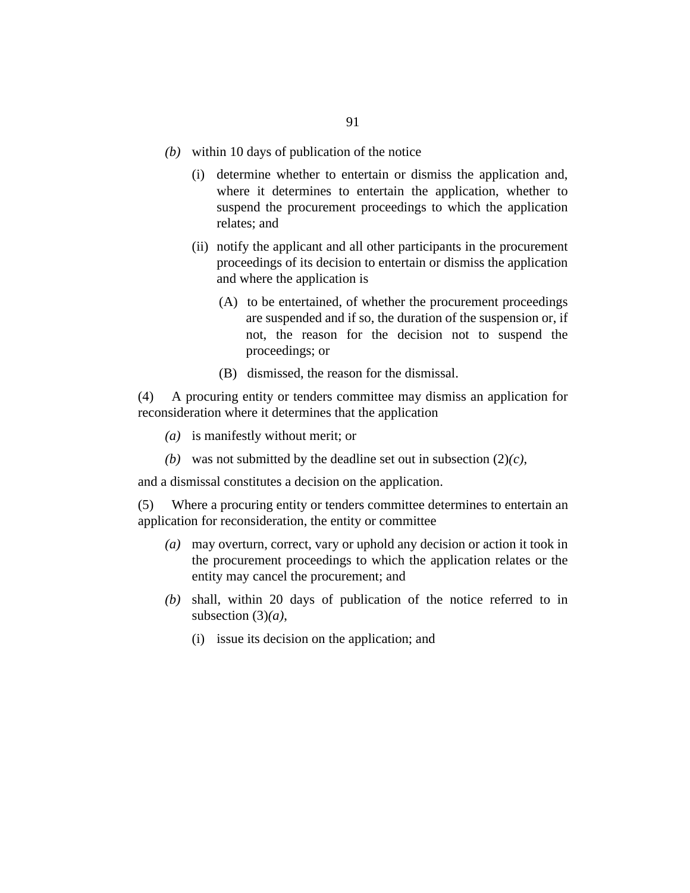*(b)* within 10 days of publication of the notice

(i) determine whether to entertain or dismiss the application and, where it determines to entertain the application, whether to suspend the procurement proceedings to which the application relates; and

(ii) notify the applicant and all other participants in the procurement proceedings of its decision to entertain or dismiss the application and where the application is

(A) to be entertained, of whether the procurement proceedings are suspended and if so, the duration of the suspension or, if not, the reason for the decision not to suspend the proceedings; or

(B) dismissed, the reason for the dismissal.

(4) A procuring entity or tenders committee may dismiss an application for reconsideration where it determines that the application

*(a)* is manifestly without merit; or

*(b)* was not submitted by the deadline set out in subsection (2)*(c)*,

and a dismissal constitutes a decision on the application.

(5) Where a procuring entity or tenders committee determines to entertain an application for reconsideration, the entity or committee

*(a)* may overturn, correct, vary or uphold any decision or action it took in the procurement proceedings to which the application relates or the entity may cancel the procurement; and

*(b)* shall, within 20 days of publication of the notice referred to in subsection (3)*(a)*,

(i) issue its decision on the application; and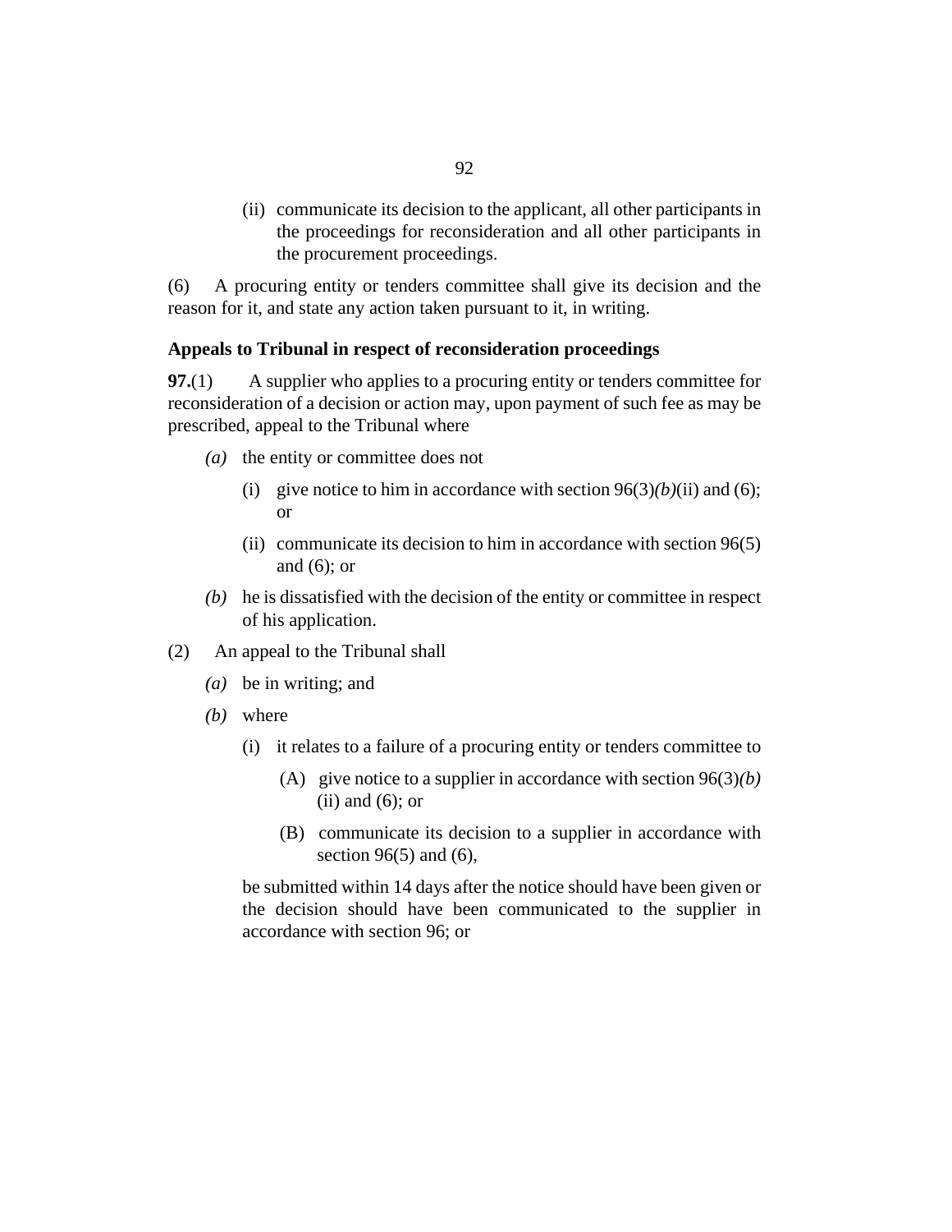(ii) communicate its decision to the applicant, all other participants in the proceedings for reconsideration and all other participants in the procurement proceedings.

(6) A procuring entity or tenders committee shall give its decision and the reason for it, and state any action taken pursuant to it, in writing.

**Appeals to Tribunal in respect of reconsideration proceedings**

**97.**(1) A supplier who applies to a procuring entity or tenders committee for reconsideration of a decision or action may, upon payment of such fee as may be prescribed, appeal to the Tribunal where

*(a)* the entity or committee does not

(i) give notice to him in accordance with section 96(3)*(b)*(ii) and (6); or

(ii) communicate its decision to him in accordance with section 96(5) and (6); or

*(b)* he is dissatisfied with the decision of the entity or committee in respect of his application.

(2) An appeal to the Tribunal shall

*(a)* be in writing; and

*(b)* where

(i) it relates to a failure of a procuring entity or tenders committee to

(A) give notice to a supplier in accordance with section 96(3)*(b)* (ii) and (6); or

(B) communicate its decision to a supplier in accordance with section 96(5) and (6),

be submitted within 14 days after the notice should have been given or the decision should have been communicated to the supplier in accordance with section 96; or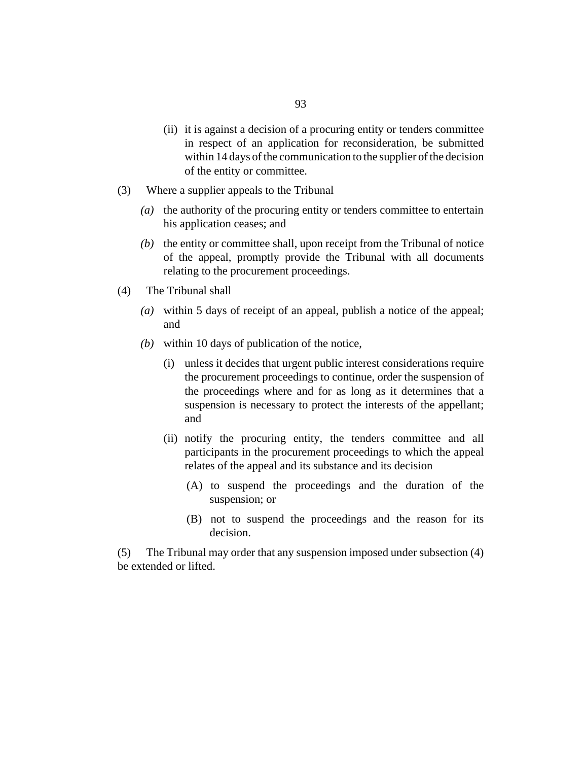(ii) it is against a decision of a procuring entity or tenders committee in respect of an application for reconsideration, be submitted within 14 days of the communication to the supplier of the decision of the entity or committee.

(3) Where a supplier appeals to the Tribunal

*(a)* the authority of the procuring entity or tenders committee to entertain his application ceases; and

*(b)* the entity or committee shall, upon receipt from the Tribunal of notice of the appeal, promptly provide the Tribunal with all documents relating to the procurement proceedings.

(4) The Tribunal shall

*(a)* within 5 days of receipt of an appeal, publish a notice of the appeal; and

*(b)* within 10 days of publication of the notice,

(i) unless it decides that urgent public interest considerations require the procurement proceedings to continue, order the suspension of the proceedings where and for as long as it determines that a suspension is necessary to protect the interests of the appellant; and

(ii) notify the procuring entity, the tenders committee and all participants in the procurement proceedings to which the appeal relates of the appeal and its substance and its decision

(A) to suspend the proceedings and the duration of the suspension; or

(B) not to suspend the proceedings and the reason for its decision.

(5) The Tribunal may order that any suspension imposed under subsection (4) be extended or lifted.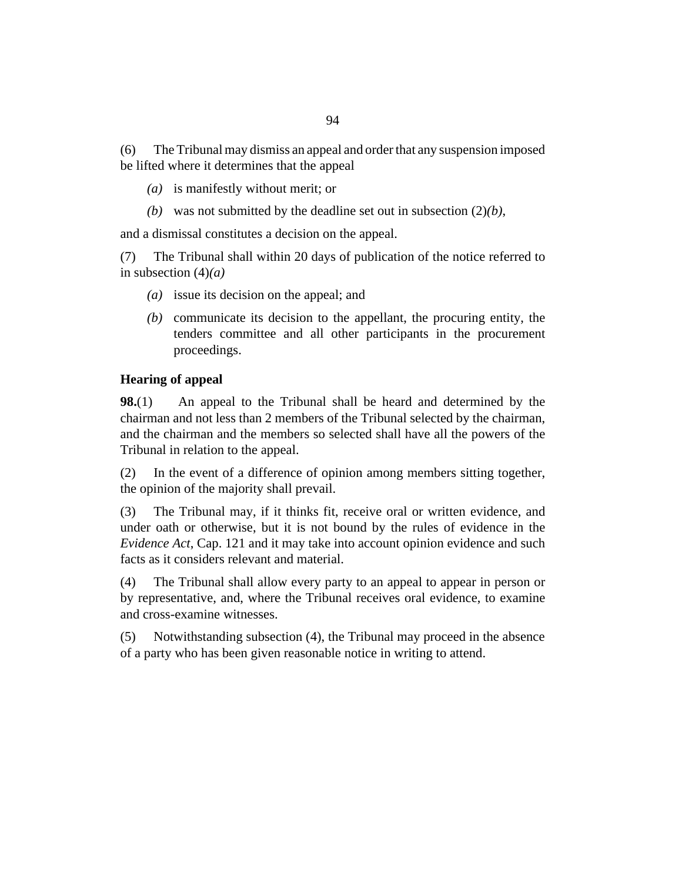(6) The Tribunal may dismiss an appeal and order that any suspension imposed be lifted where it determines that the appeal

*(a)* is manifestly without merit; or

*(b)* was not submitted by the deadline set out in subsection (2)*(b)*,

and a dismissal constitutes a decision on the appeal.

(7) The Tribunal shall within 20 days of publication of the notice referred to in subsection (4)*(a)*

*(a)* issue its decision on the appeal; and

*(b)* communicate its decision to the appellant, the procuring entity, the tenders committee and all other participants in the procurement proceedings.

**Hearing of appeal**

**98.**(1) An appeal to the Tribunal shall be heard and determined by the chairman and not less than 2 members of the Tribunal selected by the chairman, and the chairman and the members so selected shall have all the powers of the Tribunal in relation to the appeal.

(2) In the event of a difference of opinion among members sitting together, the opinion of the majority shall prevail.

(3) The Tribunal may, if it thinks fit, receive oral or written evidence, and under oath or otherwise, but it is not bound by the rules of evidence in the *Evidence Act*, Cap. 121 and it may take into account opinion evidence and such facts as it considers relevant and material.

(4) The Tribunal shall allow every party to an appeal to appear in person or by representative, and, where the Tribunal receives oral evidence, to examine and cross-examine witnesses.

(5) Notwithstanding subsection (4), the Tribunal may proceed in the absence of a party who has been given reasonable notice in writing to attend.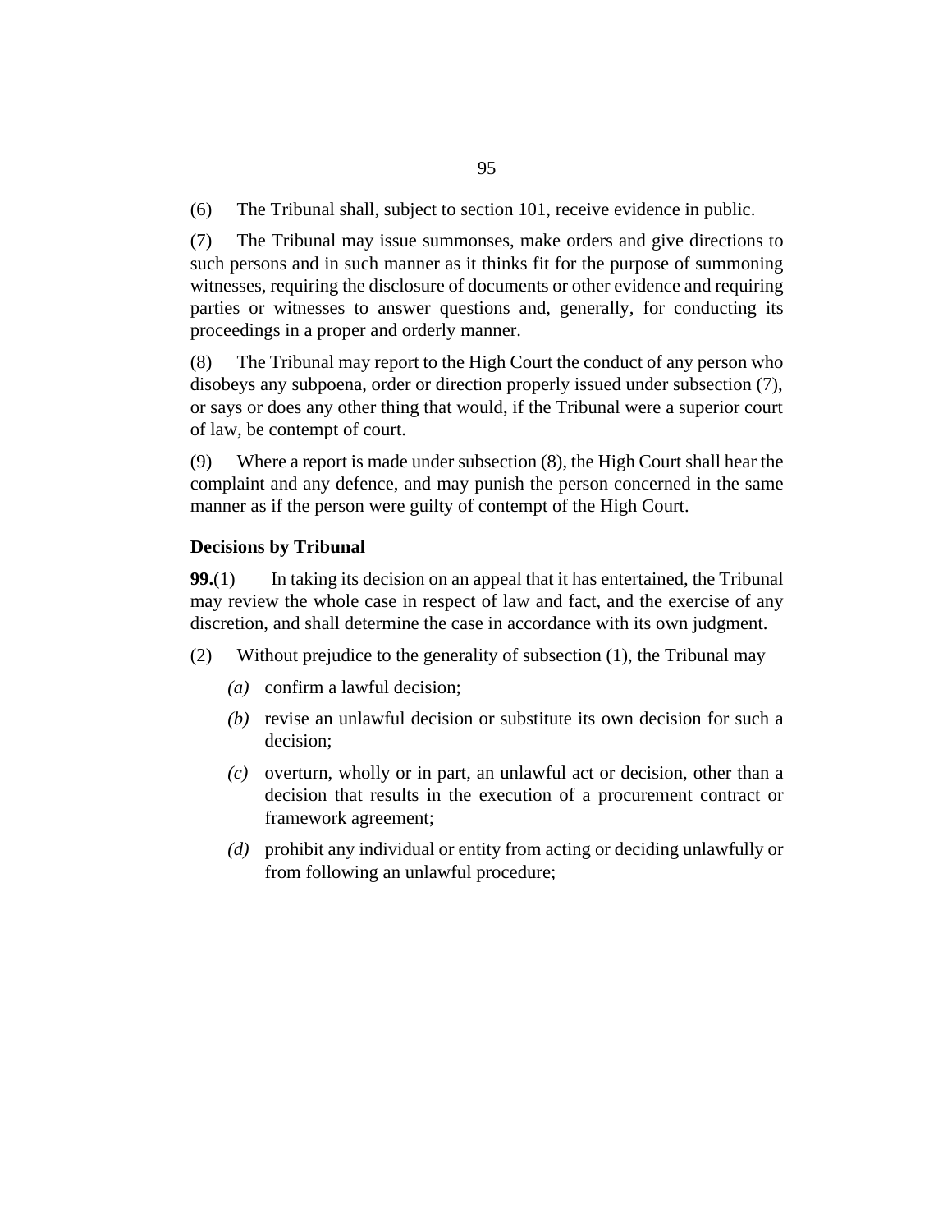(6) The Tribunal shall, subject to section 101, receive evidence in public.

(7) The Tribunal may issue summonses, make orders and give directions to such persons and in such manner as it thinks fit for the purpose of summoning witnesses, requiring the disclosure of documents or other evidence and requiring parties or witnesses to answer questions and, generally, for conducting its proceedings in a proper and orderly manner.

(8) The Tribunal may report to the High Court the conduct of any person who disobeys any subpoena, order or direction properly issued under subsection (7), or says or does any other thing that would, if the Tribunal were a superior court of law, be contempt of court.

(9) Where a report is made under subsection (8), the High Court shall hear the complaint and any defence, and may punish the person concerned in the same manner as if the person were guilty of contempt of the High Court.

**Decisions by Tribunal**

**99.**(1) In taking its decision on an appeal that it has entertained, the Tribunal may review the whole case in respect of law and fact, and the exercise of any discretion, and shall determine the case in accordance with its own judgment.

(2) Without prejudice to the generality of subsection (1), the Tribunal may

- *(a)* confirm a lawful decision;
- *(b)* revise an unlawful decision or substitute its own decision for such a decision;
- *(c)* overturn, wholly or in part, an unlawful act or decision, other than a decision that results in the execution of a procurement contract or framework agreement;
- *(d)* prohibit any individual or entity from acting or deciding unlawfully or from following an unlawful procedure;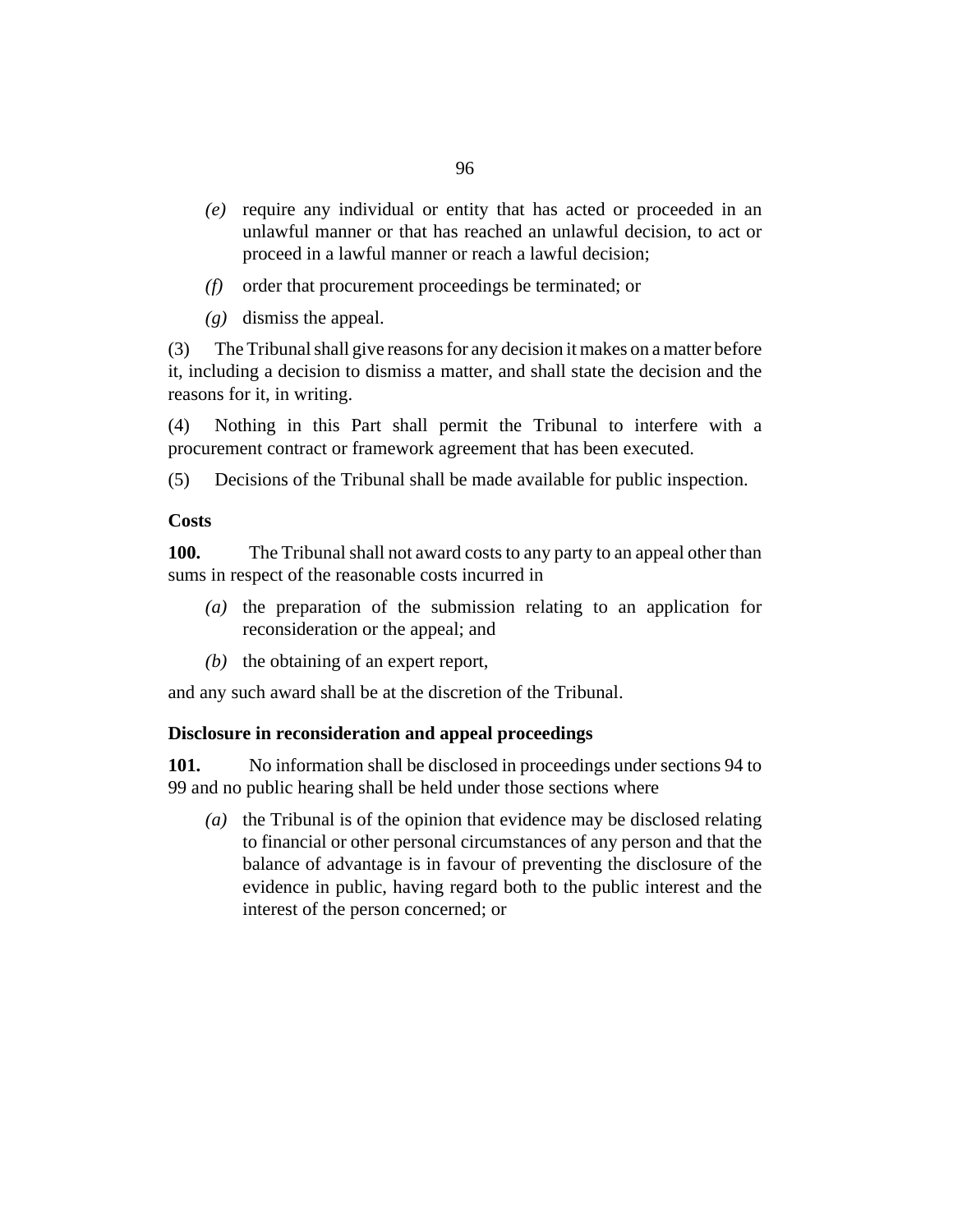*(e)* require any individual or entity that has acted or proceeded in an unlawful manner or that has reached an unlawful decision, to act or proceed in a lawful manner or reach a lawful decision;

*(f)* order that procurement proceedings be terminated; or

*(g)* dismiss the appeal.

(3) The Tribunal shall give reasons for any decision it makes on a matter before it, including a decision to dismiss a matter, and shall state the decision and the reasons for it, in writing.

(4) Nothing in this Part shall permit the Tribunal to interfere with a procurement contract or framework agreement that has been executed.

(5) Decisions of the Tribunal shall be made available for public inspection.

**Costs**

**100.** The Tribunal shall not award costs to any party to an appeal other than sums in respect of the reasonable costs incurred in

*(a)* the preparation of the submission relating to an application for reconsideration or the appeal; and

*(b)* the obtaining of an expert report,

and any such award shall be at the discretion of the Tribunal.

**Disclosure in reconsideration and appeal proceedings**

**101.** No information shall be disclosed in proceedings under sections 94 to 99 and no public hearing shall be held under those sections where

*(a)* the Tribunal is of the opinion that evidence may be disclosed relating to financial or other personal circumstances of any person and that the balance of advantage is in favour of preventing the disclosure of the evidence in public, having regard both to the public interest and the interest of the person concerned; or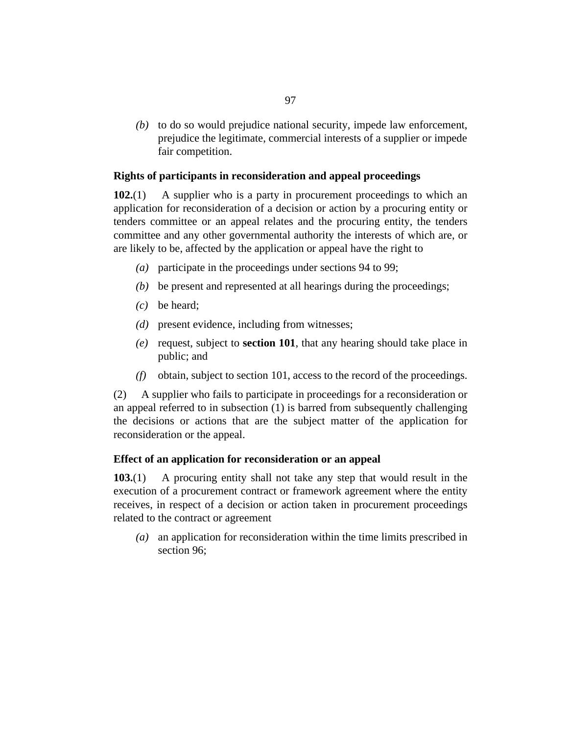*(b)* to do so would prejudice national security, impede law enforcement, prejudice the legitimate, commercial interests of a supplier or impede fair competition.

### Rights of participants in reconsideration and appeal proceedings

**102.**(1) A supplier who is a party in procurement proceedings to which an application for reconsideration of a decision or action by a procuring entity or tenders committee or an appeal relates and the procuring entity, the tenders committee and any other governmental authority the interests of which are, or are likely to be, affected by the application or appeal have the right to

*(a)* participate in the proceedings under sections 94 to 99;

*(b)* be present and represented at all hearings during the proceedings;

*(c)* be heard;

*(d)* present evidence, including from witnesses;

*(e)* request, subject to **section 101**, that any hearing should take place in public; and

*(f)* obtain, subject to section 101, access to the record of the proceedings.

(2) A supplier who fails to participate in proceedings for a reconsideration or an appeal referred to in subsection (1) is barred from subsequently challenging the decisions or actions that are the subject matter of the application for reconsideration or the appeal.

### Effect of an application for reconsideration or an appeal

**103.**(1) A procuring entity shall not take any step that would result in the execution of a procurement contract or framework agreement where the entity receives, in respect of a decision or action taken in procurement proceedings related to the contract or agreement

*(a)* an application for reconsideration within the time limits prescribed in section 96;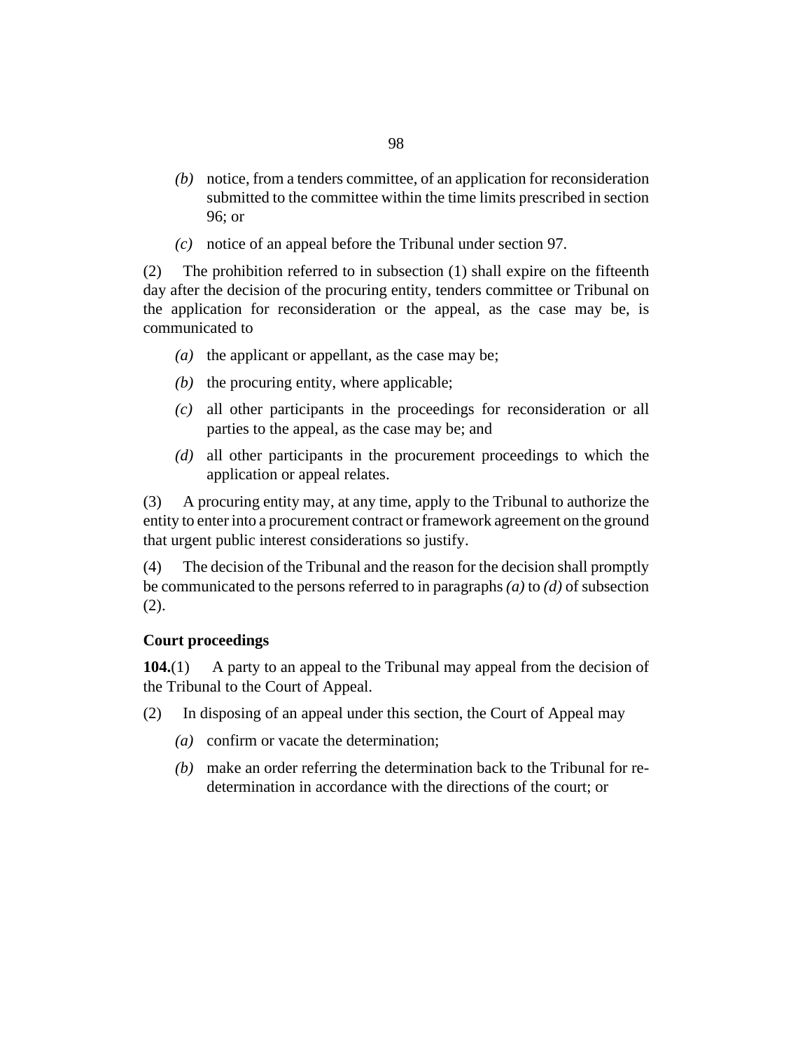*(b)* notice, from a tenders committee, of an application for reconsideration submitted to the committee within the time limits prescribed in section 96; or

*(c)* notice of an appeal before the Tribunal under section 97.

(2) The prohibition referred to in subsection (1) shall expire on the fifteenth day after the decision of the procuring entity, tenders committee or Tribunal on the application for reconsideration or the appeal, as the case may be, is communicated to

*(a)* the applicant or appellant, as the case may be;

*(b)* the procuring entity, where applicable;

*(c)* all other participants in the proceedings for reconsideration or all parties to the appeal, as the case may be; and

*(d)* all other participants in the procurement proceedings to which the application or appeal relates.

(3) A procuring entity may, at any time, apply to the Tribunal to authorize the entity to enter into a procurement contract or framework agreement on the ground that urgent public interest considerations so justify.

(4) The decision of the Tribunal and the reason for the decision shall promptly be communicated to the persons referred to in paragraphs *(a)* to *(d)* of subsection (2).

**Court proceedings**

**104.**(1) A party to an appeal to the Tribunal may appeal from the decision of the Tribunal to the Court of Appeal.

(2) In disposing of an appeal under this section, the Court of Appeal may

*(a)* confirm or vacate the determination;

*(b)* make an order referring the determination back to the Tribunal for re-determination in accordance with the directions of the court; or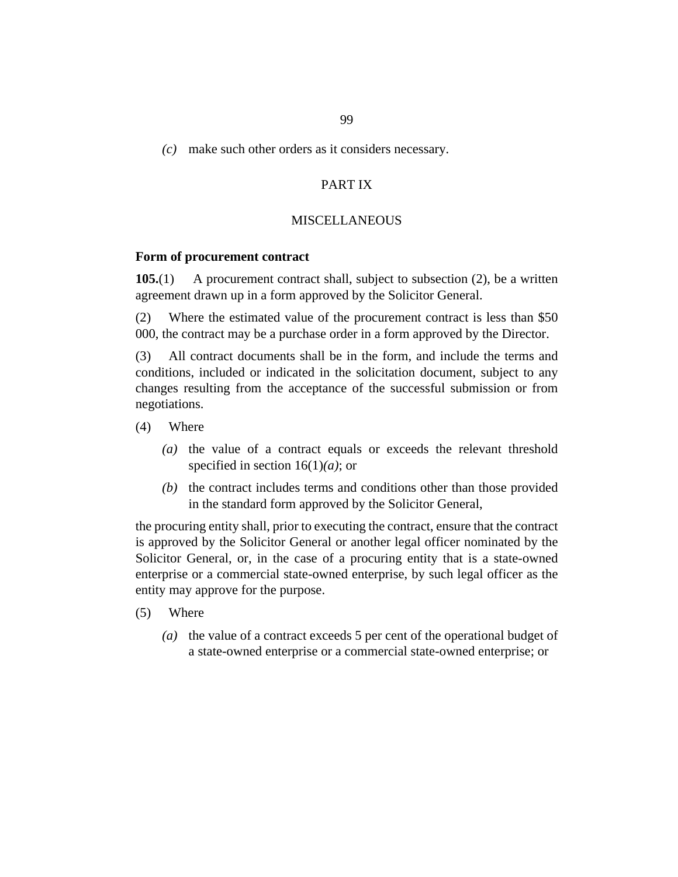*(c)* make such other orders as it considers necessary.

## PART IX

## MISCELLANEOUS

**Form of procurement contract**

**105.**(1) A procurement contract shall, subject to subsection (2), be a written agreement drawn up in a form approved by the Solicitor General.

(2) Where the estimated value of the procurement contract is less than $50 000, the contract may be a purchase order in a form approved by the Director.

(3) All contract documents shall be in the form, and include the terms and conditions, included or indicated in the solicitation document, subject to any changes resulting from the acceptance of the successful submission or from negotiations.

(4) Where

*(a)* the value of a contract equals or exceeds the relevant threshold specified in section 16(1)*(a)*; or

*(b)* the contract includes terms and conditions other than those provided in the standard form approved by the Solicitor General,

the procuring entity shall, prior to executing the contract, ensure that the contract is approved by the Solicitor General or another legal officer nominated by the Solicitor General, or, in the case of a procuring entity that is a state-owned enterprise or a commercial state-owned enterprise, by such legal officer as the entity may approve for the purpose.

(5) Where

*(a)* the value of a contract exceeds 5 per cent of the operational budget of a state-owned enterprise or a commercial state-owned enterprise; or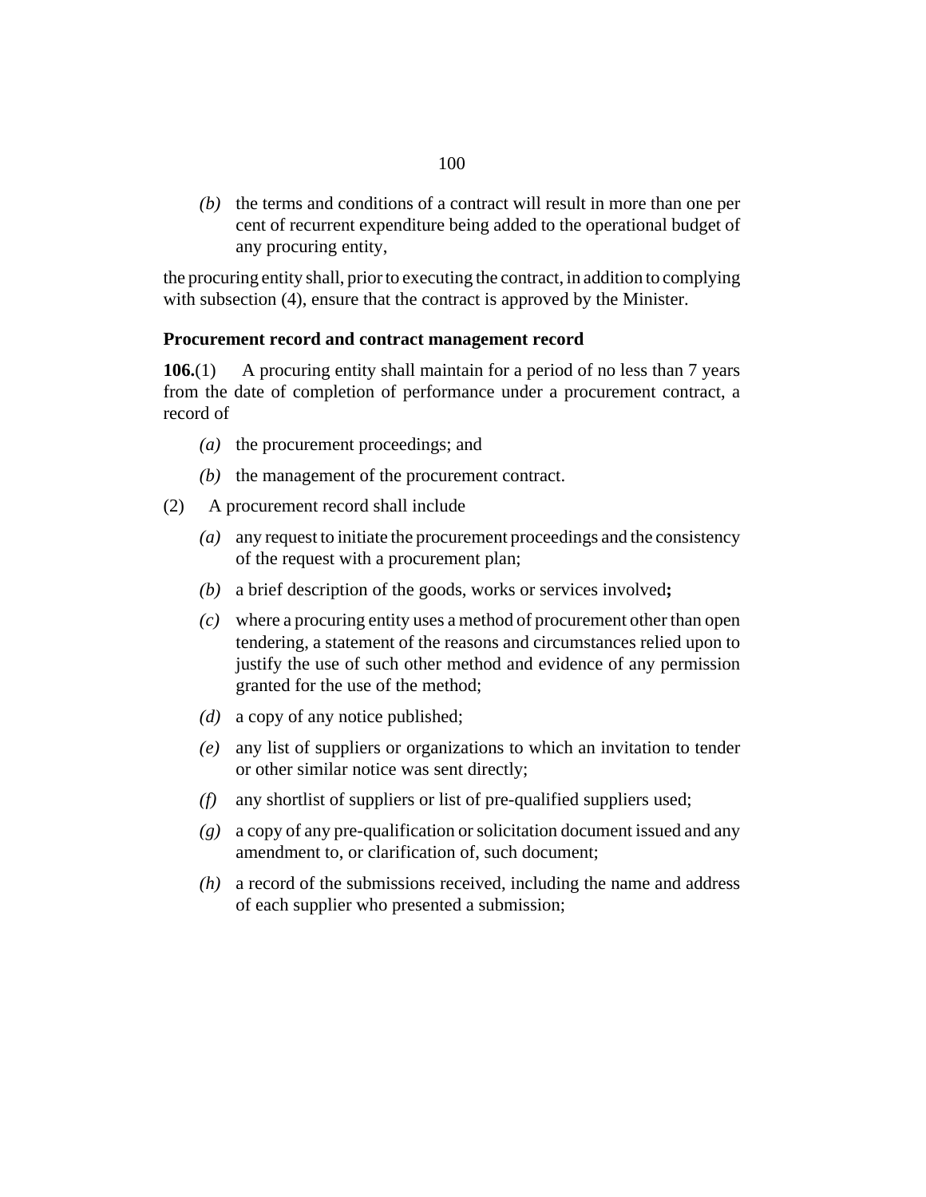*(b)* the terms and conditions of a contract will result in more than one per cent of recurrent expenditure being added to the operational budget of any procuring entity,

the procuring entity shall, prior to executing the contract, in addition to complying with subsection (4), ensure that the contract is approved by the Minister.

**Procurement record and contract management record**

**106.**(1) A procuring entity shall maintain for a period of no less than 7 years from the date of completion of performance under a procurement contract, a record of

*(a)* the procurement proceedings; and

*(b)* the management of the procurement contract.

(2) A procurement record shall include

*(a)* any request to initiate the procurement proceedings and the consistency of the request with a procurement plan;

*(b)* a brief description of the goods, works or services involved**;**

*(c)* where a procuring entity uses a method of procurement other than open tendering, a statement of the reasons and circumstances relied upon to justify the use of such other method and evidence of any permission granted for the use of the method;

*(d)* a copy of any notice published;

*(e)* any list of suppliers or organizations to which an invitation to tender or other similar notice was sent directly;

*(f)* any shortlist of suppliers or list of pre-qualified suppliers used;

*(g)* a copy of any pre-qualification or solicitation document issued and any amendment to, or clarification of, such document;

*(h)* a record of the submissions received, including the name and address of each supplier who presented a submission;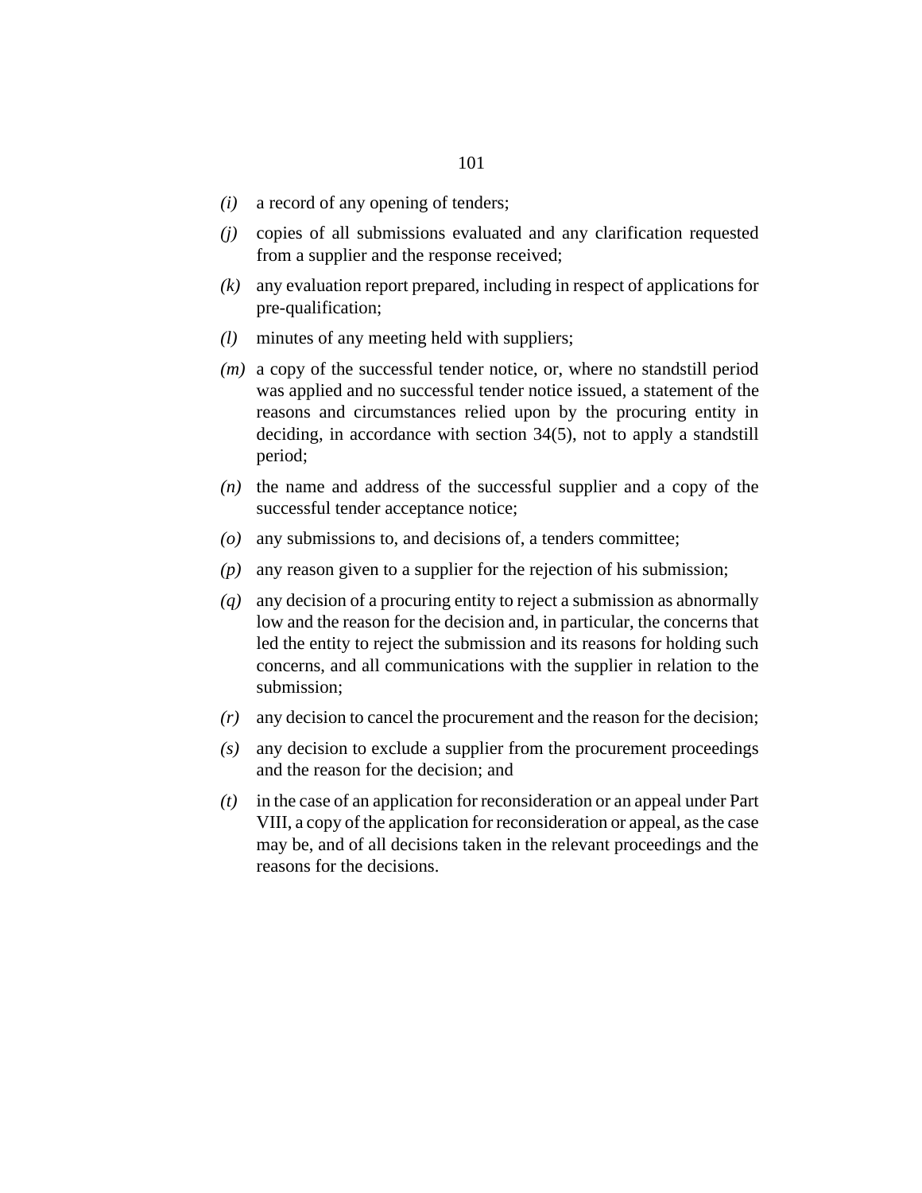*(i)* a record of any opening of tenders;

*(j)* copies of all submissions evaluated and any clarification requested from a supplier and the response received;

*(k)* any evaluation report prepared, including in respect of applications for pre-qualification;

*(l)* minutes of any meeting held with suppliers;

*(m)* a copy of the successful tender notice, or, where no standstill period was applied and no successful tender notice issued, a statement of the reasons and circumstances relied upon by the procuring entity in deciding, in accordance with section 34(5), not to apply a standstill period;

*(n)* the name and address of the successful supplier and a copy of the successful tender acceptance notice;

*(o)* any submissions to, and decisions of, a tenders committee;

*(p)* any reason given to a supplier for the rejection of his submission;

*(q)* any decision of a procuring entity to reject a submission as abnormally low and the reason for the decision and, in particular, the concerns that led the entity to reject the submission and its reasons for holding such concerns, and all communications with the supplier in relation to the submission;

*(r)* any decision to cancel the procurement and the reason for the decision;

*(s)* any decision to exclude a supplier from the procurement proceedings and the reason for the decision; and

*(t)* in the case of an application for reconsideration or an appeal under Part VIII, a copy of the application for reconsideration or appeal, as the case may be, and of all decisions taken in the relevant proceedings and the reasons for the decisions.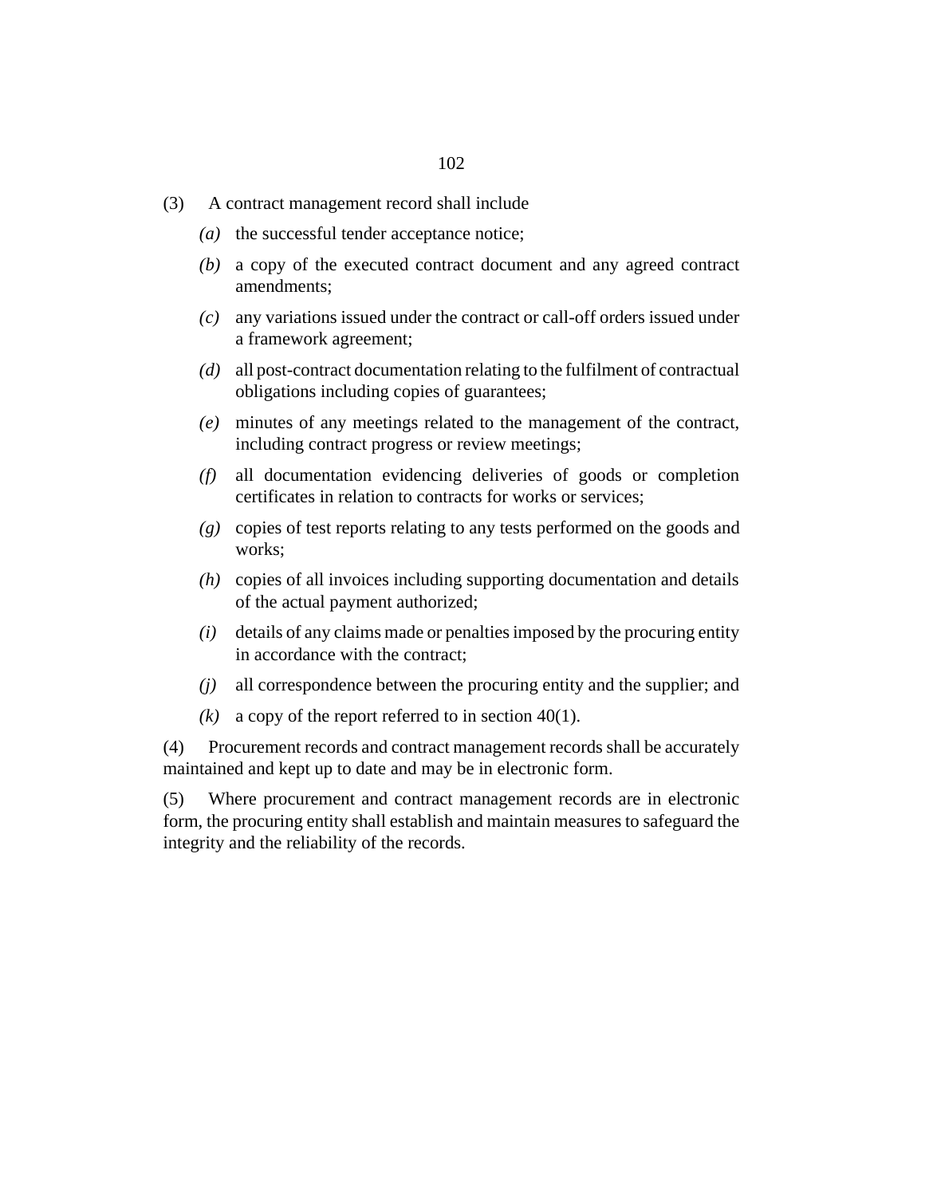(3) A contract management record shall include

*(a)* the successful tender acceptance notice;

*(b)* a copy of the executed contract document and any agreed contract amendments;

*(c)* any variations issued under the contract or call-off orders issued under a framework agreement;

*(d)* all post-contract documentation relating to the fulfilment of contractual obligations including copies of guarantees;

*(e)* minutes of any meetings related to the management of the contract, including contract progress or review meetings;

*(f)* all documentation evidencing deliveries of goods or completion certificates in relation to contracts for works or services;

*(g)* copies of test reports relating to any tests performed on the goods and works;

*(h)* copies of all invoices including supporting documentation and details of the actual payment authorized;

*(i)* details of any claims made or penalties imposed by the procuring entity in accordance with the contract;

*(j)* all correspondence between the procuring entity and the supplier; and

*(k)* a copy of the report referred to in section 40(1).

(4) Procurement records and contract management records shall be accurately maintained and kept up to date and may be in electronic form.

(5) Where procurement and contract management records are in electronic form, the procuring entity shall establish and maintain measures to safeguard the integrity and the reliability of the records.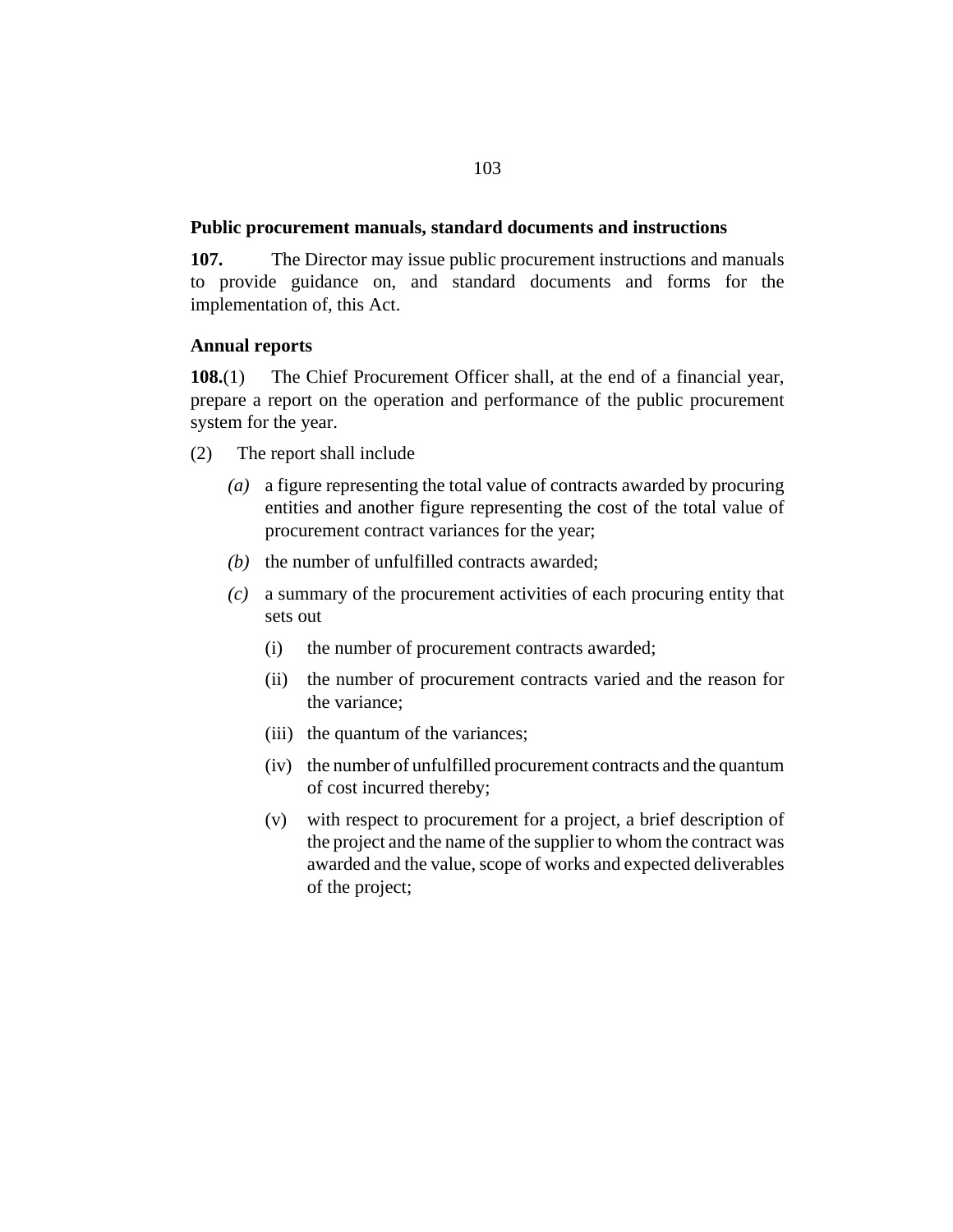**Public procurement manuals, standard documents and instructions**

**107.** The Director may issue public procurement instructions and manuals to provide guidance on, and standard documents and forms for the implementation of, this Act.

**Annual reports**

**108.**(1) The Chief Procurement Officer shall, at the end of a financial year, prepare a report on the operation and performance of the public procurement system for the year.

(2) The report shall include

*(a)* a figure representing the total value of contracts awarded by procuring entities and another figure representing the cost of the total value of procurement contract variances for the year;

*(b)* the number of unfulfilled contracts awarded;

*(c)* a summary of the procurement activities of each procuring entity that sets out

(i) the number of procurement contracts awarded;

(ii) the number of procurement contracts varied and the reason for the variance;

(iii) the quantum of the variances;

(iv) the number of unfulfilled procurement contracts and the quantum of cost incurred thereby;

(v) with respect to procurement for a project, a brief description of the project and the name of the supplier to whom the contract was awarded and the value, scope of works and expected deliverables of the project;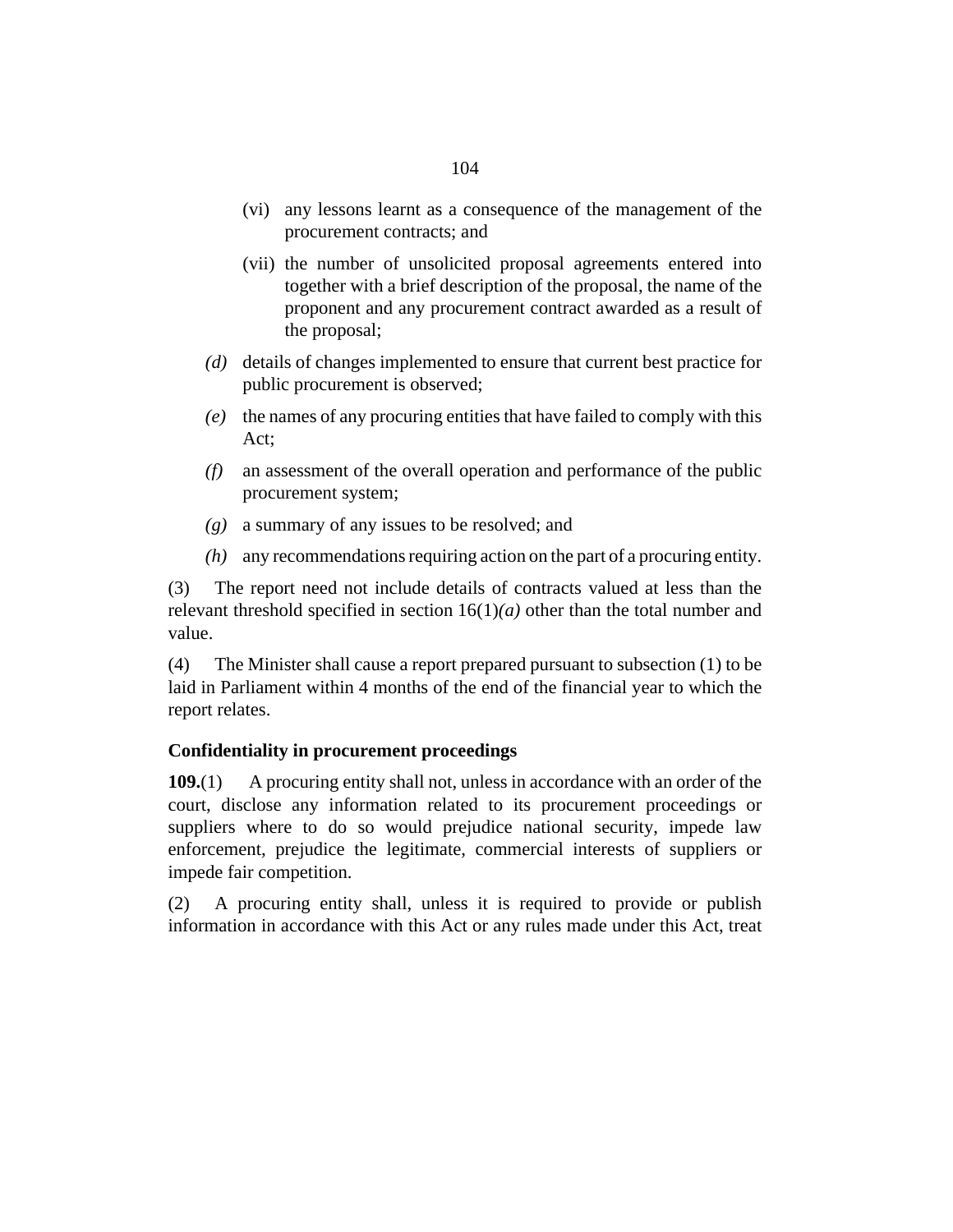(vi) any lessons learnt as a consequence of the management of the procurement contracts; and

(vii) the number of unsolicited proposal agreements entered into together with a brief description of the proposal, the name of the proponent and any procurement contract awarded as a result of the proposal;

*(d)* details of changes implemented to ensure that current best practice for public procurement is observed;

*(e)* the names of any procuring entities that have failed to comply with this Act;

*(f)* an assessment of the overall operation and performance of the public procurement system;

*(g)* a summary of any issues to be resolved; and

*(h)* any recommendations requiring action on the part of a procuring entity.

(3) The report need not include details of contracts valued at less than the relevant threshold specified in section 16(1)*(a)* other than the total number and value.

(4) The Minister shall cause a report prepared pursuant to subsection (1) to be laid in Parliament within 4 months of the end of the financial year to which the report relates.

### Confidentiality in procurement proceedings

**109.**(1) A procuring entity shall not, unless in accordance with an order of the court, disclose any information related to its procurement proceedings or suppliers where to do so would prejudice national security, impede law enforcement, prejudice the legitimate, commercial interests of suppliers or impede fair competition.

(2) A procuring entity shall, unless it is required to provide or publish information in accordance with this Act or any rules made under this Act, treat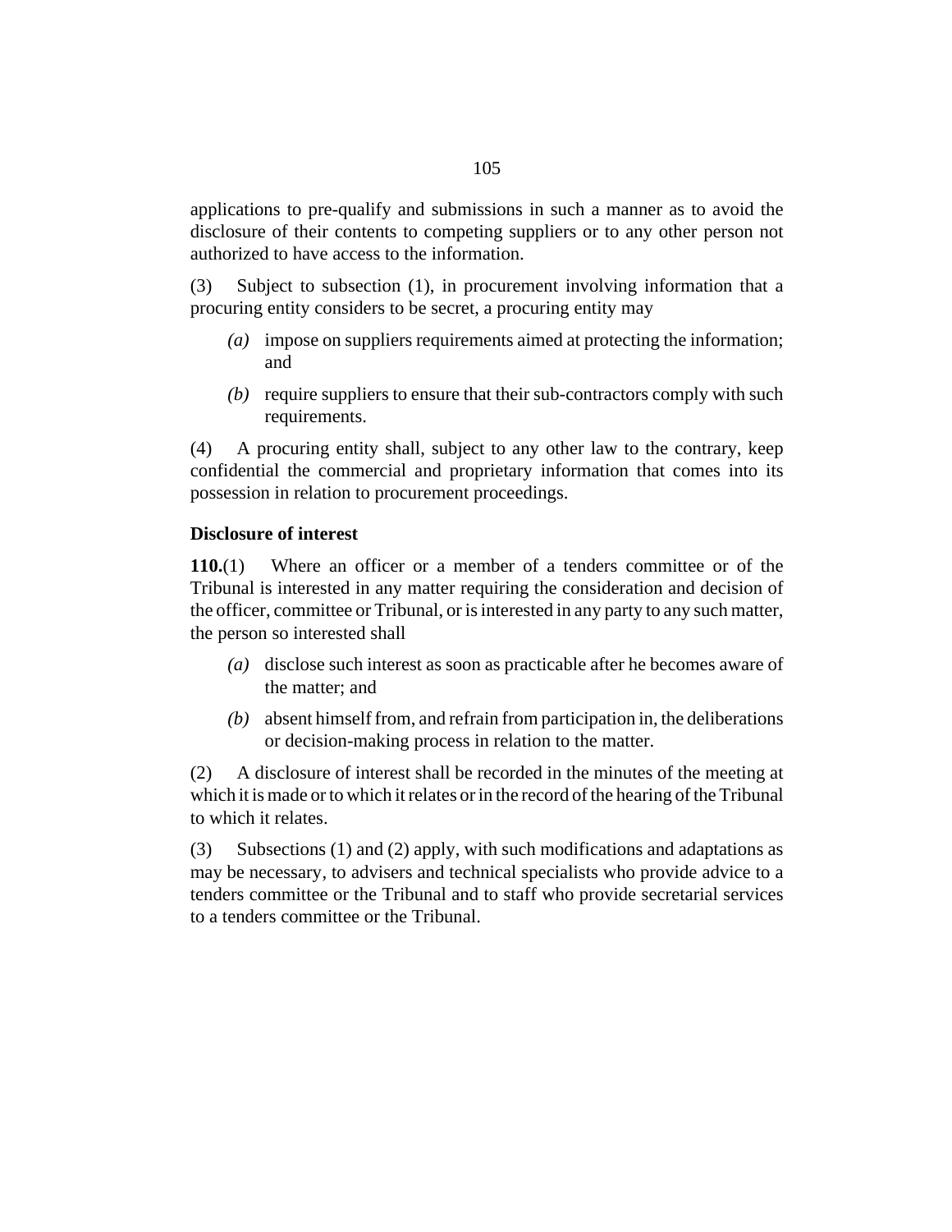applications to pre-qualify and submissions in such a manner as to avoid the disclosure of their contents to competing suppliers or to any other person not authorized to have access to the information.

(3) Subject to subsection (1), in procurement involving information that a procuring entity considers to be secret, a procuring entity may

*(a)* impose on suppliers requirements aimed at protecting the information; and

*(b)* require suppliers to ensure that their sub-contractors comply with such requirements.

(4) A procuring entity shall, subject to any other law to the contrary, keep confidential the commercial and proprietary information that comes into its possession in relation to procurement proceedings.

**Disclosure of interest**

**110.**(1) Where an officer or a member of a tenders committee or of the Tribunal is interested in any matter requiring the consideration and decision of the officer, committee or Tribunal, or is interested in any party to any such matter, the person so interested shall

*(a)* disclose such interest as soon as practicable after he becomes aware of the matter; and

*(b)* absent himself from, and refrain from participation in, the deliberations or decision-making process in relation to the matter.

(2) A disclosure of interest shall be recorded in the minutes of the meeting at which it is made or to which it relates or in the record of the hearing of the Tribunal to which it relates.

(3) Subsections (1) and (2) apply, with such modifications and adaptations as may be necessary, to advisers and technical specialists who provide advice to a tenders committee or the Tribunal and to staff who provide secretarial services to a tenders committee or the Tribunal.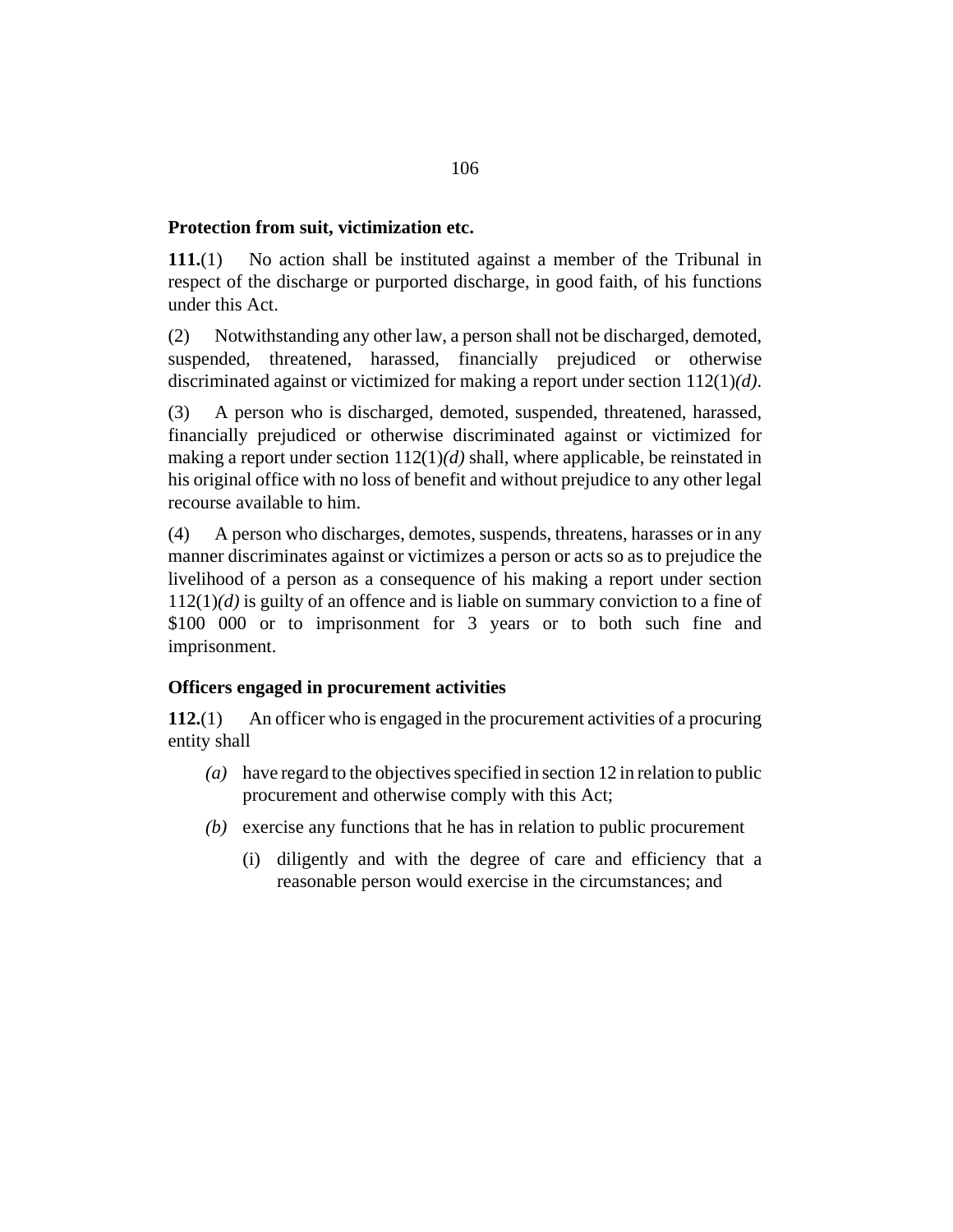### Protection from suit, victimization etc.

**111.**(1) No action shall be instituted against a member of the Tribunal in respect of the discharge or purported discharge, in good faith, of his functions under this Act.

(2) Notwithstanding any other law, a person shall not be discharged, demoted, suspended, threatened, harassed, financially prejudiced or otherwise discriminated against or victimized for making a report under section 112(1)*(d)*.

(3) A person who is discharged, demoted, suspended, threatened, harassed, financially prejudiced or otherwise discriminated against or victimized for making a report under section 112(1)*(d)* shall, where applicable, be reinstated in his original office with no loss of benefit and without prejudice to any other legal recourse available to him.

(4) A person who discharges, demotes, suspends, threatens, harasses or in any manner discriminates against or victimizes a person or acts so as to prejudice the livelihood of a person as a consequence of his making a report under section 112(1)*(d)* is guilty of an offence and is liable on summary conviction to a fine of $100 000 or to imprisonment for 3 years or to both such fine and imprisonment.

### Officers engaged in procurement activities

**112.**(1) An officer who is engaged in the procurement activities of a procuring entity shall

*(a)* have regard to the objectives specified in section 12 in relation to public procurement and otherwise comply with this Act;

*(b)* exercise any functions that he has in relation to public procurement

(i) diligently and with the degree of care and efficiency that a reasonable person would exercise in the circumstances; and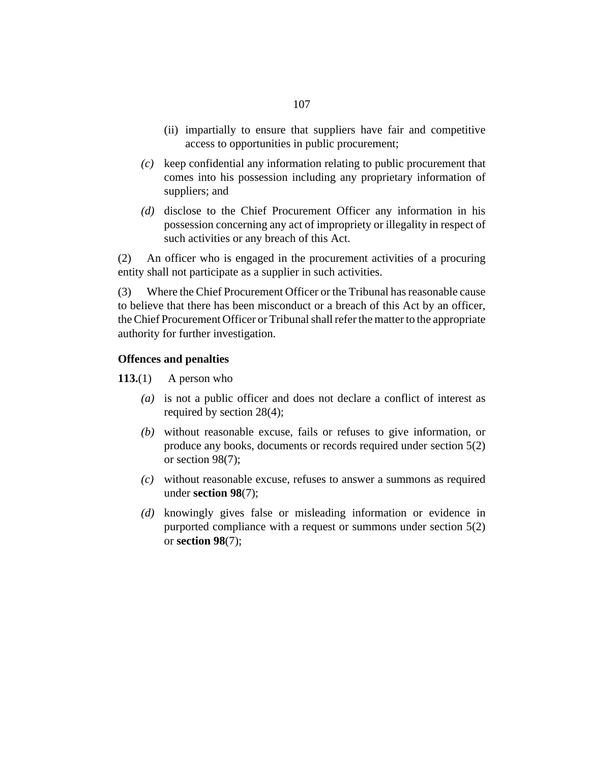(ii) impartially to ensure that suppliers have fair and competitive access to opportunities in public procurement;

*(c)* keep confidential any information relating to public procurement that comes into his possession including any proprietary information of suppliers; and

*(d)* disclose to the Chief Procurement Officer any information in his possession concerning any act of impropriety or illegality in respect of such activities or any breach of this Act.

(2) An officer who is engaged in the procurement activities of a procuring entity shall not participate as a supplier in such activities.

(3) Where the Chief Procurement Officer or the Tribunal has reasonable cause to believe that there has been misconduct or a breach of this Act by an officer, the Chief Procurement Officer or Tribunal shall refer the matter to the appropriate authority for further investigation.

**Offences and penalties**

**113.**(1) A person who

*(a)* is not a public officer and does not declare a conflict of interest as required by section 28(4);

*(b)* without reasonable excuse, fails or refuses to give information, or produce any books, documents or records required under section 5(2) or section 98(7);

*(c)* without reasonable excuse, refuses to answer a summons as required under **section 98**(7);

*(d)* knowingly gives false or misleading information or evidence in purported compliance with a request or summons under section 5(2) or **section 98**(7);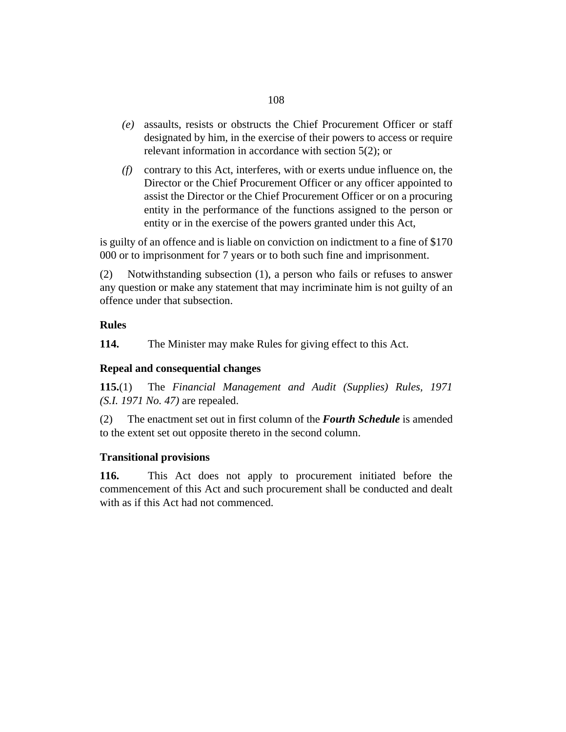*(e)* assaults, resists or obstructs the Chief Procurement Officer or staff designated by him, in the exercise of their powers to access or require relevant information in accordance with section 5(2); or

*(f)* contrary to this Act, interferes, with or exerts undue influence on, the Director or the Chief Procurement Officer or any officer appointed to assist the Director or the Chief Procurement Officer or on a procuring entity in the performance of the functions assigned to the person or entity or in the exercise of the powers granted under this Act,

is guilty of an offence and is liable on conviction on indictment to a fine of $170 000 or to imprisonment for 7 years or to both such fine and imprisonment.

(2) Notwithstanding subsection (1), a person who fails or refuses to answer any question or make any statement that may incriminate him is not guilty of an offence under that subsection.

**Rules**

**114.** The Minister may make Rules for giving effect to this Act.

**Repeal and consequential changes**

**115.**(1) The *Financial Management and Audit (Supplies) Rules, 1971 (S.I. 1971 No. 47)* are repealed.

(2) The enactment set out in first column of the ***Fourth Schedule*** is amended to the extent set out opposite thereto in the second column.

**Transitional provisions**

**116.** This Act does not apply to procurement initiated before the commencement of this Act and such procurement shall be conducted and dealt with as if this Act had not commenced.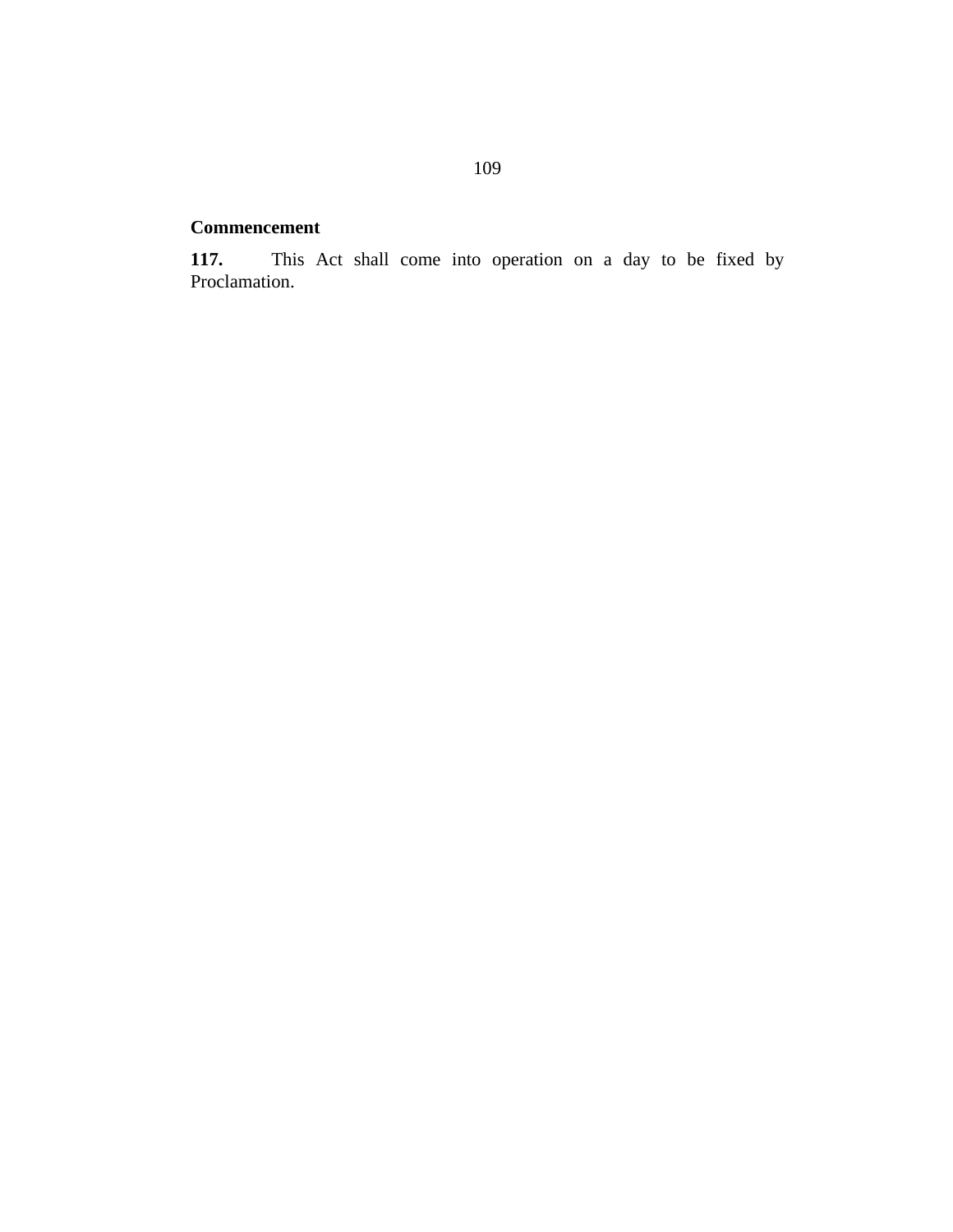**Commencement**

**117.** This Act shall come into operation on a day to be fixed by Proclamation.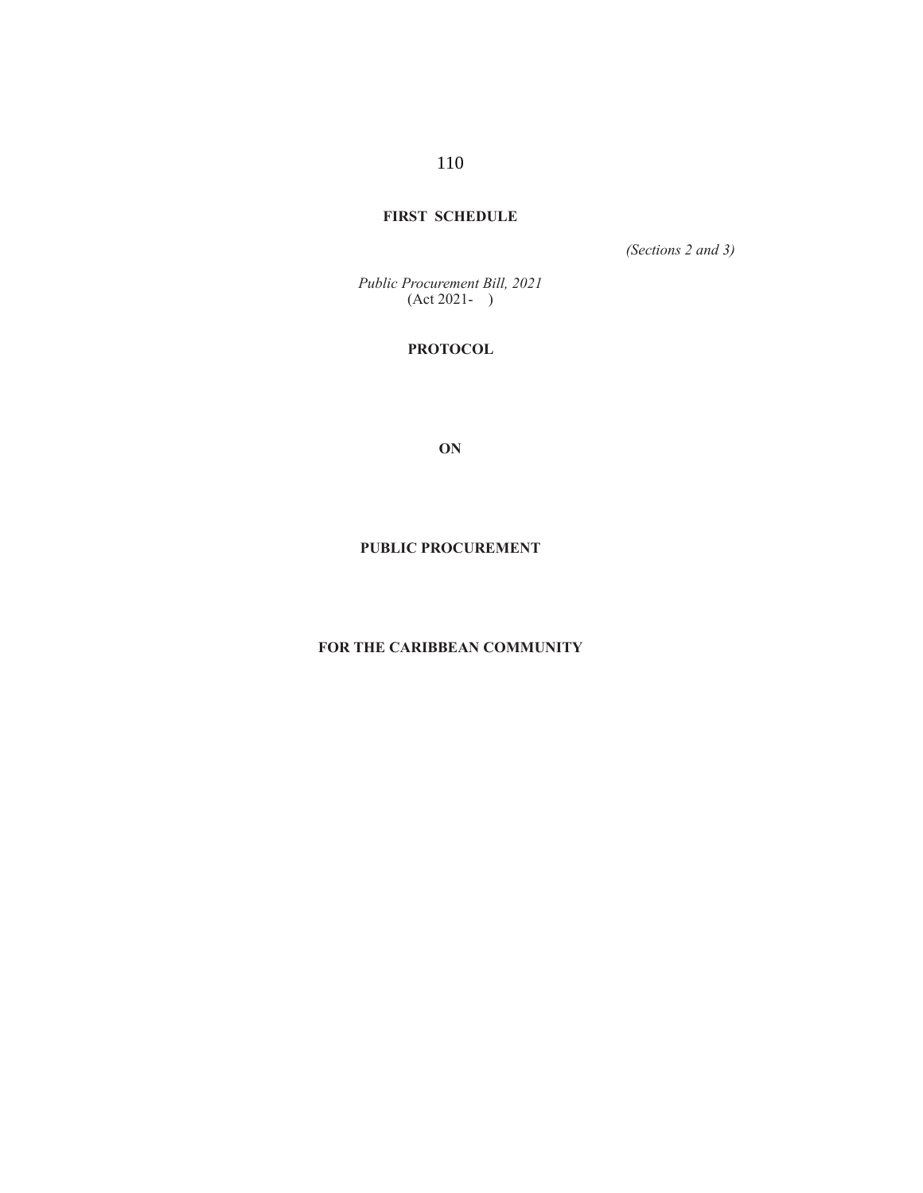# FIRST SCHEDULE

*(Sections 2 and 3)*

*Public Procurement Bill, 2021*
(Act 2021- )

**PROTOCOL**

**ON**

**PUBLIC PROCUREMENT**

**FOR THE CARIBBEAN COMMUNITY**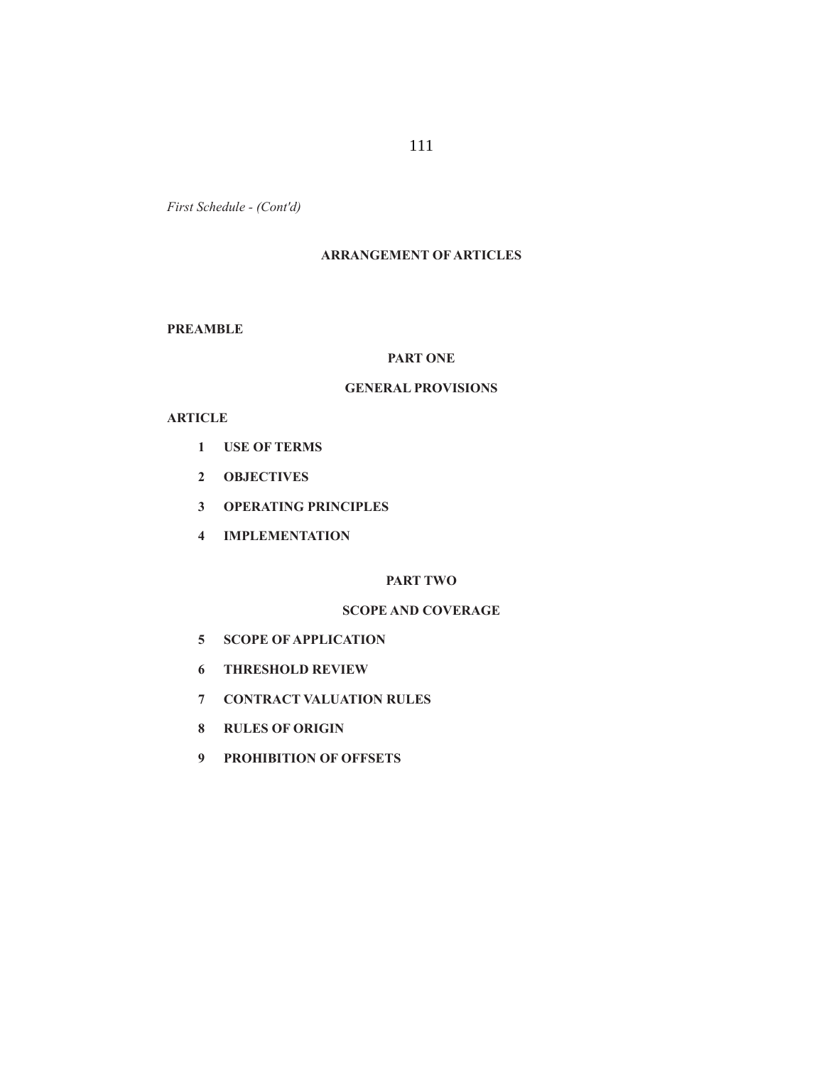*First Schedule - (Cont'd)*

## ARRANGEMENT OF ARTICLES

**PREAMBLE**

### PART ONE

### GENERAL PROVISIONS

**ARTICLE**

1 **USE OF TERMS**

2 **OBJECTIVES**

3 **OPERATING PRINCIPLES**

4 **IMPLEMENTATION**

### PART TWO

### SCOPE AND COVERAGE

5 **SCOPE OF APPLICATION**

6 **THRESHOLD REVIEW**

7 **CONTRACT VALUATION RULES**

8 **RULES OF ORIGIN**

9 **PROHIBITION OF OFFSETS**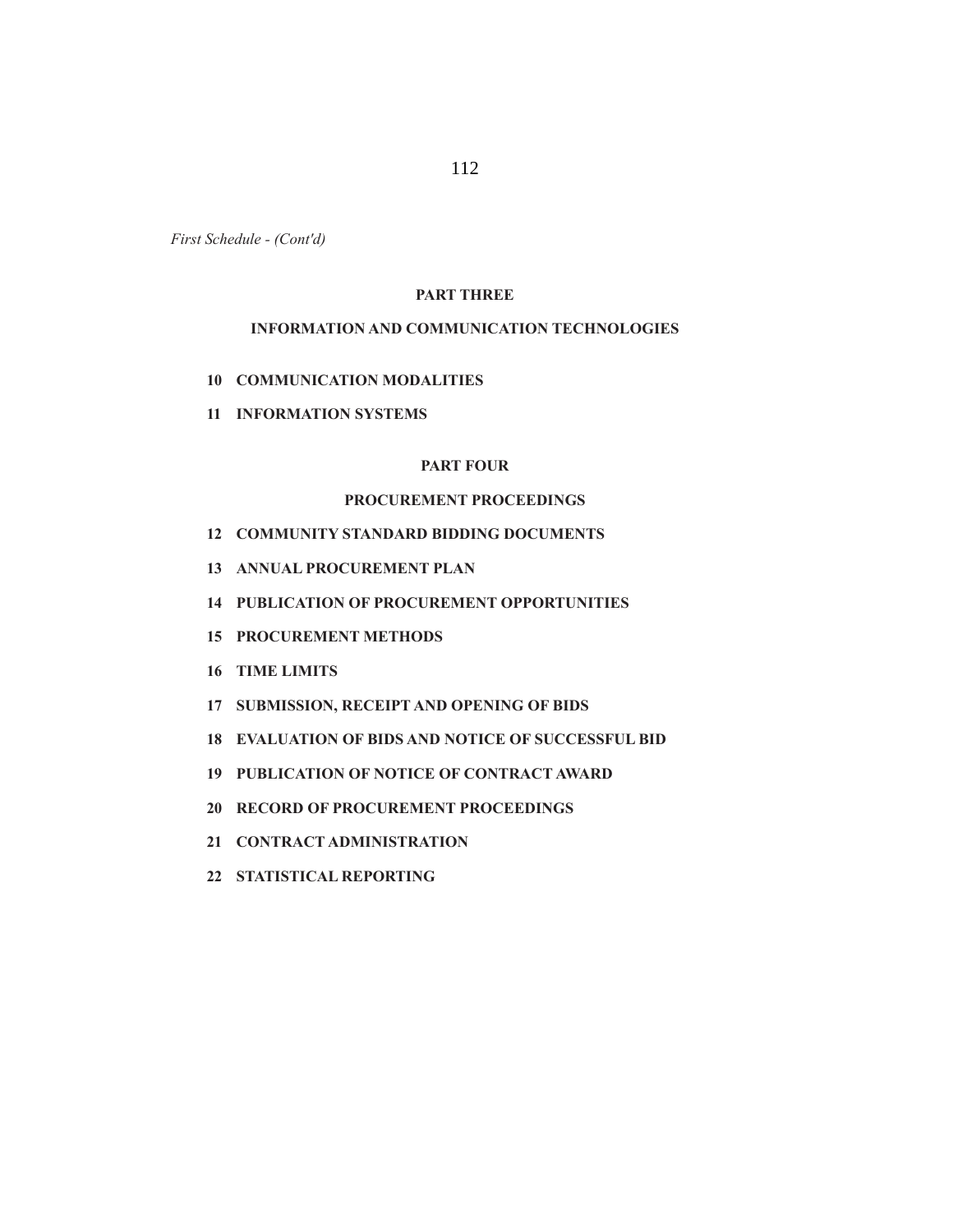*First Schedule - (Cont'd)*

## PART THREE

## INFORMATION AND COMMUNICATION TECHNOLOGIES

**10 COMMUNICATION MODALITIES**

**11 INFORMATION SYSTEMS**

## PART FOUR

## PROCUREMENT PROCEEDINGS

**12 COMMUNITY STANDARD BIDDING DOCUMENTS**

**13 ANNUAL PROCUREMENT PLAN**

**14 PUBLICATION OF PROCUREMENT OPPORTUNITIES**

**15 PROCUREMENT METHODS**

**16 TIME LIMITS**

**17 SUBMISSION, RECEIPT AND OPENING OF BIDS**

**18 EVALUATION OF BIDS AND NOTICE OF SUCCESSFUL BID**

**19 PUBLICATION OF NOTICE OF CONTRACT AWARD**

**20 RECORD OF PROCUREMENT PROCEEDINGS**

**21 CONTRACT ADMINISTRATION**

**22 STATISTICAL REPORTING**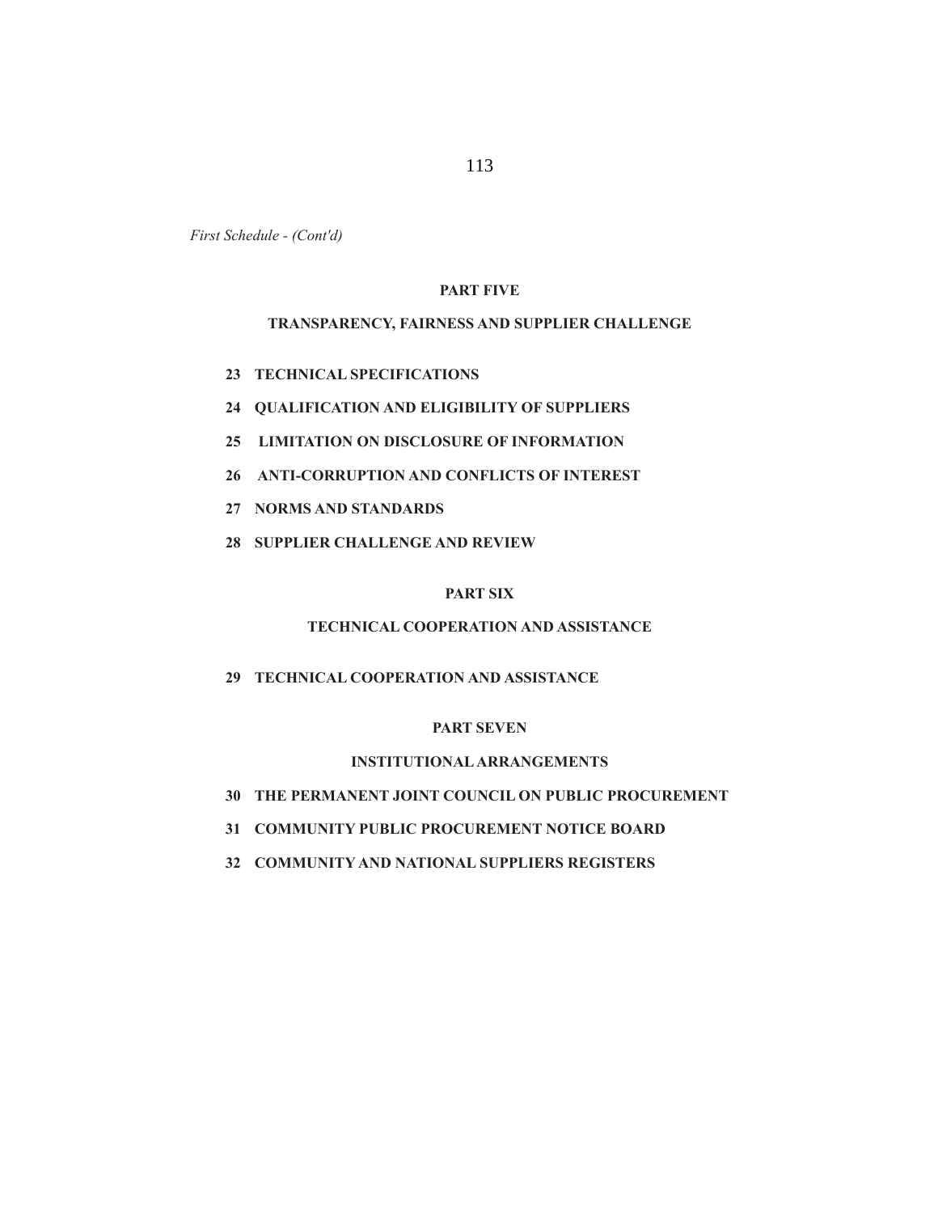*First Schedule - (Cont'd)*

## PART FIVE

## TRANSPARENCY, FAIRNESS AND SUPPLIER CHALLENGE

**23 TECHNICAL SPECIFICATIONS**

**24 QUALIFICATION AND ELIGIBILITY OF SUPPLIERS**

**25 LIMITATION ON DISCLOSURE OF INFORMATION**

**26 ANTI-CORRUPTION AND CONFLICTS OF INTEREST**

**27 NORMS AND STANDARDS**

**28 SUPPLIER CHALLENGE AND REVIEW**

## PART SIX

## TECHNICAL COOPERATION AND ASSISTANCE

**29 TECHNICAL COOPERATION AND ASSISTANCE**

## PART SEVEN

## INSTITUTIONAL ARRANGEMENTS

**30 THE PERMANENT JOINT COUNCIL ON PUBLIC PROCUREMENT**

**31 COMMUNITY PUBLIC PROCUREMENT NOTICE BOARD**

**32 COMMUNITY AND NATIONAL SUPPLIERS REGISTERS**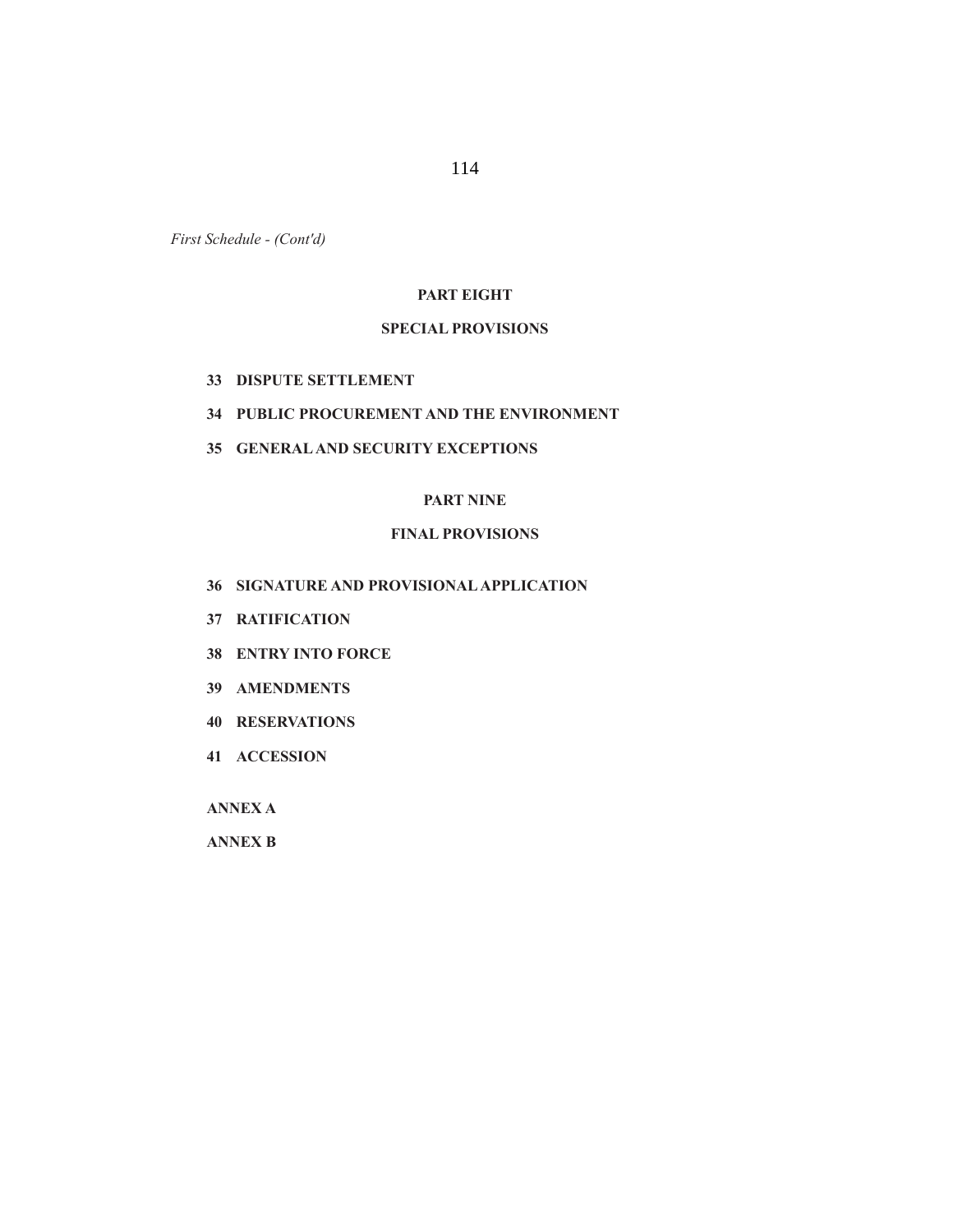*First Schedule - (Cont'd)*

## PART EIGHT

## SPECIAL PROVISIONS

**33 DISPUTE SETTLEMENT**

**34 PUBLIC PROCUREMENT AND THE ENVIRONMENT**

**35 GENERAL AND SECURITY EXCEPTIONS**

## PART NINE

## FINAL PROVISIONS

**36 SIGNATURE AND PROVISIONAL APPLICATION**

**37 RATIFICATION**

**38 ENTRY INTO FORCE**

**39 AMENDMENTS**

**40 RESERVATIONS**

**41 ACCESSION**

**ANNEX A**

**ANNEX B**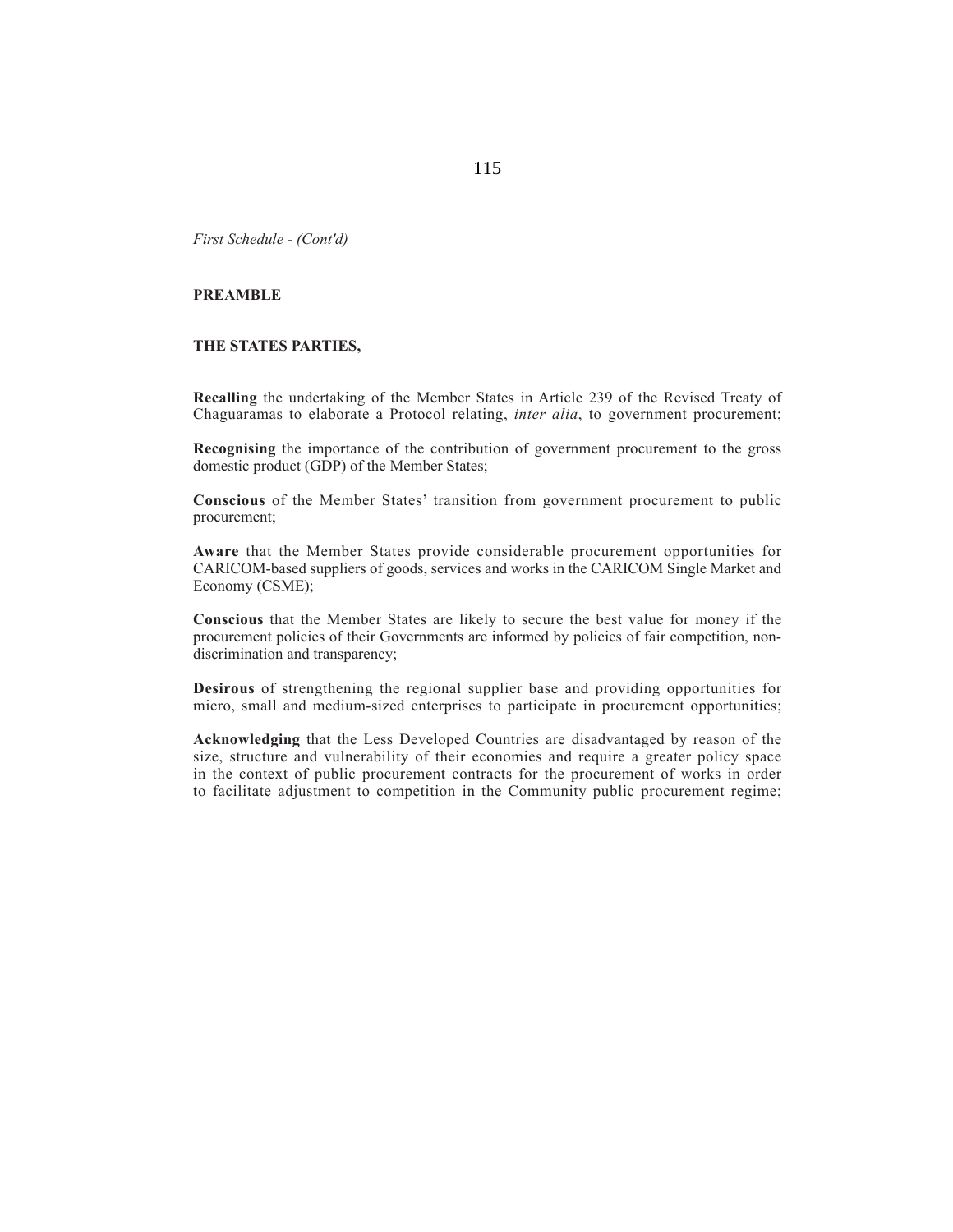*First Schedule - (Cont'd)*

## PREAMBLE

**THE STATES PARTIES,**

**Recalling** the undertaking of the Member States in Article 239 of the Revised Treaty of Chaguaramas to elaborate a Protocol relating, *inter alia*, to government procurement;

**Recognising** the importance of the contribution of government procurement to the gross domestic product (GDP) of the Member States;

**Conscious** of the Member States' transition from government procurement to public procurement;

**Aware** that the Member States provide considerable procurement opportunities for CARICOM-based suppliers of goods, services and works in the CARICOM Single Market and Economy (CSME);

**Conscious** that the Member States are likely to secure the best value for money if the procurement policies of their Governments are informed by policies of fair competition, non-discrimination and transparency;

**Desirous** of strengthening the regional supplier base and providing opportunities for micro, small and medium-sized enterprises to participate in procurement opportunities;

**Acknowledging** that the Less Developed Countries are disadvantaged by reason of the size, structure and vulnerability of their economies and require a greater policy space in the context of public procurement contracts for the procurement of works in order to facilitate adjustment to competition in the Community public procurement regime;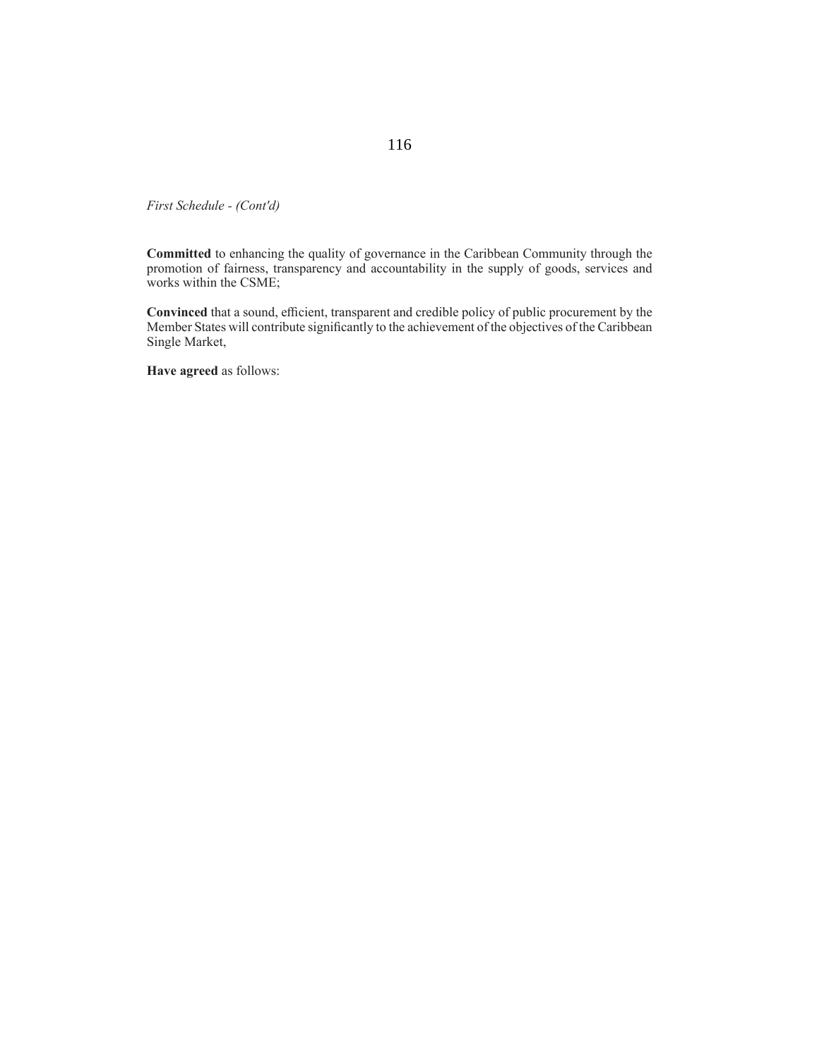*First Schedule - (Cont'd)*

**Committed** to enhancing the quality of governance in the Caribbean Community through the promotion of fairness, transparency and accountability in the supply of goods, services and works within the CSME;

**Convinced** that a sound, efficient, transparent and credible policy of public procurement by the Member States will contribute significantly to the achievement of the objectives of the Caribbean Single Market,

**Have agreed** as follows: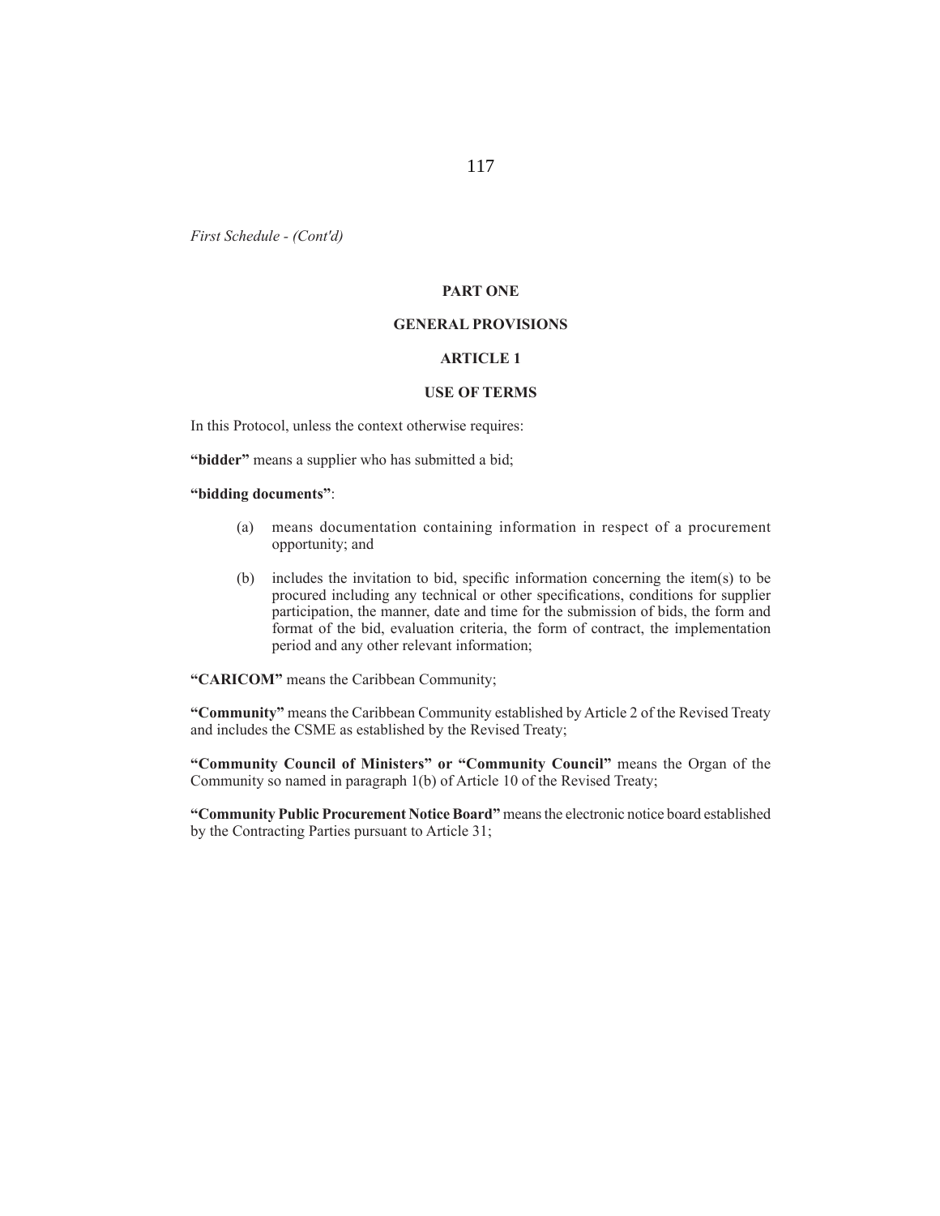*First Schedule - (Cont'd)*

## PART ONE

## GENERAL PROVISIONS

### ARTICLE 1

### USE OF TERMS

In this Protocol, unless the context otherwise requires:

**"bidder"** means a supplier who has submitted a bid;

**"bidding documents"**:

(a) means documentation containing information in respect of a procurement opportunity; and

(b) includes the invitation to bid, specific information concerning the item(s) to be procured including any technical or other specifications, conditions for supplier participation, the manner, date and time for the submission of bids, the form and format of the bid, evaluation criteria, the form of contract, the implementation period and any other relevant information;

**"CARICOM"** means the Caribbean Community;

**"Community"** means the Caribbean Community established by Article 2 of the Revised Treaty and includes the CSME as established by the Revised Treaty;

**"Community Council of Ministers" or "Community Council"** means the Organ of the Community so named in paragraph 1(b) of Article 10 of the Revised Treaty;

**"Community Public Procurement Notice Board"** means the electronic notice board established by the Contracting Parties pursuant to Article 31;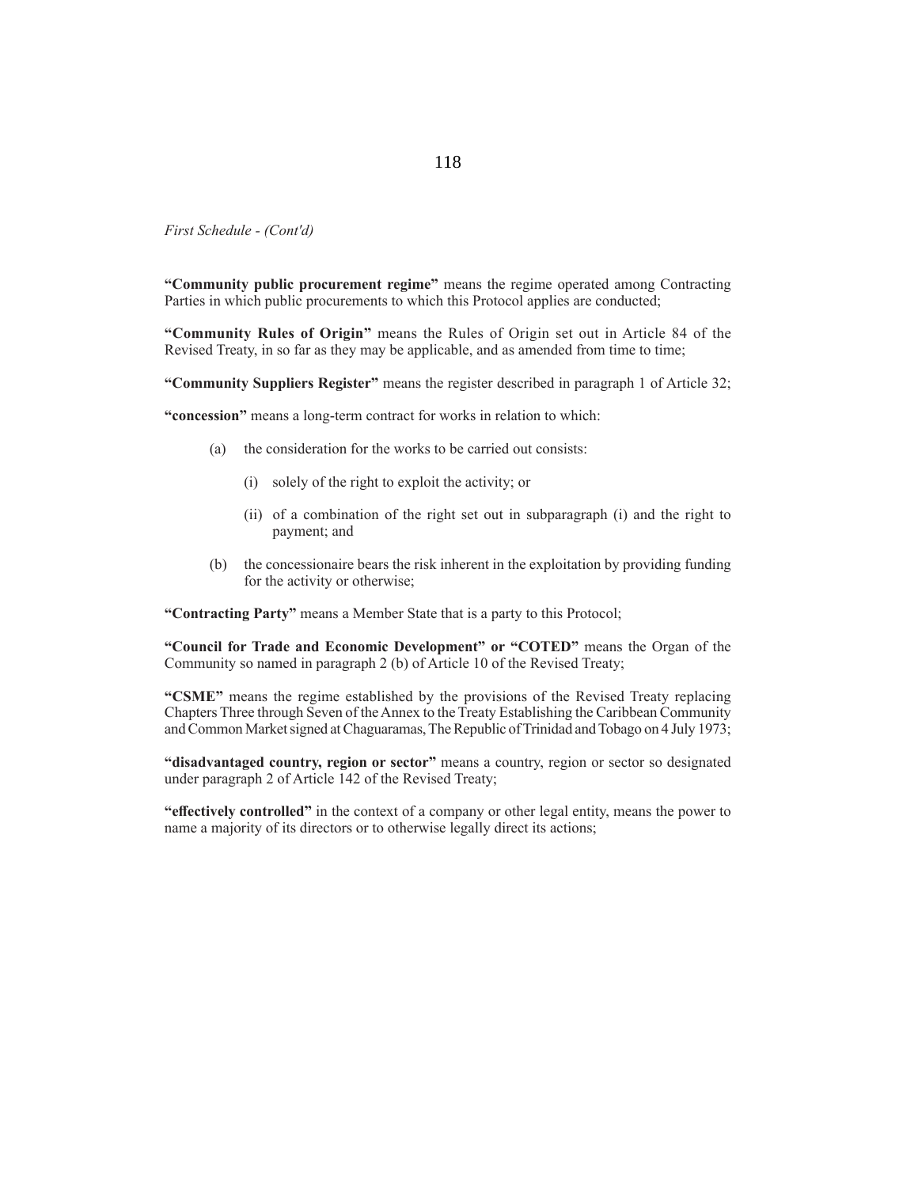*First Schedule - (Cont'd)*

**"Community public procurement regime"** means the regime operated among Contracting Parties in which public procurements to which this Protocol applies are conducted;

**"Community Rules of Origin"** means the Rules of Origin set out in Article 84 of the Revised Treaty, in so far as they may be applicable, and as amended from time to time;

**"Community Suppliers Register"** means the register described in paragraph 1 of Article 32;

**"concession"** means a long-term contract for works in relation to which:

(a) the consideration for the works to be carried out consists:

  (i) solely of the right to exploit the activity; or

  (ii) of a combination of the right set out in subparagraph (i) and the right to payment; and

(b) the concessionaire bears the risk inherent in the exploitation by providing funding for the activity or otherwise;

**"Contracting Party"** means a Member State that is a party to this Protocol;

**"Council for Trade and Economic Development" or "COTED"** means the Organ of the Community so named in paragraph 2 (b) of Article 10 of the Revised Treaty;

**"CSME"** means the regime established by the provisions of the Revised Treaty replacing Chapters Three through Seven of the Annex to the Treaty Establishing the Caribbean Community and Common Market signed at Chaguaramas, The Republic of Trinidad and Tobago on 4 July 1973;

**"disadvantaged country, region or sector"** means a country, region or sector so designated under paragraph 2 of Article 142 of the Revised Treaty;

**"effectively controlled"** in the context of a company or other legal entity, means the power to name a majority of its directors or to otherwise legally direct its actions;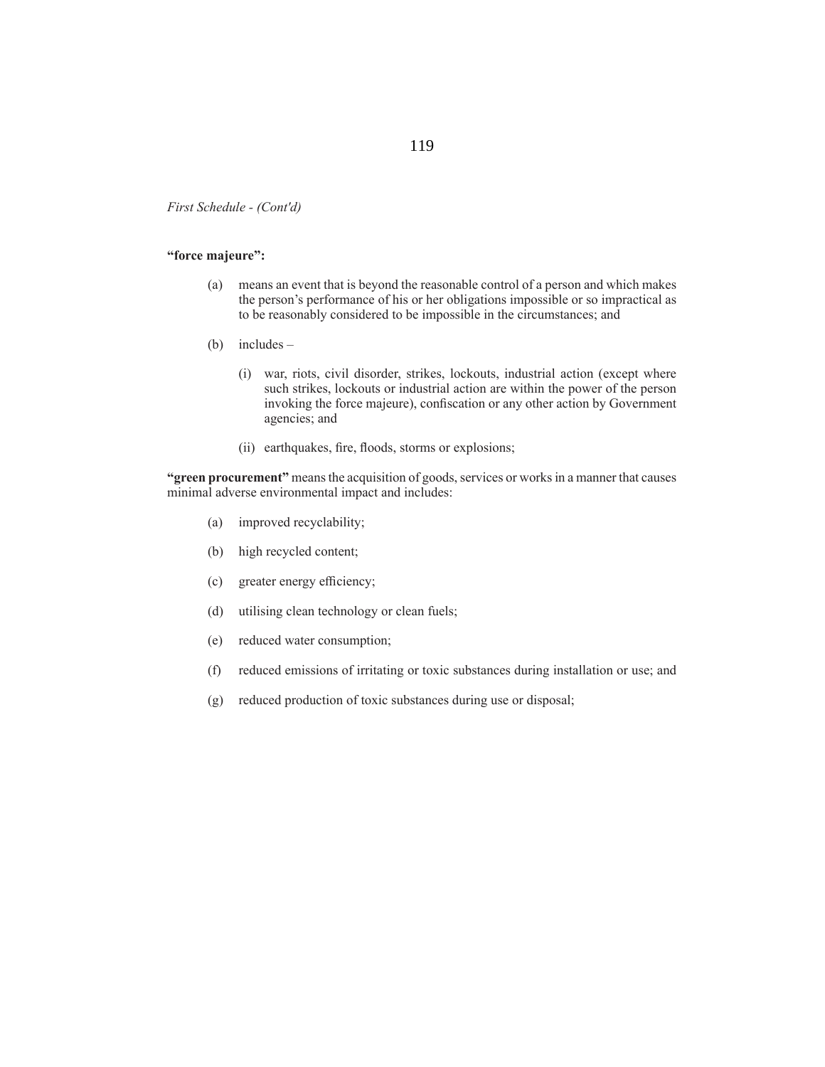*First Schedule - (Cont'd)*

**"force majeure":**

(a) means an event that is beyond the reasonable control of a person and which makes the person's performance of his or her obligations impossible or so impractical as to be reasonably considered to be impossible in the circumstances; and

(b) includes –

(i) war, riots, civil disorder, strikes, lockouts, industrial action (except where such strikes, lockouts or industrial action are within the power of the person invoking the force majeure), confiscation or any other action by Government agencies; and

(ii) earthquakes, fire, floods, storms or explosions;

**"green procurement"** means the acquisition of goods, services or works in a manner that causes minimal adverse environmental impact and includes:

(a) improved recyclability;

(b) high recycled content;

(c) greater energy efficiency;

(d) utilising clean technology or clean fuels;

(e) reduced water consumption;

(f) reduced emissions of irritating or toxic substances during installation or use; and

(g) reduced production of toxic substances during use or disposal;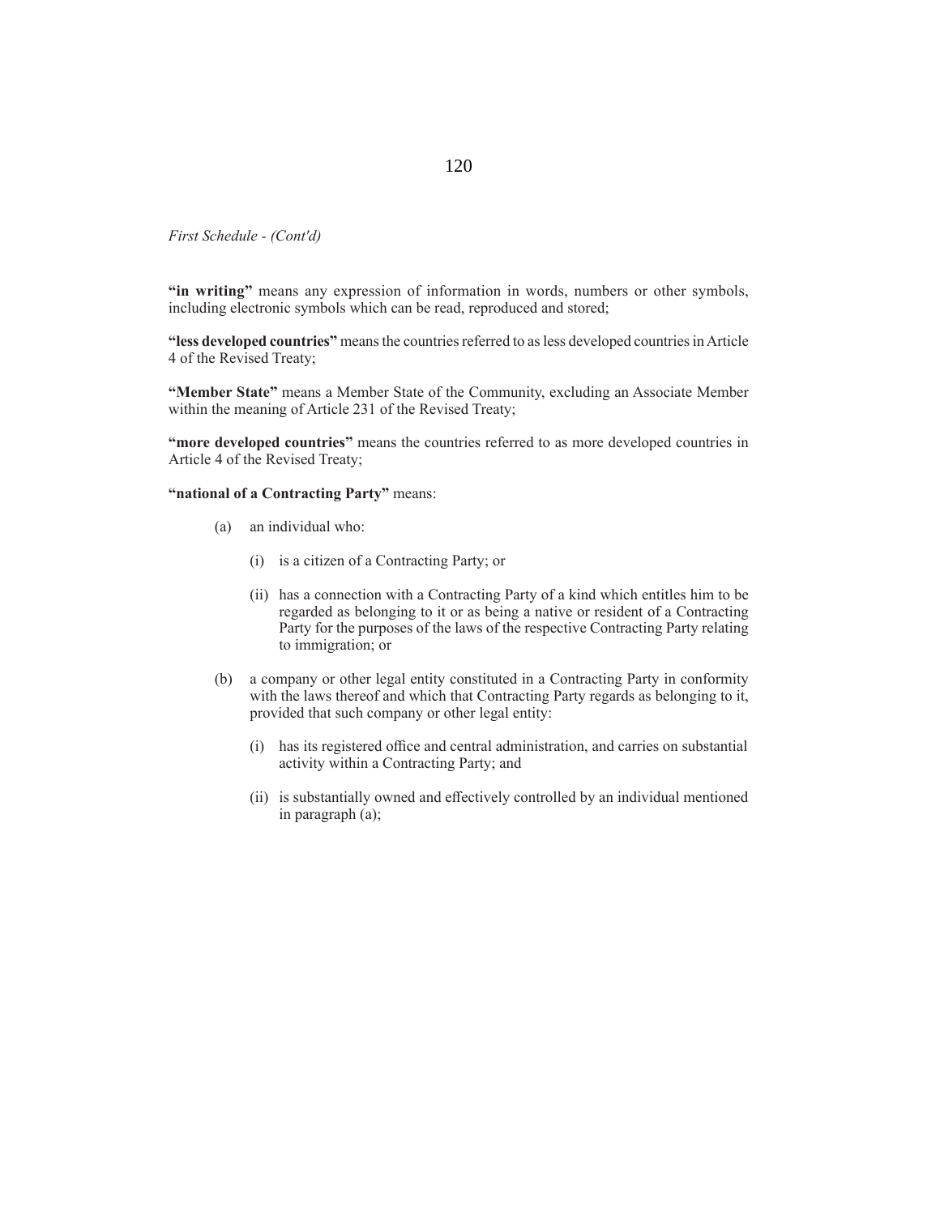*First Schedule - (Cont'd)*

**"in writing"** means any expression of information in words, numbers or other symbols, including electronic symbols which can be read, reproduced and stored;

**"less developed countries"** means the countries referred to as less developed countries in Article 4 of the Revised Treaty;

**"Member State"** means a Member State of the Community, excluding an Associate Member within the meaning of Article 231 of the Revised Treaty;

**"more developed countries"** means the countries referred to as more developed countries in Article 4 of the Revised Treaty;

**"national of a Contracting Party"** means:

(a) an individual who:

   (i) is a citizen of a Contracting Party; or

   (ii) has a connection with a Contracting Party of a kind which entitles him to be regarded as belonging to it or as being a native or resident of a Contracting Party for the purposes of the laws of the respective Contracting Party relating to immigration; or

(b) a company or other legal entity constituted in a Contracting Party in conformity with the laws thereof and which that Contracting Party regards as belonging to it, provided that such company or other legal entity:

   (i) has its registered office and central administration, and carries on substantial activity within a Contracting Party; and

   (ii) is substantially owned and effectively controlled by an individual mentioned in paragraph (a);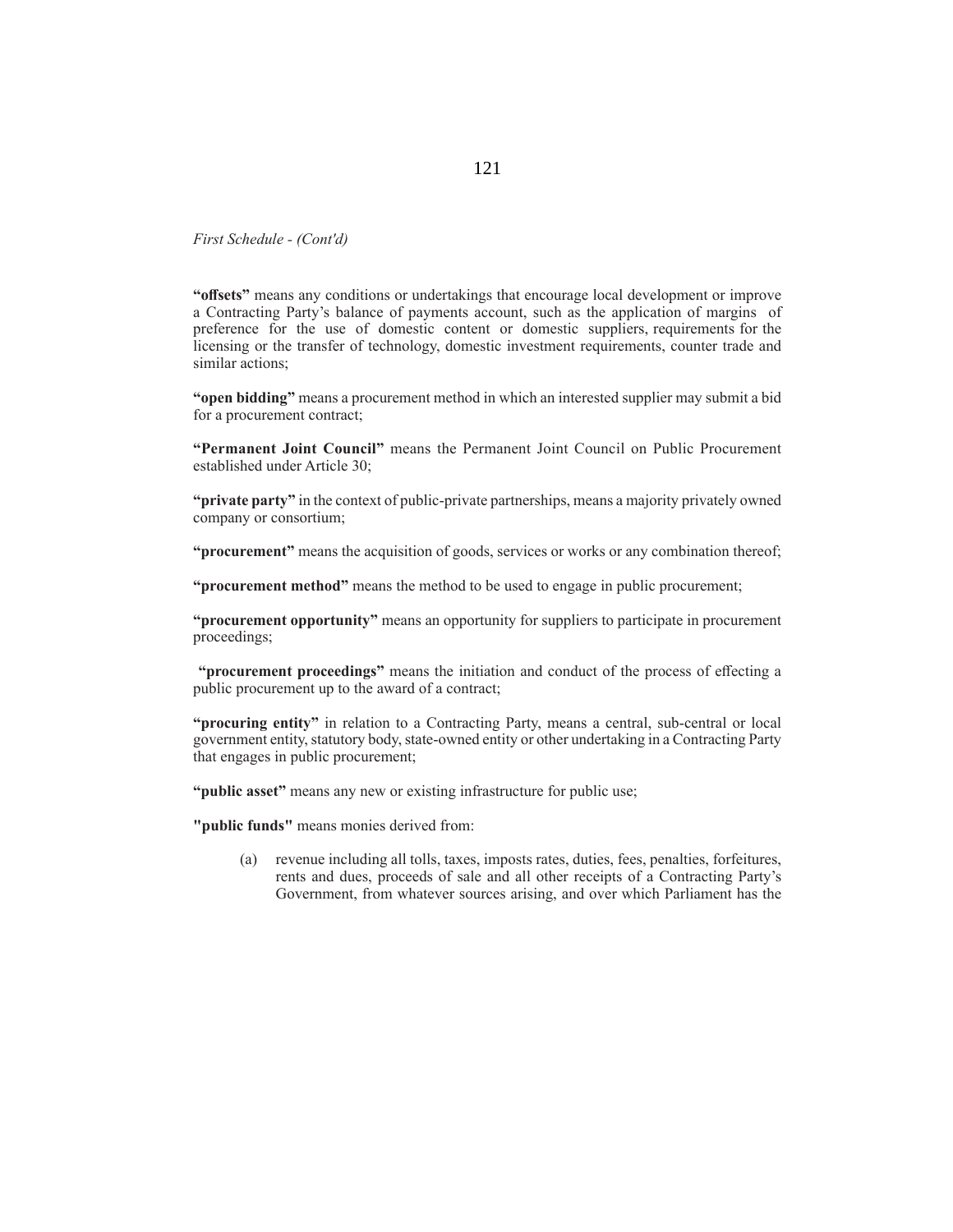*First Schedule - (Cont'd)*

**"offsets"** means any conditions or undertakings that encourage local development or improve a Contracting Party's balance of payments account, such as the application of margins of preference for the use of domestic content or domestic suppliers, requirements for the licensing or the transfer of technology, domestic investment requirements, counter trade and similar actions;

**"open bidding"** means a procurement method in which an interested supplier may submit a bid for a procurement contract;

**"Permanent Joint Council"** means the Permanent Joint Council on Public Procurement established under Article 30;

**"private party"** in the context of public-private partnerships, means a majority privately owned company or consortium;

**"procurement"** means the acquisition of goods, services or works or any combination thereof;

**"procurement method"** means the method to be used to engage in public procurement;

**"procurement opportunity"** means an opportunity for suppliers to participate in procurement proceedings;

**"procurement proceedings"** means the initiation and conduct of the process of effecting a public procurement up to the award of a contract;

**"procuring entity"** in relation to a Contracting Party, means a central, sub-central or local government entity, statutory body, state-owned entity or other undertaking in a Contracting Party that engages in public procurement;

**"public asset"** means any new or existing infrastructure for public use;

**"public funds"** means monies derived from:

(a) revenue including all tolls, taxes, imposts rates, duties, fees, penalties, forfeitures, rents and dues, proceeds of sale and all other receipts of a Contracting Party's Government, from whatever sources arising, and over which Parliament has the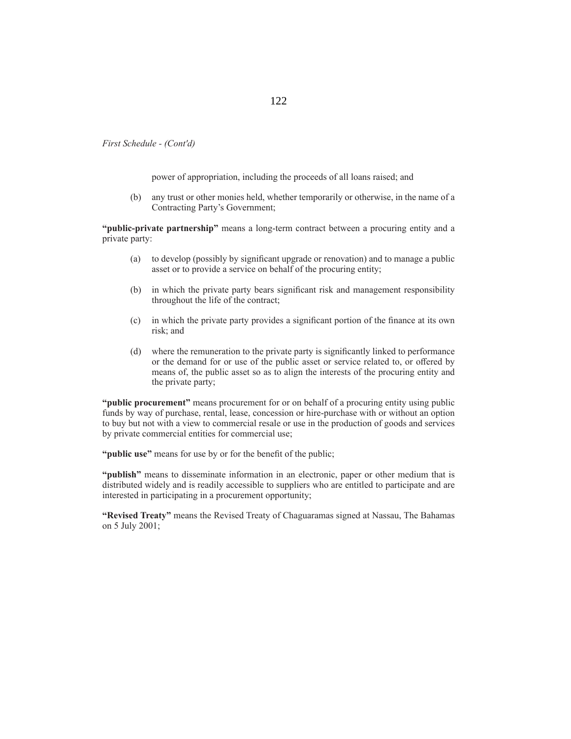*First Schedule - (Cont'd)*

power of appropriation, including the proceeds of all loans raised; and

(b) any trust or other monies held, whether temporarily or otherwise, in the name of a Contracting Party's Government;

**"public-private partnership"** means a long-term contract between a procuring entity and a private party:

(a) to develop (possibly by significant upgrade or renovation) and to manage a public asset or to provide a service on behalf of the procuring entity;

(b) in which the private party bears significant risk and management responsibility throughout the life of the contract;

(c) in which the private party provides a significant portion of the finance at its own risk; and

(d) where the remuneration to the private party is significantly linked to performance or the demand for or use of the public asset or service related to, or offered by means of, the public asset so as to align the interests of the procuring entity and the private party;

**"public procurement"** means procurement for or on behalf of a procuring entity using public funds by way of purchase, rental, lease, concession or hire-purchase with or without an option to buy but not with a view to commercial resale or use in the production of goods and services by private commercial entities for commercial use;

**"public use"** means for use by or for the benefit of the public;

**"publish"** means to disseminate information in an electronic, paper or other medium that is distributed widely and is readily accessible to suppliers who are entitled to participate and are interested in participating in a procurement opportunity;

**"Revised Treaty"** means the Revised Treaty of Chaguaramas signed at Nassau, The Bahamas on 5 July 2001;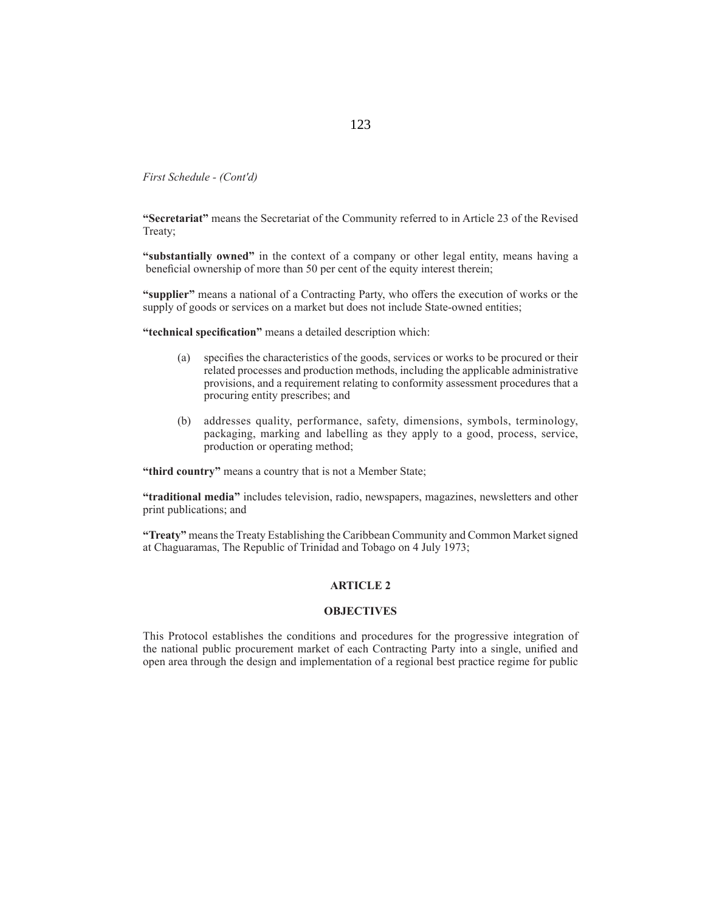*First Schedule - (Cont'd)*

**"Secretariat"** means the Secretariat of the Community referred to in Article 23 of the Revised Treaty;

**"substantially owned"** in the context of a company or other legal entity, means having a beneficial ownership of more than 50 per cent of the equity interest therein;

**"supplier"** means a national of a Contracting Party, who offers the execution of works or the supply of goods or services on a market but does not include State-owned entities;

**"technical specification"** means a detailed description which:

(a) specifies the characteristics of the goods, services or works to be procured or their related processes and production methods, including the applicable administrative provisions, and a requirement relating to conformity assessment procedures that a procuring entity prescribes; and

(b) addresses quality, performance, safety, dimensions, symbols, terminology, packaging, marking and labelling as they apply to a good, process, service, production or operating method;

**"third country"** means a country that is not a Member State;

**"traditional media"** includes television, radio, newspapers, magazines, newsletters and other print publications; and

**"Treaty"** means the Treaty Establishing the Caribbean Community and Common Market signed at Chaguaramas, The Republic of Trinidad and Tobago on 4 July 1973;

## ARTICLE 2

## OBJECTIVES

This Protocol establishes the conditions and procedures for the progressive integration of the national public procurement market of each Contracting Party into a single, unified and open area through the design and implementation of a regional best practice regime for public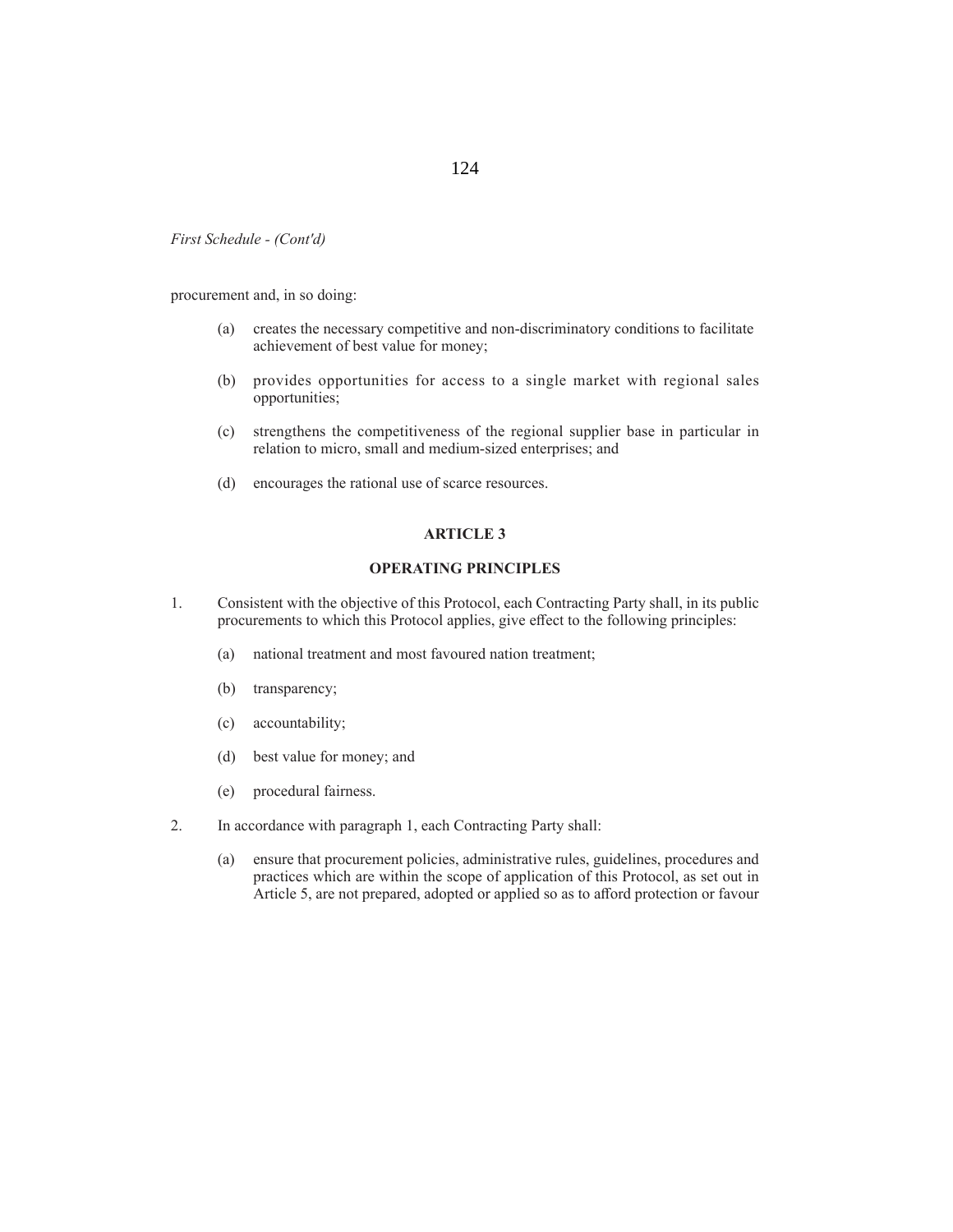*First Schedule - (Cont'd)*

procurement and, in so doing:

(a) creates the necessary competitive and non-discriminatory conditions to facilitate achievement of best value for money;

(b) provides opportunities for access to a single market with regional sales opportunities;

(c) strengthens the competitiveness of the regional supplier base in particular in relation to micro, small and medium-sized enterprises; and

(d) encourages the rational use of scarce resources.

**ARTICLE 3**

**OPERATING PRINCIPLES**

1. Consistent with the objective of this Protocol, each Contracting Party shall, in its public procurements to which this Protocol applies, give effect to the following principles:

   (a) national treatment and most favoured nation treatment;

   (b) transparency;

   (c) accountability;

   (d) best value for money; and

   (e) procedural fairness.

2. In accordance with paragraph 1, each Contracting Party shall:

   (a) ensure that procurement policies, administrative rules, guidelines, procedures and practices which are within the scope of application of this Protocol, as set out in Article 5, are not prepared, adopted or applied so as to afford protection or favour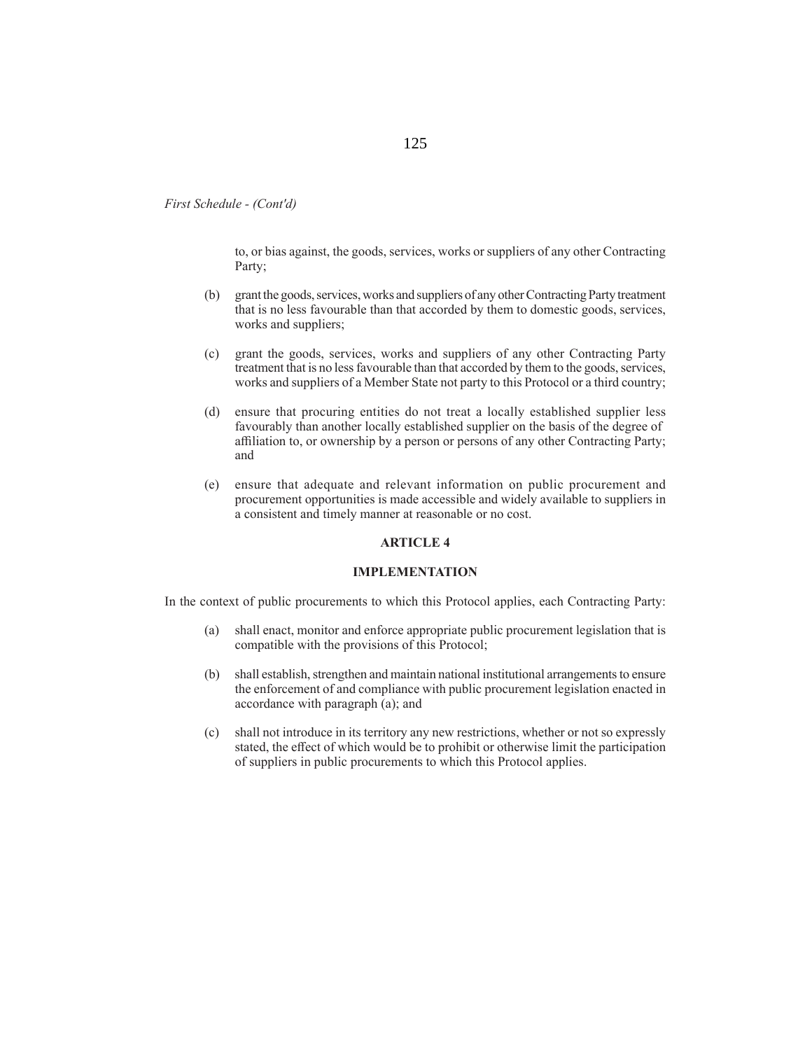*First Schedule - (Cont'd)*

to, or bias against, the goods, services, works or suppliers of any other Contracting Party;

(b) grant the goods, services, works and suppliers of any other Contracting Party treatment that is no less favourable than that accorded by them to domestic goods, services, works and suppliers;

(c) grant the goods, services, works and suppliers of any other Contracting Party treatment that is no less favourable than that accorded by them to the goods, services, works and suppliers of a Member State not party to this Protocol or a third country;

(d) ensure that procuring entities do not treat a locally established supplier less favourably than another locally established supplier on the basis of the degree of affiliation to, or ownership by a person or persons of any other Contracting Party; and

(e) ensure that adequate and relevant information on public procurement and procurement opportunities is made accessible and widely available to suppliers in a consistent and timely manner at reasonable or no cost.

**ARTICLE 4**

**IMPLEMENTATION**

In the context of public procurements to which this Protocol applies, each Contracting Party:

(a) shall enact, monitor and enforce appropriate public procurement legislation that is compatible with the provisions of this Protocol;

(b) shall establish, strengthen and maintain national institutional arrangements to ensure the enforcement of and compliance with public procurement legislation enacted in accordance with paragraph (a); and

(c) shall not introduce in its territory any new restrictions, whether or not so expressly stated, the effect of which would be to prohibit or otherwise limit the participation of suppliers in public procurements to which this Protocol applies.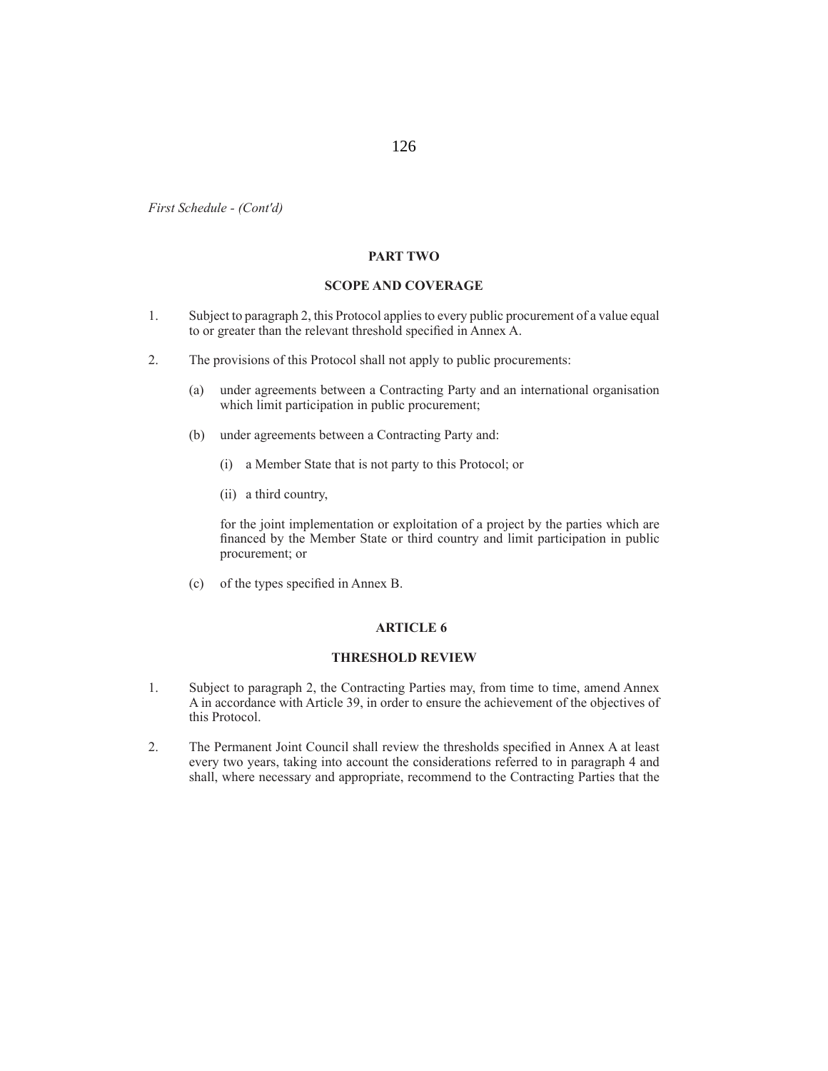*First Schedule - (Cont'd)*

**PART TWO**

**SCOPE AND COVERAGE**

1. Subject to paragraph 2, this Protocol applies to every public procurement of a value equal to or greater than the relevant threshold specified in Annex A.

2. The provisions of this Protocol shall not apply to public procurements:

   (a) under agreements between a Contracting Party and an international organisation which limit participation in public procurement;

   (b) under agreements between a Contracting Party and:

      (i) a Member State that is not party to this Protocol; or

      (ii) a third country,

   for the joint implementation or exploitation of a project by the parties which are financed by the Member State or third country and limit participation in public procurement; or

   (c) of the types specified in Annex B.

**ARTICLE 6**

**THRESHOLD REVIEW**

1. Subject to paragraph 2, the Contracting Parties may, from time to time, amend Annex A in accordance with Article 39, in order to ensure the achievement of the objectives of this Protocol.

2. The Permanent Joint Council shall review the thresholds specified in Annex A at least every two years, taking into account the considerations referred to in paragraph 4 and shall, where necessary and appropriate, recommend to the Contracting Parties that the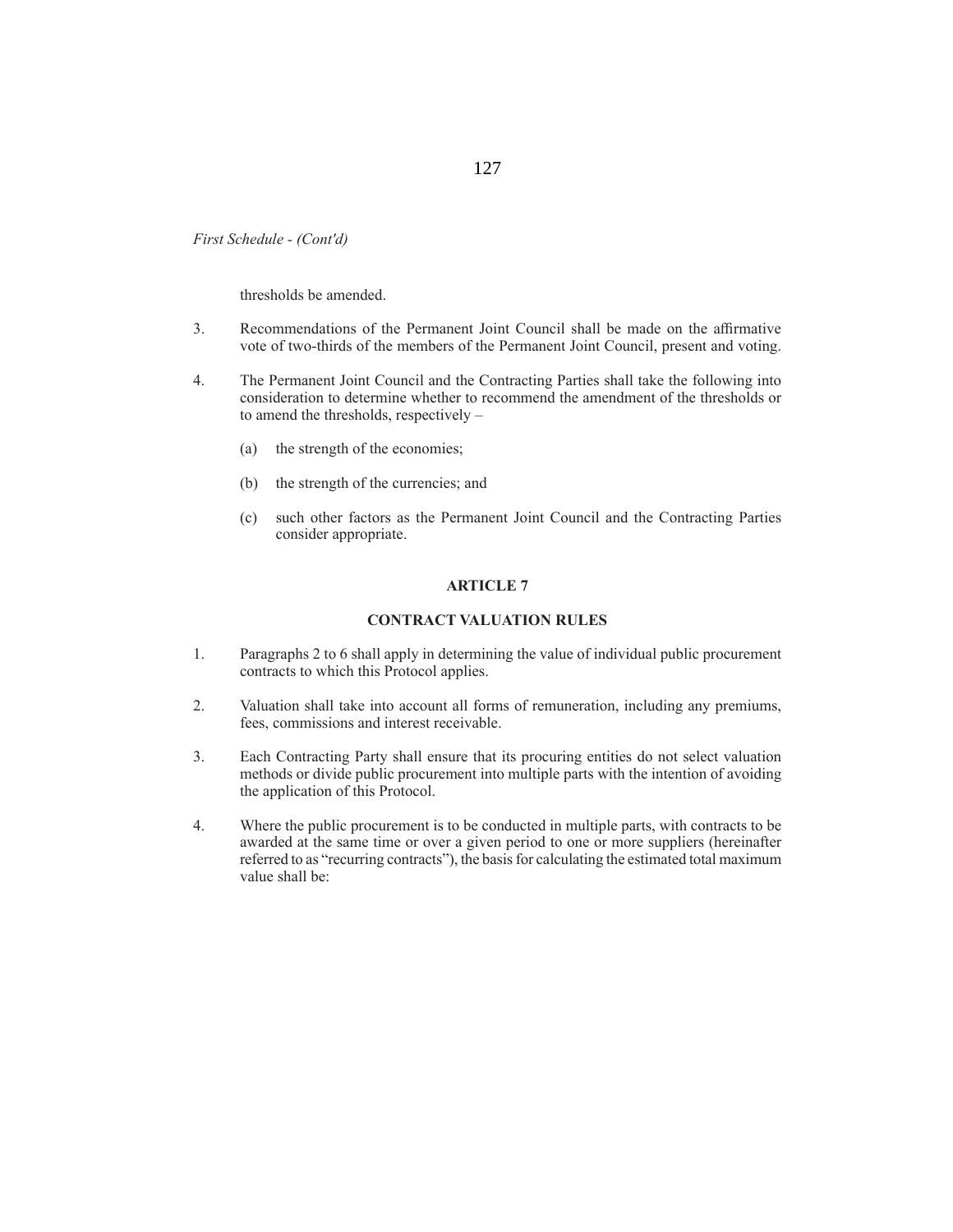*First Schedule - (Cont'd)*

thresholds be amended.

3. Recommendations of the Permanent Joint Council shall be made on the affirmative vote of two-thirds of the members of the Permanent Joint Council, present and voting.

4. The Permanent Joint Council and the Contracting Parties shall take the following into consideration to determine whether to recommend the amendment of the thresholds or to amend the thresholds, respectively –

   (a) the strength of the economies;

   (b) the strength of the currencies; and

   (c) such other factors as the Permanent Joint Council and the Contracting Parties consider appropriate.

**ARTICLE 7**

**CONTRACT VALUATION RULES**

1. Paragraphs 2 to 6 shall apply in determining the value of individual public procurement contracts to which this Protocol applies.

2. Valuation shall take into account all forms of remuneration, including any premiums, fees, commissions and interest receivable.

3. Each Contracting Party shall ensure that its procuring entities do not select valuation methods or divide public procurement into multiple parts with the intention of avoiding the application of this Protocol.

4. Where the public procurement is to be conducted in multiple parts, with contracts to be awarded at the same time or over a given period to one or more suppliers (hereinafter referred to as "recurring contracts"), the basis for calculating the estimated total maximum value shall be: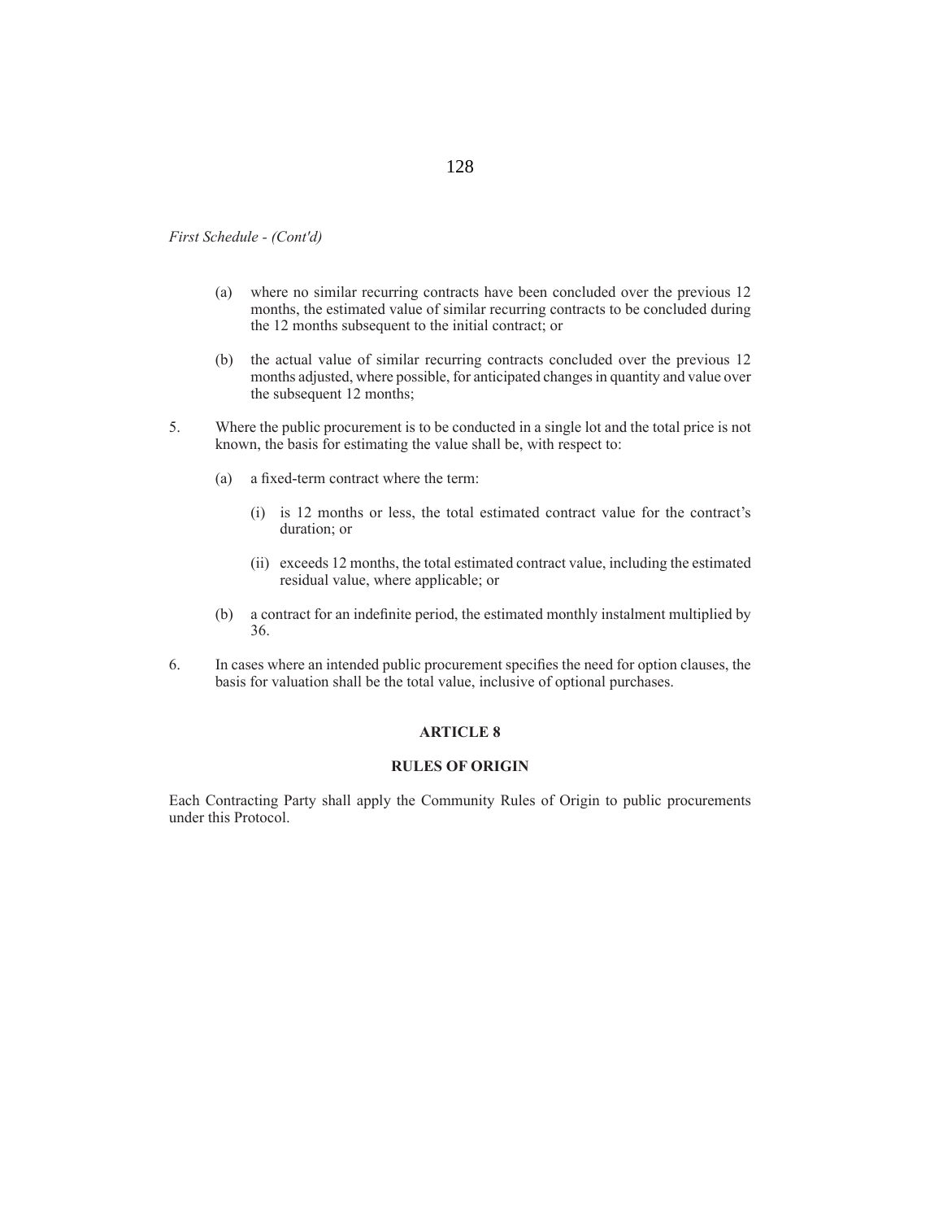*First Schedule - (Cont'd)*

(a) where no similar recurring contracts have been concluded over the previous 12 months, the estimated value of similar recurring contracts to be concluded during the 12 months subsequent to the initial contract; or

(b) the actual value of similar recurring contracts concluded over the previous 12 months adjusted, where possible, for anticipated changes in quantity and value over the subsequent 12 months;

5. Where the public procurement is to be conducted in a single lot and the total price is not known, the basis for estimating the value shall be, with respect to:

   (a) a fixed-term contract where the term:

      (i) is 12 months or less, the total estimated contract value for the contract's duration; or

      (ii) exceeds 12 months, the total estimated contract value, including the estimated residual value, where applicable; or

   (b) a contract for an indefinite period, the estimated monthly instalment multiplied by 36.

6. In cases where an intended public procurement specifies the need for option clauses, the basis for valuation shall be the total value, inclusive of optional purchases.

## ARTICLE 8

## RULES OF ORIGIN

Each Contracting Party shall apply the Community Rules of Origin to public procurements under this Protocol.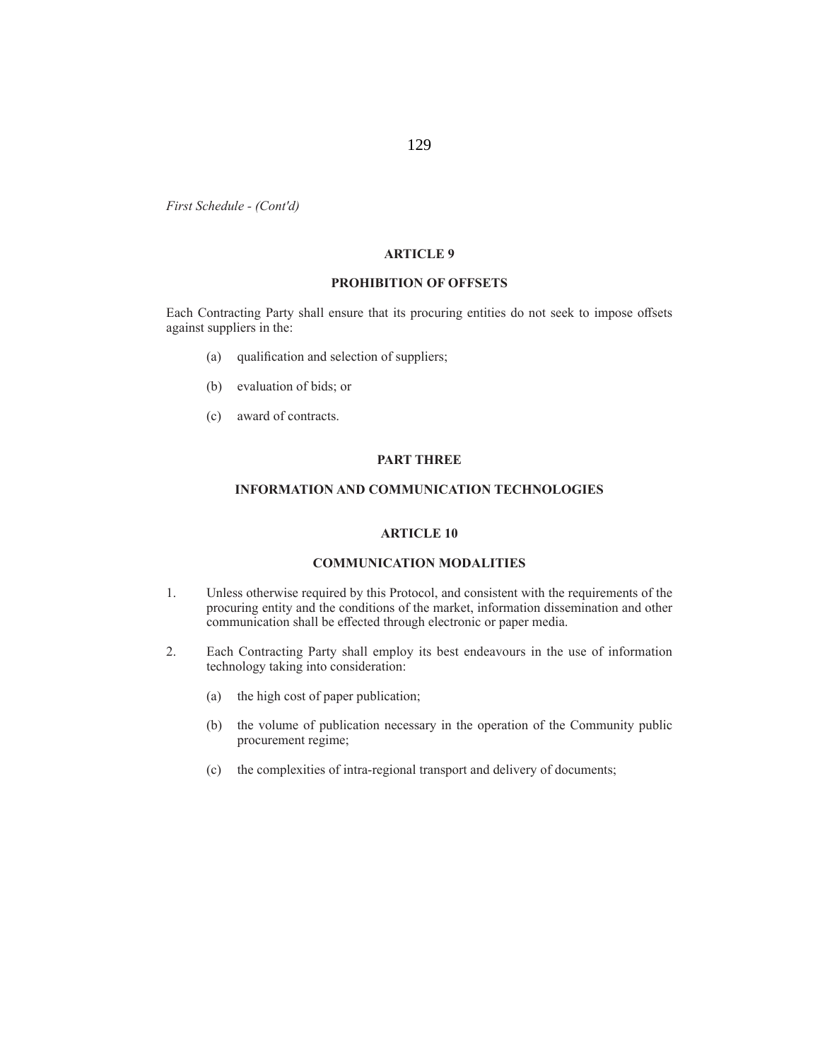*First Schedule - (Cont'd)*

## ARTICLE 9

## PROHIBITION OF OFFSETS

Each Contracting Party shall ensure that its procuring entities do not seek to impose offsets against suppliers in the:

(a) qualification and selection of suppliers;

(b) evaluation of bids; or

(c) award of contracts.

# PART THREE

# INFORMATION AND COMMUNICATION TECHNOLOGIES

## ARTICLE 10

## COMMUNICATION MODALITIES

1. Unless otherwise required by this Protocol, and consistent with the requirements of the procuring entity and the conditions of the market, information dissemination and other communication shall be effected through electronic or paper media.

2. Each Contracting Party shall employ its best endeavours in the use of information technology taking into consideration:

   (a) the high cost of paper publication;

   (b) the volume of publication necessary in the operation of the Community public procurement regime;

   (c) the complexities of intra-regional transport and delivery of documents;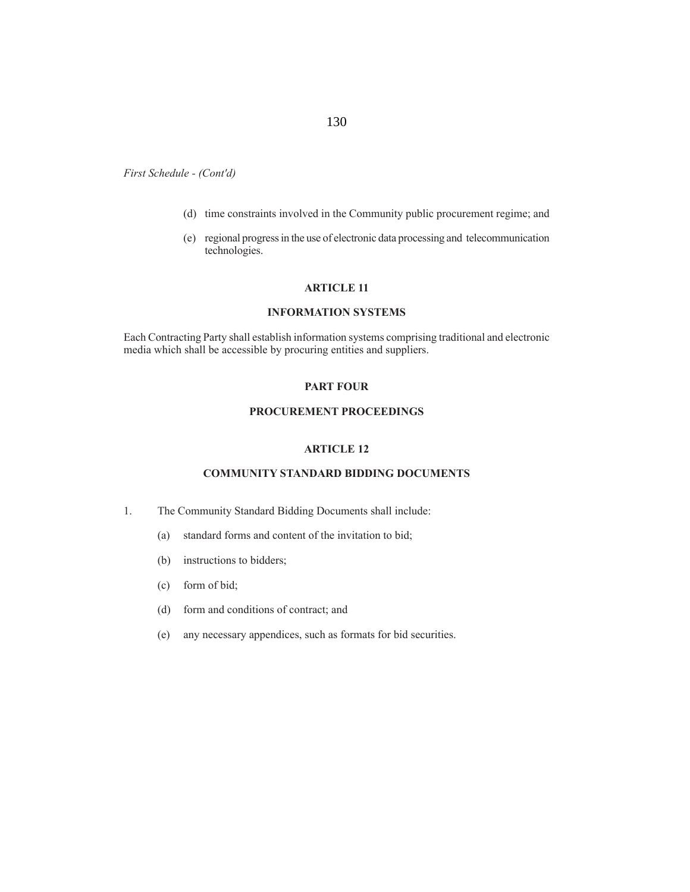*First Schedule - (Cont'd)*

(d) time constraints involved in the Community public procurement regime; and

(e) regional progress in the use of electronic data processing and telecommunication technologies.

**ARTICLE 11**

**INFORMATION SYSTEMS**

Each Contracting Party shall establish information systems comprising traditional and electronic media which shall be accessible by procuring entities and suppliers.

**PART FOUR**

**PROCUREMENT PROCEEDINGS**

**ARTICLE 12**

**COMMUNITY STANDARD BIDDING DOCUMENTS**

1. The Community Standard Bidding Documents shall include:

   (a) standard forms and content of the invitation to bid;

   (b) instructions to bidders;

   (c) form of bid;

   (d) form and conditions of contract; and

   (e) any necessary appendices, such as formats for bid securities.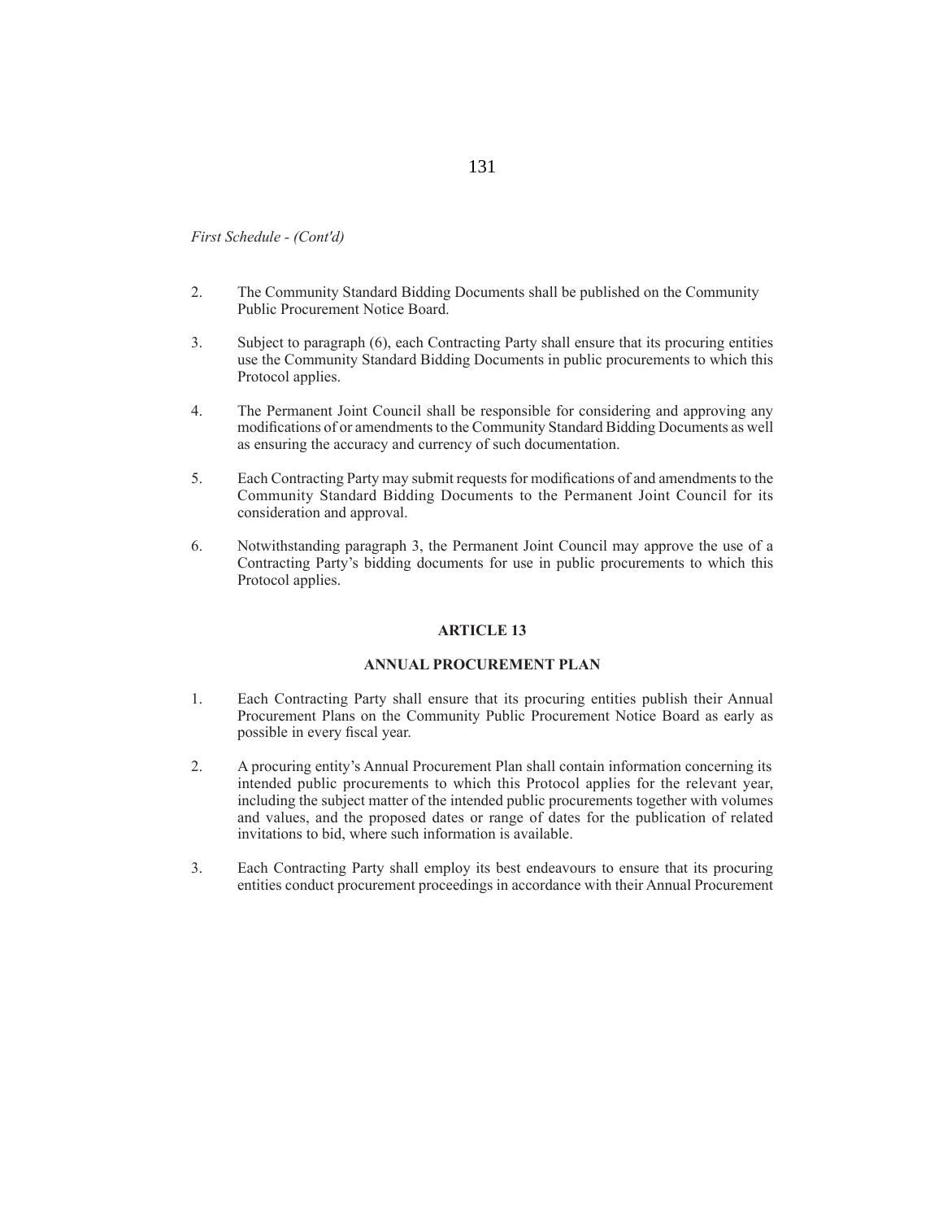*First Schedule - (Cont'd)*

2. The Community Standard Bidding Documents shall be published on the Community Public Procurement Notice Board.

3. Subject to paragraph (6), each Contracting Party shall ensure that its procuring entities use the Community Standard Bidding Documents in public procurements to which this Protocol applies.

4. The Permanent Joint Council shall be responsible for considering and approving any modifications of or amendments to the Community Standard Bidding Documents as well as ensuring the accuracy and currency of such documentation.

5. Each Contracting Party may submit requests for modifications of and amendments to the Community Standard Bidding Documents to the Permanent Joint Council for its consideration and approval.

6. Notwithstanding paragraph 3, the Permanent Joint Council may approve the use of a Contracting Party's bidding documents for use in public procurements to which this Protocol applies.

**ARTICLE 13**

**ANNUAL PROCUREMENT PLAN**

1. Each Contracting Party shall ensure that its procuring entities publish their Annual Procurement Plans on the Community Public Procurement Notice Board as early as possible in every fiscal year.

2. A procuring entity's Annual Procurement Plan shall contain information concerning its intended public procurements to which this Protocol applies for the relevant year, including the subject matter of the intended public procurements together with volumes and values, and the proposed dates or range of dates for the publication of related invitations to bid, where such information is available.

3. Each Contracting Party shall employ its best endeavours to ensure that its procuring entities conduct procurement proceedings in accordance with their Annual Procurement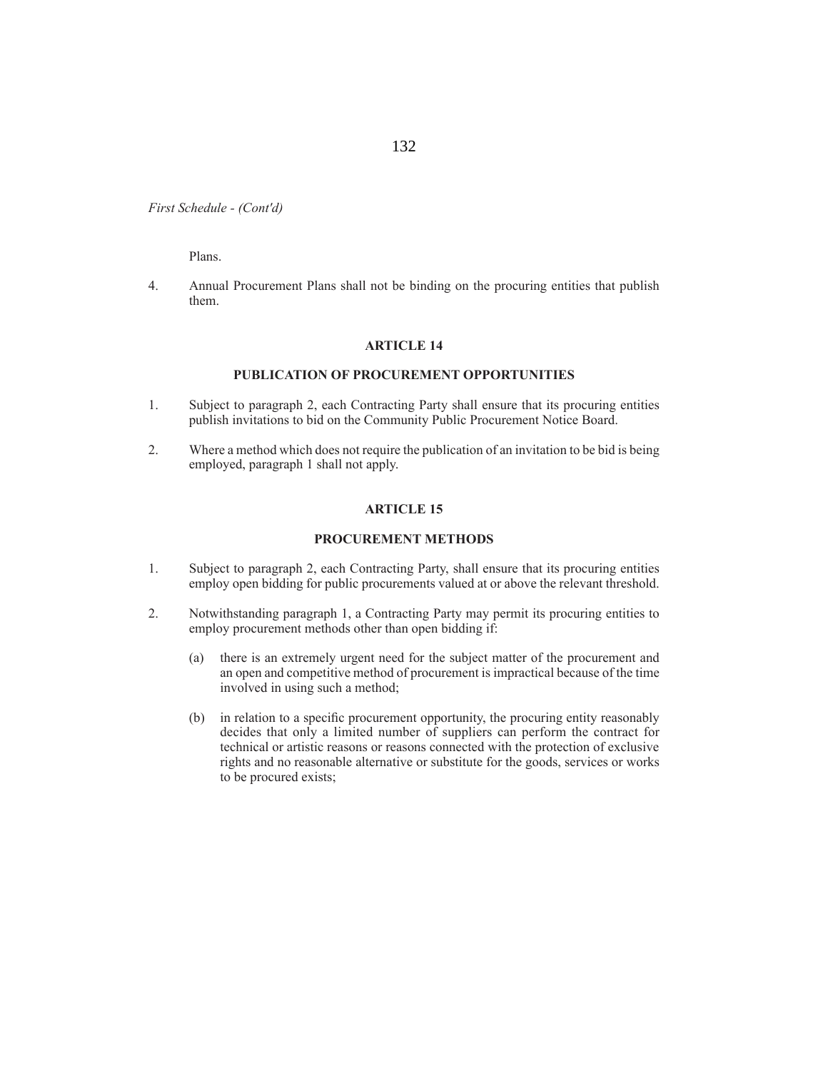*First Schedule - (Cont'd)*

Plans.

4. Annual Procurement Plans shall not be binding on the procuring entities that publish them.

## ARTICLE 14

### PUBLICATION OF PROCUREMENT OPPORTUNITIES

1. Subject to paragraph 2, each Contracting Party shall ensure that its procuring entities publish invitations to bid on the Community Public Procurement Notice Board.

2. Where a method which does not require the publication of an invitation to be bid is being employed, paragraph 1 shall not apply.

## ARTICLE 15

### PROCUREMENT METHODS

1. Subject to paragraph 2, each Contracting Party, shall ensure that its procuring entities employ open bidding for public procurements valued at or above the relevant threshold.

2. Notwithstanding paragraph 1, a Contracting Party may permit its procuring entities to employ procurement methods other than open bidding if:

   (a) there is an extremely urgent need for the subject matter of the procurement and an open and competitive method of procurement is impractical because of the time involved in using such a method;

   (b) in relation to a specific procurement opportunity, the procuring entity reasonably decides that only a limited number of suppliers can perform the contract for technical or artistic reasons or reasons connected with the protection of exclusive rights and no reasonable alternative or substitute for the goods, services or works to be procured exists;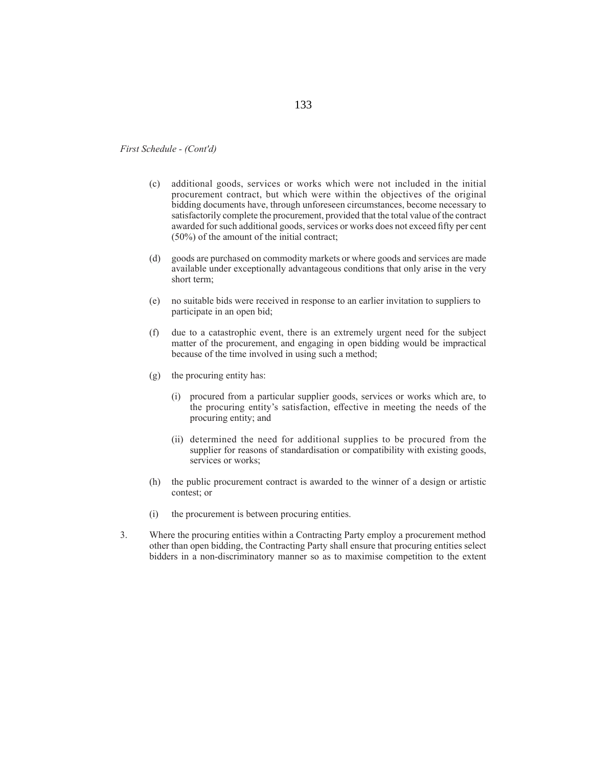*First Schedule - (Cont'd)*

(c) additional goods, services or works which were not included in the initial procurement contract, but which were within the objectives of the original bidding documents have, through unforeseen circumstances, become necessary to satisfactorily complete the procurement, provided that the total value of the contract awarded for such additional goods, services or works does not exceed fifty per cent (50%) of the amount of the initial contract;

(d) goods are purchased on commodity markets or where goods and services are made available under exceptionally advantageous conditions that only arise in the very short term;

(e) no suitable bids were received in response to an earlier invitation to suppliers to participate in an open bid;

(f) due to a catastrophic event, there is an extremely urgent need for the subject matter of the procurement, and engaging in open bidding would be impractical because of the time involved in using such a method;

(g) the procuring entity has:

(i) procured from a particular supplier goods, services or works which are, to the procuring entity's satisfaction, effective in meeting the needs of the procuring entity; and

(ii) determined the need for additional supplies to be procured from the supplier for reasons of standardisation or compatibility with existing goods, services or works;

(h) the public procurement contract is awarded to the winner of a design or artistic contest; or

(i) the procurement is between procuring entities.

3. Where the procuring entities within a Contracting Party employ a procurement method other than open bidding, the Contracting Party shall ensure that procuring entities select bidders in a non-discriminatory manner so as to maximise competition to the extent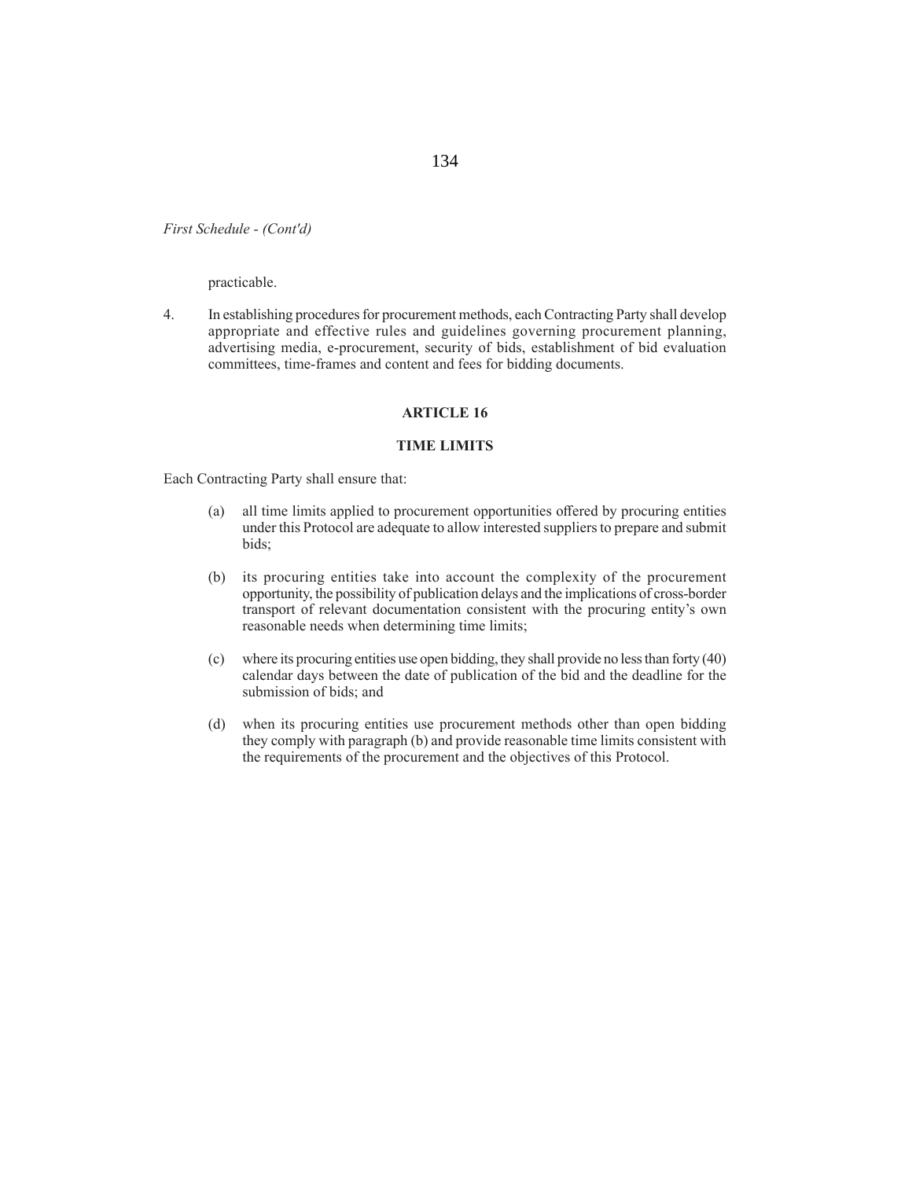*First Schedule - (Cont'd)*

practicable.

4. In establishing procedures for procurement methods, each Contracting Party shall develop appropriate and effective rules and guidelines governing procurement planning, advertising media, e-procurement, security of bids, establishment of bid evaluation committees, time-frames and content and fees for bidding documents.

## ARTICLE 16

## TIME LIMITS

Each Contracting Party shall ensure that:

(a) all time limits applied to procurement opportunities offered by procuring entities under this Protocol are adequate to allow interested suppliers to prepare and submit bids;

(b) its procuring entities take into account the complexity of the procurement opportunity, the possibility of publication delays and the implications of cross-border transport of relevant documentation consistent with the procuring entity's own reasonable needs when determining time limits;

(c) where its procuring entities use open bidding, they shall provide no less than forty (40) calendar days between the date of publication of the bid and the deadline for the submission of bids; and

(d) when its procuring entities use procurement methods other than open bidding they comply with paragraph (b) and provide reasonable time limits consistent with the requirements of the procurement and the objectives of this Protocol.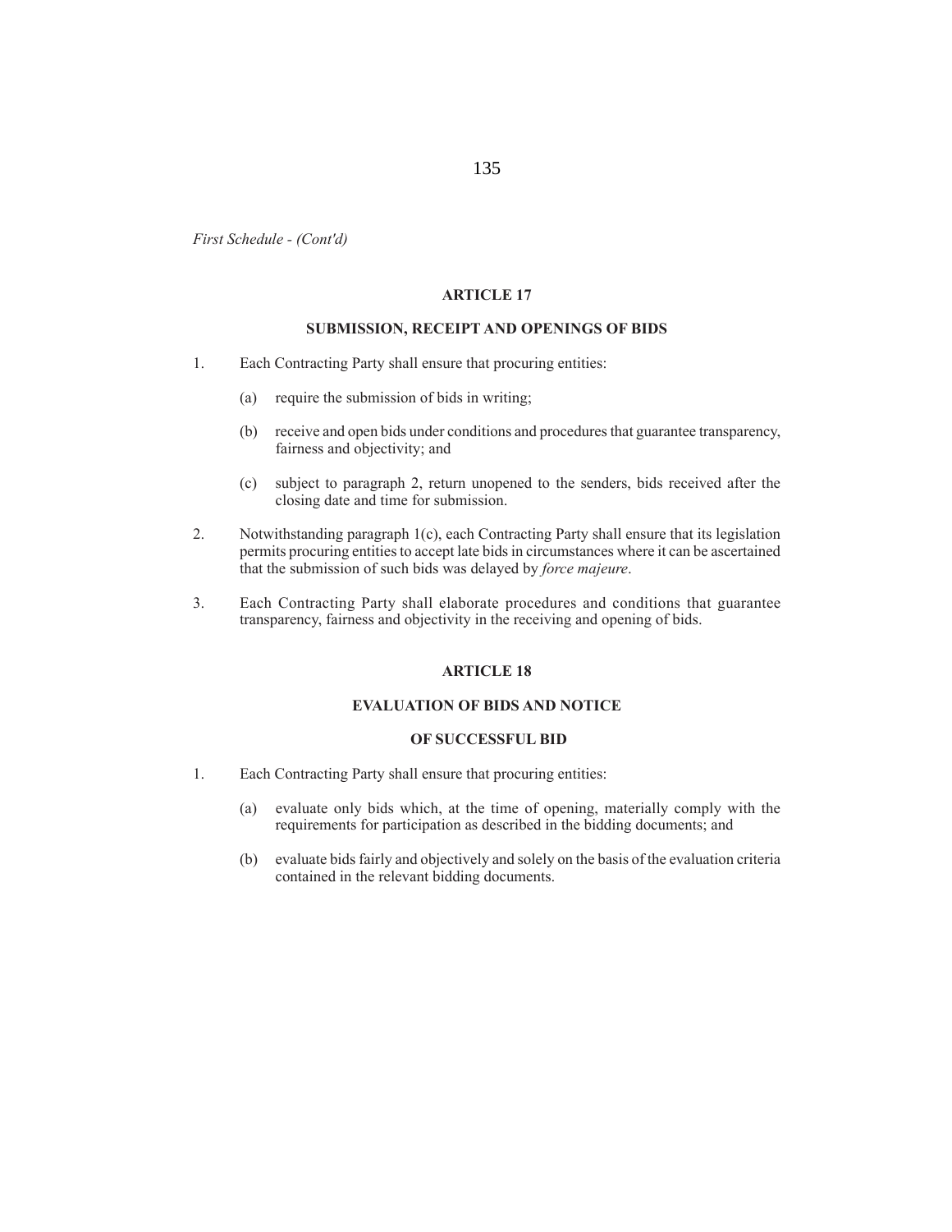*First Schedule - (Cont'd)*

## ARTICLE 17

## SUBMISSION, RECEIPT AND OPENINGS OF BIDS

1. Each Contracting Party shall ensure that procuring entities:

   (a) require the submission of bids in writing;

   (b) receive and open bids under conditions and procedures that guarantee transparency, fairness and objectivity; and

   (c) subject to paragraph 2, return unopened to the senders, bids received after the closing date and time for submission.

2. Notwithstanding paragraph 1(c), each Contracting Party shall ensure that its legislation permits procuring entities to accept late bids in circumstances where it can be ascertained that the submission of such bids was delayed by *force majeure*.

3. Each Contracting Party shall elaborate procedures and conditions that guarantee transparency, fairness and objectivity in the receiving and opening of bids.

## ARTICLE 18

## EVALUATION OF BIDS AND NOTICE OF SUCCESSFUL BID

1. Each Contracting Party shall ensure that procuring entities:

   (a) evaluate only bids which, at the time of opening, materially comply with the requirements for participation as described in the bidding documents; and

   (b) evaluate bids fairly and objectively and solely on the basis of the evaluation criteria contained in the relevant bidding documents.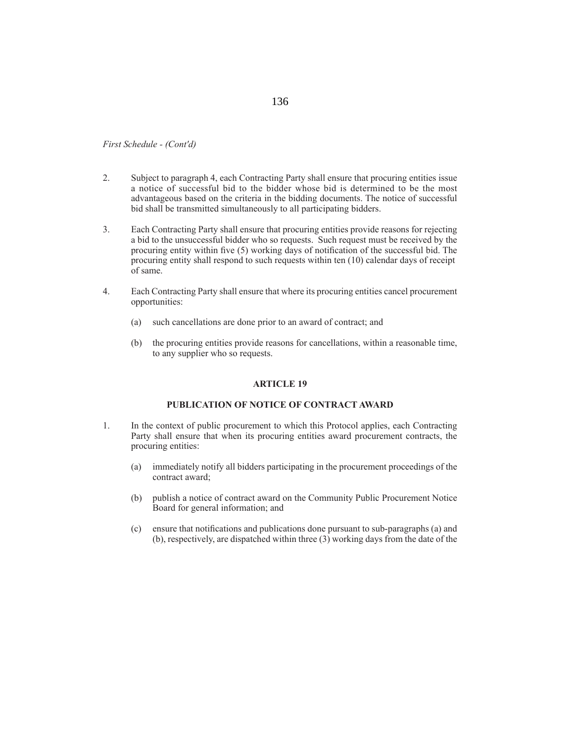*First Schedule - (Cont'd)*

2. Subject to paragraph 4, each Contracting Party shall ensure that procuring entities issue a notice of successful bid to the bidder whose bid is determined to be the most advantageous based on the criteria in the bidding documents. The notice of successful bid shall be transmitted simultaneously to all participating bidders.

3. Each Contracting Party shall ensure that procuring entities provide reasons for rejecting a bid to the unsuccessful bidder who so requests. Such request must be received by the procuring entity within five (5) working days of notification of the successful bid. The procuring entity shall respond to such requests within ten (10) calendar days of receipt of same.

4. Each Contracting Party shall ensure that where its procuring entities cancel procurement opportunities:

   (a) such cancellations are done prior to an award of contract; and

   (b) the procuring entities provide reasons for cancellations, within a reasonable time, to any supplier who so requests.

## ARTICLE 19

## PUBLICATION OF NOTICE OF CONTRACT AWARD

1. In the context of public procurement to which this Protocol applies, each Contracting Party shall ensure that when its procuring entities award procurement contracts, the procuring entities:

   (a) immediately notify all bidders participating in the procurement proceedings of the contract award;

   (b) publish a notice of contract award on the Community Public Procurement Notice Board for general information; and

   (c) ensure that notifications and publications done pursuant to sub-paragraphs (a) and (b), respectively, are dispatched within three (3) working days from the date of the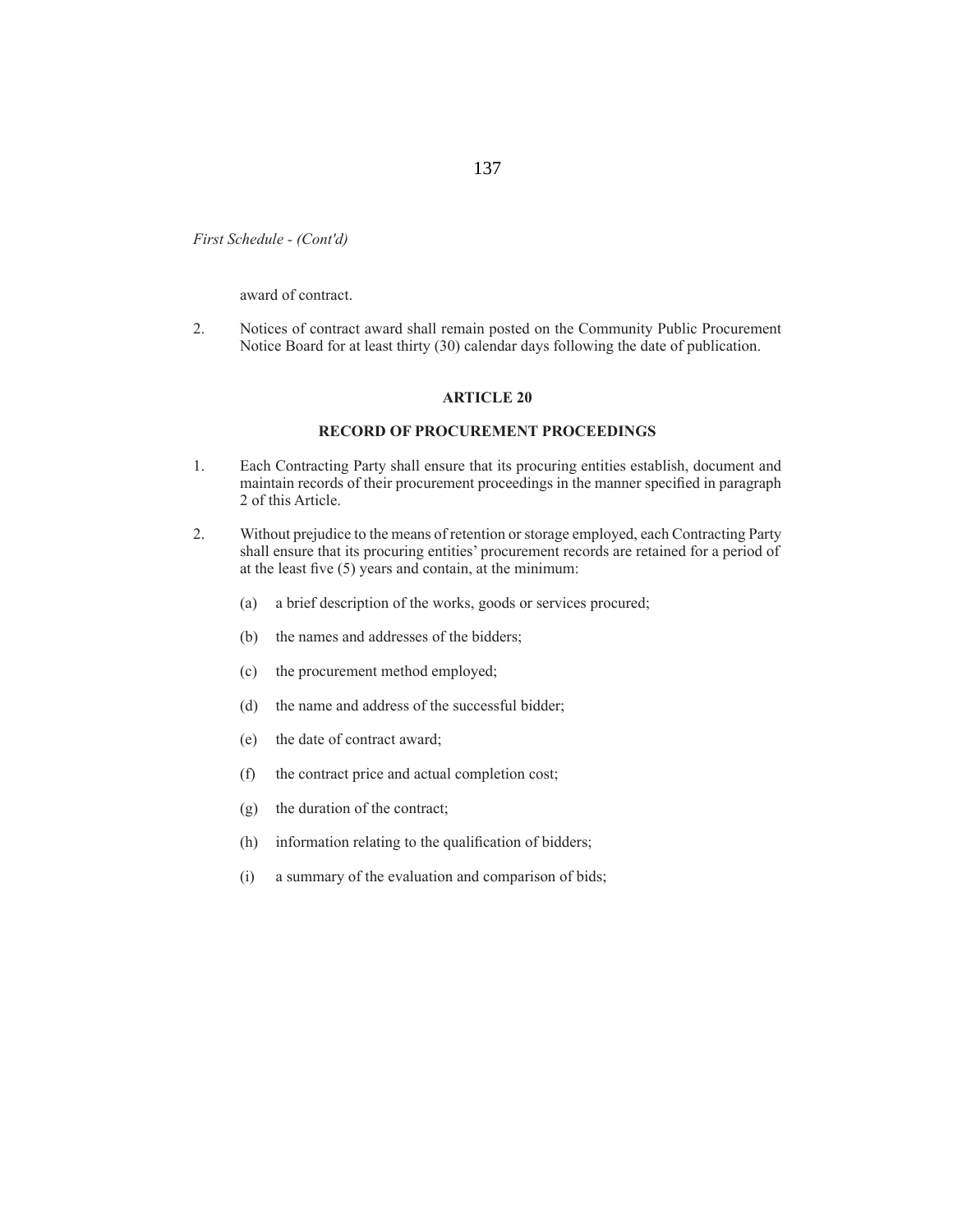award of contract.

2. Notices of contract award shall remain posted on the Community Public Procurement Notice Board for at least thirty (30) calendar days following the date of publication.

## ARTICLE 20

## RECORD OF PROCUREMENT PROCEEDINGS

1. Each Contracting Party shall ensure that its procuring entities establish, document and maintain records of their procurement proceedings in the manner specified in paragraph 2 of this Article.

2. Without prejudice to the means of retention or storage employed, each Contracting Party shall ensure that its procuring entities' procurement records are retained for a period of at the least five (5) years and contain, at the minimum:

   (a) a brief description of the works, goods or services procured;

   (b) the names and addresses of the bidders;

   (c) the procurement method employed;

   (d) the name and address of the successful bidder;

   (e) the date of contract award;

   (f) the contract price and actual completion cost;

   (g) the duration of the contract;

   (h) information relating to the qualification of bidders;

   (i) a summary of the evaluation and comparison of bids;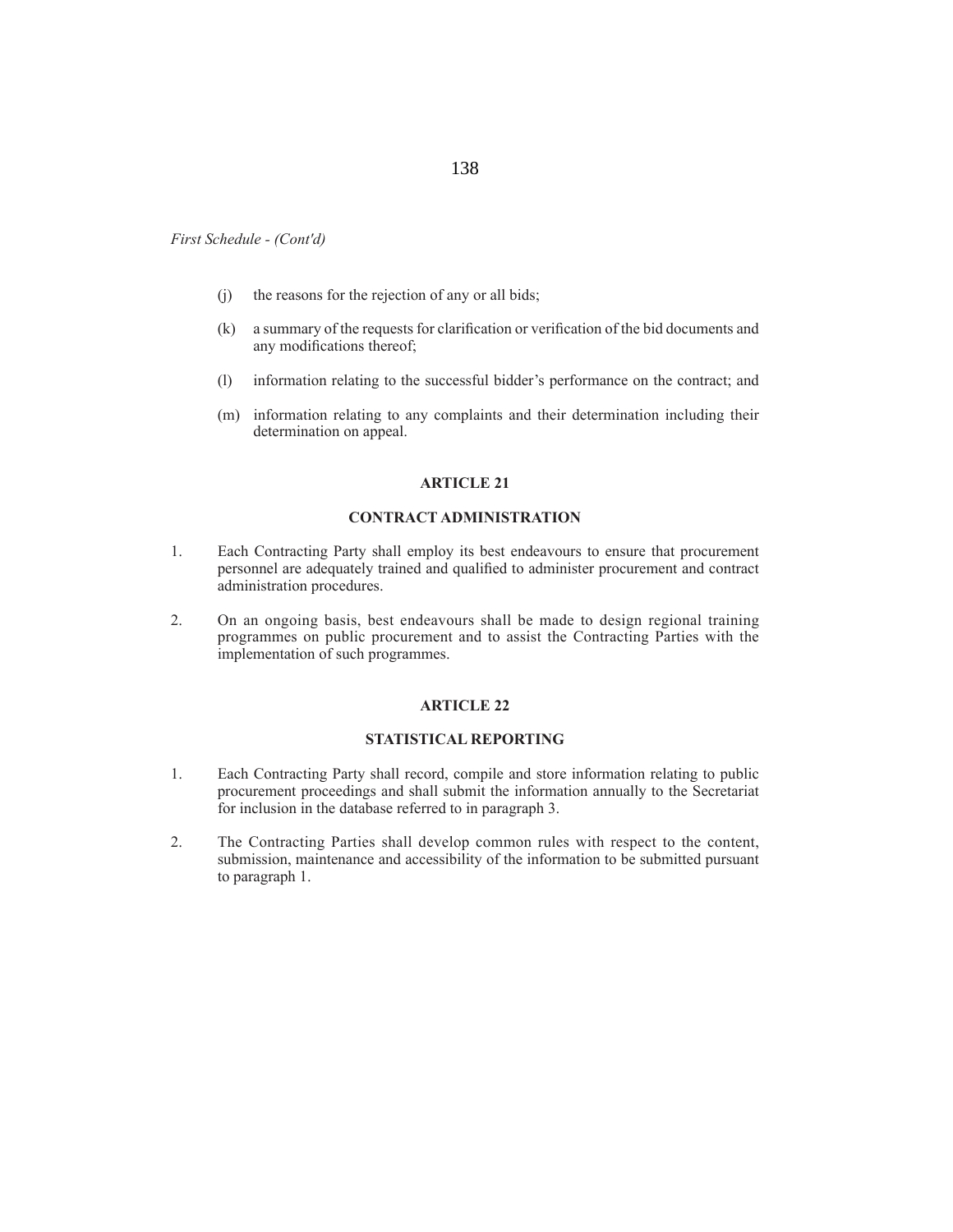*First Schedule - (Cont'd)*

(j) the reasons for the rejection of any or all bids;

(k) a summary of the requests for clarification or verification of the bid documents and any modifications thereof;

(l) information relating to the successful bidder's performance on the contract; and

(m) information relating to any complaints and their determination including their determination on appeal.

## ARTICLE 21

## CONTRACT ADMINISTRATION

1. Each Contracting Party shall employ its best endeavours to ensure that procurement personnel are adequately trained and qualified to administer procurement and contract administration procedures.

2. On an ongoing basis, best endeavours shall be made to design regional training programmes on public procurement and to assist the Contracting Parties with the implementation of such programmes.

## ARTICLE 22

## STATISTICAL REPORTING

1. Each Contracting Party shall record, compile and store information relating to public procurement proceedings and shall submit the information annually to the Secretariat for inclusion in the database referred to in paragraph 3.

2. The Contracting Parties shall develop common rules with respect to the content, submission, maintenance and accessibility of the information to be submitted pursuant to paragraph 1.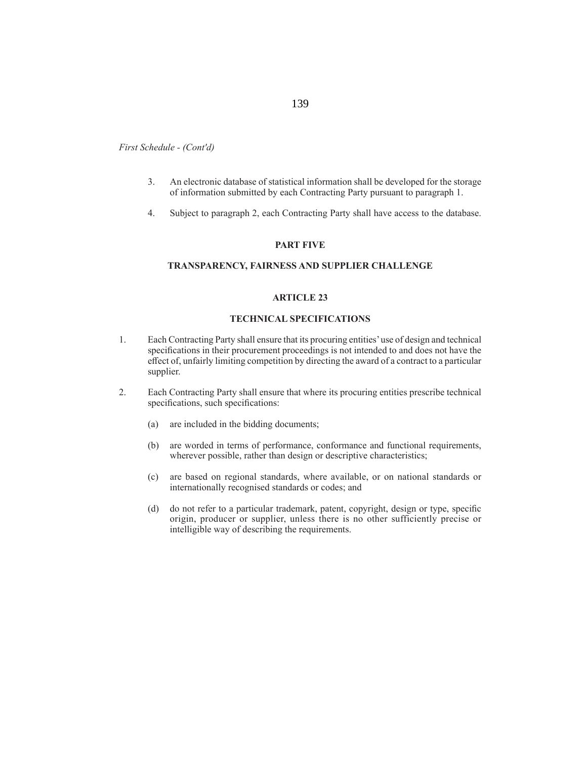*First Schedule - (Cont'd)*

3. An electronic database of statistical information shall be developed for the storage of information submitted by each Contracting Party pursuant to paragraph 1.

4. Subject to paragraph 2, each Contracting Party shall have access to the database.

## PART FIVE

## TRANSPARENCY, FAIRNESS AND SUPPLIER CHALLENGE

### ARTICLE 23

### TECHNICAL SPECIFICATIONS

1. Each Contracting Party shall ensure that its procuring entities' use of design and technical specifications in their procurement proceedings is not intended to and does not have the effect of, unfairly limiting competition by directing the award of a contract to a particular supplier.

2. Each Contracting Party shall ensure that where its procuring entities prescribe technical specifications, such specifications:

   (a) are included in the bidding documents;

   (b) are worded in terms of performance, conformance and functional requirements, wherever possible, rather than design or descriptive characteristics;

   (c) are based on regional standards, where available, or on national standards or internationally recognised standards or codes; and

   (d) do not refer to a particular trademark, patent, copyright, design or type, specific origin, producer or supplier, unless there is no other sufficiently precise or intelligible way of describing the requirements.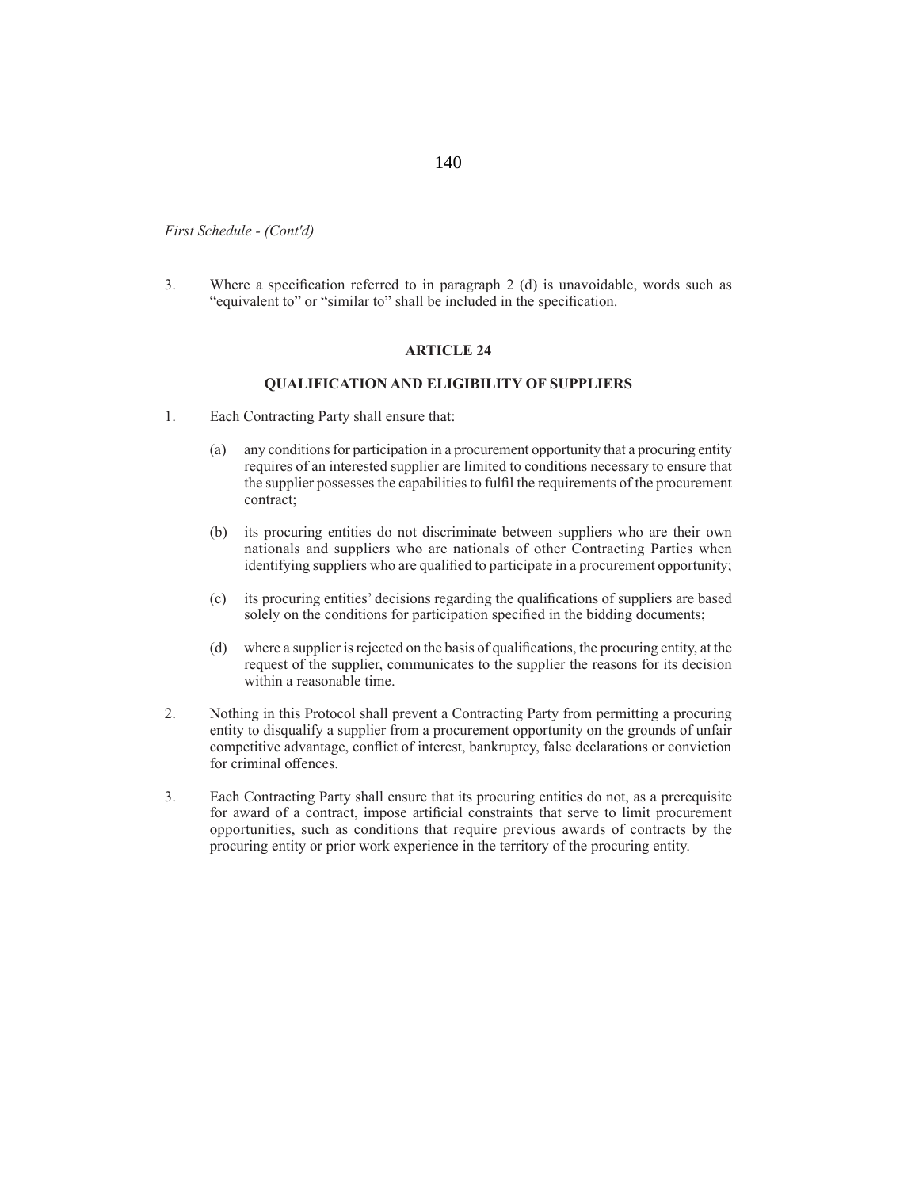*First Schedule - (Cont'd)*

3. Where a specification referred to in paragraph 2 (d) is unavoidable, words such as "equivalent to" or "similar to" shall be included in the specification.

**ARTICLE 24**

**QUALIFICATION AND ELIGIBILITY OF SUPPLIERS**

1. Each Contracting Party shall ensure that:

   (a) any conditions for participation in a procurement opportunity that a procuring entity requires of an interested supplier are limited to conditions necessary to ensure that the supplier possesses the capabilities to fulfil the requirements of the procurement contract;

   (b) its procuring entities do not discriminate between suppliers who are their own nationals and suppliers who are nationals of other Contracting Parties when identifying suppliers who are qualified to participate in a procurement opportunity;

   (c) its procuring entities' decisions regarding the qualifications of suppliers are based solely on the conditions for participation specified in the bidding documents;

   (d) where a supplier is rejected on the basis of qualifications, the procuring entity, at the request of the supplier, communicates to the supplier the reasons for its decision within a reasonable time.

2. Nothing in this Protocol shall prevent a Contracting Party from permitting a procuring entity to disqualify a supplier from a procurement opportunity on the grounds of unfair competitive advantage, conflict of interest, bankruptcy, false declarations or conviction for criminal offences.

3. Each Contracting Party shall ensure that its procuring entities do not, as a prerequisite for award of a contract, impose artificial constraints that serve to limit procurement opportunities, such as conditions that require previous awards of contracts by the procuring entity or prior work experience in the territory of the procuring entity.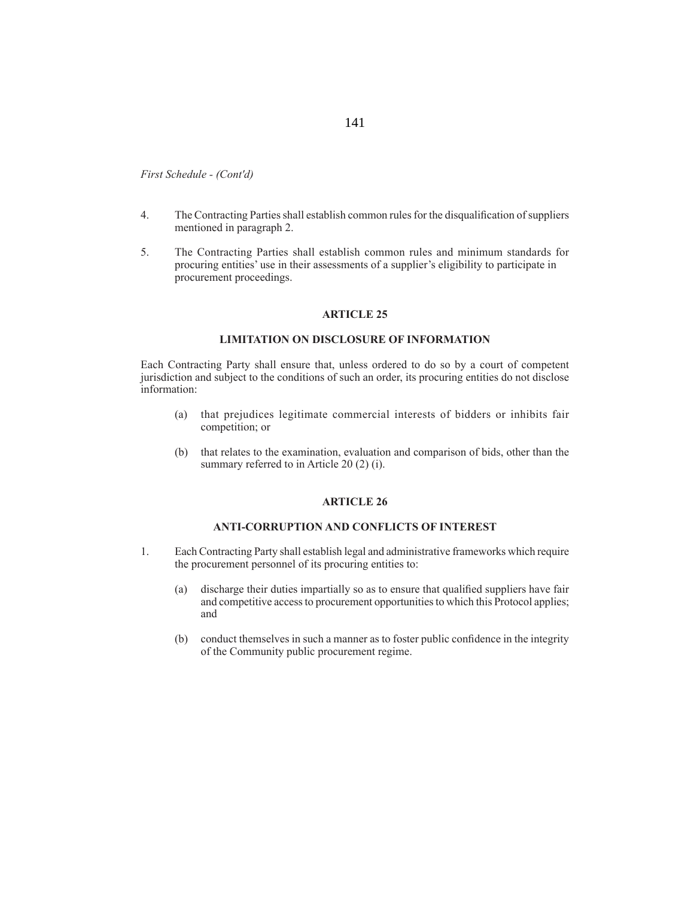*First Schedule - (Cont'd)*

4. The Contracting Parties shall establish common rules for the disqualification of suppliers mentioned in paragraph 2.

5. The Contracting Parties shall establish common rules and minimum standards for procuring entities' use in their assessments of a supplier's eligibility to participate in procurement proceedings.

## ARTICLE 25

## LIMITATION ON DISCLOSURE OF INFORMATION

Each Contracting Party shall ensure that, unless ordered to do so by a court of competent jurisdiction and subject to the conditions of such an order, its procuring entities do not disclose information:

(a) that prejudices legitimate commercial interests of bidders or inhibits fair competition; or

(b) that relates to the examination, evaluation and comparison of bids, other than the summary referred to in Article 20 (2) (i).

## ARTICLE 26

## ANTI-CORRUPTION AND CONFLICTS OF INTEREST

1. Each Contracting Party shall establish legal and administrative frameworks which require the procurement personnel of its procuring entities to:

   (a) discharge their duties impartially so as to ensure that qualified suppliers have fair and competitive access to procurement opportunities to which this Protocol applies; and

   (b) conduct themselves in such a manner as to foster public confidence in the integrity of the Community public procurement regime.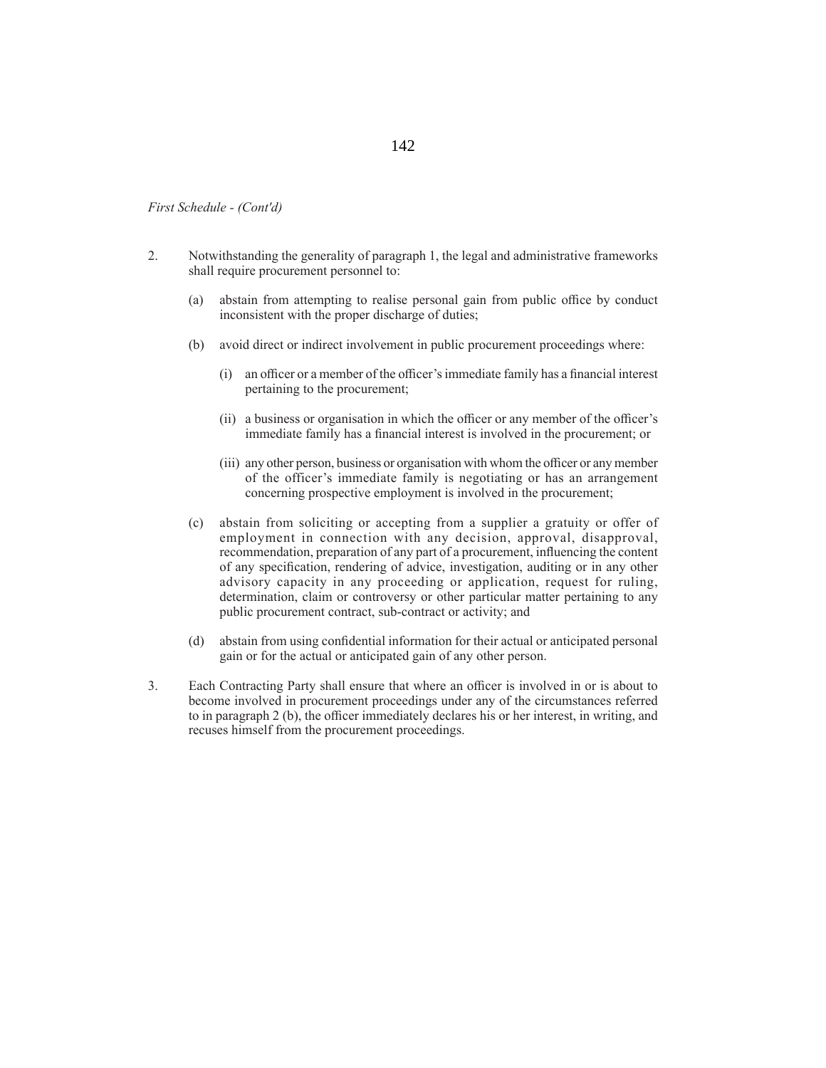*First Schedule - (Cont'd)*

2. Notwithstanding the generality of paragraph 1, the legal and administrative frameworks shall require procurement personnel to:

   (a) abstain from attempting to realise personal gain from public office by conduct inconsistent with the proper discharge of duties;

   (b) avoid direct or indirect involvement in public procurement proceedings where:

      (i) an officer or a member of the officer's immediate family has a financial interest pertaining to the procurement;

      (ii) a business or organisation in which the officer or any member of the officer's immediate family has a financial interest is involved in the procurement; or

      (iii) any other person, business or organisation with whom the officer or any member of the officer's immediate family is negotiating or has an arrangement concerning prospective employment is involved in the procurement;

   (c) abstain from soliciting or accepting from a supplier a gratuity or offer of employment in connection with any decision, approval, disapproval, recommendation, preparation of any part of a procurement, influencing the content of any specification, rendering of advice, investigation, auditing or in any other advisory capacity in any proceeding or application, request for ruling, determination, claim or controversy or other particular matter pertaining to any public procurement contract, sub-contract or activity; and

   (d) abstain from using confidential information for their actual or anticipated personal gain or for the actual or anticipated gain of any other person.

3. Each Contracting Party shall ensure that where an officer is involved in or is about to become involved in procurement proceedings under any of the circumstances referred to in paragraph 2 (b), the officer immediately declares his or her interest, in writing, and recuses himself from the procurement proceedings.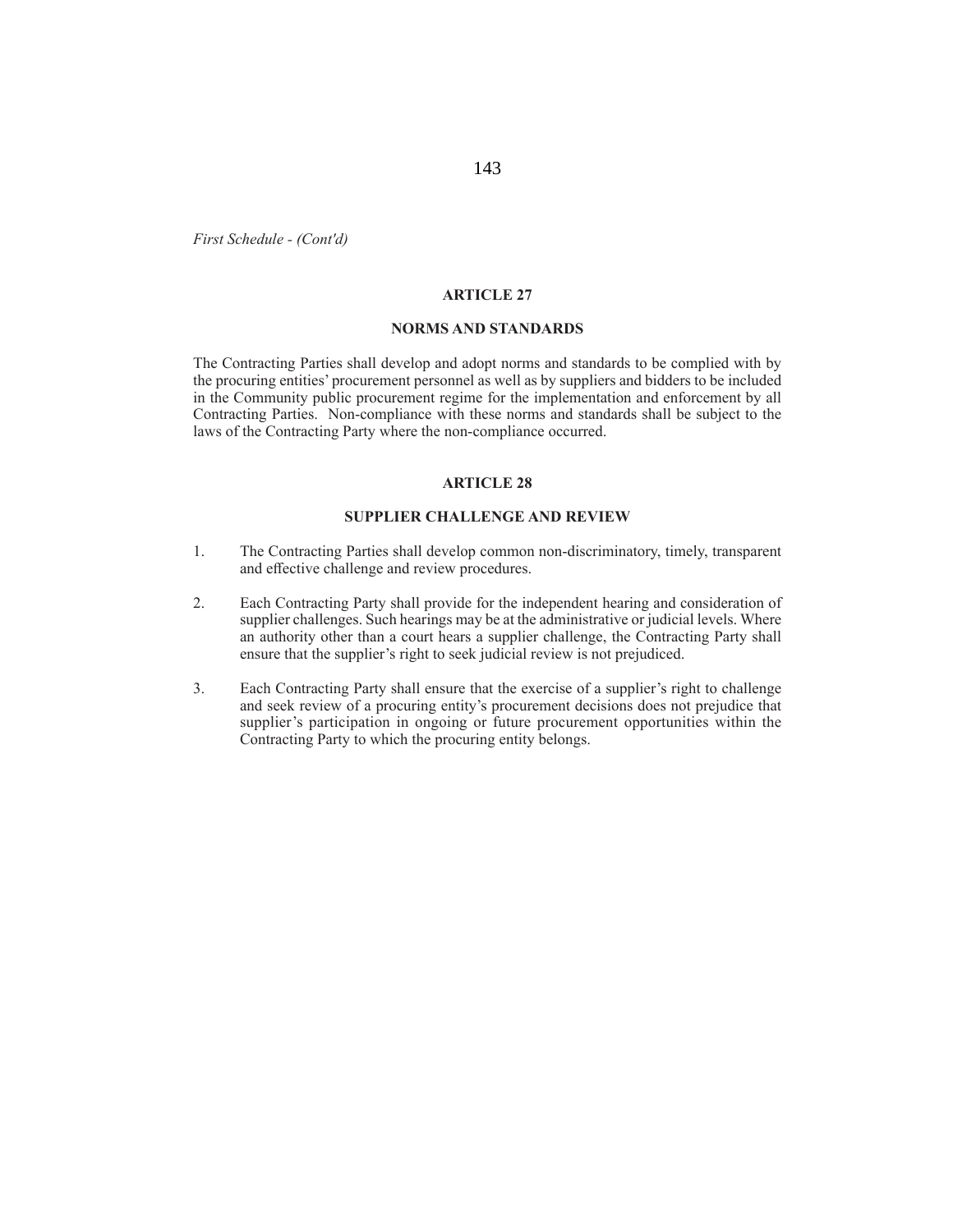*First Schedule - (Cont'd)*

## ARTICLE 27

### NORMS AND STANDARDS

The Contracting Parties shall develop and adopt norms and standards to be complied with by the procuring entities' procurement personnel as well as by suppliers and bidders to be included in the Community public procurement regime for the implementation and enforcement by all Contracting Parties. Non-compliance with these norms and standards shall be subject to the laws of the Contracting Party where the non-compliance occurred.

## ARTICLE 28

### SUPPLIER CHALLENGE AND REVIEW

1. The Contracting Parties shall develop common non-discriminatory, timely, transparent and effective challenge and review procedures.

2. Each Contracting Party shall provide for the independent hearing and consideration of supplier challenges. Such hearings may be at the administrative or judicial levels. Where an authority other than a court hears a supplier challenge, the Contracting Party shall ensure that the supplier's right to seek judicial review is not prejudiced.

3. Each Contracting Party shall ensure that the exercise of a supplier's right to challenge and seek review of a procuring entity's procurement decisions does not prejudice that supplier's participation in ongoing or future procurement opportunities within the Contracting Party to which the procuring entity belongs.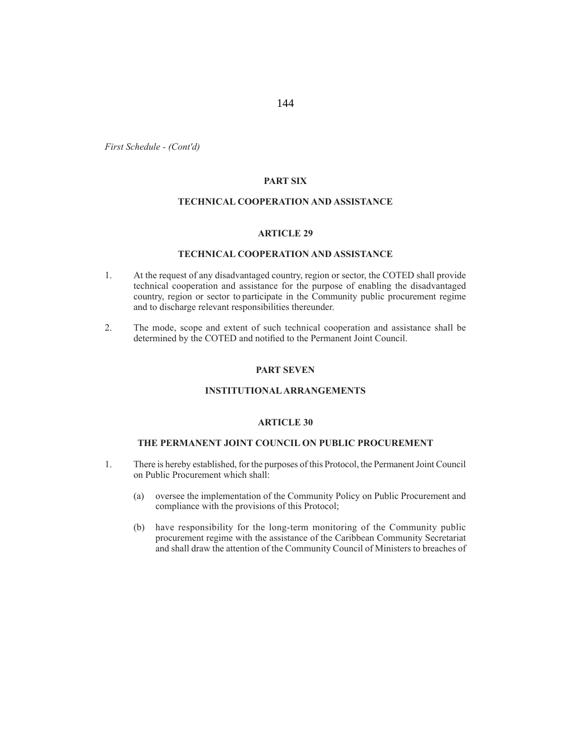*First Schedule - (Cont'd)*

## PART SIX

## TECHNICAL COOPERATION AND ASSISTANCE

### ARTICLE 29

### TECHNICAL COOPERATION AND ASSISTANCE

1. At the request of any disadvantaged country, region or sector, the COTED shall provide technical cooperation and assistance for the purpose of enabling the disadvantaged country, region or sector to participate in the Community public procurement regime and to discharge relevant responsibilities thereunder.

2. The mode, scope and extent of such technical cooperation and assistance shall be determined by the COTED and notified to the Permanent Joint Council.

## PART SEVEN

## INSTITUTIONAL ARRANGEMENTS

### ARTICLE 30

### THE PERMANENT JOINT COUNCIL ON PUBLIC PROCUREMENT

1. There is hereby established, for the purposes of this Protocol, the Permanent Joint Council on Public Procurement which shall:

   (a) oversee the implementation of the Community Policy on Public Procurement and compliance with the provisions of this Protocol;

   (b) have responsibility for the long-term monitoring of the Community public procurement regime with the assistance of the Caribbean Community Secretariat and shall draw the attention of the Community Council of Ministers to breaches of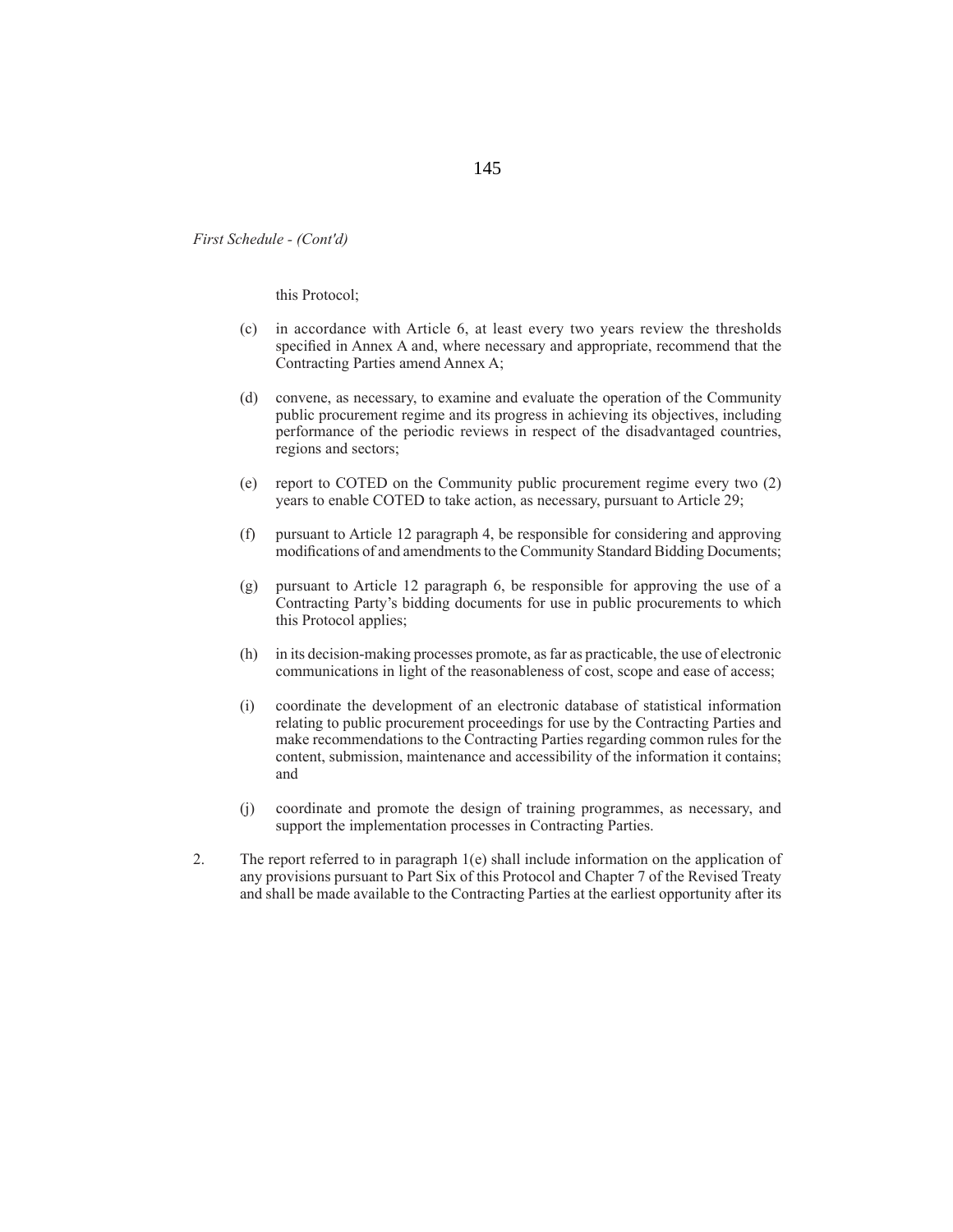*First Schedule - (Cont'd)*

this Protocol;

(c) in accordance with Article 6, at least every two years review the thresholds specified in Annex A and, where necessary and appropriate, recommend that the Contracting Parties amend Annex A;

(d) convene, as necessary, to examine and evaluate the operation of the Community public procurement regime and its progress in achieving its objectives, including performance of the periodic reviews in respect of the disadvantaged countries, regions and sectors;

(e) report to COTED on the Community public procurement regime every two (2) years to enable COTED to take action, as necessary, pursuant to Article 29;

(f) pursuant to Article 12 paragraph 4, be responsible for considering and approving modifications of and amendments to the Community Standard Bidding Documents;

(g) pursuant to Article 12 paragraph 6, be responsible for approving the use of a Contracting Party's bidding documents for use in public procurements to which this Protocol applies;

(h) in its decision-making processes promote, as far as practicable, the use of electronic communications in light of the reasonableness of cost, scope and ease of access;

(i) coordinate the development of an electronic database of statistical information relating to public procurement proceedings for use by the Contracting Parties and make recommendations to the Contracting Parties regarding common rules for the content, submission, maintenance and accessibility of the information it contains; and

(j) coordinate and promote the design of training programmes, as necessary, and support the implementation processes in Contracting Parties.

2. The report referred to in paragraph 1(e) shall include information on the application of any provisions pursuant to Part Six of this Protocol and Chapter 7 of the Revised Treaty and shall be made available to the Contracting Parties at the earliest opportunity after its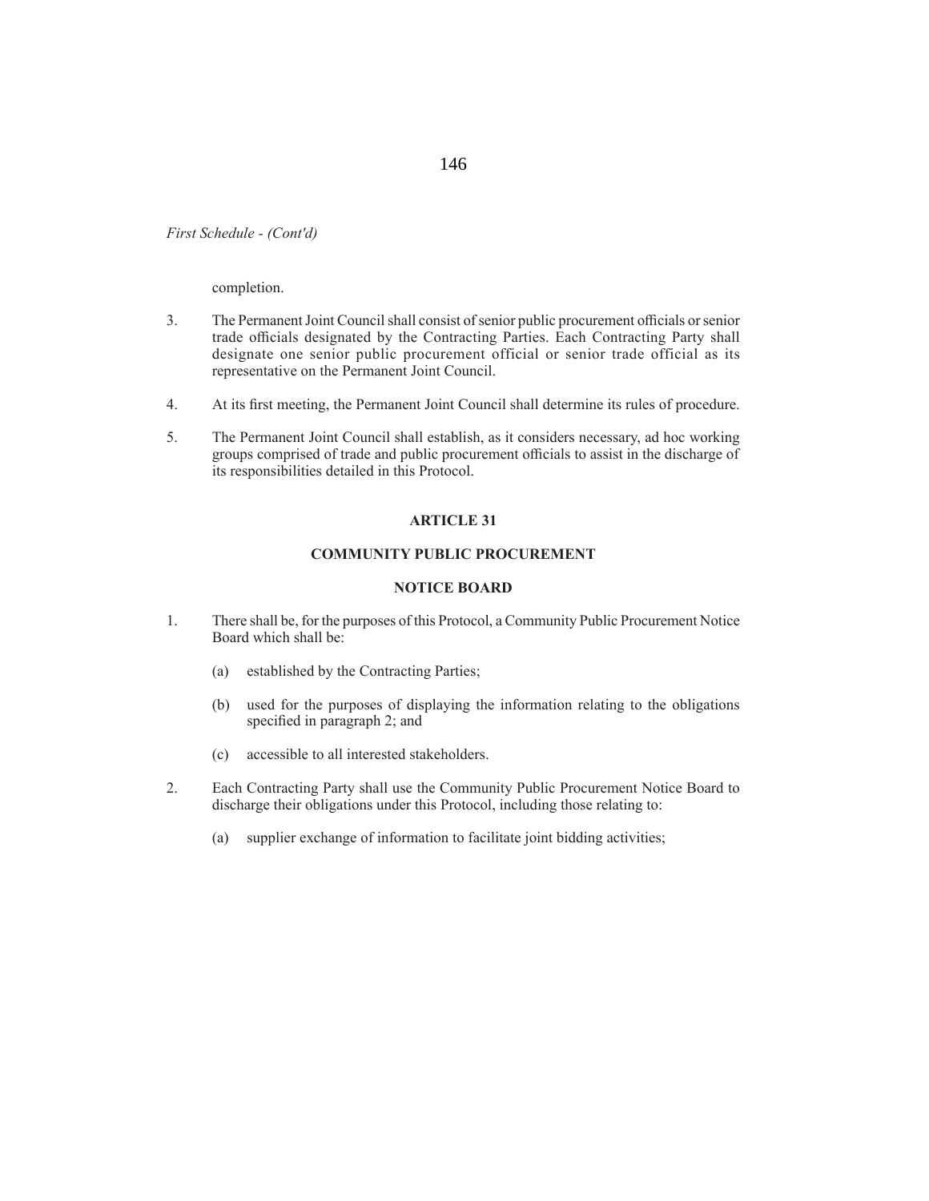*First Schedule - (Cont'd)*

completion.

3. The Permanent Joint Council shall consist of senior public procurement officials or senior trade officials designated by the Contracting Parties. Each Contracting Party shall designate one senior public procurement official or senior trade official as its representative on the Permanent Joint Council.

4. At its first meeting, the Permanent Joint Council shall determine its rules of procedure.

5. The Permanent Joint Council shall establish, as it considers necessary, ad hoc working groups comprised of trade and public procurement officials to assist in the discharge of its responsibilities detailed in this Protocol.

## ARTICLE 31

## COMMUNITY PUBLIC PROCUREMENT

## NOTICE BOARD

1. There shall be, for the purposes of this Protocol, a Community Public Procurement Notice Board which shall be:

   (a) established by the Contracting Parties;

   (b) used for the purposes of displaying the information relating to the obligations specified in paragraph 2; and

   (c) accessible to all interested stakeholders.

2. Each Contracting Party shall use the Community Public Procurement Notice Board to discharge their obligations under this Protocol, including those relating to:

   (a) supplier exchange of information to facilitate joint bidding activities;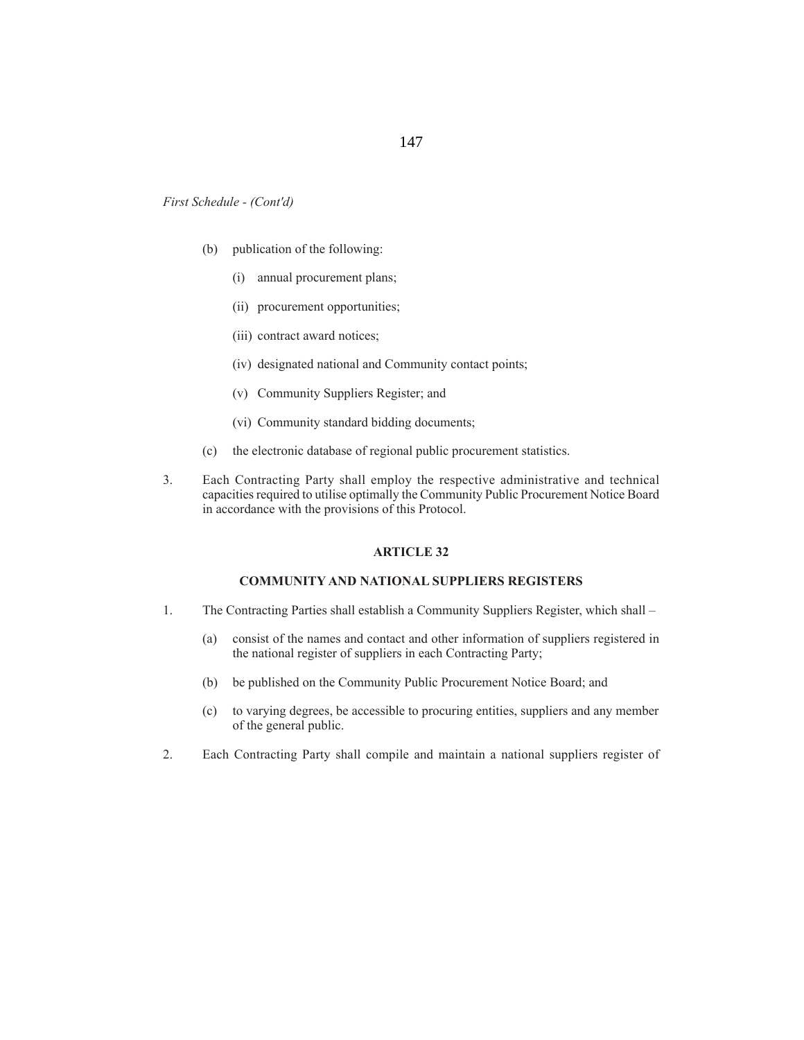*First Schedule - (Cont'd)*

(b) publication of the following:

(i) annual procurement plans;

(ii) procurement opportunities;

(iii) contract award notices;

(iv) designated national and Community contact points;

(v) Community Suppliers Register; and

(vi) Community standard bidding documents;

(c) the electronic database of regional public procurement statistics.

3. Each Contracting Party shall employ the respective administrative and technical capacities required to utilise optimally the Community Public Procurement Notice Board in accordance with the provisions of this Protocol.

## ARTICLE 32

### COMMUNITY AND NATIONAL SUPPLIERS REGISTERS

1. The Contracting Parties shall establish a Community Suppliers Register, which shall –

(a) consist of the names and contact and other information of suppliers registered in the national register of suppliers in each Contracting Party;

(b) be published on the Community Public Procurement Notice Board; and

(c) to varying degrees, be accessible to procuring entities, suppliers and any member of the general public.

2. Each Contracting Party shall compile and maintain a national suppliers register of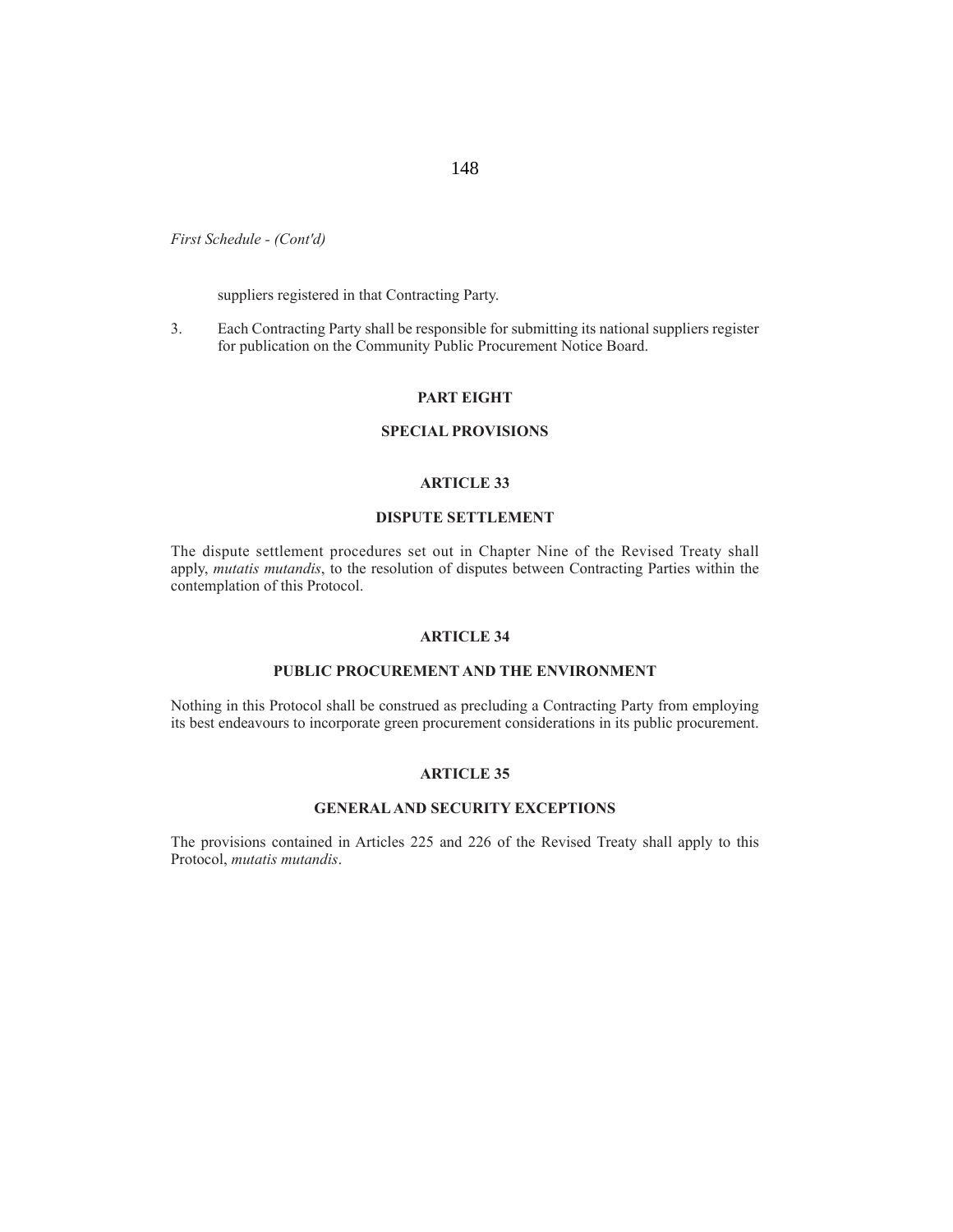*First Schedule - (Cont'd)*

suppliers registered in that Contracting Party.

3. Each Contracting Party shall be responsible for submitting its national suppliers register for publication on the Community Public Procurement Notice Board.

## PART EIGHT

## SPECIAL PROVISIONS

### ARTICLE 33

### DISPUTE SETTLEMENT

The dispute settlement procedures set out in Chapter Nine of the Revised Treaty shall apply, *mutatis mutandis*, to the resolution of disputes between Contracting Parties within the contemplation of this Protocol.

### ARTICLE 34

### PUBLIC PROCUREMENT AND THE ENVIRONMENT

Nothing in this Protocol shall be construed as precluding a Contracting Party from employing its best endeavours to incorporate green procurement considerations in its public procurement.

### ARTICLE 35

### GENERAL AND SECURITY EXCEPTIONS

The provisions contained in Articles 225 and 226 of the Revised Treaty shall apply to this Protocol, *mutatis mutandis*.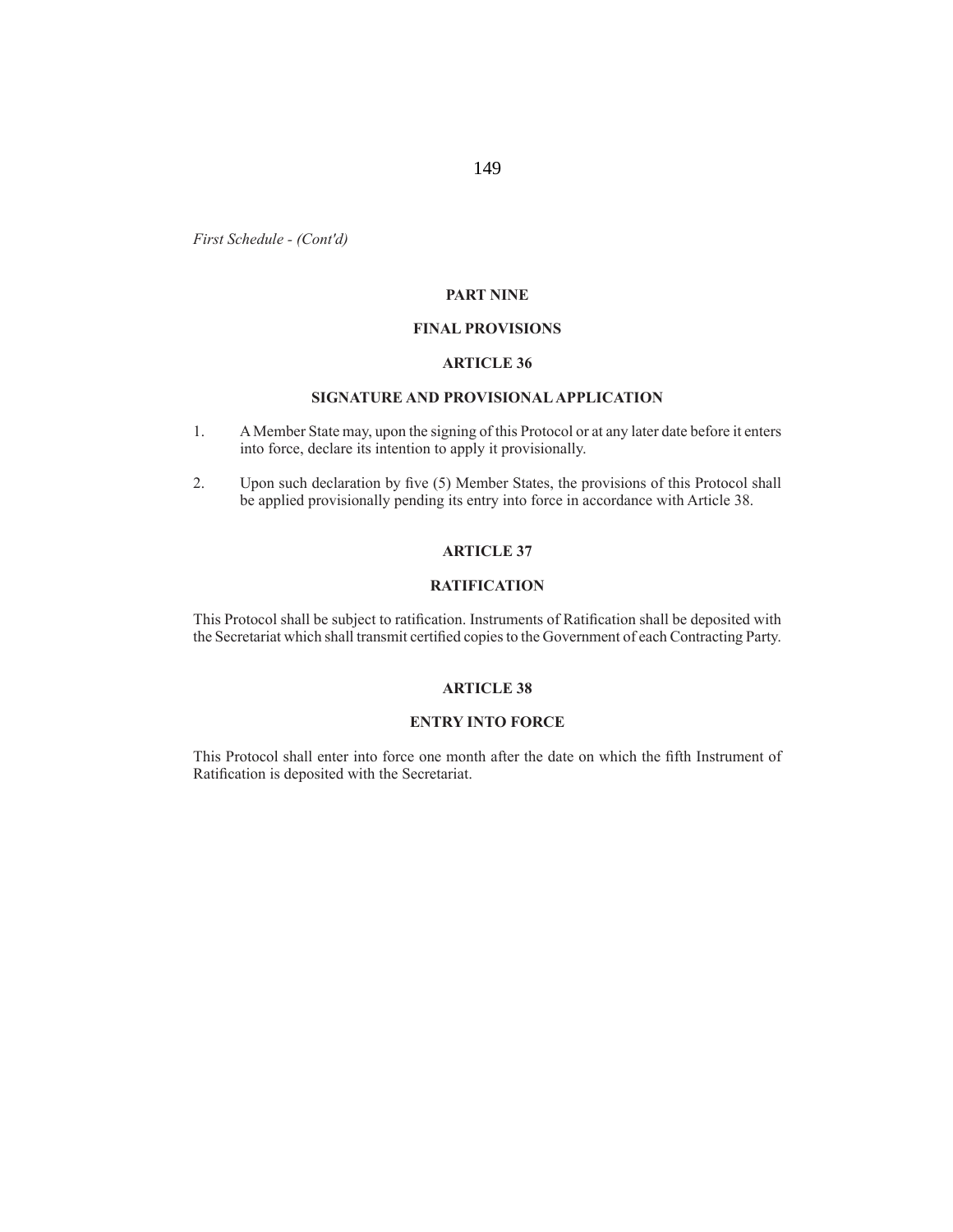*First Schedule - (Cont'd)*

## PART NINE

## FINAL PROVISIONS

### ARTICLE 36

### SIGNATURE AND PROVISIONAL APPLICATION

1. A Member State may, upon the signing of this Protocol or at any later date before it enters into force, declare its intention to apply it provisionally.

2. Upon such declaration by five (5) Member States, the provisions of this Protocol shall be applied provisionally pending its entry into force in accordance with Article 38.

### ARTICLE 37

### RATIFICATION

This Protocol shall be subject to ratification. Instruments of Ratification shall be deposited with the Secretariat which shall transmit certified copies to the Government of each Contracting Party.

### ARTICLE 38

### ENTRY INTO FORCE

This Protocol shall enter into force one month after the date on which the fifth Instrument of Ratification is deposited with the Secretariat.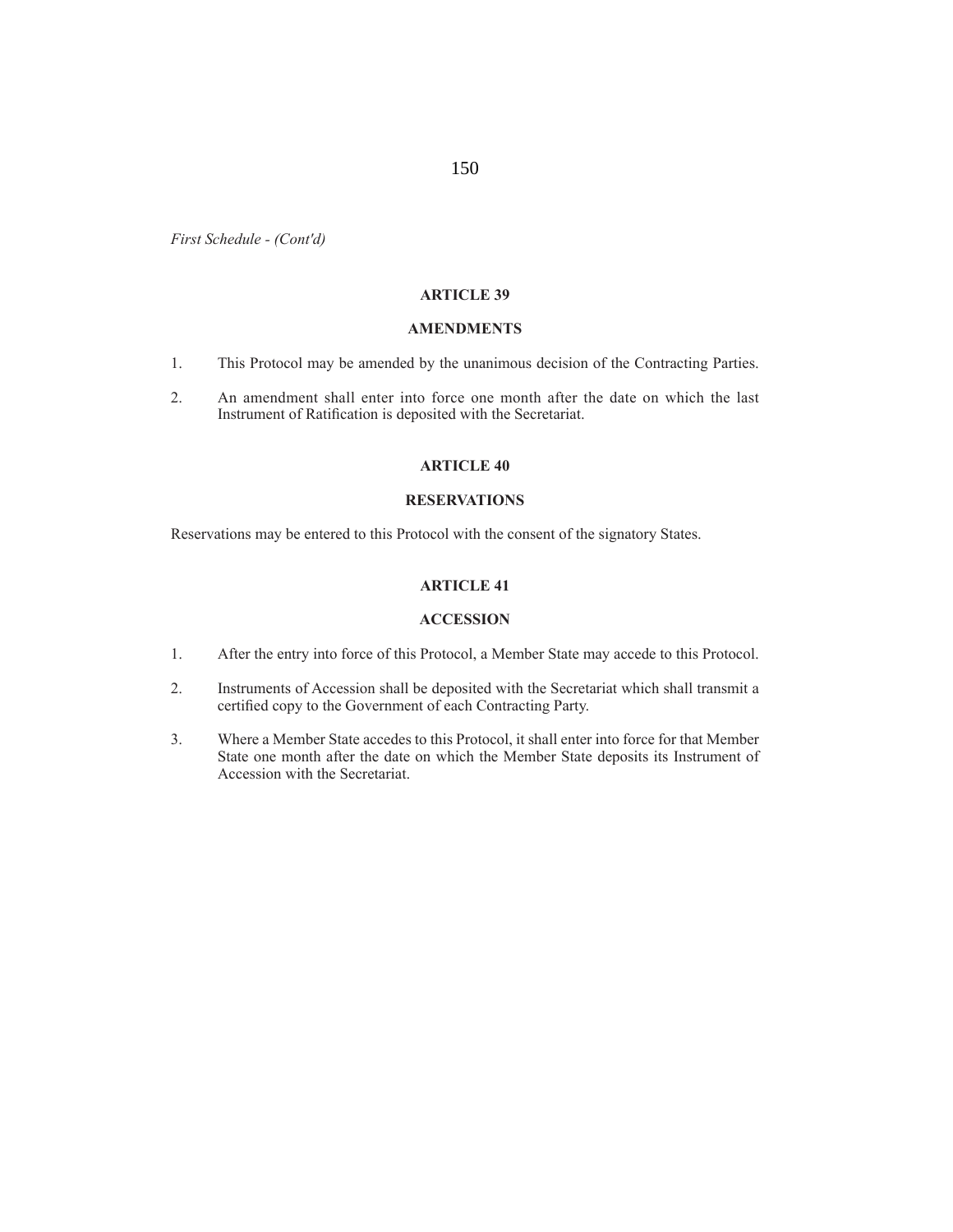*First Schedule - (Cont'd)*

## ARTICLE 39

## AMENDMENTS

1. This Protocol may be amended by the unanimous decision of the Contracting Parties.
2. An amendment shall enter into force one month after the date on which the last Instrument of Ratification is deposited with the Secretariat.

## ARTICLE 40

## RESERVATIONS

Reservations may be entered to this Protocol with the consent of the signatory States.

## ARTICLE 41

## ACCESSION

1. After the entry into force of this Protocol, a Member State may accede to this Protocol.
2. Instruments of Accession shall be deposited with the Secretariat which shall transmit a certified copy to the Government of each Contracting Party.
3. Where a Member State accedes to this Protocol, it shall enter into force for that Member State one month after the date on which the Member State deposits its Instrument of Accession with the Secretariat.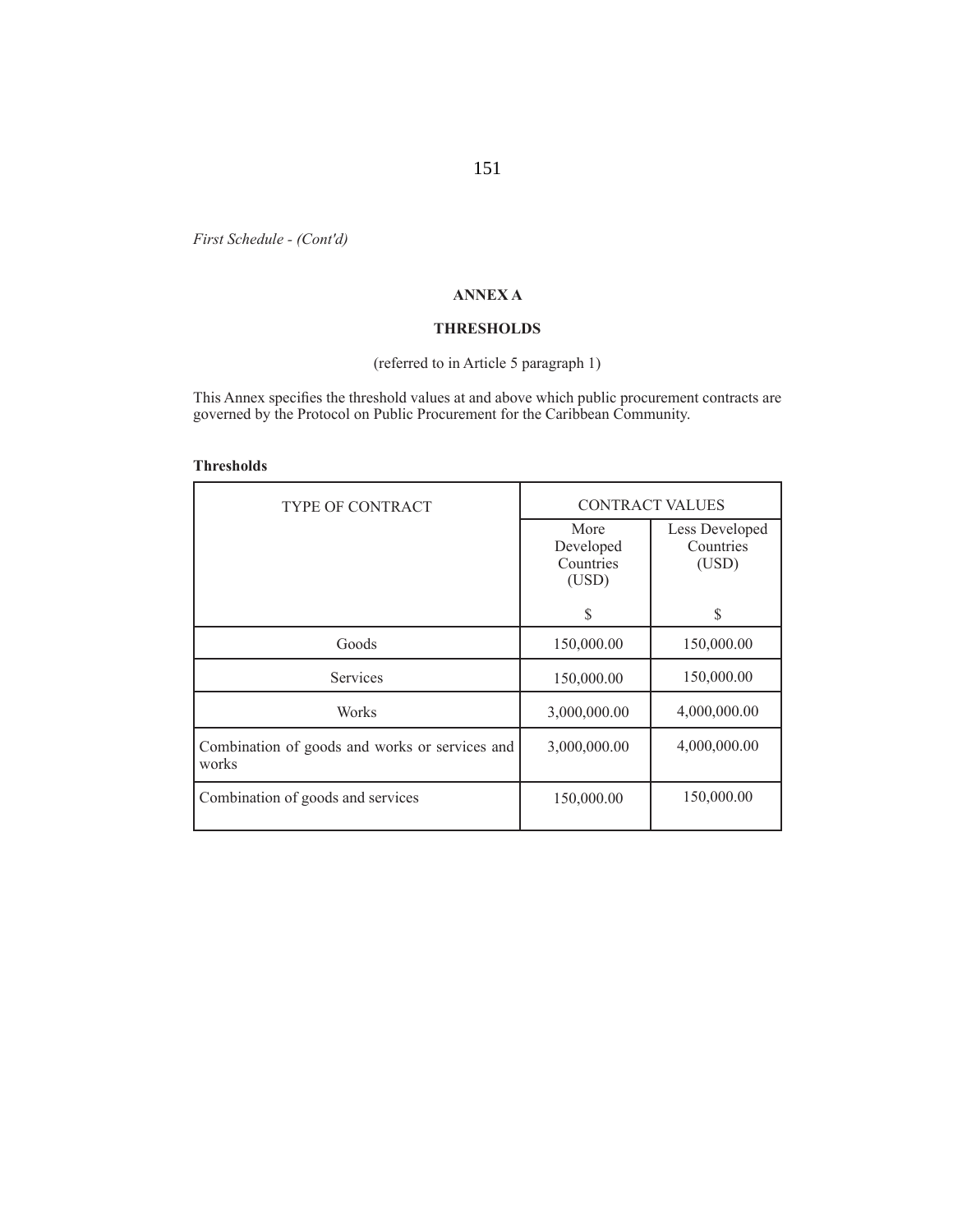*First Schedule - (Cont'd)*

## ANNEX A

## THRESHOLDS

(referred to in Article 5 paragraph 1)

This Annex specifies the threshold values at and above which public procurement contracts are governed by the Protocol on Public Procurement for the Caribbean Community.

**Thresholds**

| TYPE OF CONTRACT | CONTRACT VALUES | |
|---|---|---|
| | More Developed Countries (USD) $ | Less Developed Countries (USD) $ |
| Goods | 150,000.00 | 150,000.00 |
| Services | 150,000.00 | 150,000.00 |
| Works | 3,000,000.00 | 4,000,000.00 |
| Combination of goods and works or services and works | 3,000,000.00 | 4,000,000.00 |
| Combination of goods and services | 150,000.00 | 150,000.00 |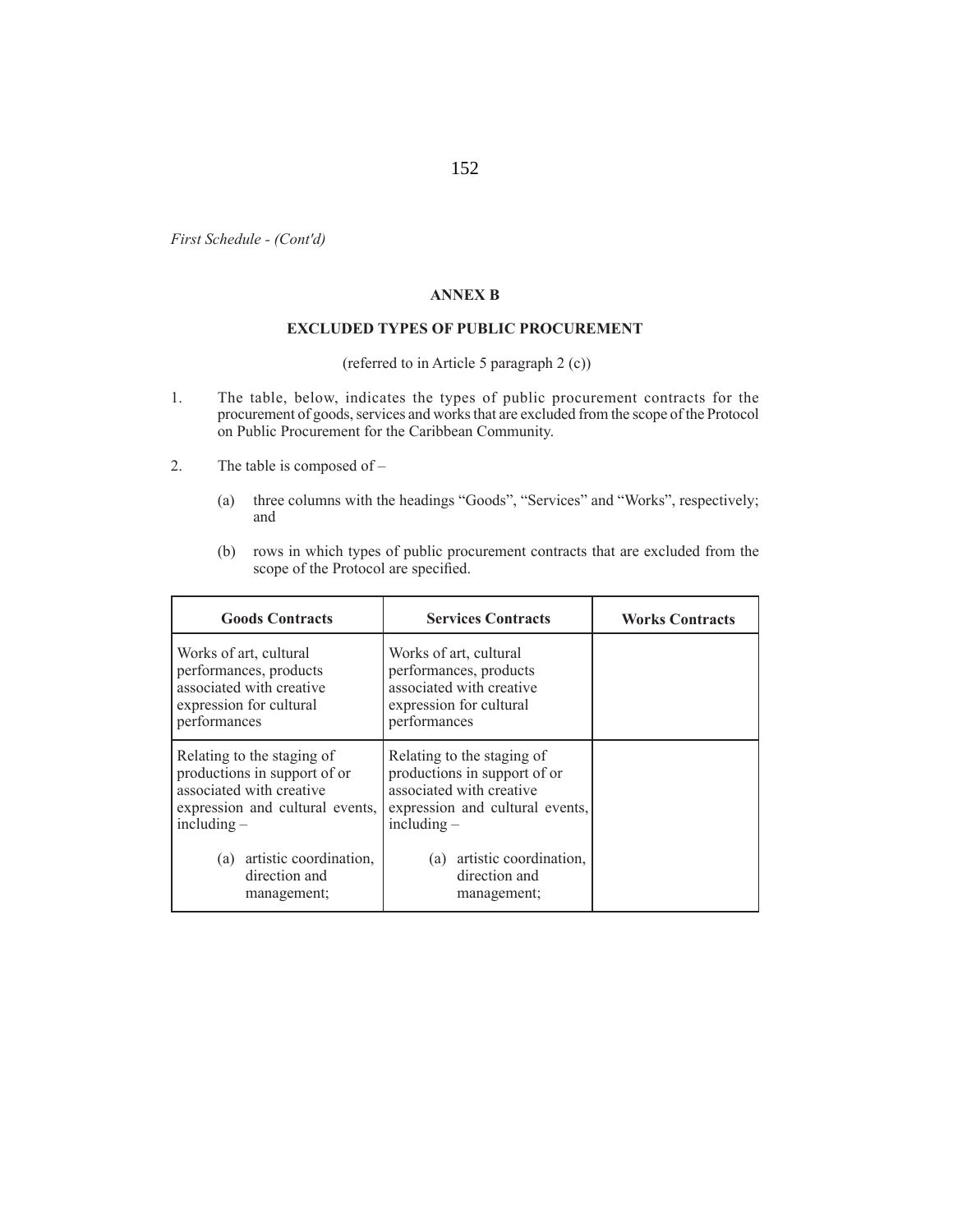*First Schedule - (Cont'd)*

## ANNEX B

### EXCLUDED TYPES OF PUBLIC PROCUREMENT

(referred to in Article 5 paragraph 2 (c))

1. The table, below, indicates the types of public procurement contracts for the procurement of goods, services and works that are excluded from the scope of the Protocol on Public Procurement for the Caribbean Community.

2. The table is composed of –

   (a) three columns with the headings "Goods", "Services" and "Works", respectively; and

   (b) rows in which types of public procurement contracts that are excluded from the scope of the Protocol are specified.

| Goods Contracts | Services Contracts | Works Contracts |
|---|---|---|
| Works of art, cultural performances, products associated with creative expression for cultural performances | Works of art, cultural performances, products associated with creative expression for cultural performances | |
| Relating to the staging of productions in support of or associated with creative expression and cultural events, including – (a) artistic coordination, direction and management; | Relating to the staging of productions in support of or associated with creative expression and cultural events, including – (a) artistic coordination, direction and management; | |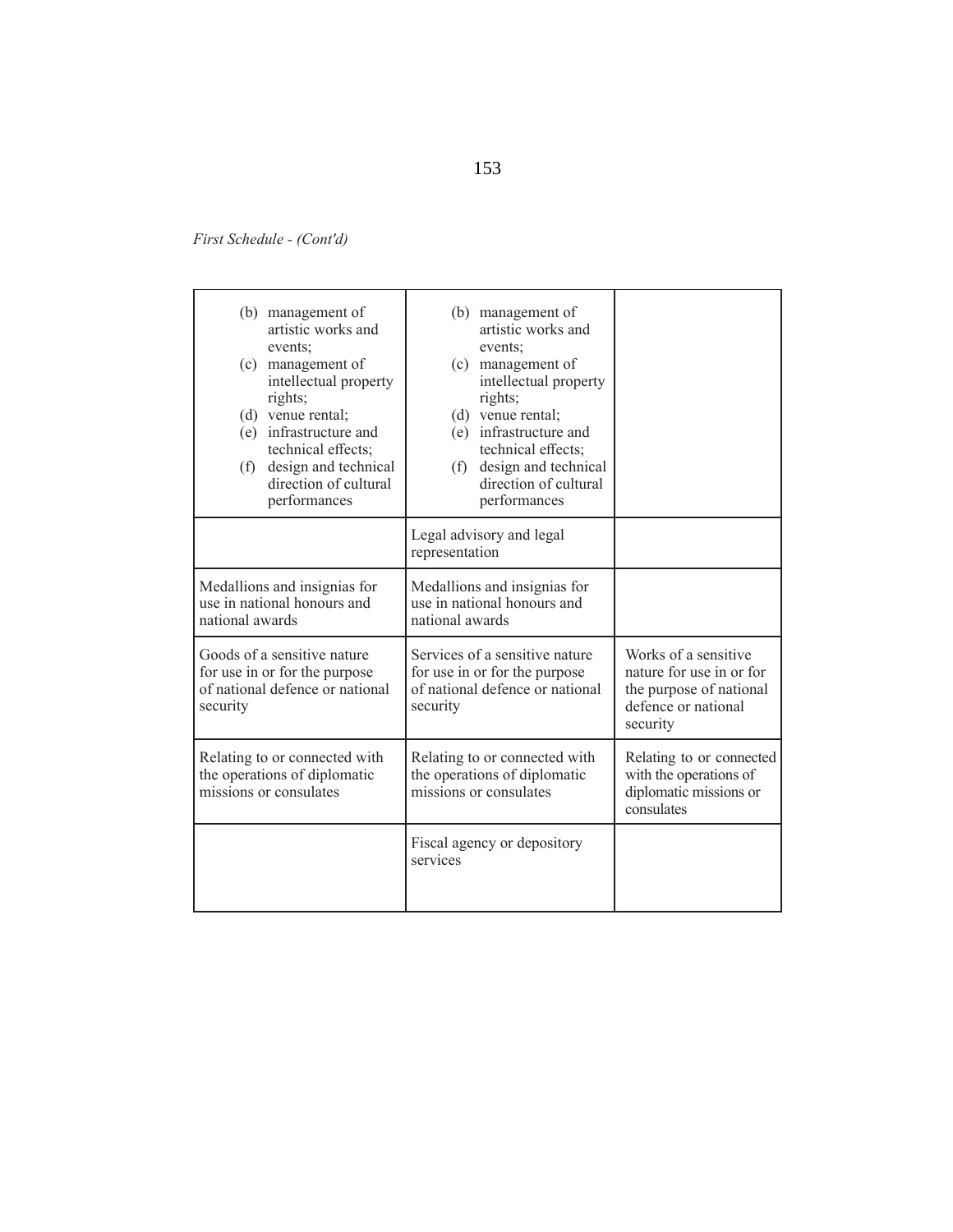*First Schedule - (Cont'd)*

| | | |
|---|---|---|
| (b) management of artistic works and events;<br>(c) management of intellectual property rights;<br>(d) venue rental;<br>(e) infrastructure and technical effects;<br>(f) design and technical direction of cultural performances | (b) management of artistic works and events;<br>(c) management of intellectual property rights;<br>(d) venue rental;<br>(e) infrastructure and technical effects;<br>(f) design and technical direction of cultural performances | |
| | Legal advisory and legal representation | |
| Medallions and insignias for use in national honours and national awards | Medallions and insignias for use in national honours and national awards | |
| Goods of a sensitive nature for use in or for the purpose of national defence or national security | Services of a sensitive nature for use in or for the purpose of national defence or national security | Works of a sensitive nature for use in or for the purpose of national defence or national security |
| Relating to or connected with the operations of diplomatic missions or consulates | Relating to or connected with the operations of diplomatic missions or consulates | Relating to or connected with the operations of diplomatic missions or consulates |
| | Fiscal agency or depository services | |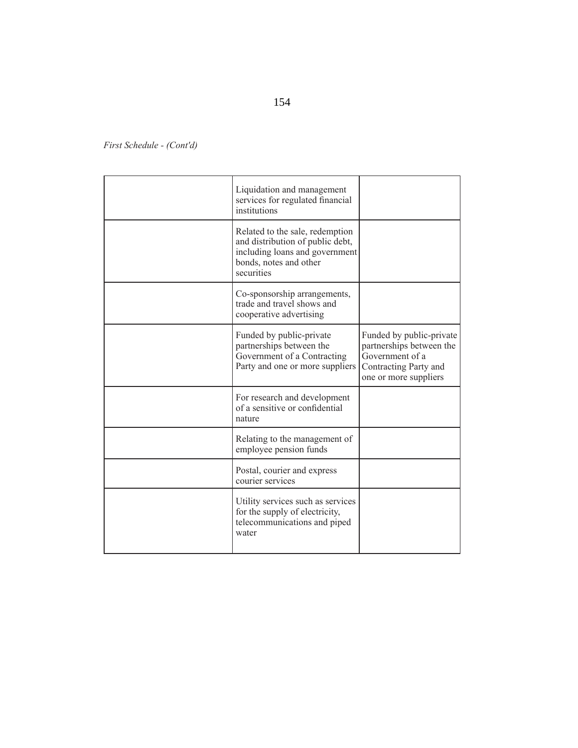*First Schedule - (Cont'd)*

| | | |
|---|---|---|
| | Liquidation and management services for regulated financial institutions | |
| | Related to the sale, redemption and distribution of public debt, including loans and government bonds, notes and other securities | |
| | Co-sponsorship arrangements, trade and travel shows and cooperative advertising | |
| | Funded by public-private partnerships between the Government of a Contracting Party and one or more suppliers | Funded by public-private partnerships between the Government of a Contracting Party and one or more suppliers |
| | For research and development of a sensitive or confidential nature | |
| | Relating to the management of employee pension funds | |
| | Postal, courier and express courier services | |
| | Utility services such as services for the supply of electricity, telecommunications and piped water | |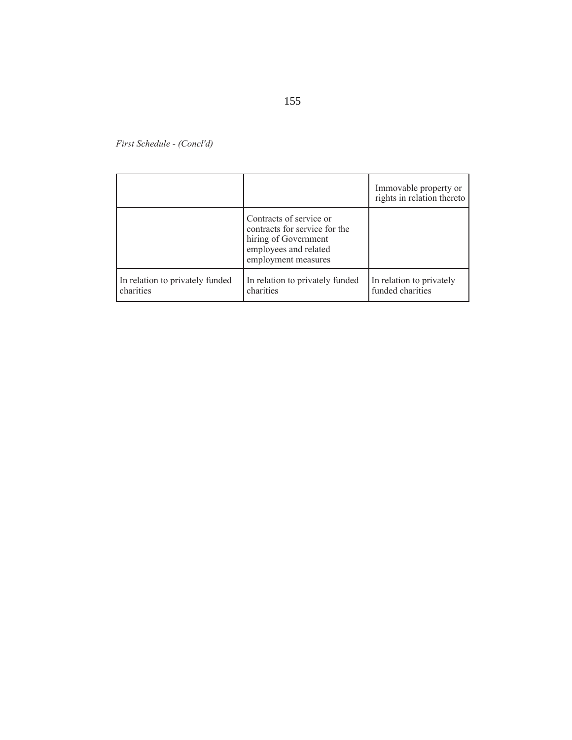*First Schedule - (Concl'd)*

| | | |
|---|---|---|
| | | Immovable property or rights in relation thereto |
| | Contracts of service or contracts for service for the hiring of Government employees and related employment measures | |
| In relation to privately funded charities | In relation to privately funded charities | In relation to privately funded charities |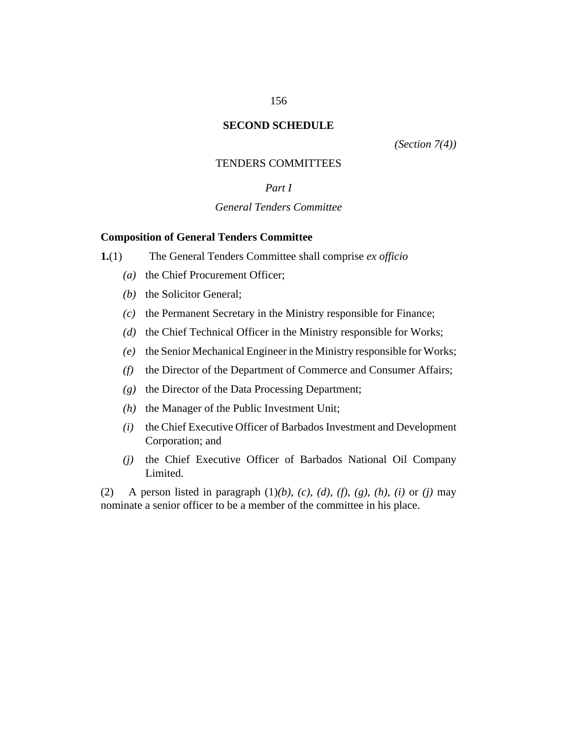## SECOND SCHEDULE

*(Section 7(4))*

TENDERS COMMITTEES

*Part I*

*General Tenders Committee*

**Composition of General Tenders Committee**

**1.**(1) The General Tenders Committee shall comprise *ex officio*

*(a)* the Chief Procurement Officer;

*(b)* the Solicitor General;

*(c)* the Permanent Secretary in the Ministry responsible for Finance;

*(d)* the Chief Technical Officer in the Ministry responsible for Works;

*(e)* the Senior Mechanical Engineer in the Ministry responsible for Works;

*(f)* the Director of the Department of Commerce and Consumer Affairs;

*(g)* the Director of the Data Processing Department;

*(h)* the Manager of the Public Investment Unit;

*(i)* the Chief Executive Officer of Barbados Investment and Development Corporation; and

*(j)* the Chief Executive Officer of Barbados National Oil Company Limited.

(2) A person listed in paragraph (1)*(b)*, *(c)*, *(d)*, *(f)*, *(g)*, *(h)*, *(i)* or *(j)* may nominate a senior officer to be a member of the committee in his place.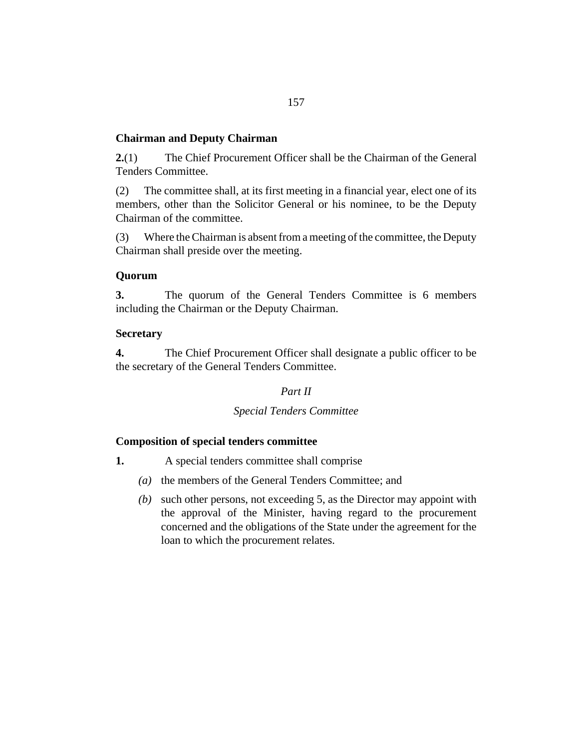**Chairman and Deputy Chairman**

**2.**(1) The Chief Procurement Officer shall be the Chairman of the General Tenders Committee.

(2) The committee shall, at its first meeting in a financial year, elect one of its members, other than the Solicitor General or his nominee, to be the Deputy Chairman of the committee.

(3) Where the Chairman is absent from a meeting of the committee, the Deputy Chairman shall preside over the meeting.

**Quorum**

**3.** The quorum of the General Tenders Committee is 6 members including the Chairman or the Deputy Chairman.

**Secretary**

**4.** The Chief Procurement Officer shall designate a public officer to be the secretary of the General Tenders Committee.

*Part II*

*Special Tenders Committee*

**Composition of special tenders committee**

**1.** A special tenders committee shall comprise

*(a)* the members of the General Tenders Committee; and

*(b)* such other persons, not exceeding 5, as the Director may appoint with the approval of the Minister, having regard to the procurement concerned and the obligations of the State under the agreement for the loan to which the procurement relates.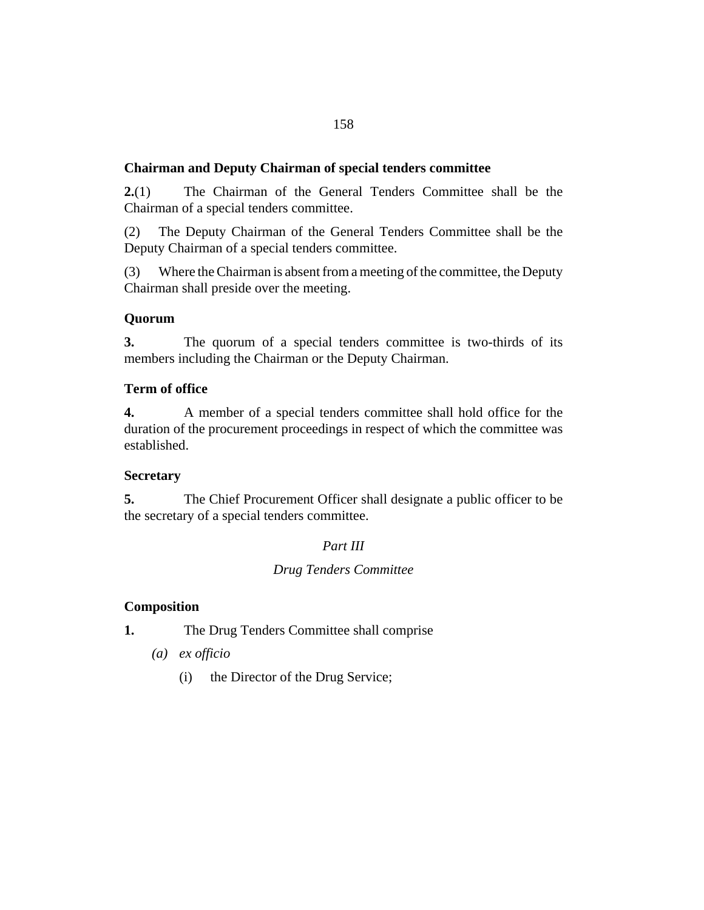**Chairman and Deputy Chairman of special tenders committee**

**2.**(1) The Chairman of the General Tenders Committee shall be the Chairman of a special tenders committee.

(2) The Deputy Chairman of the General Tenders Committee shall be the Deputy Chairman of a special tenders committee.

(3) Where the Chairman is absent from a meeting of the committee, the Deputy Chairman shall preside over the meeting.

**Quorum**

**3.** The quorum of a special tenders committee is two-thirds of its members including the Chairman or the Deputy Chairman.

**Term of office**

**4.** A member of a special tenders committee shall hold office for the duration of the procurement proceedings in respect of which the committee was established.

**Secretary**

**5.** The Chief Procurement Officer shall designate a public officer to be the secretary of a special tenders committee.

*Part III*

*Drug Tenders Committee*

**Composition**

**1.** The Drug Tenders Committee shall comprise

*(a)* *ex officio*

(i) the Director of the Drug Service;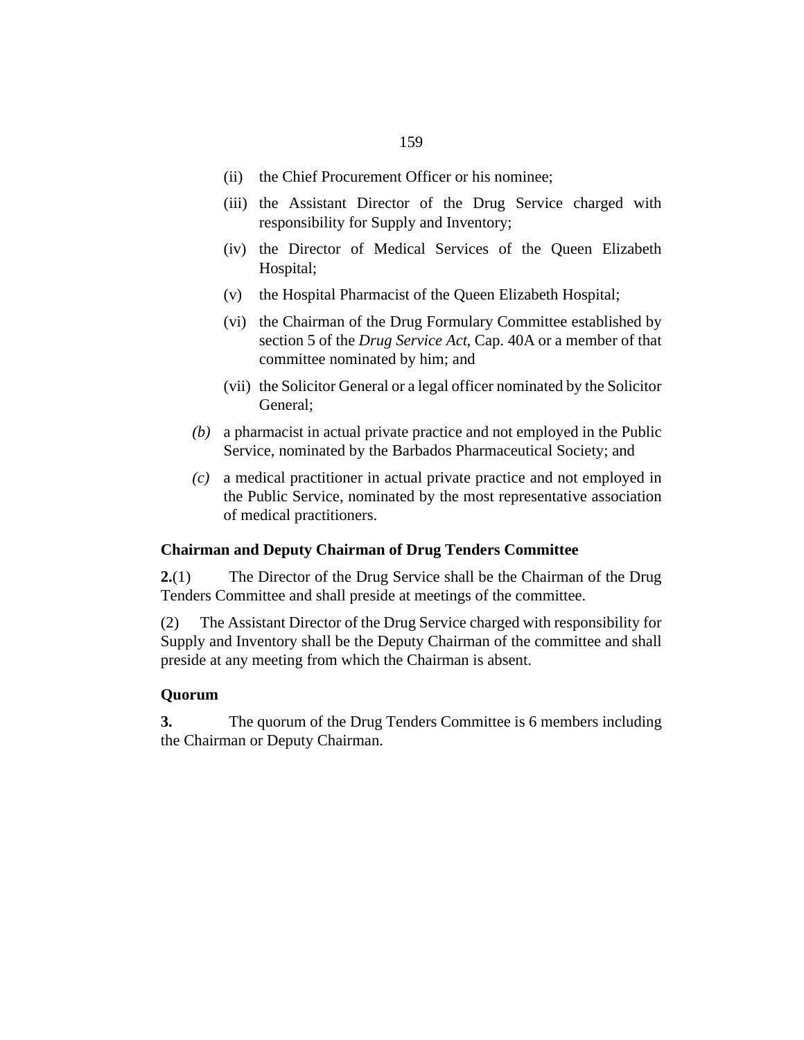(ii) the Chief Procurement Officer or his nominee;

(iii) the Assistant Director of the Drug Service charged with responsibility for Supply and Inventory;

(iv) the Director of Medical Services of the Queen Elizabeth Hospital;

(v) the Hospital Pharmacist of the Queen Elizabeth Hospital;

(vi) the Chairman of the Drug Formulary Committee established by section 5 of the *Drug Service Act*, Cap. 40A or a member of that committee nominated by him; and

(vii) the Solicitor General or a legal officer nominated by the Solicitor General;

*(b)* a pharmacist in actual private practice and not employed in the Public Service, nominated by the Barbados Pharmaceutical Society; and

*(c)* a medical practitioner in actual private practice and not employed in the Public Service, nominated by the most representative association of medical practitioners.

**Chairman and Deputy Chairman of Drug Tenders Committee**

**2.**(1) The Director of the Drug Service shall be the Chairman of the Drug Tenders Committee and shall preside at meetings of the committee.

(2) The Assistant Director of the Drug Service charged with responsibility for Supply and Inventory shall be the Deputy Chairman of the committee and shall preside at any meeting from which the Chairman is absent.

**Quorum**

**3.** The quorum of the Drug Tenders Committee is 6 members including the Chairman or Deputy Chairman.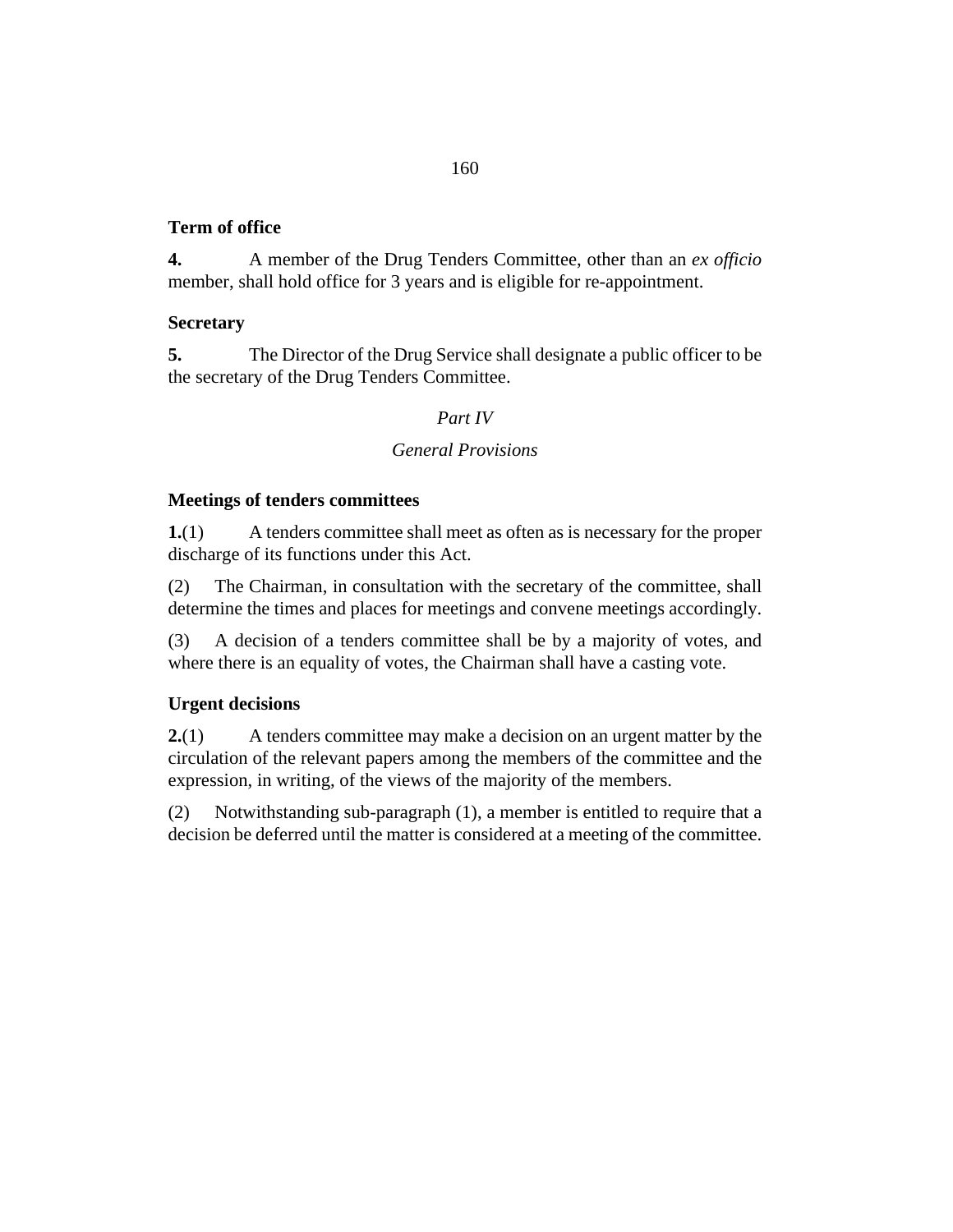### Term of office

**4.** A member of the Drug Tenders Committee, other than an *ex officio* member, shall hold office for 3 years and is eligible for re-appointment.

### Secretary

**5.** The Director of the Drug Service shall designate a public officer to be the secretary of the Drug Tenders Committee.

## *Part IV*

## *General Provisions*

### Meetings of tenders committees

**1.**(1) A tenders committee shall meet as often as is necessary for the proper discharge of its functions under this Act.

(2) The Chairman, in consultation with the secretary of the committee, shall determine the times and places for meetings and convene meetings accordingly.

(3) A decision of a tenders committee shall be by a majority of votes, and where there is an equality of votes, the Chairman shall have a casting vote.

### Urgent decisions

**2.**(1) A tenders committee may make a decision on an urgent matter by the circulation of the relevant papers among the members of the committee and the expression, in writing, of the views of the majority of the members.

(2) Notwithstanding sub-paragraph (1), a member is entitled to require that a decision be deferred until the matter is considered at a meeting of the committee.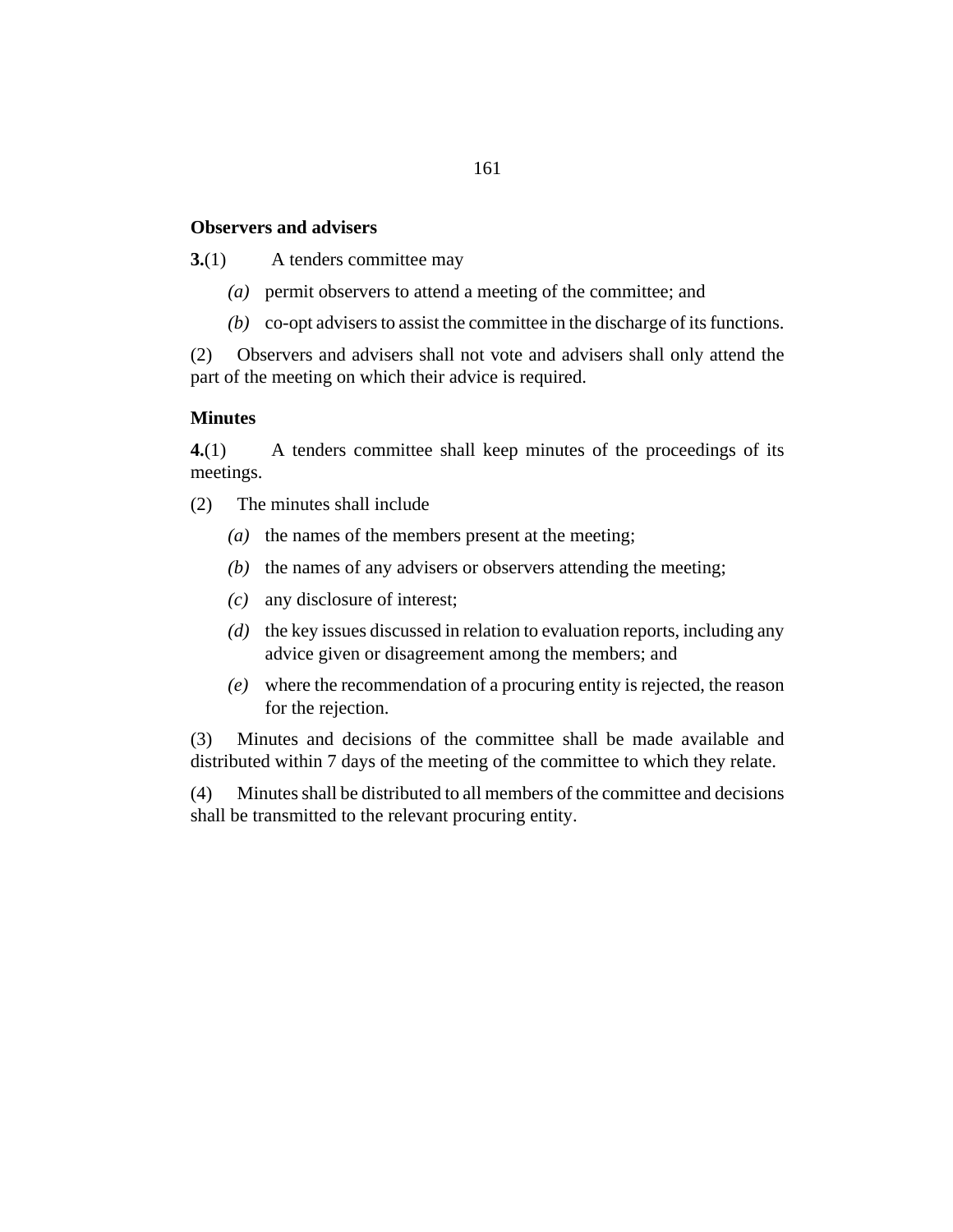**Observers and advisers**

**3.**(1) A tenders committee may

*(a)* permit observers to attend a meeting of the committee; and

*(b)* co-opt advisers to assist the committee in the discharge of its functions.

(2) Observers and advisers shall not vote and advisers shall only attend the part of the meeting on which their advice is required.

**Minutes**

**4.**(1) A tenders committee shall keep minutes of the proceedings of its meetings.

(2) The minutes shall include

*(a)* the names of the members present at the meeting;

*(b)* the names of any advisers or observers attending the meeting;

*(c)* any disclosure of interest;

*(d)* the key issues discussed in relation to evaluation reports, including any advice given or disagreement among the members; and

*(e)* where the recommendation of a procuring entity is rejected, the reason for the rejection.

(3) Minutes and decisions of the committee shall be made available and distributed within 7 days of the meeting of the committee to which they relate.

(4) Minutes shall be distributed to all members of the committee and decisions shall be transmitted to the relevant procuring entity.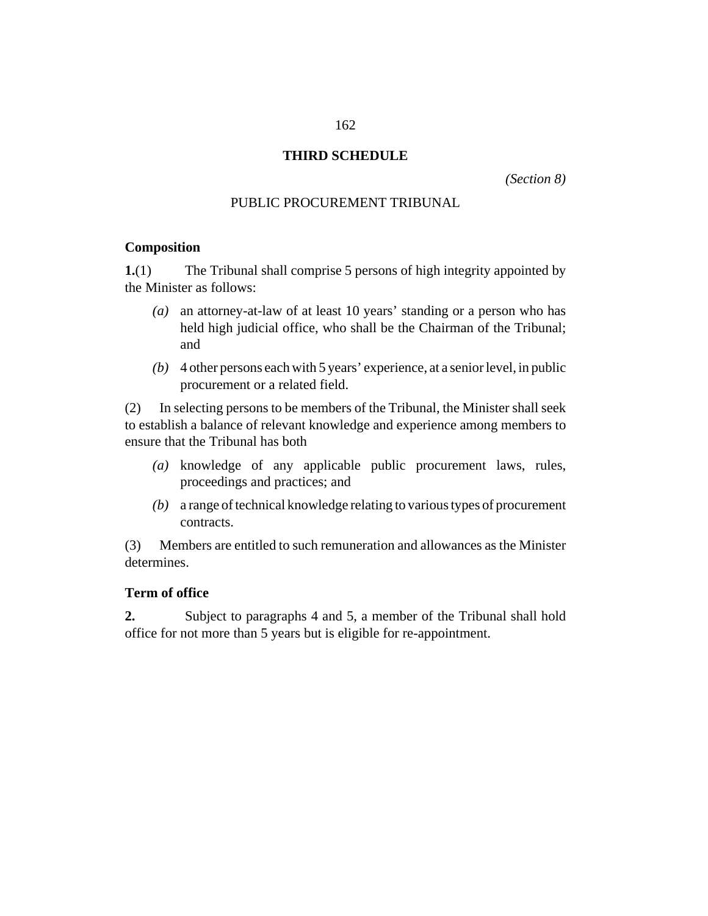# THIRD SCHEDULE

*(Section 8)*

## PUBLIC PROCUREMENT TRIBUNAL

### Composition

**1.**(1) The Tribunal shall comprise 5 persons of high integrity appointed by the Minister as follows:

- *(a)* an attorney-at-law of at least 10 years' standing or a person who has held high judicial office, who shall be the Chairman of the Tribunal; and
- *(b)* 4 other persons each with 5 years' experience, at a senior level, in public procurement or a related field.

(2) In selecting persons to be members of the Tribunal, the Minister shall seek to establish a balance of relevant knowledge and experience among members to ensure that the Tribunal has both

- *(a)* knowledge of any applicable public procurement laws, rules, proceedings and practices; and
- *(b)* a range of technical knowledge relating to various types of procurement contracts.

(3) Members are entitled to such remuneration and allowances as the Minister determines.

### Term of office

**2.** Subject to paragraphs 4 and 5, a member of the Tribunal shall hold office for not more than 5 years but is eligible for re-appointment.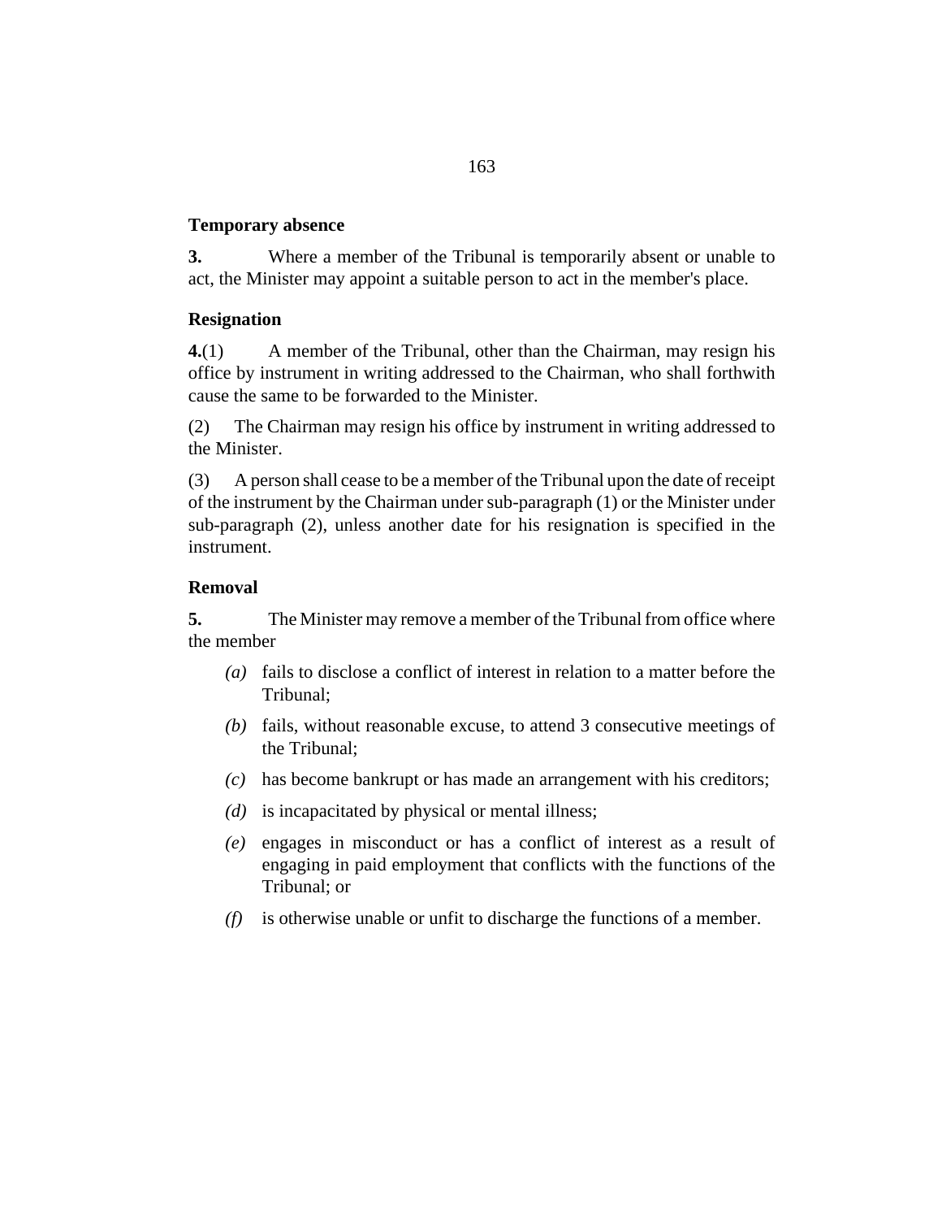### Temporary absence

**3.** Where a member of the Tribunal is temporarily absent or unable to act, the Minister may appoint a suitable person to act in the member's place.

### Resignation

**4.**(1) A member of the Tribunal, other than the Chairman, may resign his office by instrument in writing addressed to the Chairman, who shall forthwith cause the same to be forwarded to the Minister.

(2) The Chairman may resign his office by instrument in writing addressed to the Minister.

(3) A person shall cease to be a member of the Tribunal upon the date of receipt of the instrument by the Chairman under sub-paragraph (1) or the Minister under sub-paragraph (2), unless another date for his resignation is specified in the instrument.

### Removal

**5.** The Minister may remove a member of the Tribunal from office where the member

- *(a)* fails to disclose a conflict of interest in relation to a matter before the Tribunal;
- *(b)* fails, without reasonable excuse, to attend 3 consecutive meetings of the Tribunal;
- *(c)* has become bankrupt or has made an arrangement with his creditors;
- *(d)* is incapacitated by physical or mental illness;
- *(e)* engages in misconduct or has a conflict of interest as a result of engaging in paid employment that conflicts with the functions of the Tribunal; or
- *(f)* is otherwise unable or unfit to discharge the functions of a member.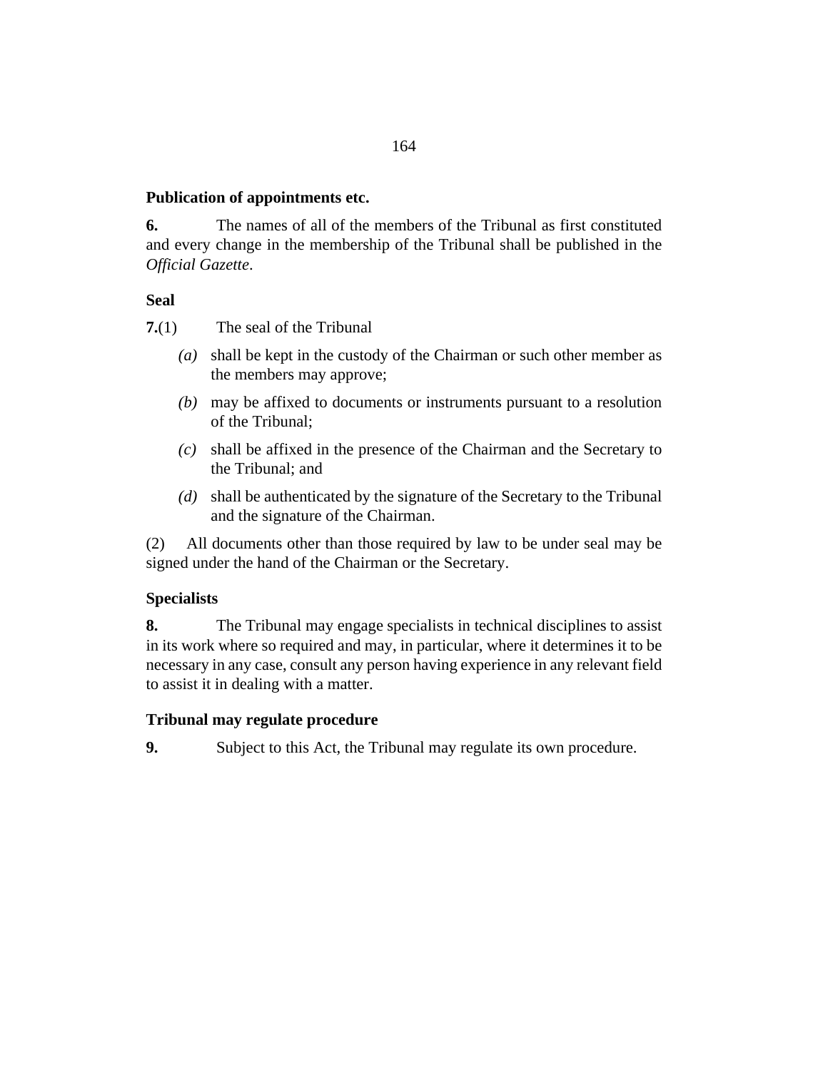**Publication of appointments etc.**

**6.** The names of all of the members of the Tribunal as first constituted and every change in the membership of the Tribunal shall be published in the *Official Gazette*.

**Seal**

**7.**(1) The seal of the Tribunal

*(a)* shall be kept in the custody of the Chairman or such other member as the members may approve;

*(b)* may be affixed to documents or instruments pursuant to a resolution of the Tribunal;

*(c)* shall be affixed in the presence of the Chairman and the Secretary to the Tribunal; and

*(d)* shall be authenticated by the signature of the Secretary to the Tribunal and the signature of the Chairman.

(2) All documents other than those required by law to be under seal may be signed under the hand of the Chairman or the Secretary.

**Specialists**

**8.** The Tribunal may engage specialists in technical disciplines to assist in its work where so required and may, in particular, where it determines it to be necessary in any case, consult any person having experience in any relevant field to assist it in dealing with a matter.

**Tribunal may regulate procedure**

**9.** Subject to this Act, the Tribunal may regulate its own procedure.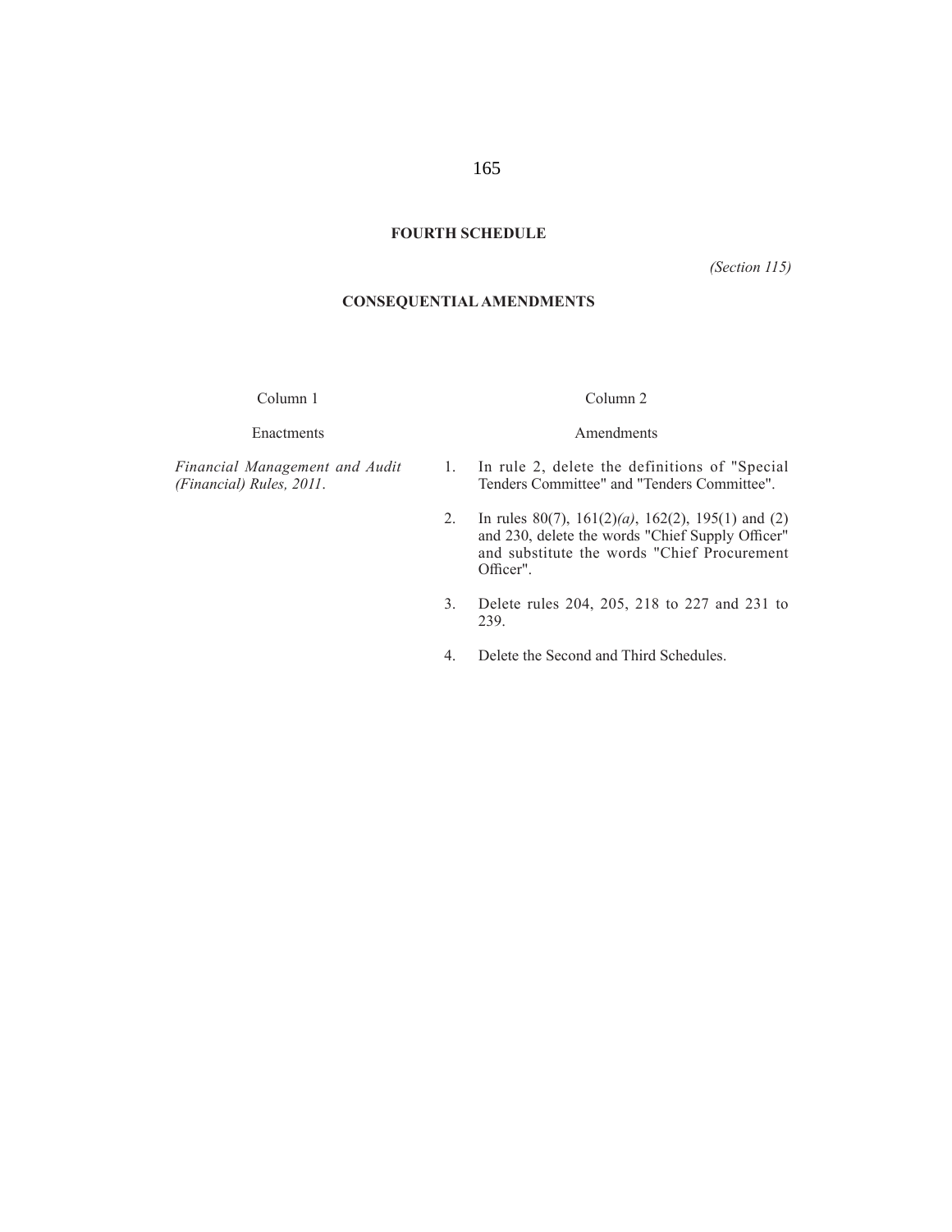## FOURTH SCHEDULE

*(Section 115)*

## CONSEQUENTIAL AMENDMENTS

| Column 1 | Column 2 |
|---|---|
| Enactments | Amendments |
| *Financial Management and Audit (Financial) Rules, 2011*. | 1. In rule 2, delete the definitions of "Special Tenders Committee" and "Tenders Committee". |
| | 2. In rules 80(7), 161(2)*(a)*, 162(2), 195(1) and (2) and 230, delete the words "Chief Supply Officer" and substitute the words "Chief Procurement Officer". |
| | 3. Delete rules 204, 205, 218 to 227 and 231 to 239. |
| | 4. Delete the Second and Third Schedules. |